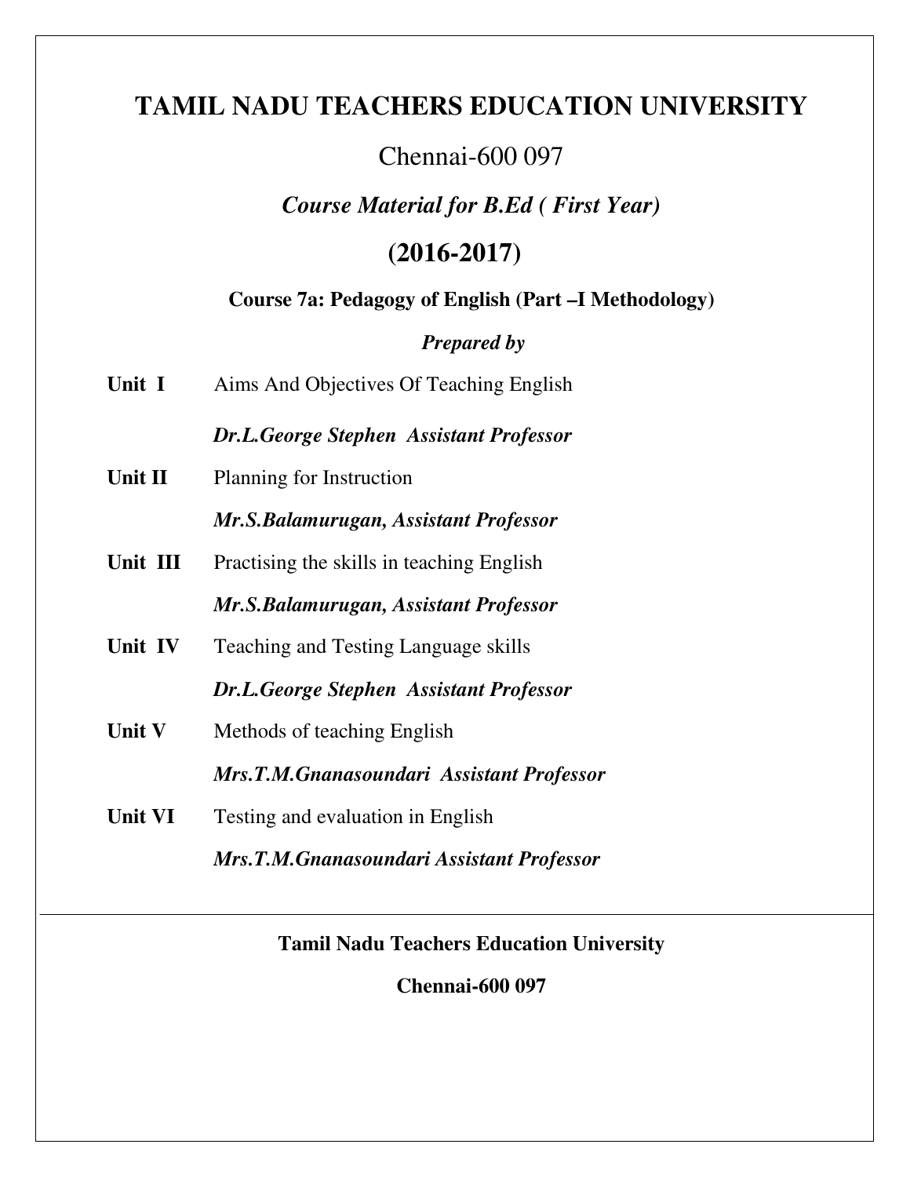# TAMIL NADU TEACHERS EDUCATION UNIVERSITY

Chennai-600 097

***Course Material for B.Ed ( First Year)***

## (2016-2017)

**Course 7a: Pedagogy of English (Part –I Methodology)**

***Prepared by***

**Unit I** Aims And Objectives Of Teaching English

***Dr.L.George Stephen Assistant Professor***

**Unit II** Planning for Instruction

***Mr.S.Balamurugan, Assistant Professor***

**Unit III** Practising the skills in teaching English

***Mr.S.Balamurugan, Assistant Professor***

**Unit IV** Teaching and Testing Language skills

***Dr.L.George Stephen Assistant Professor***

**Unit V** Methods of teaching English

***Mrs.T.M.Gnanasoundari Assistant Professor***

**Unit VI** Testing and evaluation in English

***Mrs.T.M.Gnanasoundari Assistant Professor***

---

**Tamil Nadu Teachers Education University**

**Chennai-600 097**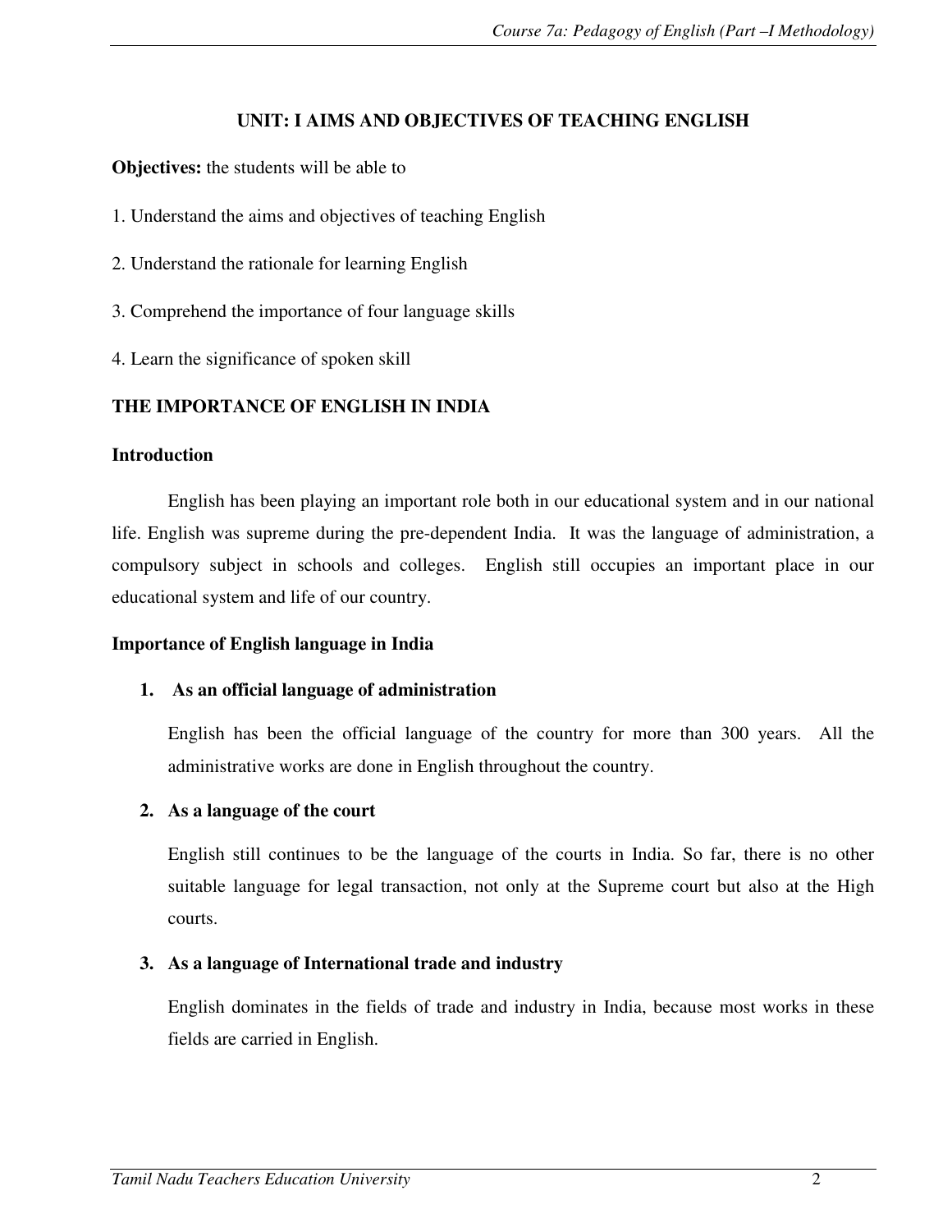## UNIT: I AIMS AND OBJECTIVES OF TEACHING ENGLISH

**Objectives:** the students will be able to

1. Understand the aims and objectives of teaching English

2. Understand the rationale for learning English

3. Comprehend the importance of four language skills

4. Learn the significance of spoken skill

### THE IMPORTANCE OF ENGLISH IN INDIA

#### Introduction

English has been playing an important role both in our educational system and in our national life. English was supreme during the pre-dependent India. It was the language of administration, a compulsory subject in schools and colleges. English still occupies an important place in our educational system and life of our country.

#### Importance of English language in India

1. **As an official language of administration**

   English has been the official language of the country for more than 300 years. All the administrative works are done in English throughout the country.

2. **As a language of the court**

   English still continues to be the language of the courts in India. So far, there is no other suitable language for legal transaction, not only at the Supreme court but also at the High courts.

3. **As a language of International trade and industry**

   English dominates in the fields of trade and industry in India, because most works in these fields are carried in English.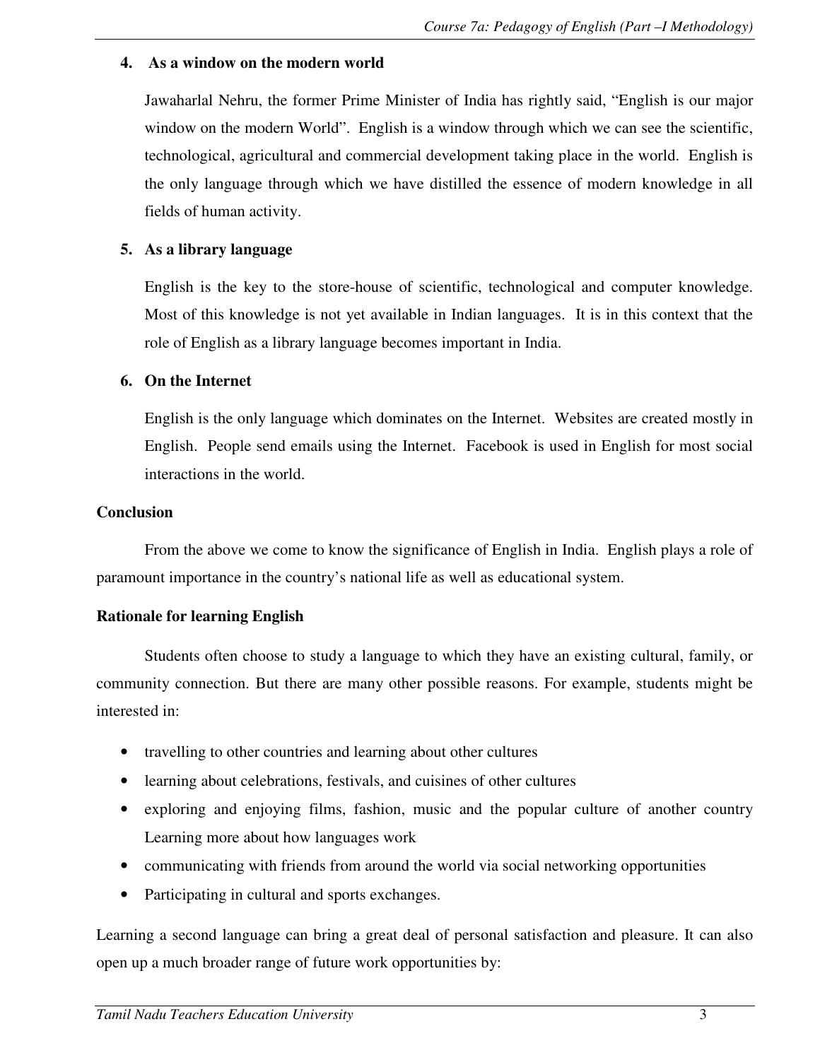**4. As a window on the modern world**

Jawaharlal Nehru, the former Prime Minister of India has rightly said, "English is our major window on the modern World". English is a window through which we can see the scientific, technological, agricultural and commercial development taking place in the world. English is the only language through which we have distilled the essence of modern knowledge in all fields of human activity.

**5. As a library language**

English is the key to the store-house of scientific, technological and computer knowledge. Most of this knowledge is not yet available in Indian languages. It is in this context that the role of English as a library language becomes important in India.

**6. On the Internet**

English is the only language which dominates on the Internet. Websites are created mostly in English. People send emails using the Internet. Facebook is used in English for most social interactions in the world.

**Conclusion**

From the above we come to know the significance of English in India. English plays a role of paramount importance in the country's national life as well as educational system.

**Rationale for learning English**

Students often choose to study a language to which they have an existing cultural, family, or community connection. But there are many other possible reasons. For example, students might be interested in:

- travelling to other countries and learning about other cultures
- learning about celebrations, festivals, and cuisines of other cultures
- exploring and enjoying films, fashion, music and the popular culture of another country Learning more about how languages work
- communicating with friends from around the world via social networking opportunities
- Participating in cultural and sports exchanges.

Learning a second language can bring a great deal of personal satisfaction and pleasure. It can also open up a much broader range of future work opportunities by: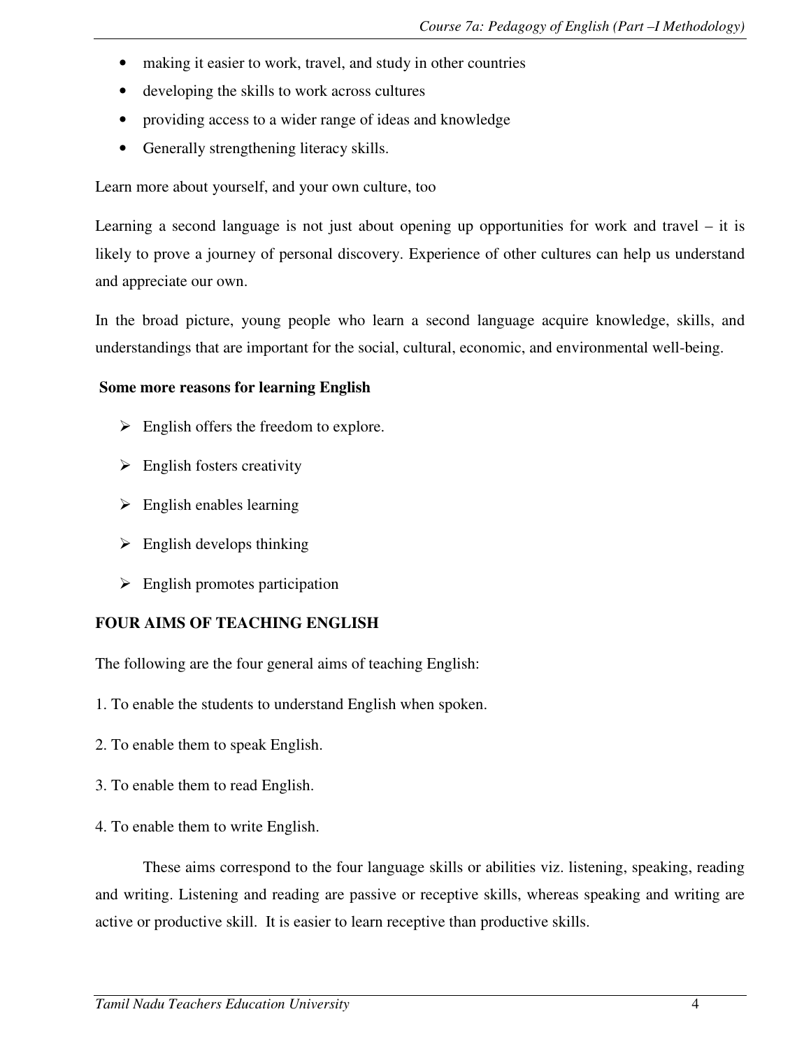- making it easier to work, travel, and study in other countries
- developing the skills to work across cultures
- providing access to a wider range of ideas and knowledge
- Generally strengthening literacy skills.

Learn more about yourself, and your own culture, too

Learning a second language is not just about opening up opportunities for work and travel – it is likely to prove a journey of personal discovery. Experience of other cultures can help us understand and appreciate our own.

In the broad picture, young people who learn a second language acquire knowledge, skills, and understandings that are important for the social, cultural, economic, and environmental well-being.

**Some more reasons for learning English**

- English offers the freedom to explore.
- English fosters creativity
- English enables learning
- English develops thinking
- English promotes participation

**FOUR AIMS OF TEACHING ENGLISH**

The following are the four general aims of teaching English:

1. To enable the students to understand English when spoken.

2. To enable them to speak English.

3. To enable them to read English.

4. To enable them to write English.

These aims correspond to the four language skills or abilities viz. listening, speaking, reading and writing. Listening and reading are passive or receptive skills, whereas speaking and writing are active or productive skill. It is easier to learn receptive than productive skills.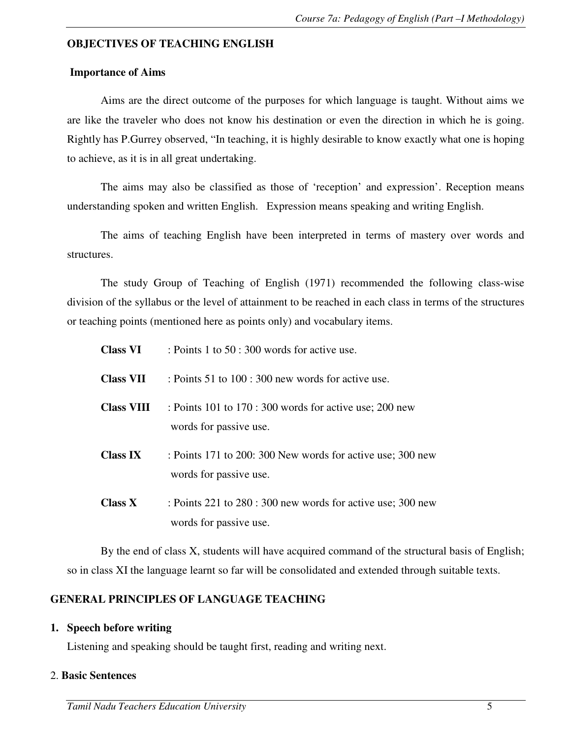## OBJECTIVES OF TEACHING ENGLISH

### Importance of Aims

Aims are the direct outcome of the purposes for which language is taught. Without aims we are like the traveler who does not know his destination or even the direction in which he is going. Rightly has P.Gurrey observed, “In teaching, it is highly desirable to know exactly what one is hoping to achieve, as it is in all great undertaking.

The aims may also be classified as those of ‘reception’ and expression’. Reception means understanding spoken and written English. Expression means speaking and writing English.

The aims of teaching English have been interpreted in terms of mastery over words and structures.

The study Group of Teaching of English (1971) recommended the following class-wise division of the syllabus or the level of attainment to be reached in each class in terms of the structures or teaching points (mentioned here as points only) and vocabulary items.

**Class VI** : Points 1 to 50 : 300 words for active use.

**Class VII** : Points 51 to 100 : 300 new words for active use.

**Class VIII** : Points 101 to 170 : 300 words for active use; 200 new words for passive use.

**Class IX** : Points 171 to 200: 300 New words for active use; 300 new words for passive use.

**Class X** : Points 221 to 280 : 300 new words for active use; 300 new words for passive use.

By the end of class X, students will have acquired command of the structural basis of English; so in class XI the language learnt so far will be consolidated and extended through suitable texts.

## GENERAL PRINCIPLES OF LANGUAGE TEACHING

1. **Speech before writing**

   Listening and speaking should be taught first, reading and writing next.

2. **Basic Sentences**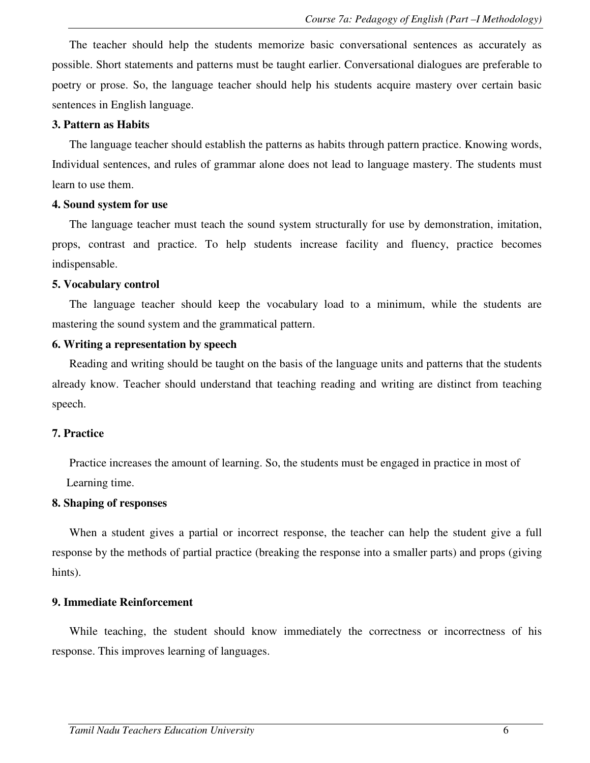The teacher should help the students memorize basic conversational sentences as accurately as possible. Short statements and patterns must be taught earlier. Conversational dialogues are preferable to poetry or prose. So, the language teacher should help his students acquire mastery over certain basic sentences in English language.

**3. Pattern as Habits**

The language teacher should establish the patterns as habits through pattern practice. Knowing words, Individual sentences, and rules of grammar alone does not lead to language mastery. The students must learn to use them.

**4. Sound system for use**

The language teacher must teach the sound system structurally for use by demonstration, imitation, props, contrast and practice. To help students increase facility and fluency, practice becomes indispensable.

**5. Vocabulary control**

The language teacher should keep the vocabulary load to a minimum, while the students are mastering the sound system and the grammatical pattern.

**6. Writing a representation by speech**

Reading and writing should be taught on the basis of the language units and patterns that the students already know. Teacher should understand that teaching reading and writing are distinct from teaching speech.

**7. Practice**

Practice increases the amount of learning. So, the students must be engaged in practice in most of Learning time.

**8. Shaping of responses**

When a student gives a partial or incorrect response, the teacher can help the student give a full response by the methods of partial practice (breaking the response into a smaller parts) and props (giving hints).

**9. Immediate Reinforcement**

While teaching, the student should know immediately the correctness or incorrectness of his response. This improves learning of languages.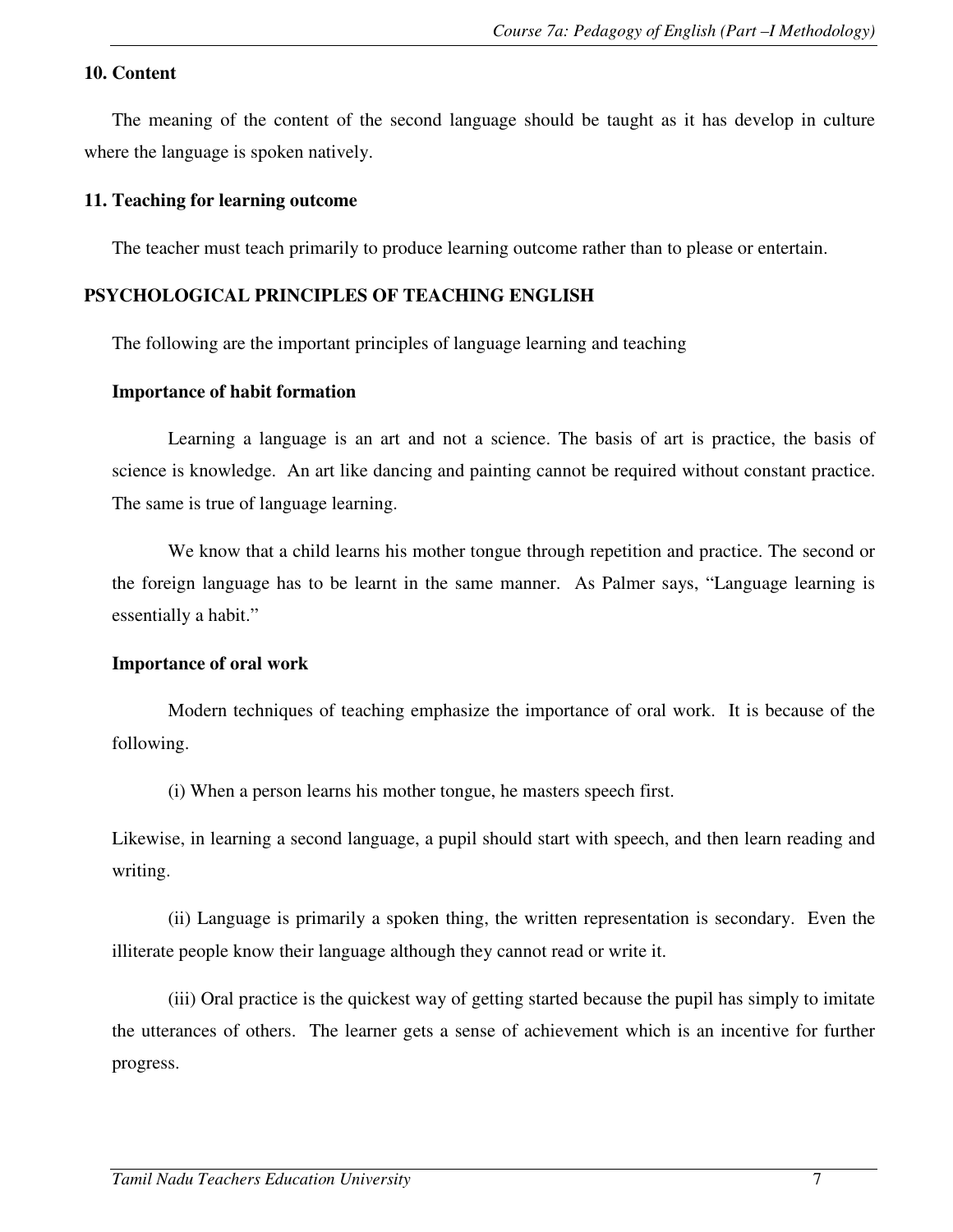**10. Content**

The meaning of the content of the second language should be taught as it has develop in culture where the language is spoken natively.

**11. Teaching for learning outcome**

The teacher must teach primarily to produce learning outcome rather than to please or entertain.

## PSYCHOLOGICAL PRINCIPLES OF TEACHING ENGLISH

The following are the important principles of language learning and teaching

**Importance of habit formation**

Learning a language is an art and not a science. The basis of art is practice, the basis of science is knowledge. An art like dancing and painting cannot be required without constant practice. The same is true of language learning.

We know that a child learns his mother tongue through repetition and practice. The second or the foreign language has to be learnt in the same manner. As Palmer says, "Language learning is essentially a habit."

**Importance of oral work**

Modern techniques of teaching emphasize the importance of oral work. It is because of the following.

(i) When a person learns his mother tongue, he masters speech first.

Likewise, in learning a second language, a pupil should start with speech, and then learn reading and writing.

(ii) Language is primarily a spoken thing, the written representation is secondary. Even the illiterate people know their language although they cannot read or write it.

(iii) Oral practice is the quickest way of getting started because the pupil has simply to imitate the utterances of others. The learner gets a sense of achievement which is an incentive for further progress.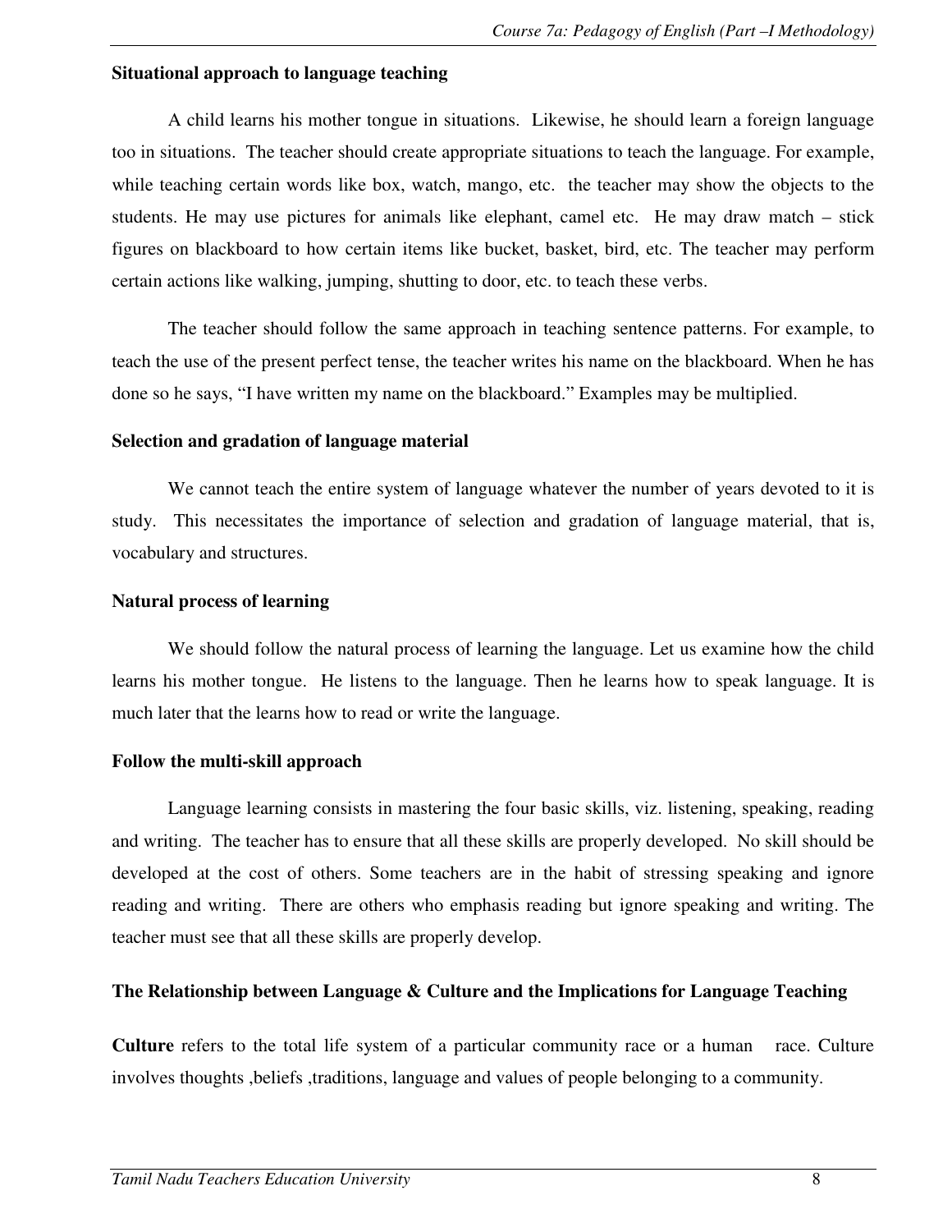**Situational approach to language teaching**

A child learns his mother tongue in situations. Likewise, he should learn a foreign language too in situations. The teacher should create appropriate situations to teach the language. For example, while teaching certain words like box, watch, mango, etc. the teacher may show the objects to the students. He may use pictures for animals like elephant, camel etc. He may draw match – stick figures on blackboard to how certain items like bucket, basket, bird, etc. The teacher may perform certain actions like walking, jumping, shutting to door, etc. to teach these verbs.

The teacher should follow the same approach in teaching sentence patterns. For example, to teach the use of the present perfect tense, the teacher writes his name on the blackboard. When he has done so he says, "I have written my name on the blackboard." Examples may be multiplied.

**Selection and gradation of language material**

We cannot teach the entire system of language whatever the number of years devoted to it is study. This necessitates the importance of selection and gradation of language material, that is, vocabulary and structures.

**Natural process of learning**

We should follow the natural process of learning the language. Let us examine how the child learns his mother tongue. He listens to the language. Then he learns how to speak language. It is much later that the learns how to read or write the language.

**Follow the multi-skill approach**

Language learning consists in mastering the four basic skills, viz. listening, speaking, reading and writing. The teacher has to ensure that all these skills are properly developed. No skill should be developed at the cost of others. Some teachers are in the habit of stressing speaking and ignore reading and writing. There are others who emphasis reading but ignore speaking and writing. The teacher must see that all these skills are properly develop.

**The Relationship between Language & Culture and the Implications for Language Teaching**

**Culture** refers to the total life system of a particular community race or a human race. Culture involves thoughts ,beliefs ,traditions, language and values of people belonging to a community.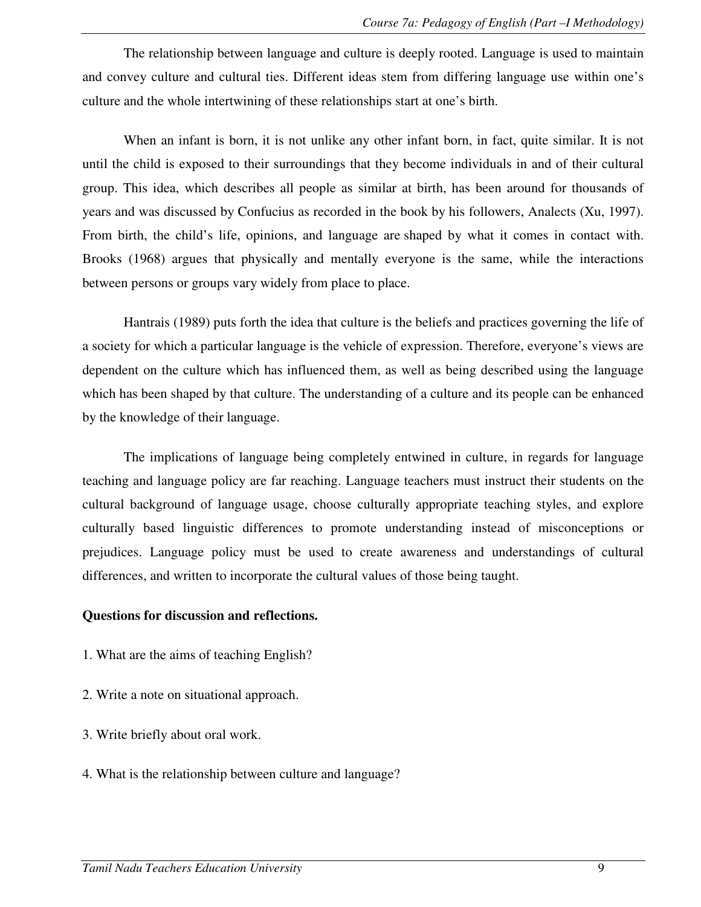The relationship between language and culture is deeply rooted. Language is used to maintain and convey culture and cultural ties. Different ideas stem from differing language use within one's culture and the whole intertwining of these relationships start at one's birth.

When an infant is born, it is not unlike any other infant born, in fact, quite similar. It is not until the child is exposed to their surroundings that they become individuals in and of their cultural group. This idea, which describes all people as similar at birth, has been around for thousands of years and was discussed by Confucius as recorded in the book by his followers, Analects (Xu, 1997). From birth, the child's life, opinions, and language are shaped by what it comes in contact with. Brooks (1968) argues that physically and mentally everyone is the same, while the interactions between persons or groups vary widely from place to place.

Hantrais (1989) puts forth the idea that culture is the beliefs and practices governing the life of a society for which a particular language is the vehicle of expression. Therefore, everyone's views are dependent on the culture which has influenced them, as well as being described using the language which has been shaped by that culture. The understanding of a culture and its people can be enhanced by the knowledge of their language.

The implications of language being completely entwined in culture, in regards for language teaching and language policy are far reaching. Language teachers must instruct their students on the cultural background of language usage, choose culturally appropriate teaching styles, and explore culturally based linguistic differences to promote understanding instead of misconceptions or prejudices. Language policy must be used to create awareness and understandings of cultural differences, and written to incorporate the cultural values of those being taught.

**Questions for discussion and reflections.**

1. What are the aims of teaching English?

2. Write a note on situational approach.

3. Write briefly about oral work.

4. What is the relationship between culture and language?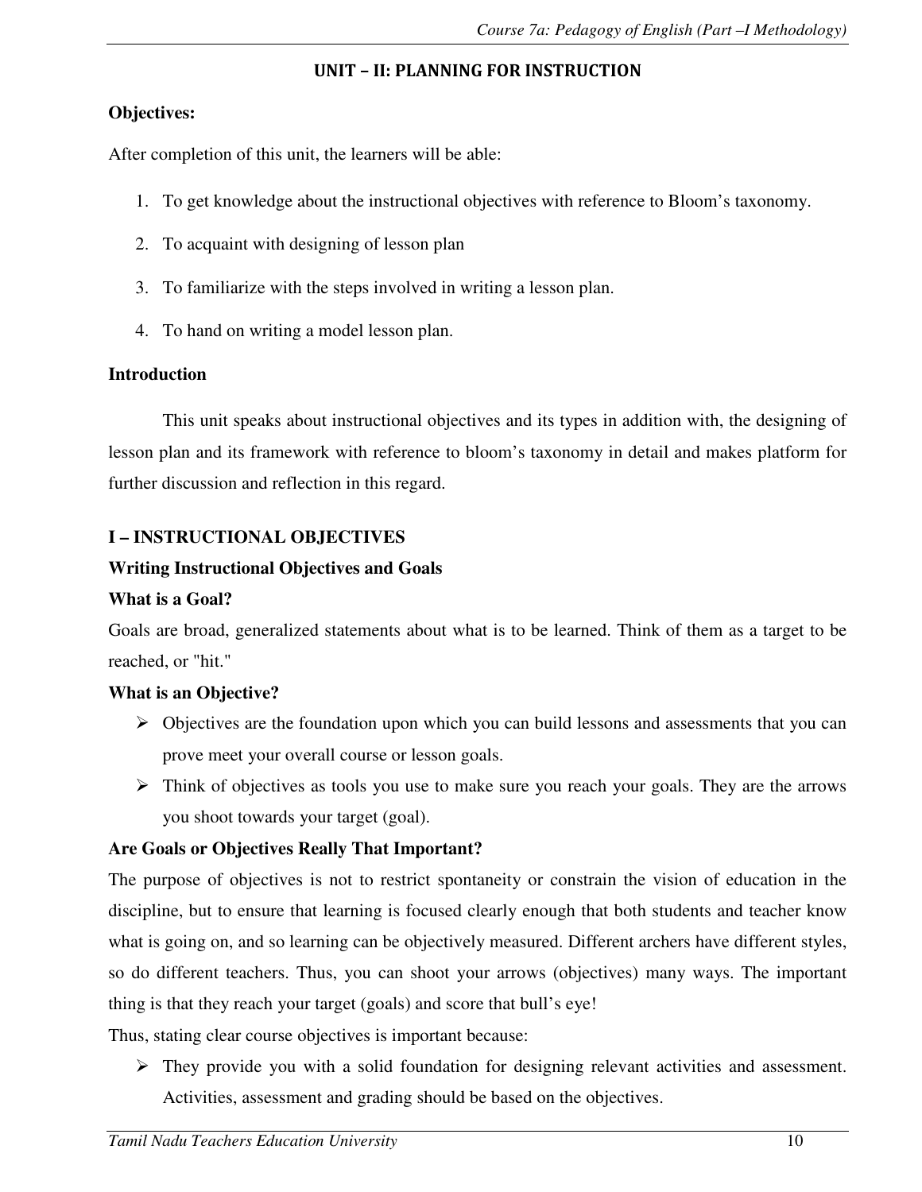## UNIT – II: PLANNING FOR INSTRUCTION

**Objectives:**

After completion of this unit, the learners will be able:

1. To get knowledge about the instructional objectives with reference to Bloom's taxonomy.
2. To acquaint with designing of lesson plan
3. To familiarize with the steps involved in writing a lesson plan.
4. To hand on writing a model lesson plan.

**Introduction**

This unit speaks about instructional objectives and its types in addition with, the designing of lesson plan and its framework with reference to bloom's taxonomy in detail and makes platform for further discussion and reflection in this regard.

### I – INSTRUCTIONAL OBJECTIVES

**Writing Instructional Objectives and Goals**

**What is a Goal?**

Goals are broad, generalized statements about what is to be learned. Think of them as a target to be reached, or "hit."

**What is an Objective?**

- Objectives are the foundation upon which you can build lessons and assessments that you can prove meet your overall course or lesson goals.
- Think of objectives as tools you use to make sure you reach your goals. They are the arrows you shoot towards your target (goal).

**Are Goals or Objectives Really That Important?**

The purpose of objectives is not to restrict spontaneity or constrain the vision of education in the discipline, but to ensure that learning is focused clearly enough that both students and teacher know what is going on, and so learning can be objectively measured. Different archers have different styles, so do different teachers. Thus, you can shoot your arrows (objectives) many ways. The important thing is that they reach your target (goals) and score that bull's eye!

Thus, stating clear course objectives is important because:

- They provide you with a solid foundation for designing relevant activities and assessment. Activities, assessment and grading should be based on the objectives.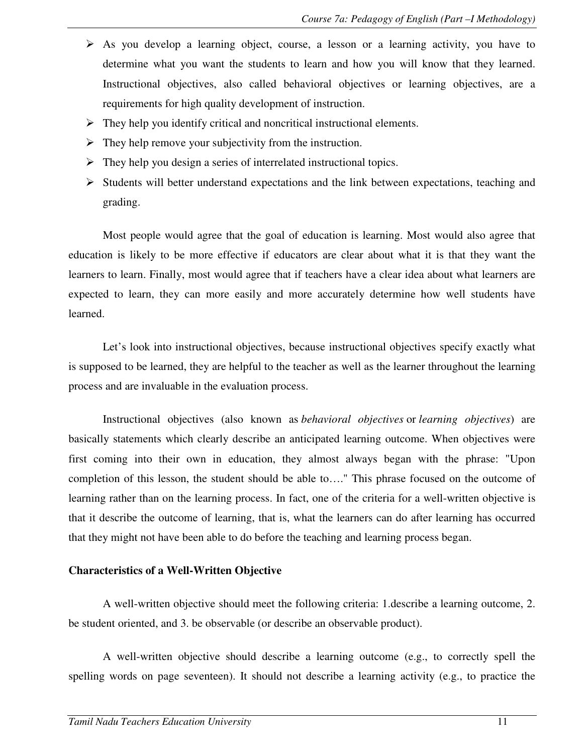- As you develop a learning object, course, a lesson or a learning activity, you have to determine what you want the students to learn and how you will know that they learned. Instructional objectives, also called behavioral objectives or learning objectives, are a requirements for high quality development of instruction.
- They help you identify critical and noncritical instructional elements.
- They help remove your subjectivity from the instruction.
- They help you design a series of interrelated instructional topics.
- Students will better understand expectations and the link between expectations, teaching and grading.

Most people would agree that the goal of education is learning. Most would also agree that education is likely to be more effective if educators are clear about what it is that they want the learners to learn. Finally, most would agree that if teachers have a clear idea about what learners are expected to learn, they can more easily and more accurately determine how well students have learned.

Let's look into instructional objectives, because instructional objectives specify exactly what is supposed to be learned, they are helpful to the teacher as well as the learner throughout the learning process and are invaluable in the evaluation process.

Instructional objectives (also known as *behavioral objectives* or *learning objectives*) are basically statements which clearly describe an anticipated learning outcome. When objectives were first coming into their own in education, they almost always began with the phrase: "Upon completion of this lesson, the student should be able to…." This phrase focused on the outcome of learning rather than on the learning process. In fact, one of the criteria for a well-written objective is that it describe the outcome of learning, that is, what the learners can do after learning has occurred that they might not have been able to do before the teaching and learning process began.

**Characteristics of a Well-Written Objective**

A well-written objective should meet the following criteria: 1.describe a learning outcome, 2. be student oriented, and 3. be observable (or describe an observable product).

A well-written objective should describe a learning outcome (e.g., to correctly spell the spelling words on page seventeen). It should not describe a learning activity (e.g., to practice the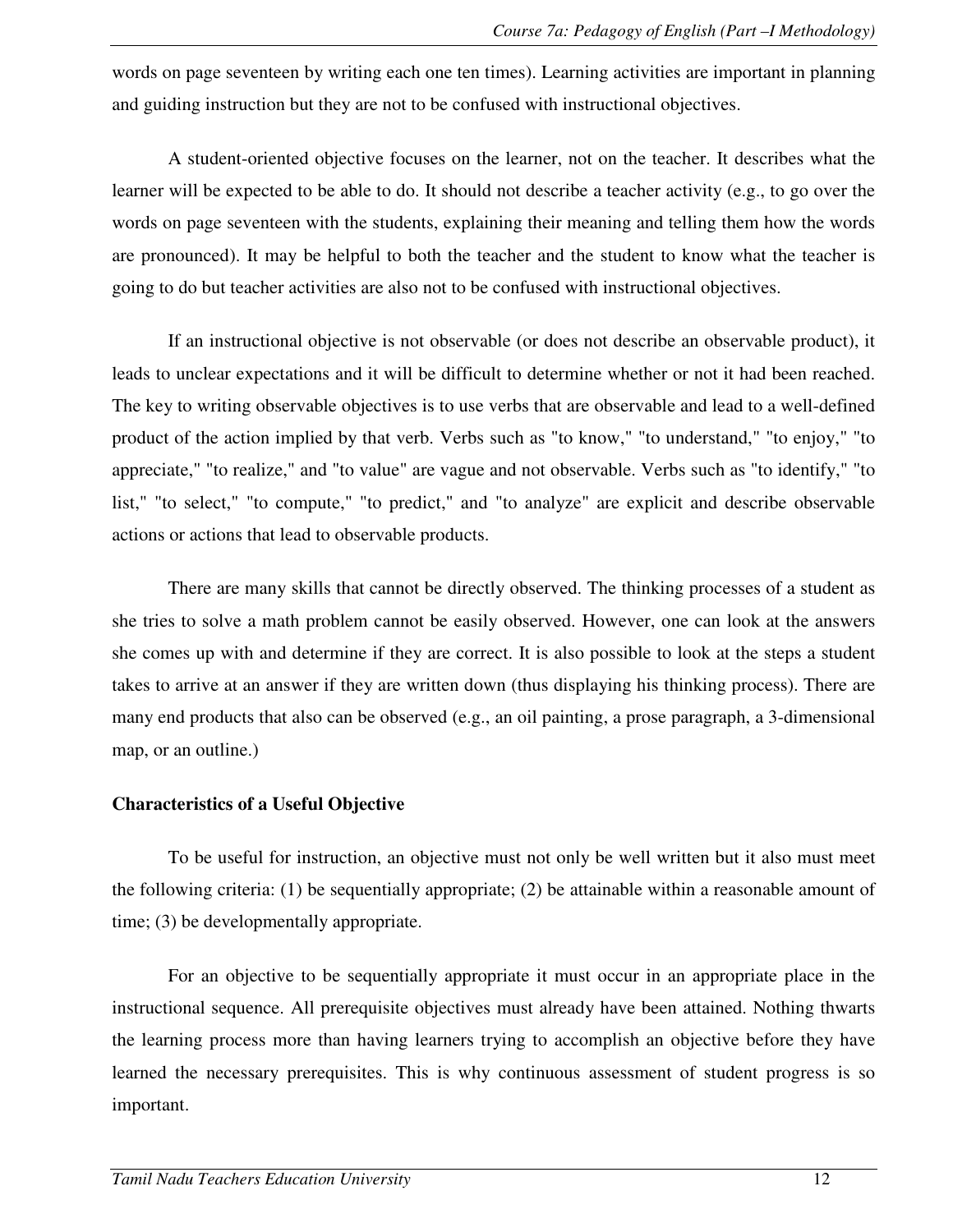words on page seventeen by writing each one ten times). Learning activities are important in planning and guiding instruction but they are not to be confused with instructional objectives.

A student-oriented objective focuses on the learner, not on the teacher. It describes what the learner will be expected to be able to do. It should not describe a teacher activity (e.g., to go over the words on page seventeen with the students, explaining their meaning and telling them how the words are pronounced). It may be helpful to both the teacher and the student to know what the teacher is going to do but teacher activities are also not to be confused with instructional objectives.

If an instructional objective is not observable (or does not describe an observable product), it leads to unclear expectations and it will be difficult to determine whether or not it had been reached. The key to writing observable objectives is to use verbs that are observable and lead to a well-defined product of the action implied by that verb. Verbs such as "to know," "to understand," "to enjoy," "to appreciate," "to realize," and "to value" are vague and not observable. Verbs such as "to identify," "to list," "to select," "to compute," "to predict," and "to analyze" are explicit and describe observable actions or actions that lead to observable products.

There are many skills that cannot be directly observed. The thinking processes of a student as she tries to solve a math problem cannot be easily observed. However, one can look at the answers she comes up with and determine if they are correct. It is also possible to look at the steps a student takes to arrive at an answer if they are written down (thus displaying his thinking process). There are many end products that also can be observed (e.g., an oil painting, a prose paragraph, a 3-dimensional map, or an outline.)

**Characteristics of a Useful Objective**

To be useful for instruction, an objective must not only be well written but it also must meet the following criteria: (1) be sequentially appropriate; (2) be attainable within a reasonable amount of time; (3) be developmentally appropriate.

For an objective to be sequentially appropriate it must occur in an appropriate place in the instructional sequence. All prerequisite objectives must already have been attained. Nothing thwarts the learning process more than having learners trying to accomplish an objective before they have learned the necessary prerequisites. This is why continuous assessment of student progress is so important.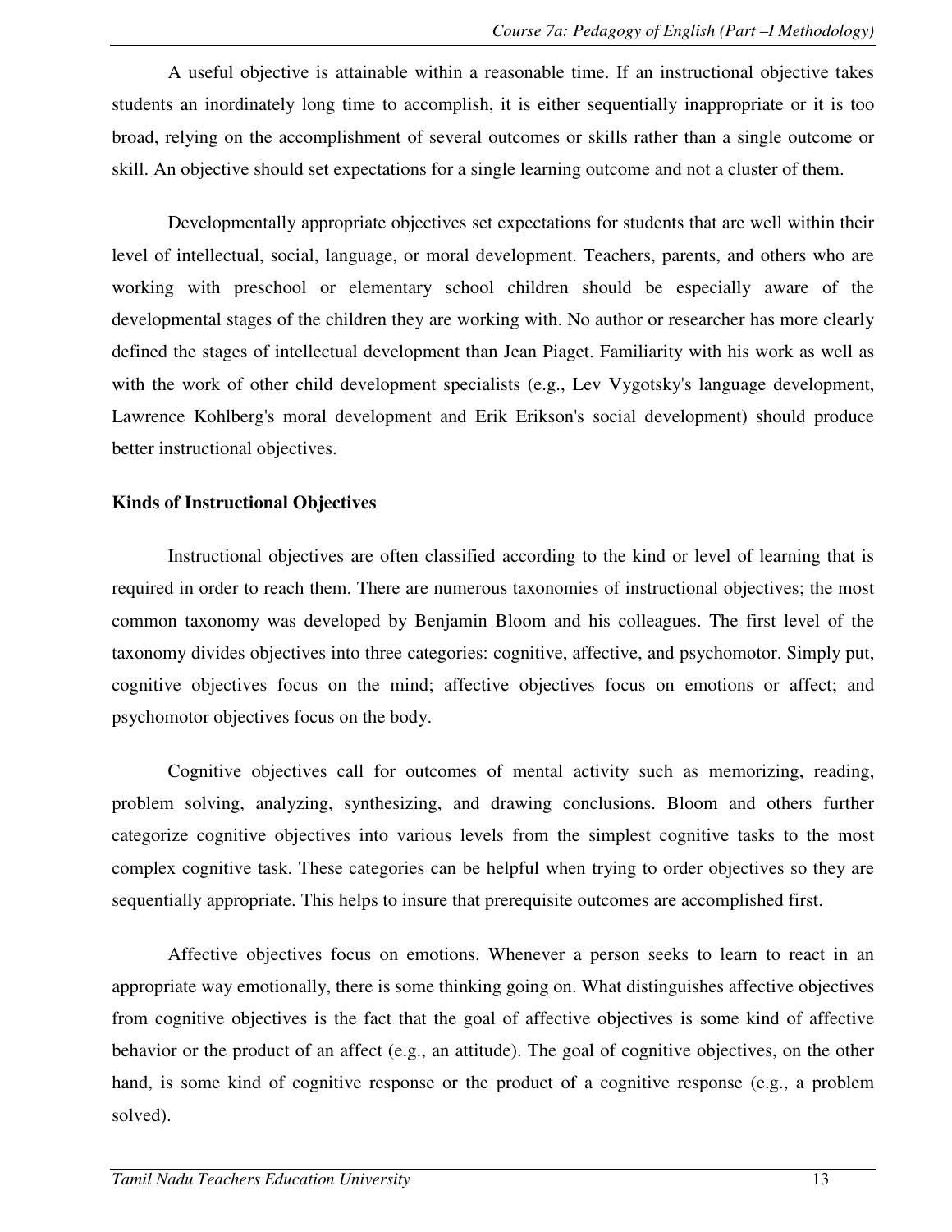A useful objective is attainable within a reasonable time. If an instructional objective takes students an inordinately long time to accomplish, it is either sequentially inappropriate or it is too broad, relying on the accomplishment of several outcomes or skills rather than a single outcome or skill. An objective should set expectations for a single learning outcome and not a cluster of them.

Developmentally appropriate objectives set expectations for students that are well within their level of intellectual, social, language, or moral development. Teachers, parents, and others who are working with preschool or elementary school children should be especially aware of the developmental stages of the children they are working with. No author or researcher has more clearly defined the stages of intellectual development than Jean Piaget. Familiarity with his work as well as with the work of other child development specialists (e.g., Lev Vygotsky's language development, Lawrence Kohlberg's moral development and Erik Erikson's social development) should produce better instructional objectives.

**Kinds of Instructional Objectives**

Instructional objectives are often classified according to the kind or level of learning that is required in order to reach them. There are numerous taxonomies of instructional objectives; the most common taxonomy was developed by Benjamin Bloom and his colleagues. The first level of the taxonomy divides objectives into three categories: cognitive, affective, and psychomotor. Simply put, cognitive objectives focus on the mind; affective objectives focus on emotions or affect; and psychomotor objectives focus on the body.

Cognitive objectives call for outcomes of mental activity such as memorizing, reading, problem solving, analyzing, synthesizing, and drawing conclusions. Bloom and others further categorize cognitive objectives into various levels from the simplest cognitive tasks to the most complex cognitive task. These categories can be helpful when trying to order objectives so they are sequentially appropriate. This helps to insure that prerequisite outcomes are accomplished first.

Affective objectives focus on emotions. Whenever a person seeks to learn to react in an appropriate way emotionally, there is some thinking going on. What distinguishes affective objectives from cognitive objectives is the fact that the goal of affective objectives is some kind of affective behavior or the product of an affect (e.g., an attitude). The goal of cognitive objectives, on the other hand, is some kind of cognitive response or the product of a cognitive response (e.g., a problem solved).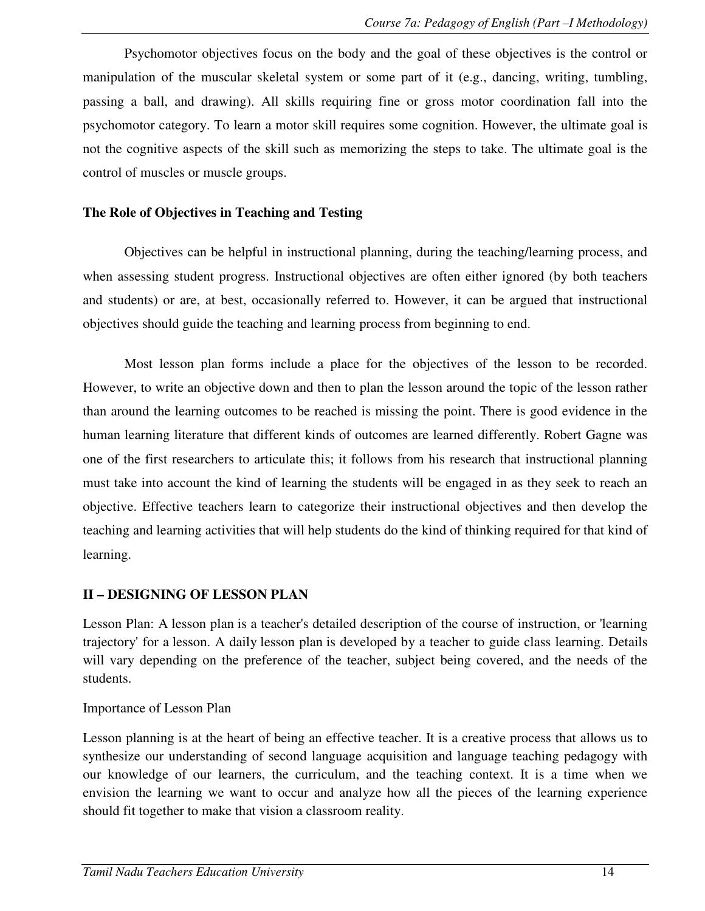Psychomotor objectives focus on the body and the goal of these objectives is the control or manipulation of the muscular skeletal system or some part of it (e.g., dancing, writing, tumbling, passing a ball, and drawing). All skills requiring fine or gross motor coordination fall into the psychomotor category. To learn a motor skill requires some cognition. However, the ultimate goal is not the cognitive aspects of the skill such as memorizing the steps to take. The ultimate goal is the control of muscles or muscle groups.

**The Role of Objectives in Teaching and Testing**

Objectives can be helpful in instructional planning, during the teaching/learning process, and when assessing student progress. Instructional objectives are often either ignored (by both teachers and students) or are, at best, occasionally referred to. However, it can be argued that instructional objectives should guide the teaching and learning process from beginning to end.

Most lesson plan forms include a place for the objectives of the lesson to be recorded. However, to write an objective down and then to plan the lesson around the topic of the lesson rather than around the learning outcomes to be reached is missing the point. There is good evidence in the human learning literature that different kinds of outcomes are learned differently. Robert Gagne was one of the first researchers to articulate this; it follows from his research that instructional planning must take into account the kind of learning the students will be engaged in as they seek to reach an objective. Effective teachers learn to categorize their instructional objectives and then develop the teaching and learning activities that will help students do the kind of thinking required for that kind of learning.

## II – DESIGNING OF LESSON PLAN

Lesson Plan: A lesson plan is a teacher's detailed description of the course of instruction, or 'learning trajectory' for a lesson. A daily lesson plan is developed by a teacher to guide class learning. Details will vary depending on the preference of the teacher, subject being covered, and the needs of the students.

Importance of Lesson Plan

Lesson planning is at the heart of being an effective teacher. It is a creative process that allows us to synthesize our understanding of second language acquisition and language teaching pedagogy with our knowledge of our learners, the curriculum, and the teaching context. It is a time when we envision the learning we want to occur and analyze how all the pieces of the learning experience should fit together to make that vision a classroom reality.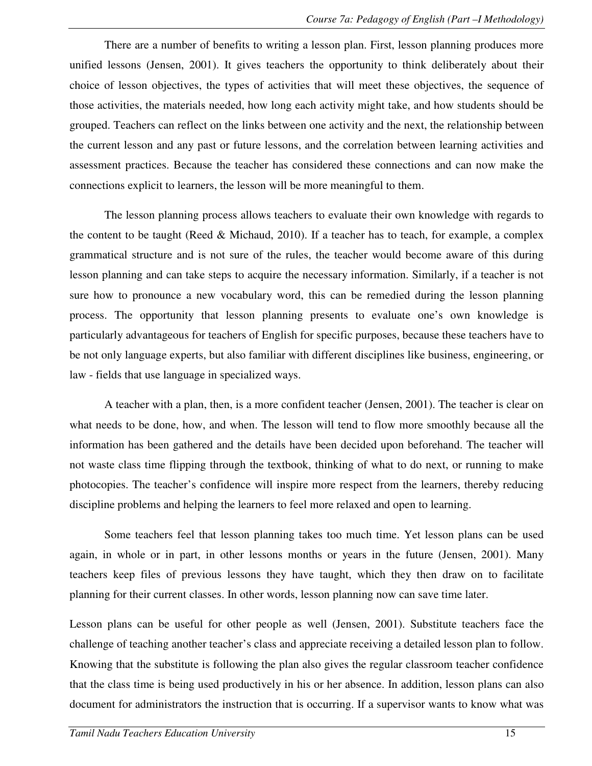There are a number of benefits to writing a lesson plan. First, lesson planning produces more unified lessons (Jensen, 2001). It gives teachers the opportunity to think deliberately about their choice of lesson objectives, the types of activities that will meet these objectives, the sequence of those activities, the materials needed, how long each activity might take, and how students should be grouped. Teachers can reflect on the links between one activity and the next, the relationship between the current lesson and any past or future lessons, and the correlation between learning activities and assessment practices. Because the teacher has considered these connections and can now make the connections explicit to learners, the lesson will be more meaningful to them.

The lesson planning process allows teachers to evaluate their own knowledge with regards to the content to be taught (Reed & Michaud, 2010). If a teacher has to teach, for example, a complex grammatical structure and is not sure of the rules, the teacher would become aware of this during lesson planning and can take steps to acquire the necessary information. Similarly, if a teacher is not sure how to pronounce a new vocabulary word, this can be remedied during the lesson planning process. The opportunity that lesson planning presents to evaluate one's own knowledge is particularly advantageous for teachers of English for specific purposes, because these teachers have to be not only language experts, but also familiar with different disciplines like business, engineering, or law - fields that use language in specialized ways.

A teacher with a plan, then, is a more confident teacher (Jensen, 2001). The teacher is clear on what needs to be done, how, and when. The lesson will tend to flow more smoothly because all the information has been gathered and the details have been decided upon beforehand. The teacher will not waste class time flipping through the textbook, thinking of what to do next, or running to make photocopies. The teacher's confidence will inspire more respect from the learners, thereby reducing discipline problems and helping the learners to feel more relaxed and open to learning.

Some teachers feel that lesson planning takes too much time. Yet lesson plans can be used again, in whole or in part, in other lessons months or years in the future (Jensen, 2001). Many teachers keep files of previous lessons they have taught, which they then draw on to facilitate planning for their current classes. In other words, lesson planning now can save time later.

Lesson plans can be useful for other people as well (Jensen, 2001). Substitute teachers face the challenge of teaching another teacher's class and appreciate receiving a detailed lesson plan to follow. Knowing that the substitute is following the plan also gives the regular classroom teacher confidence that the class time is being used productively in his or her absence. In addition, lesson plans can also document for administrators the instruction that is occurring. If a supervisor wants to know what was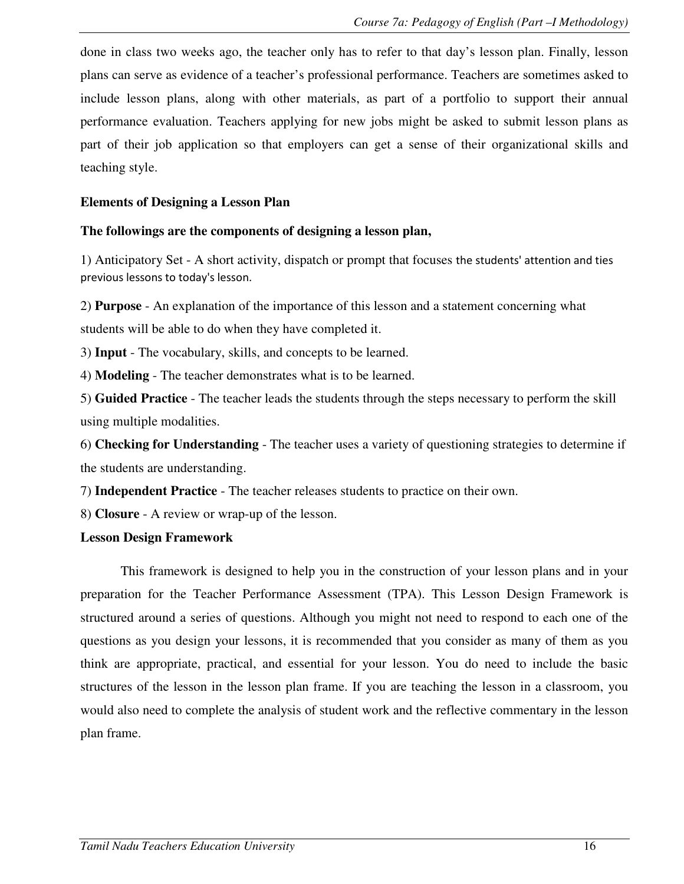done in class two weeks ago, the teacher only has to refer to that day's lesson plan. Finally, lesson plans can serve as evidence of a teacher's professional performance. Teachers are sometimes asked to include lesson plans, along with other materials, as part of a portfolio to support their annual performance evaluation. Teachers applying for new jobs might be asked to submit lesson plans as part of their job application so that employers can get a sense of their organizational skills and teaching style.

**Elements of Designing a Lesson Plan**

**The followings are the components of designing a lesson plan,**

1) Anticipatory Set - A short activity, dispatch or prompt that focuses the students' attention and ties previous lessons to today's lesson.

2) **Purpose** - An explanation of the importance of this lesson and a statement concerning what students will be able to do when they have completed it.

3) **Input** - The vocabulary, skills, and concepts to be learned.

4) **Modeling** - The teacher demonstrates what is to be learned.

5) **Guided Practice** - The teacher leads the students through the steps necessary to perform the skill using multiple modalities.

6) **Checking for Understanding** - The teacher uses a variety of questioning strategies to determine if the students are understanding.

7) **Independent Practice** - The teacher releases students to practice on their own.

8) **Closure** - A review or wrap-up of the lesson.

**Lesson Design Framework**

This framework is designed to help you in the construction of your lesson plans and in your preparation for the Teacher Performance Assessment (TPA). This Lesson Design Framework is structured around a series of questions. Although you might not need to respond to each one of the questions as you design your lessons, it is recommended that you consider as many of them as you think are appropriate, practical, and essential for your lesson. You do need to include the basic structures of the lesson in the lesson plan frame. If you are teaching the lesson in a classroom, you would also need to complete the analysis of student work and the reflective commentary in the lesson plan frame.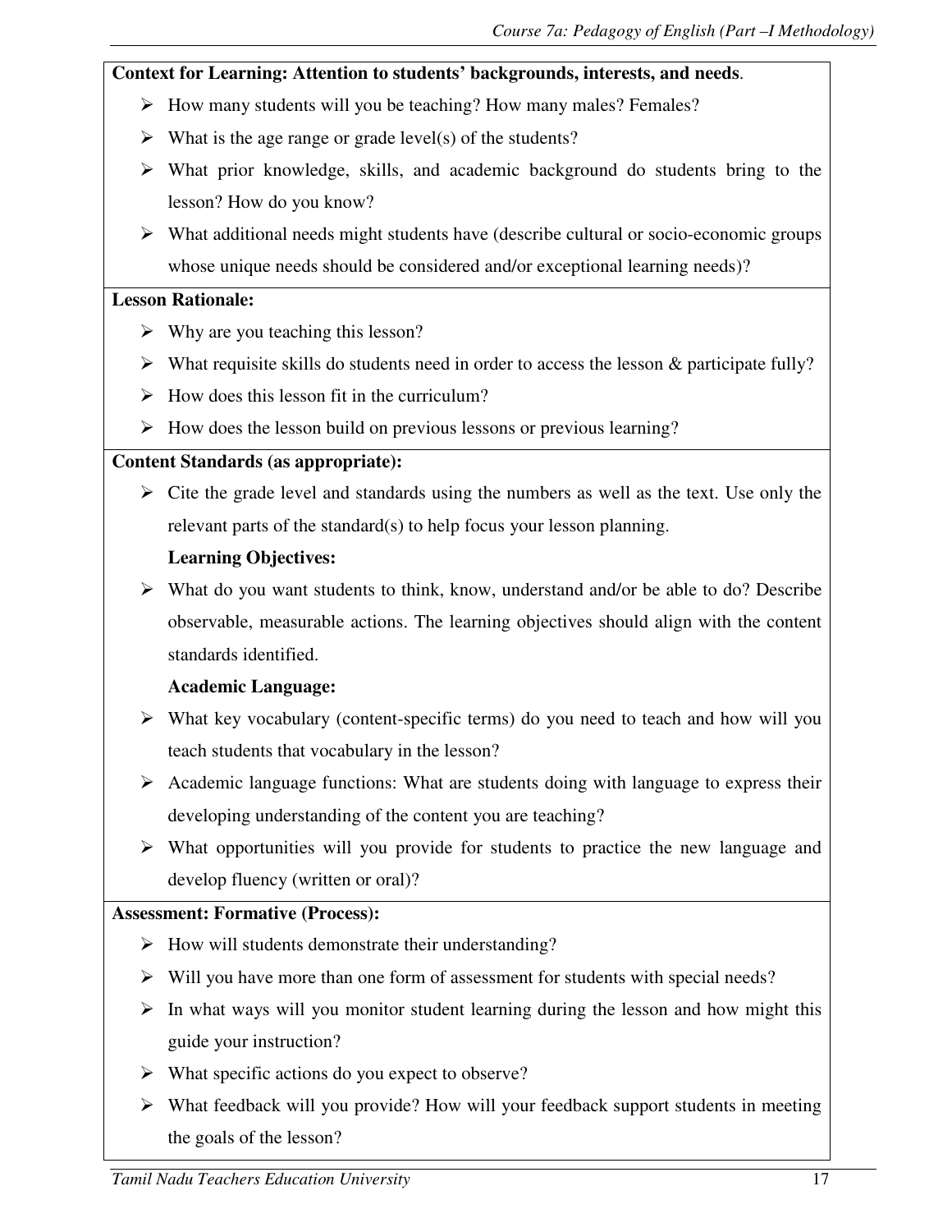**Context for Learning: Attention to students' backgrounds, interests, and needs**.

- How many students will you be teaching? How many males? Females?
- What is the age range or grade level(s) of the students?
- What prior knowledge, skills, and academic background do students bring to the lesson? How do you know?
- What additional needs might students have (describe cultural or socio-economic groups whose unique needs should be considered and/or exceptional learning needs)?

**Lesson Rationale:**

- Why are you teaching this lesson?
- What requisite skills do students need in order to access the lesson & participate fully?
- How does this lesson fit in the curriculum?
- How does the lesson build on previous lessons or previous learning?

**Content Standards (as appropriate):**

- Cite the grade level and standards using the numbers as well as the text. Use only the relevant parts of the standard(s) to help focus your lesson planning.

**Learning Objectives:**

- What do you want students to think, know, understand and/or be able to do? Describe observable, measurable actions. The learning objectives should align with the content standards identified.

**Academic Language:**

- What key vocabulary (content-specific terms) do you need to teach and how will you teach students that vocabulary in the lesson?
- Academic language functions: What are students doing with language to express their developing understanding of the content you are teaching?
- What opportunities will you provide for students to practice the new language and develop fluency (written or oral)?

**Assessment: Formative (Process):**

- How will students demonstrate their understanding?
- Will you have more than one form of assessment for students with special needs?
- In what ways will you monitor student learning during the lesson and how might this guide your instruction?
- What specific actions do you expect to observe?
- What feedback will you provide? How will your feedback support students in meeting the goals of the lesson?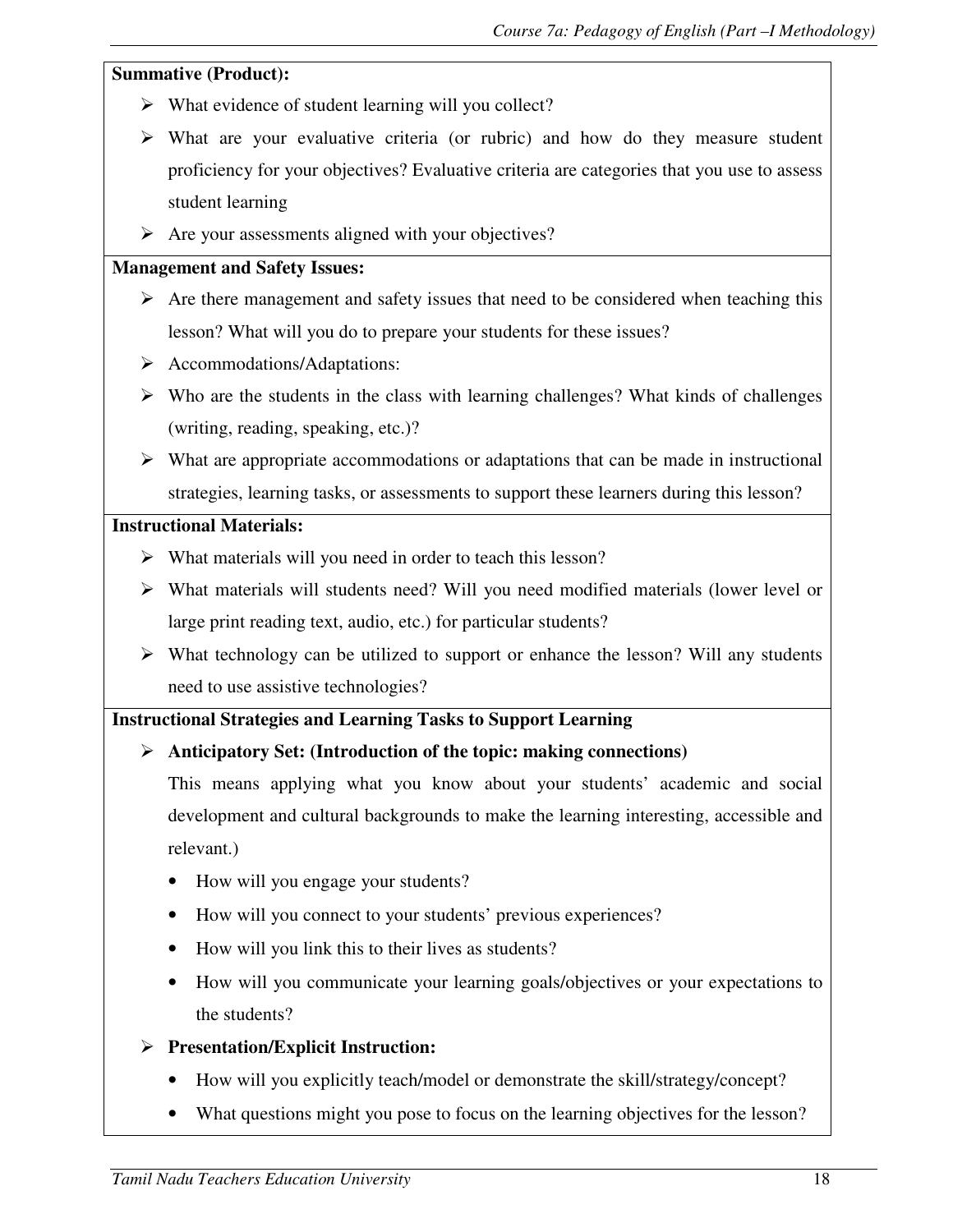**Summative (Product):**

- What evidence of student learning will you collect?
- What are your evaluative criteria (or rubric) and how do they measure student proficiency for your objectives? Evaluative criteria are categories that you use to assess student learning
- Are your assessments aligned with your objectives?

**Management and Safety Issues:**

- Are there management and safety issues that need to be considered when teaching this lesson? What will you do to prepare your students for these issues?
- Accommodations/Adaptations:
- Who are the students in the class with learning challenges? What kinds of challenges (writing, reading, speaking, etc.)?
- What are appropriate accommodations or adaptations that can be made in instructional strategies, learning tasks, or assessments to support these learners during this lesson?

**Instructional Materials:**

- What materials will you need in order to teach this lesson?
- What materials will students need? Will you need modified materials (lower level or large print reading text, audio, etc.) for particular students?
- What technology can be utilized to support or enhance the lesson? Will any students need to use assistive technologies?

**Instructional Strategies and Learning Tasks to Support Learning**

- **Anticipatory Set: (Introduction of the topic: making connections)**

  This means applying what you know about your students' academic and social development and cultural backgrounds to make the learning interesting, accessible and relevant.)

  - How will you engage your students?
  - How will you connect to your students' previous experiences?
  - How will you link this to their lives as students?
  - How will you communicate your learning goals/objectives or your expectations to the students?

- **Presentation/Explicit Instruction:**

  - How will you explicitly teach/model or demonstrate the skill/strategy/concept?
  - What questions might you pose to focus on the learning objectives for the lesson?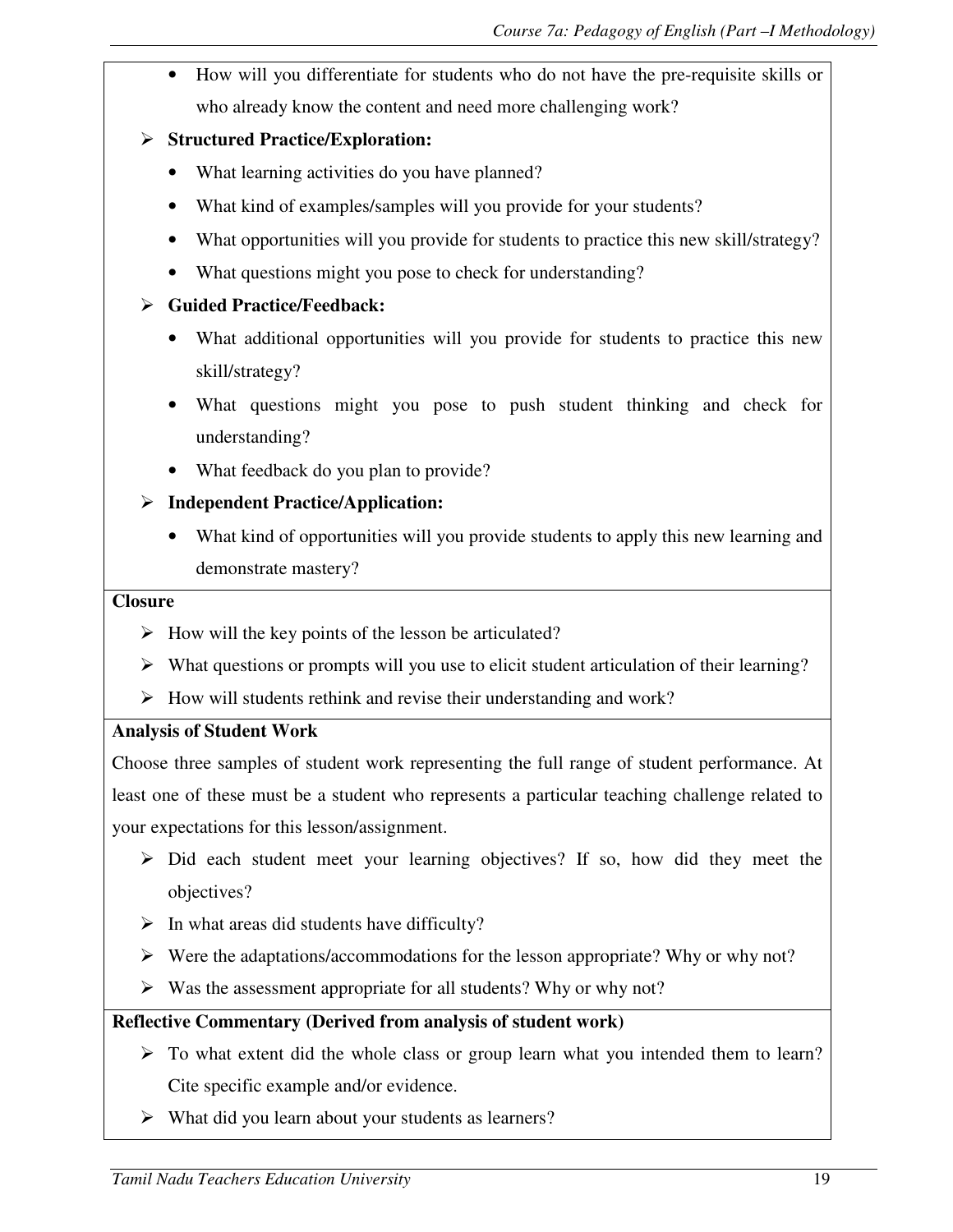- How will you differentiate for students who do not have the pre-requisite skills or who already know the content and need more challenging work?

- **Structured Practice/Exploration:**
  - What learning activities do you have planned?
  - What kind of examples/samples will you provide for your students?
  - What opportunities will you provide for students to practice this new skill/strategy?
  - What questions might you pose to check for understanding?

- **Guided Practice/Feedback:**
  - What additional opportunities will you provide for students to practice this new skill/strategy?
  - What questions might you pose to push student thinking and check for understanding?
  - What feedback do you plan to provide?

- **Independent Practice/Application:**
  - What kind of opportunities will you provide students to apply this new learning and demonstrate mastery?

**Closure**

- How will the key points of the lesson be articulated?
- What questions or prompts will you use to elicit student articulation of their learning?
- How will students rethink and revise their understanding and work?

**Analysis of Student Work**

Choose three samples of student work representing the full range of student performance. At least one of these must be a student who represents a particular teaching challenge related to your expectations for this lesson/assignment.

- Did each student meet your learning objectives? If so, how did they meet the objectives?
- In what areas did students have difficulty?
- Were the adaptations/accommodations for the lesson appropriate? Why or why not?
- Was the assessment appropriate for all students? Why or why not?

**Reflective Commentary (Derived from analysis of student work)**

- To what extent did the whole class or group learn what you intended them to learn? Cite specific example and/or evidence.
- What did you learn about your students as learners?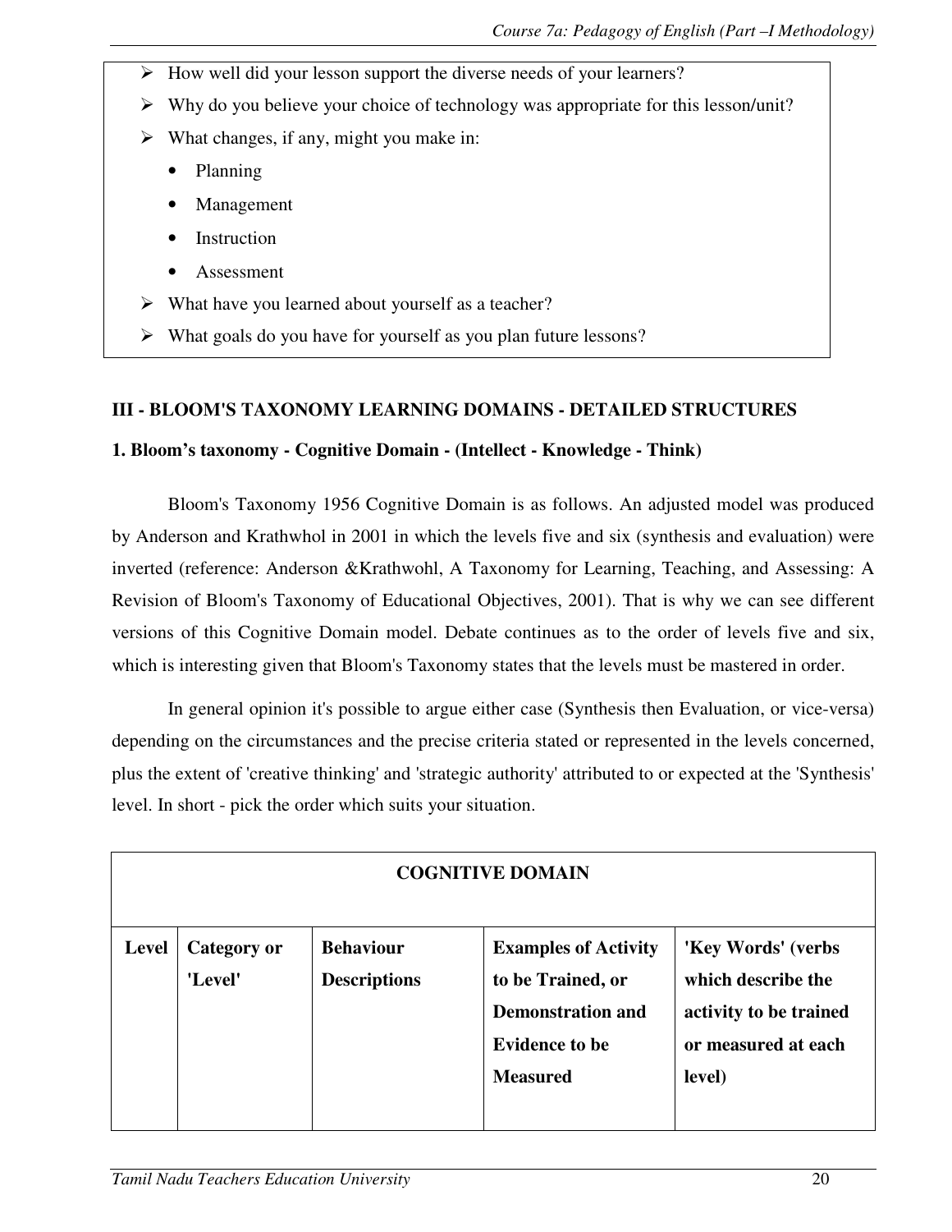- How well did your lesson support the diverse needs of your learners?
- Why do you believe your choice of technology was appropriate for this lesson/unit?
- What changes, if any, might you make in:
  - Planning
  - Management
  - Instruction
  - Assessment
- What have you learned about yourself as a teacher?
- What goals do you have for yourself as you plan future lessons?

## III - BLOOM'S TAXONOMY LEARNING DOMAINS - DETAILED STRUCTURES

### 1. Bloom's taxonomy - Cognitive Domain - (Intellect - Knowledge - Think)

Bloom's Taxonomy 1956 Cognitive Domain is as follows. An adjusted model was produced by Anderson and Krathwhol in 2001 in which the levels five and six (synthesis and evaluation) were inverted (reference: Anderson &Krathwohl, A Taxonomy for Learning, Teaching, and Assessing: A Revision of Bloom's Taxonomy of Educational Objectives, 2001). That is why we can see different versions of this Cognitive Domain model. Debate continues as to the order of levels five and six, which is interesting given that Bloom's Taxonomy states that the levels must be mastered in order.

In general opinion it's possible to argue either case (Synthesis then Evaluation, or vice-versa) depending on the circumstances and the precise criteria stated or represented in the levels concerned, plus the extent of 'creative thinking' and 'strategic authority' attributed to or expected at the 'Synthesis' level. In short - pick the order which suits your situation.

| COGNITIVE DOMAIN | | | | |
|---|---|---|---|---|
| **Level** | **Category or 'Level'** | **Behaviour Descriptions** | **Examples of Activity to be Trained, or Demonstration and Evidence to be Measured** | **'Key Words' (verbs which describe the activity to be trained or measured at each level)** |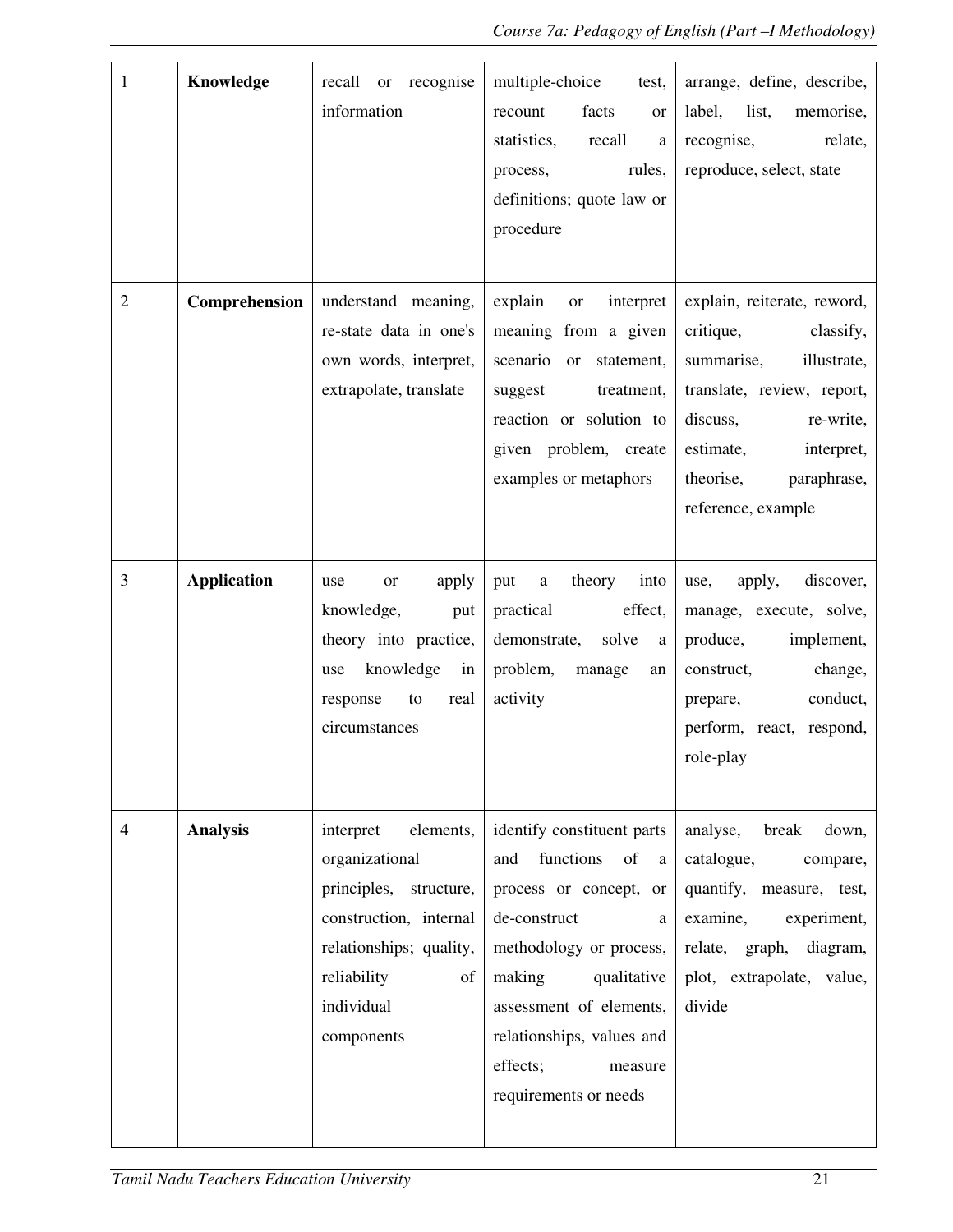| 1 | **Knowledge** | recall or recognise information | multiple-choice test, recount facts or statistics, recall a process, rules, definitions; quote law or procedure | arrange, define, describe, label, list, memorise, recognise, relate, reproduce, select, state |
|---|---|---|---|---|
| 2 | **Comprehension** | understand meaning, re-state data in one's own words, interpret, extrapolate, translate | explain or interpret meaning from a given scenario or statement, suggest treatment, reaction or solution to given problem, create examples or metaphors | explain, reiterate, reword, critique, classify, summarise, illustrate, translate, review, report, discuss, re-write, estimate, interpret, theorise, paraphrase, reference, example |
| 3 | **Application** | use or apply knowledge, put theory into practice, use knowledge in response to real circumstances | put a theory into practical effect, demonstrate, solve a problem, manage an activity | use, apply, discover, manage, execute, solve, produce, implement, construct, change, prepare, conduct, perform, react, respond, role-play |
| 4 | **Analysis** | interpret elements, organizational principles, structure, construction, internal relationships; quality, reliability of individual components | identify constituent parts and functions of a process or concept, or de-construct a methodology or process, making qualitative assessment of elements, relationships, values and effects; measure requirements or needs | analyse, break down, catalogue, compare, quantify, measure, test, examine, experiment, relate, graph, diagram, plot, extrapolate, value, divide |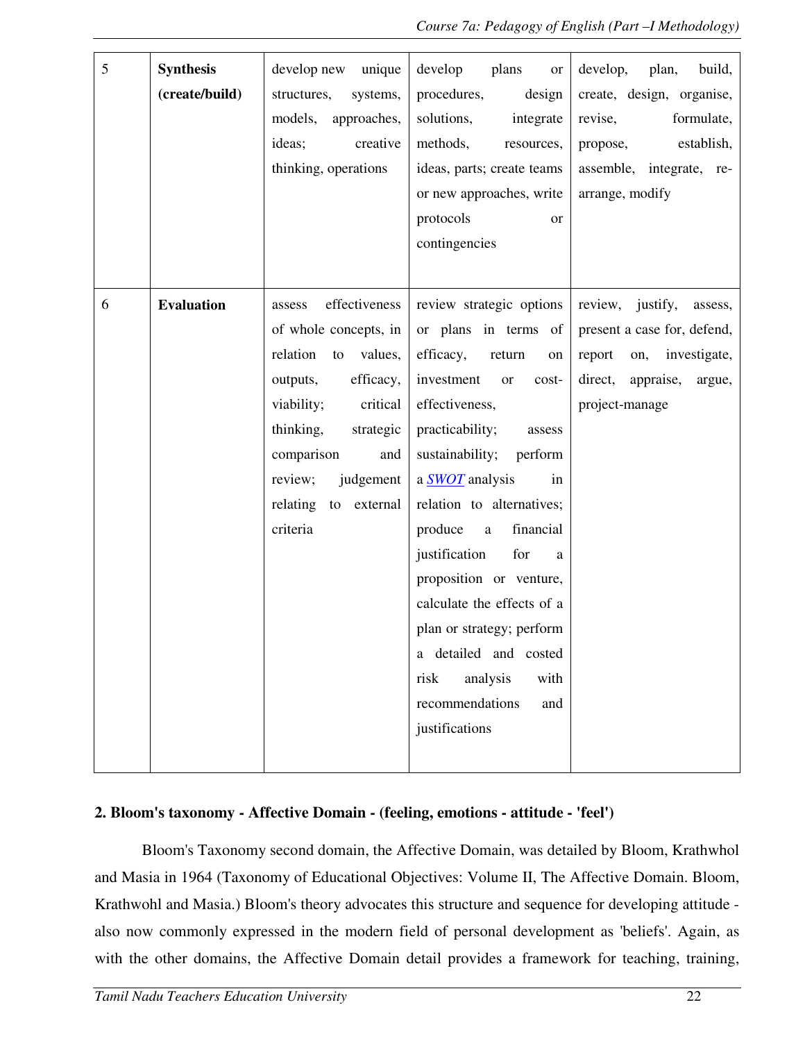| 5 | **Synthesis (create/build)** | develop new unique structures, systems, models, approaches, ideas; creative thinking, operations | develop plans or procedures, design solutions, integrate methods, resources, ideas, parts; create teams or new approaches, write protocols or contingencies | develop, plan, build, create, design, organise, revise, formulate, propose, establish, assemble, integrate, re-arrange, modify |
|---|---|---|---|---|
| 6 | **Evaluation** | assess effectiveness of whole concepts, in relation to values, outputs, efficacy, viability; critical thinking, strategic comparison and review; judgement relating to external criteria | review strategic options or plans in terms of efficacy, return on investment or cost-effectiveness, practicability; assess sustainability; perform a *SWOT* analysis in relation to alternatives; produce a financial justification for a proposition or venture, calculate the effects of a plan or strategy; perform a detailed and costed risk analysis with recommendations and justifications | review, justify, assess, present a case for, defend, report on, investigate, direct, appraise, argue, project-manage |

## 2. Bloom's taxonomy - Affective Domain - (feeling, emotions - attitude - 'feel')

Bloom's Taxonomy second domain, the Affective Domain, was detailed by Bloom, Krathwhol and Masia in 1964 (Taxonomy of Educational Objectives: Volume II, The Affective Domain. Bloom, Krathwohl and Masia.) Bloom's theory advocates this structure and sequence for developing attitude - also now commonly expressed in the modern field of personal development as 'beliefs'. Again, as with the other domains, the Affective Domain detail provides a framework for teaching, training,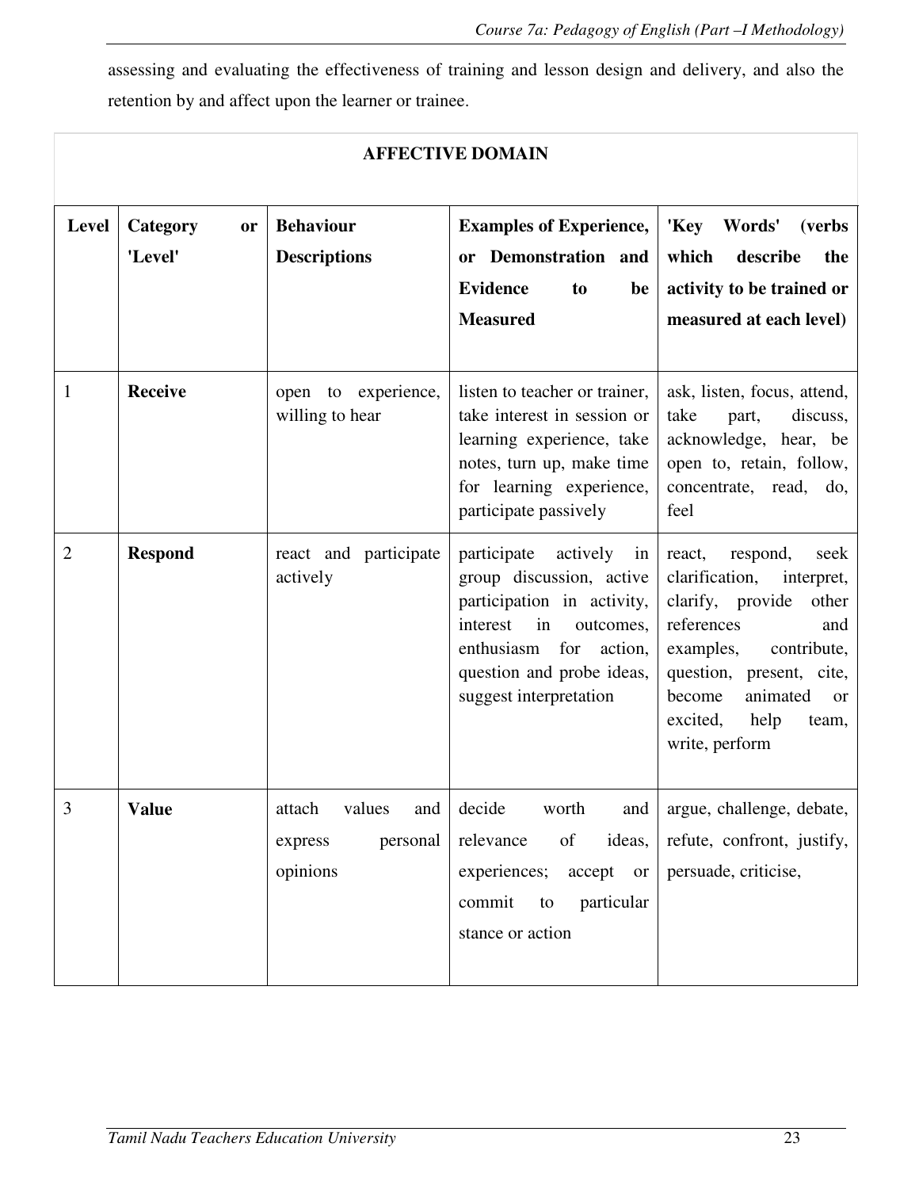assessing and evaluating the effectiveness of training and lesson design and delivery, and also the retention by and affect upon the learner or trainee.

| AFFECTIVE DOMAIN | | | | |
|---|---|---|---|---|
| **Level** | **Category or 'Level'** | **Behaviour Descriptions** | **Examples of Experience, or Demonstration and Evidence to be Measured** | **'Key Words' (verbs which describe the activity to be trained or measured at each level)** |
| 1 | **Receive** | open to experience, willing to hear | listen to teacher or trainer, take interest in session or learning experience, take notes, turn up, make time for learning experience, participate passively | ask, listen, focus, attend, take part, discuss, acknowledge, hear, be open to, retain, follow, concentrate, read, do, feel |
| 2 | **Respond** | react and participate actively | participate actively in group discussion, active participation in activity, interest in outcomes, enthusiasm for action, question and probe ideas, suggest interpretation | react, respond, seek clarification, interpret, clarify, provide other references and examples, contribute, question, present, cite, become animated or excited, help team, write, perform |
| 3 | **Value** | attach values and express personal opinions | decide worth and relevance of ideas, experiences; accept or commit to particular stance or action | argue, challenge, debate, refute, confront, justify, persuade, criticise, |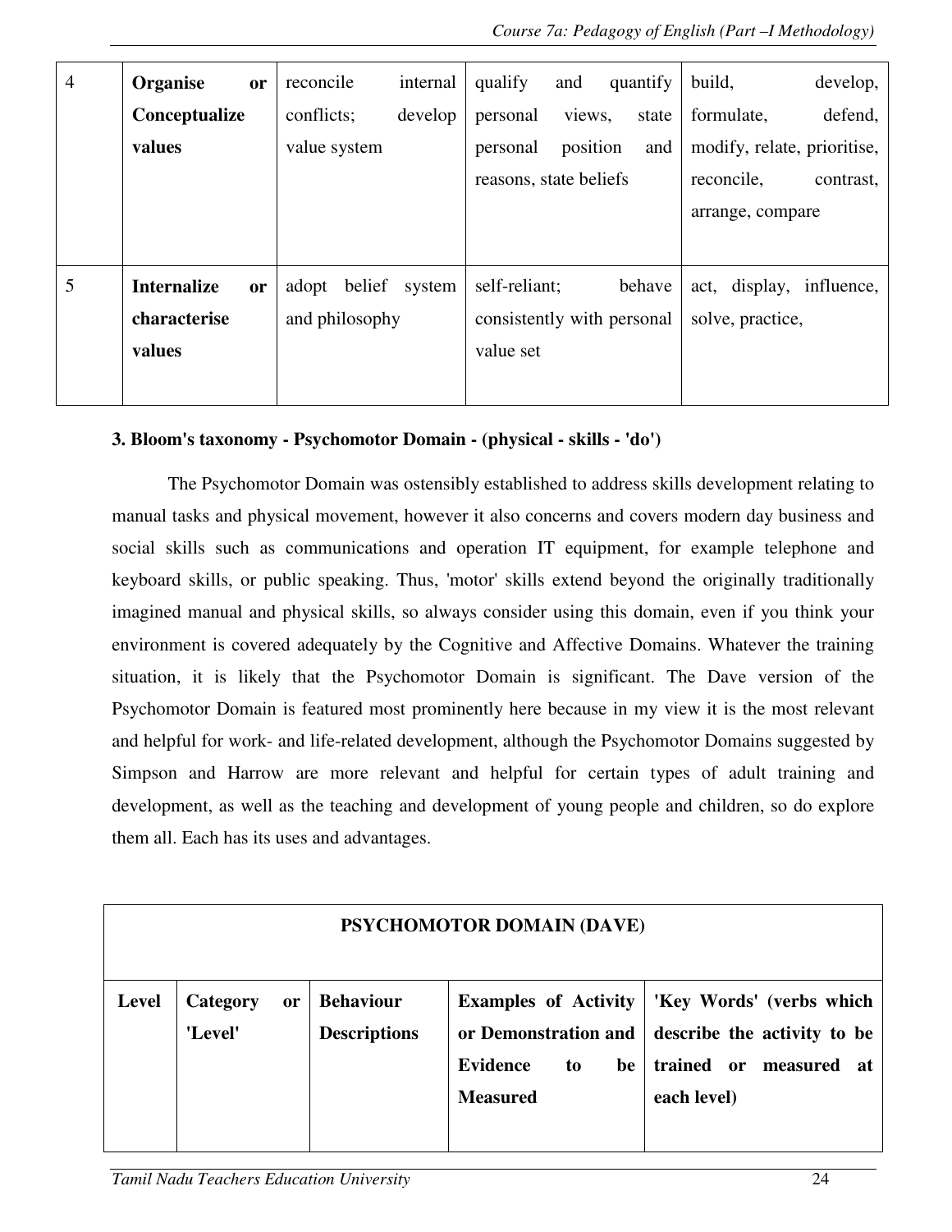| 4 | **Organise or Conceptualize values** | reconcile internal conflicts; develop value system | qualify and quantify personal views, state personal position and reasons, state beliefs | build, develop, formulate, defend, modify, relate, prioritise, reconcile, contrast, arrange, compare |
|---|---|---|---|---|
| 5 | **Internalize or characterise values** | adopt belief system and philosophy | self-reliant; behave consistently with personal value set | act, display, influence, solve, practice, |

### 3. Bloom's taxonomy - Psychomotor Domain - (physical - skills - 'do')

The Psychomotor Domain was ostensibly established to address skills development relating to manual tasks and physical movement, however it also concerns and covers modern day business and social skills such as communications and operation IT equipment, for example telephone and keyboard skills, or public speaking. Thus, 'motor' skills extend beyond the originally traditionally imagined manual and physical skills, so always consider using this domain, even if you think your environment is covered adequately by the Cognitive and Affective Domains. Whatever the training situation, it is likely that the Psychomotor Domain is significant. The Dave version of the Psychomotor Domain is featured most prominently here because in my view it is the most relevant and helpful for work- and life-related development, although the Psychomotor Domains suggested by Simpson and Harrow are more relevant and helpful for certain types of adult training and development, as well as the teaching and development of young people and children, so do explore them all. Each has its uses and advantages.

**PSYCHOMOTOR DOMAIN (DAVE)**

| Level | Category or 'Level' | Behaviour Descriptions | Examples of Activity or Demonstration and Evidence to be Measured | 'Key Words' (verbs which describe the activity to be trained or measured at each level) |
|---|---|---|---|---|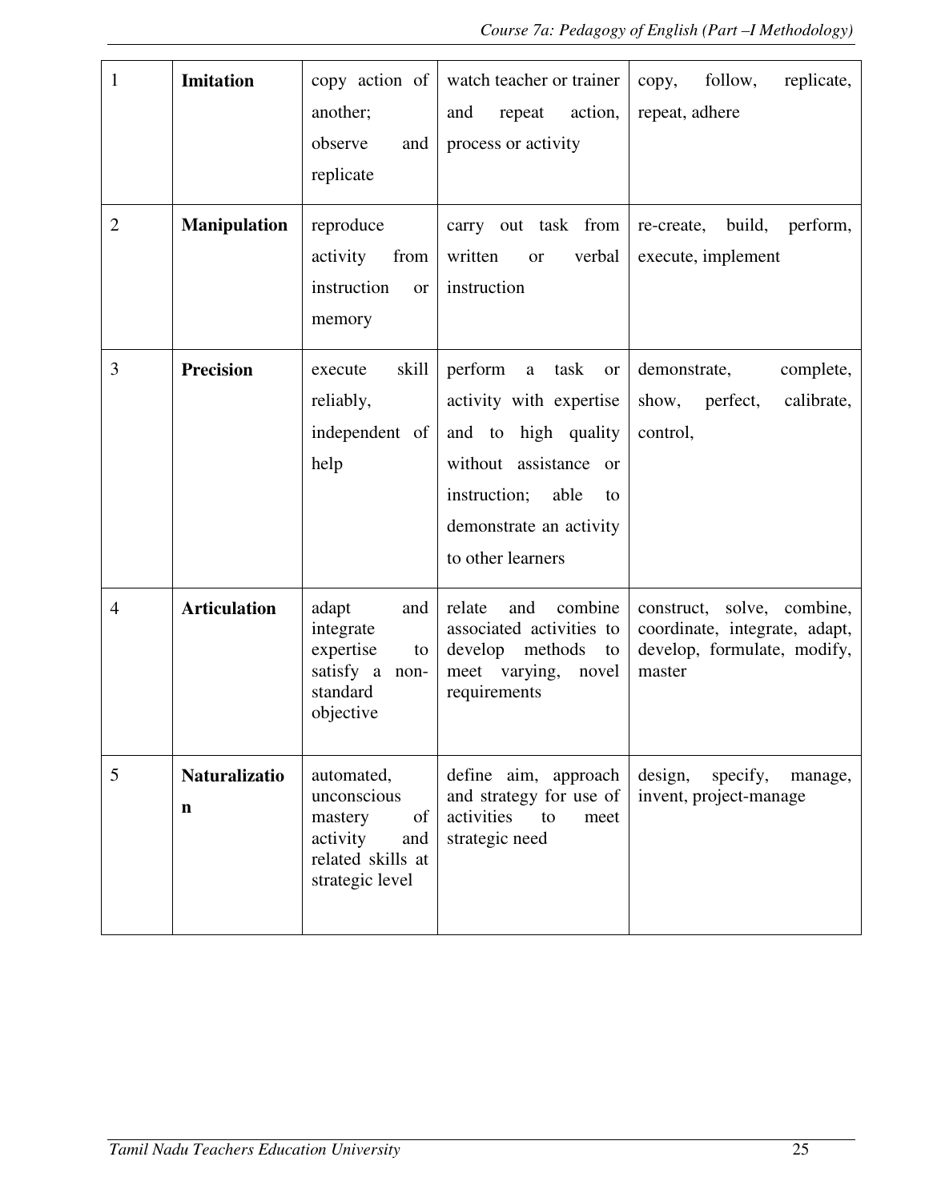| 1 | **Imitation** | copy action of another; observe and replicate | watch teacher or trainer and repeat action, process or activity | copy, follow, replicate, repeat, adhere |
|---|---|---|---|---|
| 2 | **Manipulation** | reproduce activity from instruction or memory | carry out task from written or verbal instruction | re-create, build, perform, execute, implement |
| 3 | **Precision** | execute skill reliably, independent of help | perform a task or activity with expertise and to high quality without assistance or instruction; able to demonstrate an activity to other learners | demonstrate, complete, show, perfect, calibrate, control, |
| 4 | **Articulation** | adapt and integrate expertise to satisfy a non-standard objective | relate and combine associated activities to develop methods to meet varying, novel requirements | construct, solve, combine, coordinate, integrate, adapt, develop, formulate, modify, master |
| 5 | **Naturalization** | automated, unconscious mastery of activity and related skills at strategic level | define aim, approach and strategy for use of activities to meet strategic need | design, specify, manage, invent, project-manage |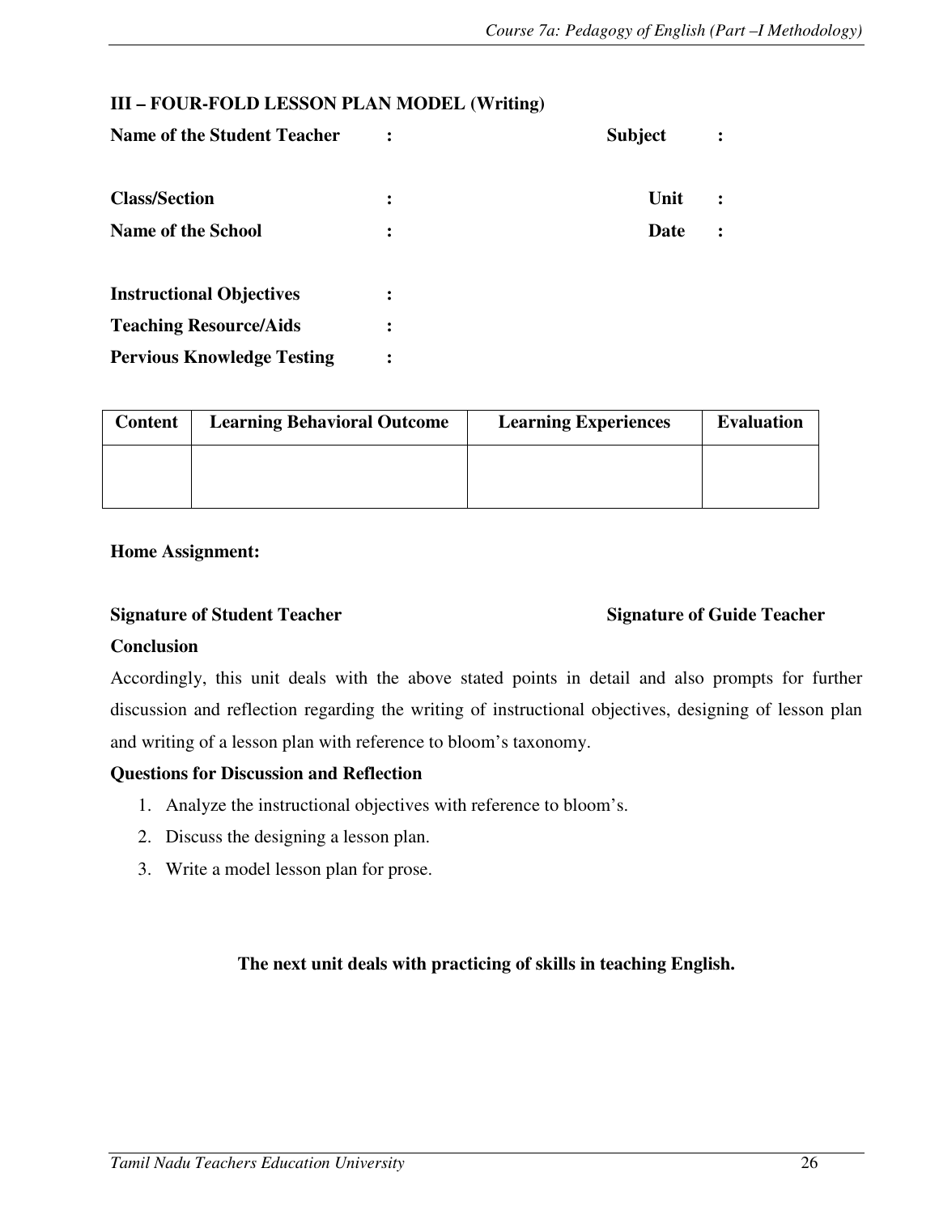### III – FOUR-FOLD LESSON PLAN MODEL (Writing)

**Name of the Student Teacher :** **Subject :**

**Class/Section :** **Unit :**

**Name of the School :** **Date :**

**Instructional Objectives :**

**Teaching Resource/Aids :**

**Pervious Knowledge Testing :**

| Content | Learning Behavioral Outcome | Learning Experiences | Evaluation |
|---|---|---|---|
| | | | |

**Home Assignment:**

**Signature of Student Teacher** **Signature of Guide Teacher**

**Conclusion**

Accordingly, this unit deals with the above stated points in detail and also prompts for further discussion and reflection regarding the writing of instructional objectives, designing of lesson plan and writing of a lesson plan with reference to bloom's taxonomy.

**Questions for Discussion and Reflection**

1. Analyze the instructional objectives with reference to bloom's.
2. Discuss the designing a lesson plan.
3. Write a model lesson plan for prose.

**The next unit deals with practicing of skills in teaching English.**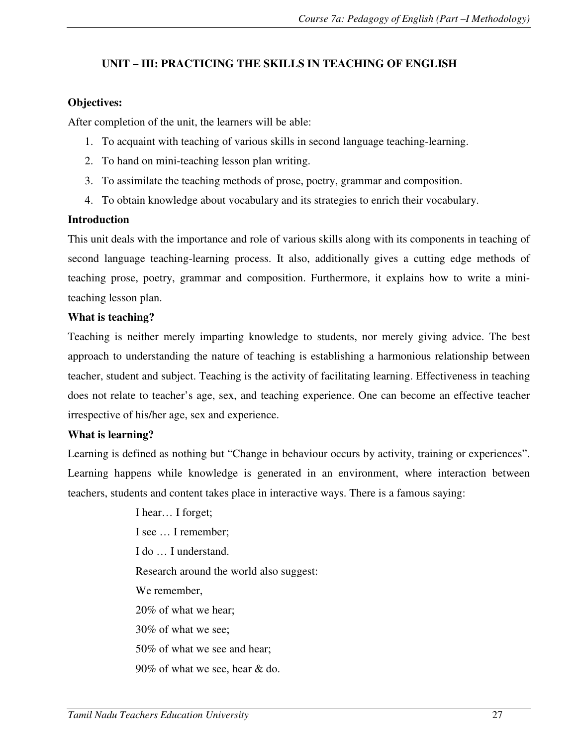## UNIT – III: PRACTICING THE SKILLS IN TEACHING OF ENGLISH

**Objectives:**

After completion of the unit, the learners will be able:

1. To acquaint with teaching of various skills in second language teaching-learning.
2. To hand on mini-teaching lesson plan writing.
3. To assimilate the teaching methods of prose, poetry, grammar and composition.
4. To obtain knowledge about vocabulary and its strategies to enrich their vocabulary.

**Introduction**

This unit deals with the importance and role of various skills along with its components in teaching of second language teaching-learning process. It also, additionally gives a cutting edge methods of teaching prose, poetry, grammar and composition. Furthermore, it explains how to write a mini-teaching lesson plan.

**What is teaching?**

Teaching is neither merely imparting knowledge to students, nor merely giving advice. The best approach to understanding the nature of teaching is establishing a harmonious relationship between teacher, student and subject. Teaching is the activity of facilitating learning. Effectiveness in teaching does not relate to teacher's age, sex, and teaching experience. One can become an effective teacher irrespective of his/her age, sex and experience.

**What is learning?**

Learning is defined as nothing but "Change in behaviour occurs by activity, training or experiences". Learning happens while knowledge is generated in an environment, where interaction between teachers, students and content takes place in interactive ways. There is a famous saying:

> I hear… I forget;
> I see … I remember;
> I do … I understand.
> Research around the world also suggest:
> We remember,
> 20% of what we hear;
> 30% of what we see;
> 50% of what we see and hear;
> 90% of what we see, hear & do.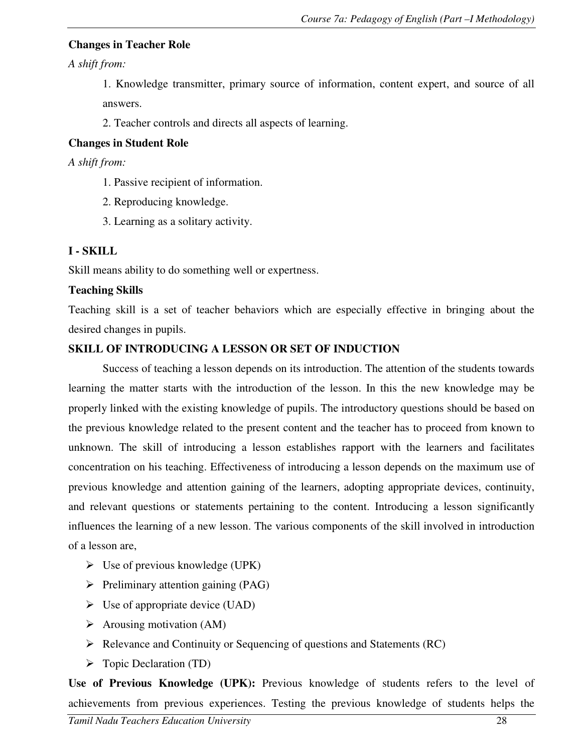**Changes in Teacher Role**

*A shift from:*

1. Knowledge transmitter, primary source of information, content expert, and source of all answers.
2. Teacher controls and directs all aspects of learning.

**Changes in Student Role**

*A shift from:*

1. Passive recipient of information.
2. Reproducing knowledge.
3. Learning as a solitary activity.

**I - SKILL**

Skill means ability to do something well or expertness.

**Teaching Skills**

Teaching skill is a set of teacher behaviors which are especially effective in bringing about the desired changes in pupils.

**SKILL OF INTRODUCING A LESSON OR SET OF INDUCTION**

Success of teaching a lesson depends on its introduction. The attention of the students towards learning the matter starts with the introduction of the lesson. In this the new knowledge may be properly linked with the existing knowledge of pupils. The introductory questions should be based on the previous knowledge related to the present content and the teacher has to proceed from known to unknown. The skill of introducing a lesson establishes rapport with the learners and facilitates concentration on his teaching. Effectiveness of introducing a lesson depends on the maximum use of previous knowledge and attention gaining of the learners, adopting appropriate devices, continuity, and relevant questions or statements pertaining to the content. Introducing a lesson significantly influences the learning of a new lesson. The various components of the skill involved in introduction of a lesson are,

- Use of previous knowledge (UPK)
- Preliminary attention gaining (PAG)
- Use of appropriate device (UAD)
- Arousing motivation (AM)
- Relevance and Continuity or Sequencing of questions and Statements (RC)
- Topic Declaration (TD)

**Use of Previous Knowledge (UPK):** Previous knowledge of students refers to the level of achievements from previous experiences. Testing the previous knowledge of students helps the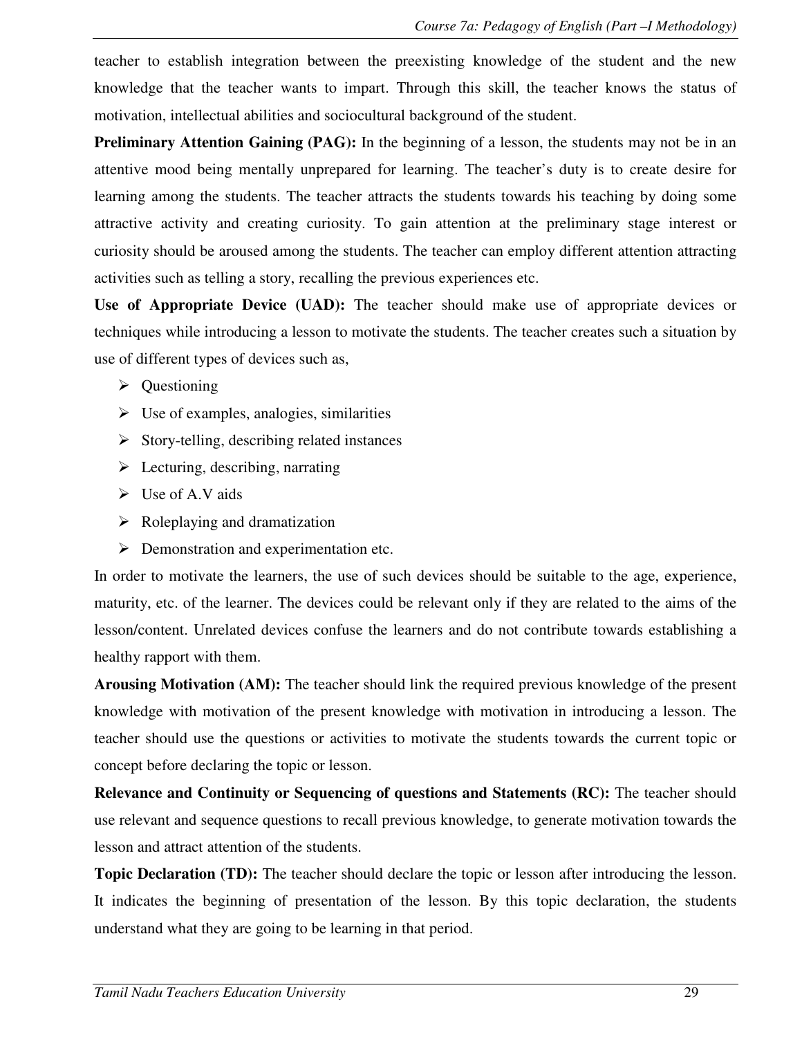teacher to establish integration between the preexisting knowledge of the student and the new knowledge that the teacher wants to impart. Through this skill, the teacher knows the status of motivation, intellectual abilities and sociocultural background of the student.

**Preliminary Attention Gaining (PAG):** In the beginning of a lesson, the students may not be in an attentive mood being mentally unprepared for learning. The teacher's duty is to create desire for learning among the students. The teacher attracts the students towards his teaching by doing some attractive activity and creating curiosity. To gain attention at the preliminary stage interest or curiosity should be aroused among the students. The teacher can employ different attention attracting activities such as telling a story, recalling the previous experiences etc.

**Use of Appropriate Device (UAD):** The teacher should make use of appropriate devices or techniques while introducing a lesson to motivate the students. The teacher creates such a situation by use of different types of devices such as,

- Questioning
- Use of examples, analogies, similarities
- Story-telling, describing related instances
- Lecturing, describing, narrating
- Use of A.V aids
- Roleplaying and dramatization
- Demonstration and experimentation etc.

In order to motivate the learners, the use of such devices should be suitable to the age, experience, maturity, etc. of the learner. The devices could be relevant only if they are related to the aims of the lesson/content. Unrelated devices confuse the learners and do not contribute towards establishing a healthy rapport with them.

**Arousing Motivation (AM):** The teacher should link the required previous knowledge of the present knowledge with motivation of the present knowledge with motivation in introducing a lesson. The teacher should use the questions or activities to motivate the students towards the current topic or concept before declaring the topic or lesson.

**Relevance and Continuity or Sequencing of questions and Statements (RC):** The teacher should use relevant and sequence questions to recall previous knowledge, to generate motivation towards the lesson and attract attention of the students.

**Topic Declaration (TD):** The teacher should declare the topic or lesson after introducing the lesson. It indicates the beginning of presentation of the lesson. By this topic declaration, the students understand what they are going to be learning in that period.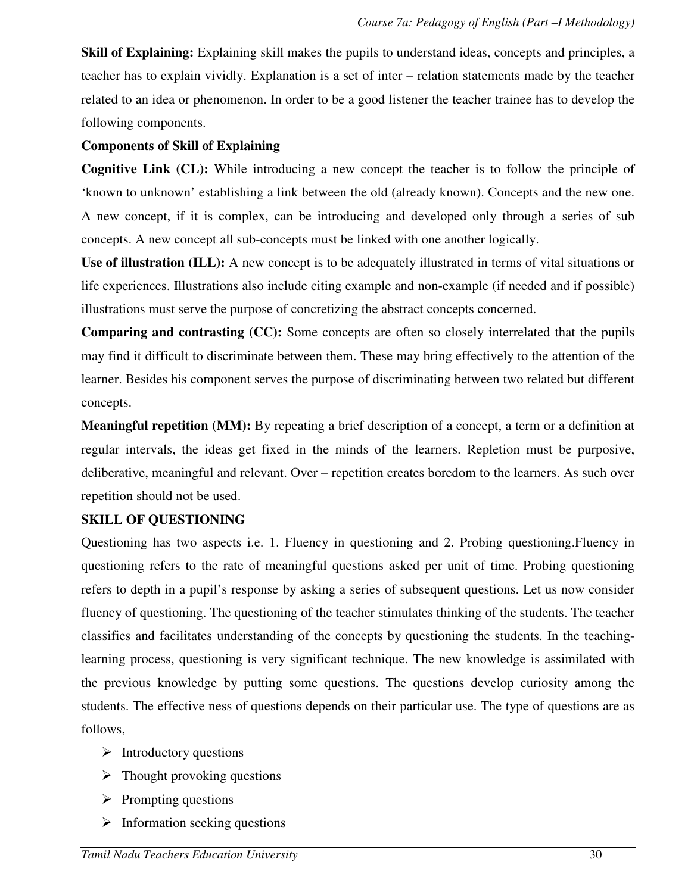**Skill of Explaining:** Explaining skill makes the pupils to understand ideas, concepts and principles, a teacher has to explain vividly. Explanation is a set of inter – relation statements made by the teacher related to an idea or phenomenon. In order to be a good listener the teacher trainee has to develop the following components.

**Components of Skill of Explaining**

**Cognitive Link (CL):** While introducing a new concept the teacher is to follow the principle of 'known to unknown' establishing a link between the old (already known). Concepts and the new one. A new concept, if it is complex, can be introducing and developed only through a series of sub concepts. A new concept all sub-concepts must be linked with one another logically.

**Use of illustration (ILL):** A new concept is to be adequately illustrated in terms of vital situations or life experiences. Illustrations also include citing example and non-example (if needed and if possible) illustrations must serve the purpose of concretizing the abstract concepts concerned.

**Comparing and contrasting (CC):** Some concepts are often so closely interrelated that the pupils may find it difficult to discriminate between them. These may bring effectively to the attention of the learner. Besides his component serves the purpose of discriminating between two related but different concepts.

**Meaningful repetition (MM):** By repeating a brief description of a concept, a term or a definition at regular intervals, the ideas get fixed in the minds of the learners. Repletion must be purposive, deliberative, meaningful and relevant. Over – repetition creates boredom to the learners. As such over repetition should not be used.

**SKILL OF QUESTIONING**

Questioning has two aspects i.e. 1. Fluency in questioning and 2. Probing questioning.Fluency in questioning refers to the rate of meaningful questions asked per unit of time. Probing questioning refers to depth in a pupil's response by asking a series of subsequent questions. Let us now consider fluency of questioning. The questioning of the teacher stimulates thinking of the students. The teacher classifies and facilitates understanding of the concepts by questioning the students. In the teaching-learning process, questioning is very significant technique. The new knowledge is assimilated with the previous knowledge by putting some questions. The questions develop curiosity among the students. The effective ness of questions depends on their particular use. The type of questions are as follows,

- Introductory questions
- Thought provoking questions
- Prompting questions
- Information seeking questions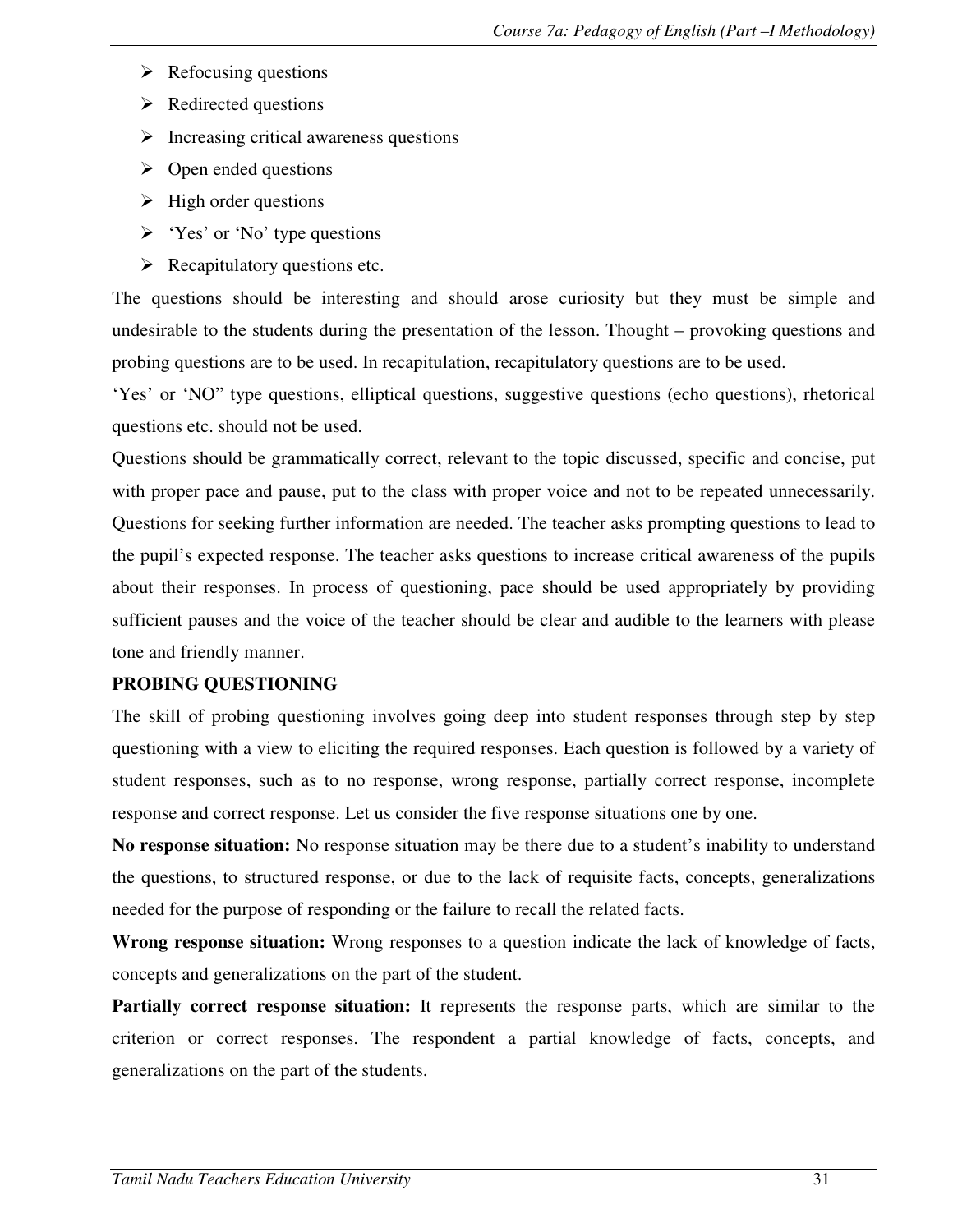- Refocusing questions
- Redirected questions
- Increasing critical awareness questions
- Open ended questions
- High order questions
- 'Yes' or 'No' type questions
- Recapitulatory questions etc.

The questions should be interesting and should arose curiosity but they must be simple and undesirable to the students during the presentation of the lesson. Thought – provoking questions and probing questions are to be used. In recapitulation, recapitulatory questions are to be used.

'Yes' or 'NO" type questions, elliptical questions, suggestive questions (echo questions), rhetorical questions etc. should not be used.

Questions should be grammatically correct, relevant to the topic discussed, specific and concise, put with proper pace and pause, put to the class with proper voice and not to be repeated unnecessarily. Questions for seeking further information are needed. The teacher asks prompting questions to lead to the pupil's expected response. The teacher asks questions to increase critical awareness of the pupils about their responses. In process of questioning, pace should be used appropriately by providing sufficient pauses and the voice of the teacher should be clear and audible to the learners with please tone and friendly manner.

**PROBING QUESTIONING**

The skill of probing questioning involves going deep into student responses through step by step questioning with a view to eliciting the required responses. Each question is followed by a variety of student responses, such as to no response, wrong response, partially correct response, incomplete response and correct response. Let us consider the five response situations one by one.

**No response situation:** No response situation may be there due to a student's inability to understand the questions, to structured response, or due to the lack of requisite facts, concepts, generalizations needed for the purpose of responding or the failure to recall the related facts.

**Wrong response situation:** Wrong responses to a question indicate the lack of knowledge of facts, concepts and generalizations on the part of the student.

**Partially correct response situation:** It represents the response parts, which are similar to the criterion or correct responses. The respondent a partial knowledge of facts, concepts, and generalizations on the part of the students.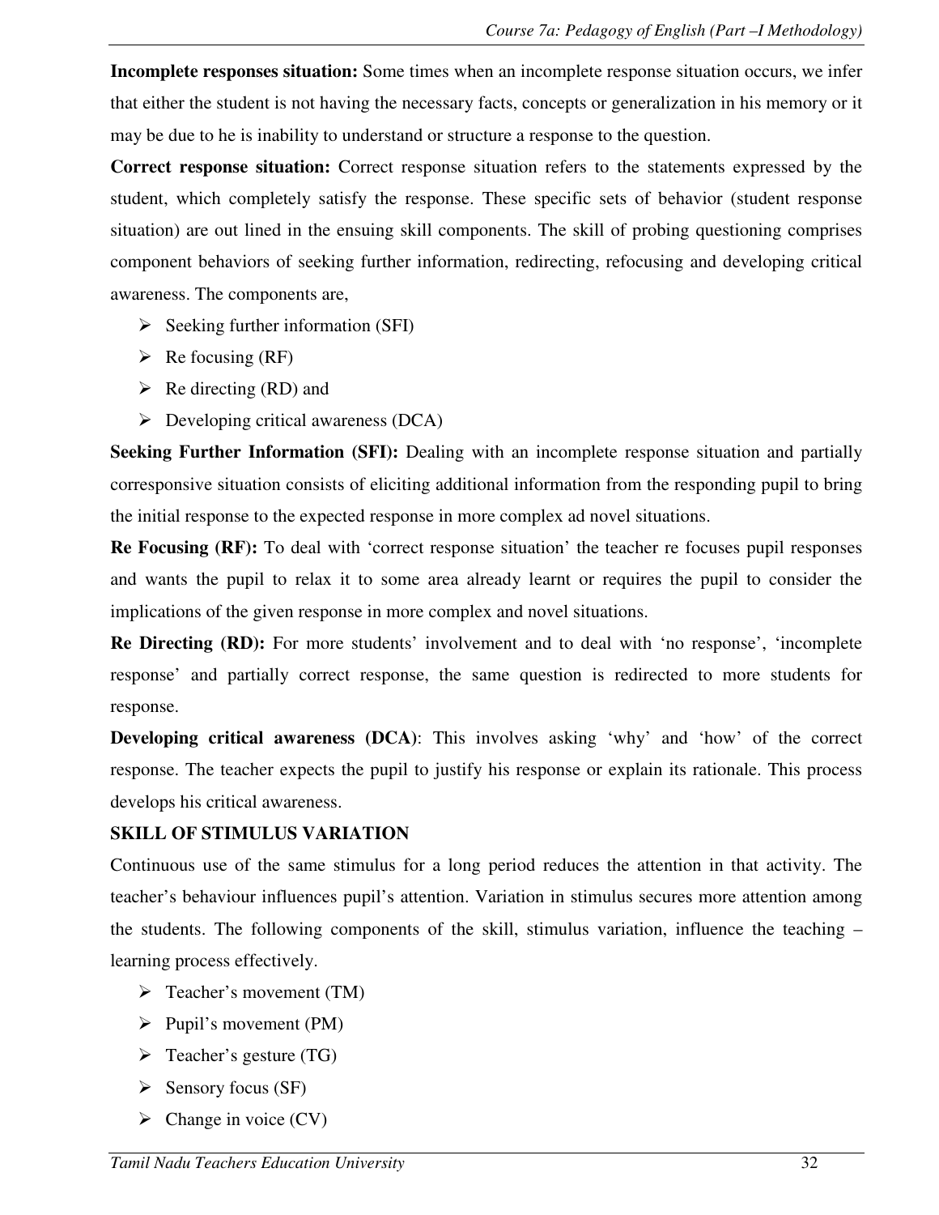**Incomplete responses situation:** Some times when an incomplete response situation occurs, we infer that either the student is not having the necessary facts, concepts or generalization in his memory or it may be due to he is inability to understand or structure a response to the question.

**Correct response situation:** Correct response situation refers to the statements expressed by the student, which completely satisfy the response. These specific sets of behavior (student response situation) are out lined in the ensuing skill components. The skill of probing questioning comprises component behaviors of seeking further information, redirecting, refocusing and developing critical awareness. The components are,

- Seeking further information (SFI)
- Re focusing (RF)
- Re directing (RD) and
- Developing critical awareness (DCA)

**Seeking Further Information (SFI):** Dealing with an incomplete response situation and partially corresponsive situation consists of eliciting additional information from the responding pupil to bring the initial response to the expected response in more complex ad novel situations.

**Re Focusing (RF):** To deal with 'correct response situation' the teacher re focuses pupil responses and wants the pupil to relax it to some area already learnt or requires the pupil to consider the implications of the given response in more complex and novel situations.

**Re Directing (RD):** For more students' involvement and to deal with 'no response', 'incomplete response' and partially correct response, the same question is redirected to more students for response.

**Developing critical awareness (DCA)**: This involves asking 'why' and 'how' of the correct response. The teacher expects the pupil to justify his response or explain its rationale. This process develops his critical awareness.

**SKILL OF STIMULUS VARIATION**

Continuous use of the same stimulus for a long period reduces the attention in that activity. The teacher's behaviour influences pupil's attention. Variation in stimulus secures more attention among the students. The following components of the skill, stimulus variation, influence the teaching – learning process effectively.

- Teacher's movement (TM)
- Pupil's movement (PM)
- Teacher's gesture (TG)
- Sensory focus (SF)
- Change in voice (CV)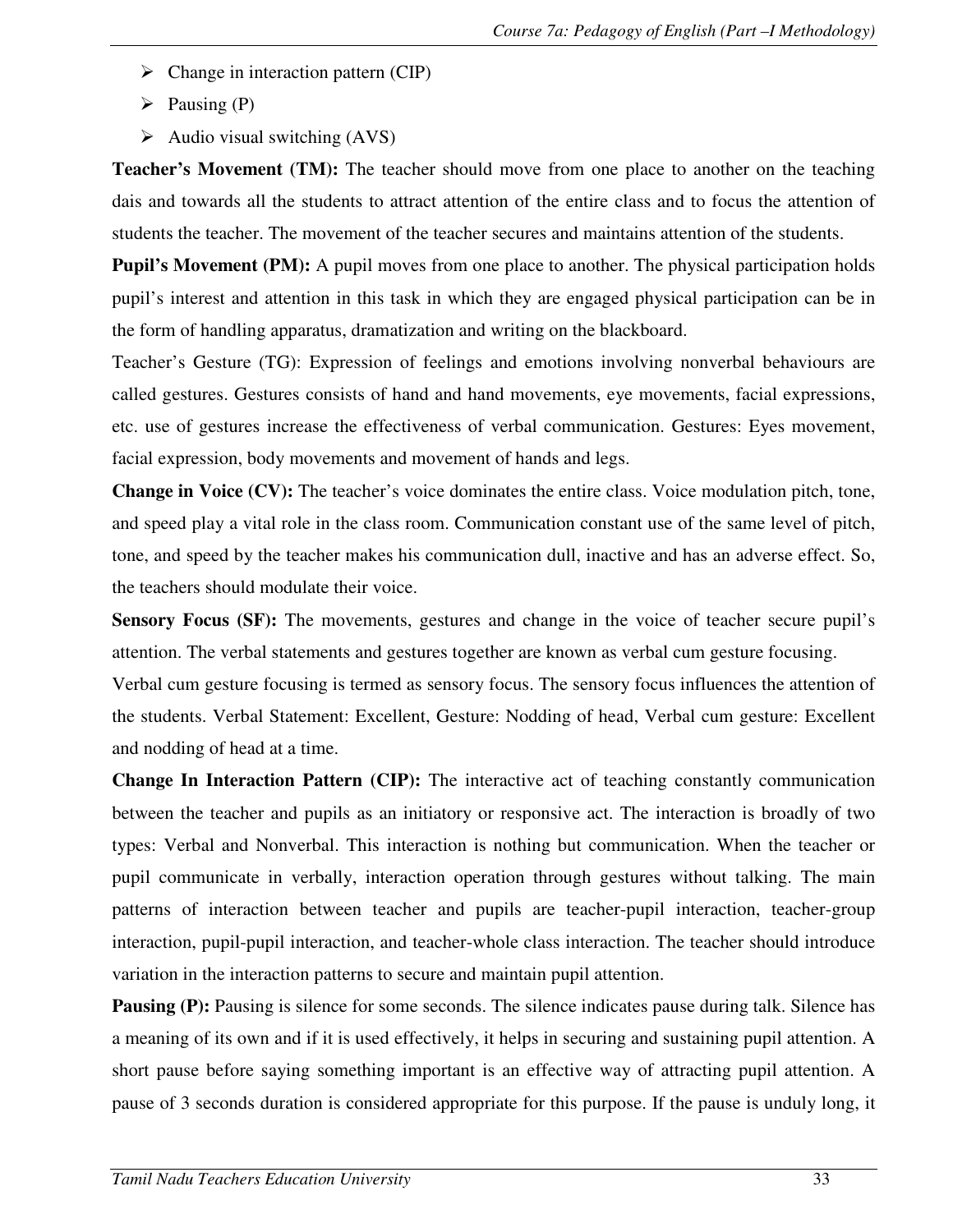- Change in interaction pattern (CIP)
- Pausing (P)
- Audio visual switching (AVS)

**Teacher's Movement (TM):** The teacher should move from one place to another on the teaching dais and towards all the students to attract attention of the entire class and to focus the attention of students the teacher. The movement of the teacher secures and maintains attention of the students.

**Pupil's Movement (PM):** A pupil moves from one place to another. The physical participation holds pupil's interest and attention in this task in which they are engaged physical participation can be in the form of handling apparatus, dramatization and writing on the blackboard.

Teacher's Gesture (TG): Expression of feelings and emotions involving nonverbal behaviours are called gestures. Gestures consists of hand and hand movements, eye movements, facial expressions, etc. use of gestures increase the effectiveness of verbal communication. Gestures: Eyes movement, facial expression, body movements and movement of hands and legs.

**Change in Voice (CV):** The teacher's voice dominates the entire class. Voice modulation pitch, tone, and speed play a vital role in the class room. Communication constant use of the same level of pitch, tone, and speed by the teacher makes his communication dull, inactive and has an adverse effect. So, the teachers should modulate their voice.

**Sensory Focus (SF):** The movements, gestures and change in the voice of teacher secure pupil's attention. The verbal statements and gestures together are known as verbal cum gesture focusing.

Verbal cum gesture focusing is termed as sensory focus. The sensory focus influences the attention of the students. Verbal Statement: Excellent, Gesture: Nodding of head, Verbal cum gesture: Excellent and nodding of head at a time.

**Change In Interaction Pattern (CIP):** The interactive act of teaching constantly communication between the teacher and pupils as an initiatory or responsive act. The interaction is broadly of two types: Verbal and Nonverbal. This interaction is nothing but communication. When the teacher or pupil communicate in verbally, interaction operation through gestures without talking. The main patterns of interaction between teacher and pupils are teacher-pupil interaction, teacher-group interaction, pupil-pupil interaction, and teacher-whole class interaction. The teacher should introduce variation in the interaction patterns to secure and maintain pupil attention.

**Pausing (P):** Pausing is silence for some seconds. The silence indicates pause during talk. Silence has a meaning of its own and if it is used effectively, it helps in securing and sustaining pupil attention. A short pause before saying something important is an effective way of attracting pupil attention. A pause of 3 seconds duration is considered appropriate for this purpose. If the pause is unduly long, it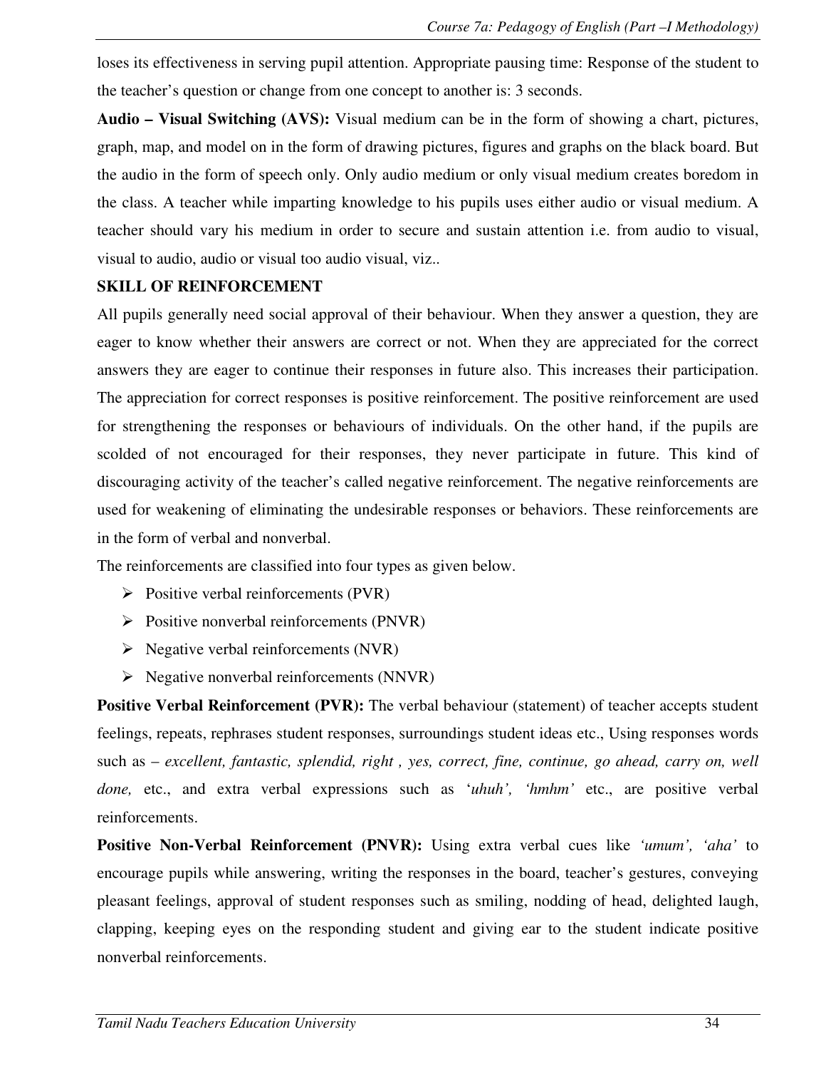loses its effectiveness in serving pupil attention. Appropriate pausing time: Response of the student to the teacher's question or change from one concept to another is: 3 seconds.

**Audio – Visual Switching (AVS):** Visual medium can be in the form of showing a chart, pictures, graph, map, and model on in the form of drawing pictures, figures and graphs on the black board. But the audio in the form of speech only. Only audio medium or only visual medium creates boredom in the class. A teacher while imparting knowledge to his pupils uses either audio or visual medium. A teacher should vary his medium in order to secure and sustain attention i.e. from audio to visual, visual to audio, audio or visual too audio visual, viz..

**SKILL OF REINFORCEMENT**

All pupils generally need social approval of their behaviour. When they answer a question, they are eager to know whether their answers are correct or not. When they are appreciated for the correct answers they are eager to continue their responses in future also. This increases their participation. The appreciation for correct responses is positive reinforcement. The positive reinforcement are used for strengthening the responses or behaviours of individuals. On the other hand, if the pupils are scolded of not encouraged for their responses, they never participate in future. This kind of discouraging activity of the teacher's called negative reinforcement. The negative reinforcements are used for weakening of eliminating the undesirable responses or behaviors. These reinforcements are in the form of verbal and nonverbal.

The reinforcements are classified into four types as given below.

- Positive verbal reinforcements (PVR)
- Positive nonverbal reinforcements (PNVR)
- Negative verbal reinforcements (NVR)
- Negative nonverbal reinforcements (NNVR)

**Positive Verbal Reinforcement (PVR):** The verbal behaviour (statement) of teacher accepts student feelings, repeats, rephrases student responses, surroundings student ideas etc., Using responses words such as – *excellent, fantastic, splendid, right , yes, correct, fine, continue, go ahead, carry on, well done,* etc., and extra verbal expressions such as '*uhuh', 'hmhm'* etc., are positive verbal reinforcements.

**Positive Non-Verbal Reinforcement (PNVR):** Using extra verbal cues like *'umum', 'aha'* to encourage pupils while answering, writing the responses in the board, teacher's gestures, conveying pleasant feelings, approval of student responses such as smiling, nodding of head, delighted laugh, clapping, keeping eyes on the responding student and giving ear to the student indicate positive nonverbal reinforcements.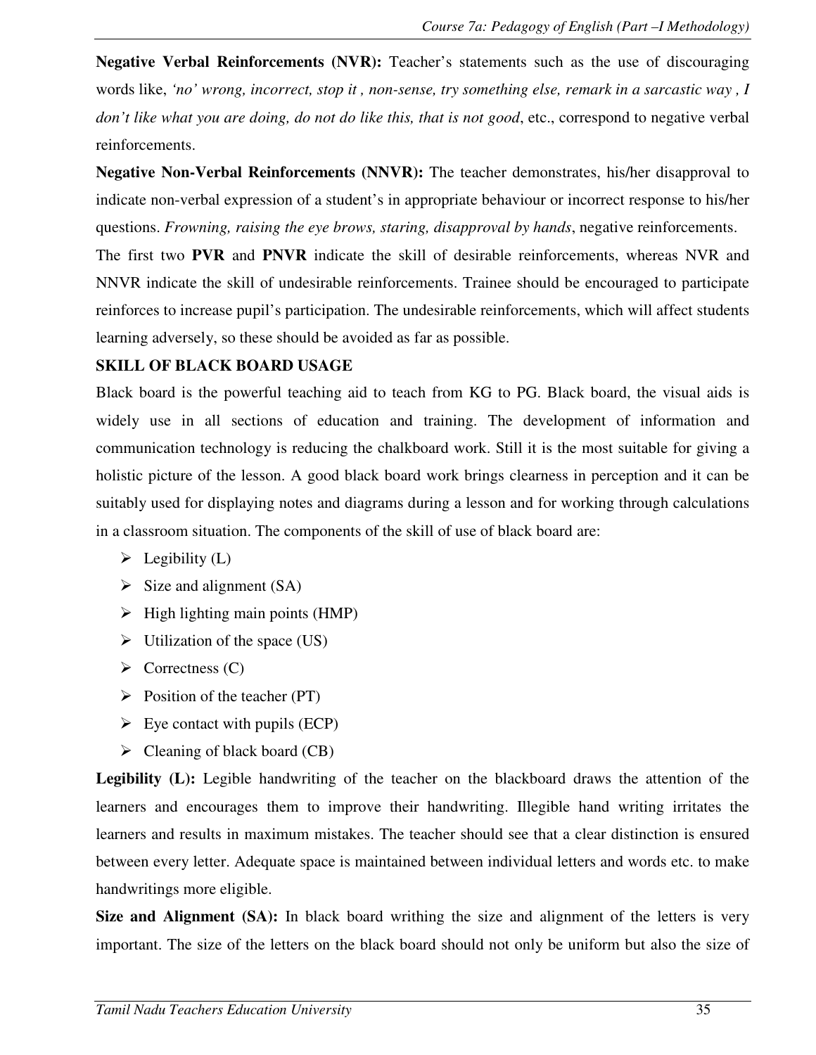**Negative Verbal Reinforcements (NVR):** Teacher's statements such as the use of discouraging words like, *'no' wrong, incorrect, stop it , non-sense, try something else, remark in a sarcastic way , I don't like what you are doing, do not do like this, that is not good*, etc., correspond to negative verbal reinforcements.

**Negative Non-Verbal Reinforcements (NNVR):** The teacher demonstrates, his/her disapproval to indicate non-verbal expression of a student's in appropriate behaviour or incorrect response to his/her questions. *Frowning, raising the eye brows, staring, disapproval by hands*, negative reinforcements.

The first two **PVR** and **PNVR** indicate the skill of desirable reinforcements, whereas NVR and NNVR indicate the skill of undesirable reinforcements. Trainee should be encouraged to participate reinforces to increase pupil's participation. The undesirable reinforcements, which will affect students learning adversely, so these should be avoided as far as possible.

**SKILL OF BLACK BOARD USAGE**

Black board is the powerful teaching aid to teach from KG to PG. Black board, the visual aids is widely use in all sections of education and training. The development of information and communication technology is reducing the chalkboard work. Still it is the most suitable for giving a holistic picture of the lesson. A good black board work brings clearness in perception and it can be suitably used for displaying notes and diagrams during a lesson and for working through calculations in a classroom situation. The components of the skill of use of black board are:

- Legibility (L)
- Size and alignment (SA)
- High lighting main points (HMP)
- Utilization of the space (US)
- Correctness (C)
- Position of the teacher (PT)
- Eye contact with pupils (ECP)
- Cleaning of black board (CB)

**Legibility (L):** Legible handwriting of the teacher on the blackboard draws the attention of the learners and encourages them to improve their handwriting. Illegible hand writing irritates the learners and results in maximum mistakes. The teacher should see that a clear distinction is ensured between every letter. Adequate space is maintained between individual letters and words etc. to make handwritings more eligible.

**Size and Alignment (SA):** In black board writhing the size and alignment of the letters is very important. The size of the letters on the black board should not only be uniform but also the size of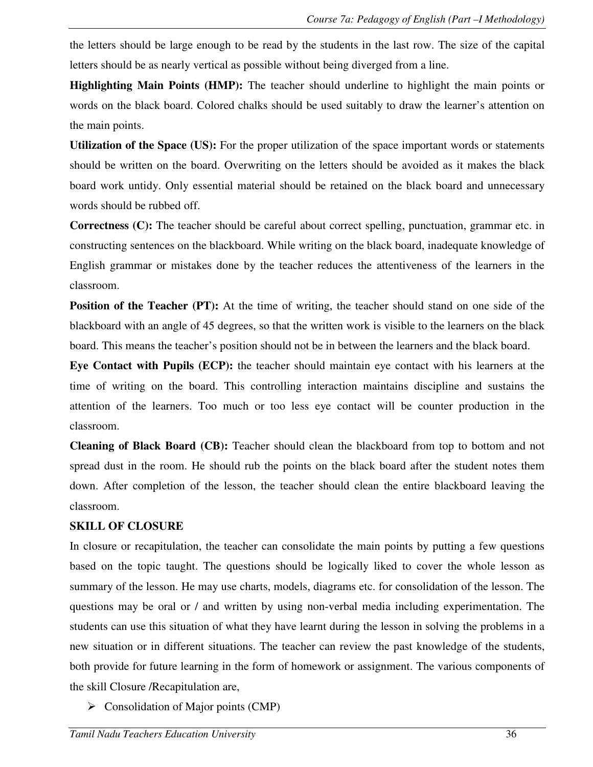the letters should be large enough to be read by the students in the last row. The size of the capital letters should be as nearly vertical as possible without being diverged from a line.

**Highlighting Main Points (HMP):** The teacher should underline to highlight the main points or words on the black board. Colored chalks should be used suitably to draw the learner's attention on the main points.

**Utilization of the Space (US):** For the proper utilization of the space important words or statements should be written on the board. Overwriting on the letters should be avoided as it makes the black board work untidy. Only essential material should be retained on the black board and unnecessary words should be rubbed off.

**Correctness (C):** The teacher should be careful about correct spelling, punctuation, grammar etc. in constructing sentences on the blackboard. While writing on the black board, inadequate knowledge of English grammar or mistakes done by the teacher reduces the attentiveness of the learners in the classroom.

**Position of the Teacher (PT):** At the time of writing, the teacher should stand on one side of the blackboard with an angle of 45 degrees, so that the written work is visible to the learners on the black board. This means the teacher's position should not be in between the learners and the black board.

**Eye Contact with Pupils (ECP):** the teacher should maintain eye contact with his learners at the time of writing on the board. This controlling interaction maintains discipline and sustains the attention of the learners. Too much or too less eye contact will be counter production in the classroom.

**Cleaning of Black Board (CB):** Teacher should clean the blackboard from top to bottom and not spread dust in the room. He should rub the points on the black board after the student notes them down. After completion of the lesson, the teacher should clean the entire blackboard leaving the classroom.

**SKILL OF CLOSURE**

In closure or recapitulation, the teacher can consolidate the main points by putting a few questions based on the topic taught. The questions should be logically liked to cover the whole lesson as summary of the lesson. He may use charts, models, diagrams etc. for consolidation of the lesson. The questions may be oral or / and written by using non-verbal media including experimentation. The students can use this situation of what they have learnt during the lesson in solving the problems in a new situation or in different situations. The teacher can review the past knowledge of the students, both provide for future learning in the form of homework or assignment. The various components of the skill Closure /Recapitulation are,

- Consolidation of Major points (CMP)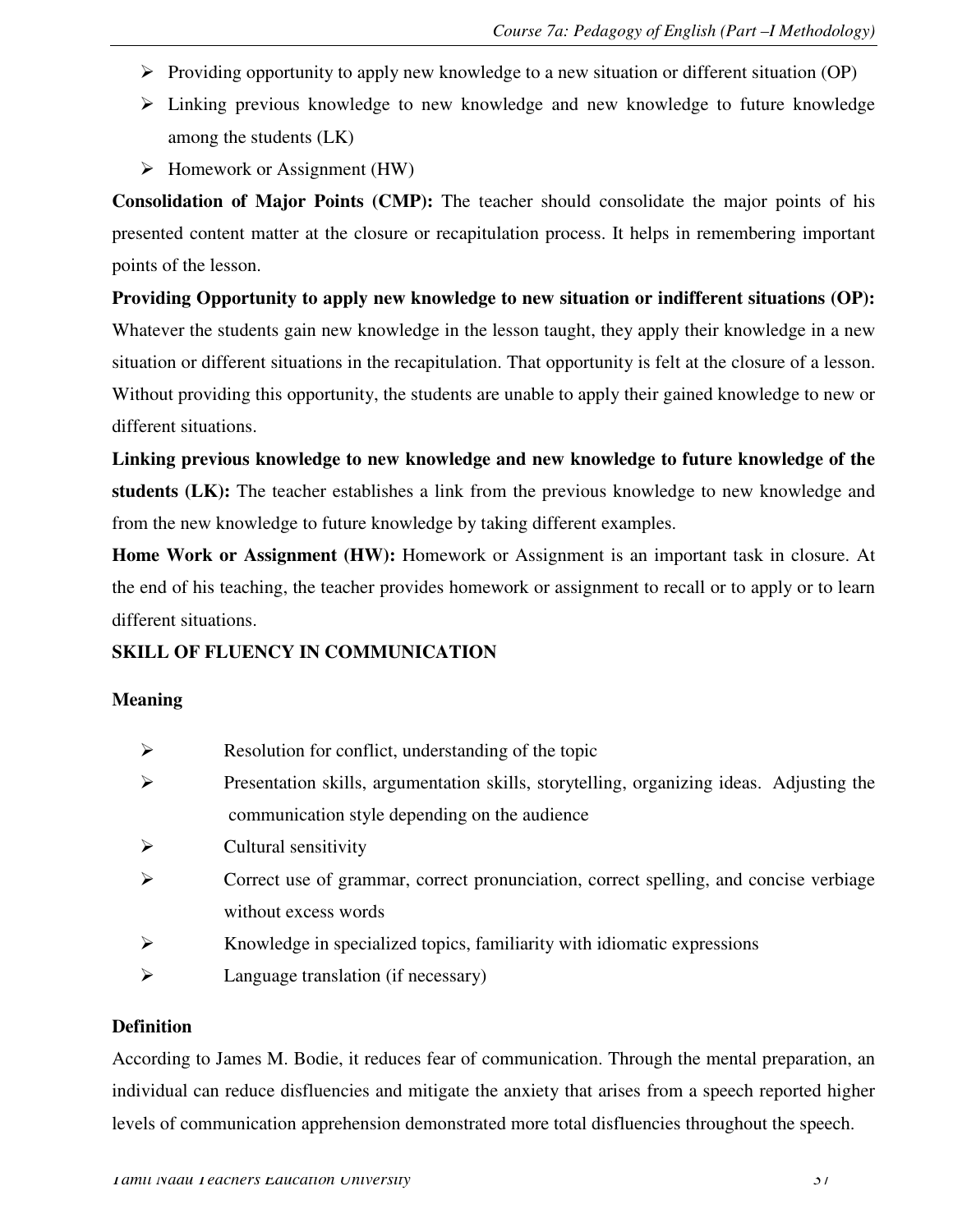- Providing opportunity to apply new knowledge to a new situation or different situation (OP)
- Linking previous knowledge to new knowledge and new knowledge to future knowledge among the students (LK)
- Homework or Assignment (HW)

**Consolidation of Major Points (CMP):** The teacher should consolidate the major points of his presented content matter at the closure or recapitulation process. It helps in remembering important points of the lesson.

**Providing Opportunity to apply new knowledge to new situation or indifferent situations (OP):** Whatever the students gain new knowledge in the lesson taught, they apply their knowledge in a new situation or different situations in the recapitulation. That opportunity is felt at the closure of a lesson. Without providing this opportunity, the students are unable to apply their gained knowledge to new or different situations.

**Linking previous knowledge to new knowledge and new knowledge to future knowledge of the students (LK):** The teacher establishes a link from the previous knowledge to new knowledge and from the new knowledge to future knowledge by taking different examples.

**Home Work or Assignment (HW):** Homework or Assignment is an important task in closure. At the end of his teaching, the teacher provides homework or assignment to recall or to apply or to learn different situations.

## SKILL OF FLUENCY IN COMMUNICATION

**Meaning**

- Resolution for conflict, understanding of the topic
- Presentation skills, argumentation skills, storytelling, organizing ideas. Adjusting the communication style depending on the audience
- Cultural sensitivity
- Correct use of grammar, correct pronunciation, correct spelling, and concise verbiage without excess words
- Knowledge in specialized topics, familiarity with idiomatic expressions
- Language translation (if necessary)

**Definition**

According to James M. Bodie, it reduces fear of communication. Through the mental preparation, an individual can reduce disfluencies and mitigate the anxiety that arises from a speech reported higher levels of communication apprehension demonstrated more total disfluencies throughout the speech.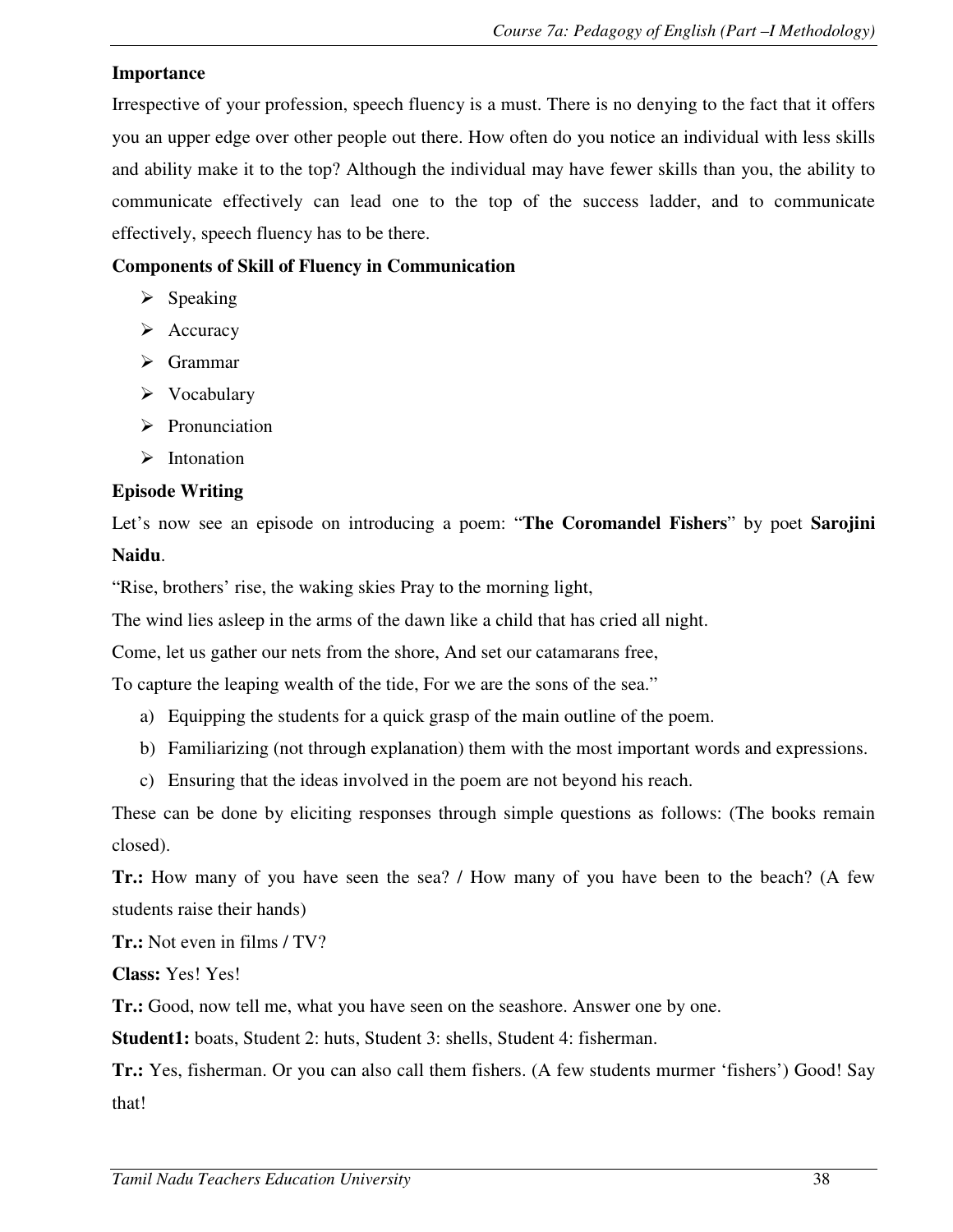**Importance**

Irrespective of your profession, speech fluency is a must. There is no denying to the fact that it offers you an upper edge over other people out there. How often do you notice an individual with less skills and ability make it to the top? Although the individual may have fewer skills than you, the ability to communicate effectively can lead one to the top of the success ladder, and to communicate effectively, speech fluency has to be there.

**Components of Skill of Fluency in Communication**

- Speaking
- Accuracy
- Grammar
- Vocabulary
- Pronunciation
- Intonation

**Episode Writing**

Let's now see an episode on introducing a poem: "**The Coromandel Fishers**" by poet **Sarojini Naidu**.

"Rise, brothers' rise, the waking skies Pray to the morning light,
The wind lies asleep in the arms of the dawn like a child that has cried all night.
Come, let us gather our nets from the shore, And set our catamarans free,
To capture the leaping wealth of the tide, For we are the sons of the sea."

a) Equipping the students for a quick grasp of the main outline of the poem.
b) Familiarizing (not through explanation) them with the most important words and expressions.
c) Ensuring that the ideas involved in the poem are not beyond his reach.

These can be done by eliciting responses through simple questions as follows: (The books remain closed).

**Tr.:** How many of you have seen the sea? / How many of you have been to the beach? (A few students raise their hands)

**Tr.:** Not even in films / TV?

**Class:** Yes! Yes!

**Tr.:** Good, now tell me, what you have seen on the seashore. Answer one by one.

**Student1:** boats, Student 2: huts, Student 3: shells, Student 4: fisherman.

**Tr.:** Yes, fisherman. Or you can also call them fishers. (A few students murmer 'fishers') Good! Say that!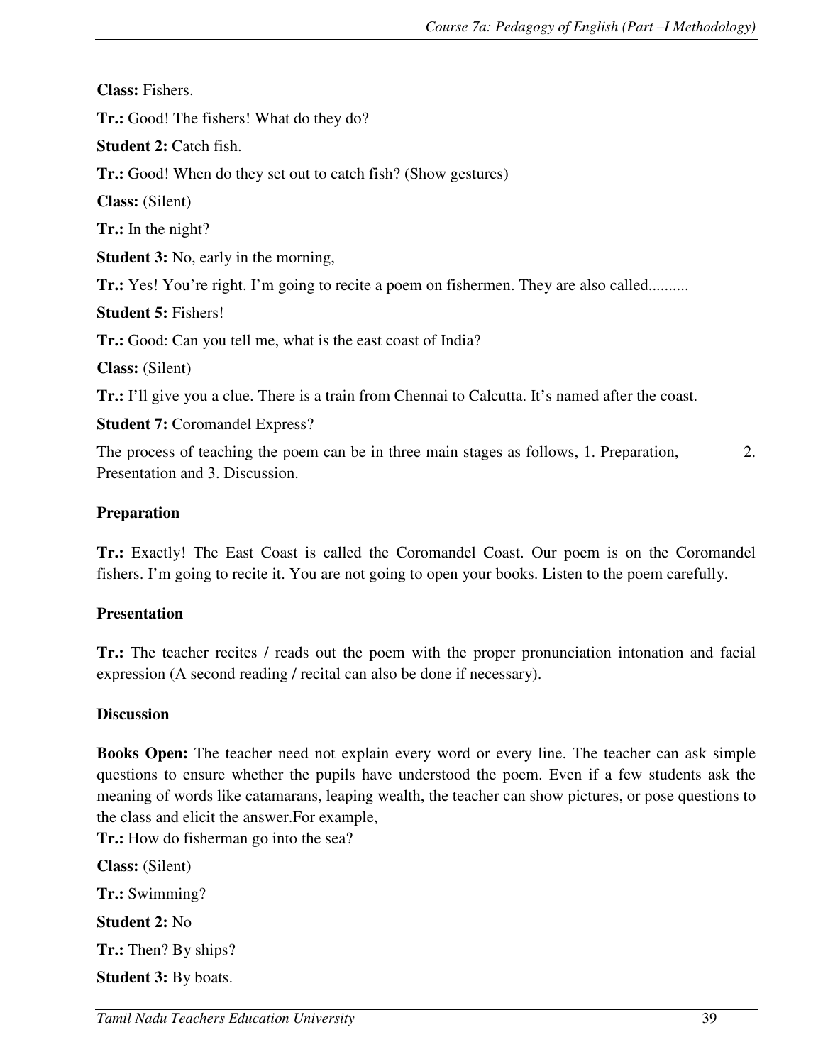**Class:** Fishers.

**Tr.:** Good! The fishers! What do they do?

**Student 2:** Catch fish.

**Tr.:** Good! When do they set out to catch fish? (Show gestures)

**Class:** (Silent)

**Tr.:** In the night?

**Student 3:** No, early in the morning,

**Tr.:** Yes! You're right. I'm going to recite a poem on fishermen. They are also called..........

**Student 5:** Fishers!

**Tr.:** Good: Can you tell me, what is the east coast of India?

**Class:** (Silent)

**Tr.:** I'll give you a clue. There is a train from Chennai to Calcutta. It's named after the coast.

**Student 7:** Coromandel Express?

The process of teaching the poem can be in three main stages as follows, 1. Preparation, 2. Presentation and 3. Discussion.

**Preparation**

**Tr.:** Exactly! The East Coast is called the Coromandel Coast. Our poem is on the Coromandel fishers. I'm going to recite it. You are not going to open your books. Listen to the poem carefully.

**Presentation**

**Tr.:** The teacher recites / reads out the poem with the proper pronunciation intonation and facial expression (A second reading / recital can also be done if necessary).

**Discussion**

**Books Open:** The teacher need not explain every word or every line. The teacher can ask simple questions to ensure whether the pupils have understood the poem. Even if a few students ask the meaning of words like catamarans, leaping wealth, the teacher can show pictures, or pose questions to the class and elicit the answer.For example,

**Tr.:** How do fisherman go into the sea?

**Class:** (Silent)

**Tr.:** Swimming?

**Student 2:** No

**Tr.:** Then? By ships?

**Student 3:** By boats.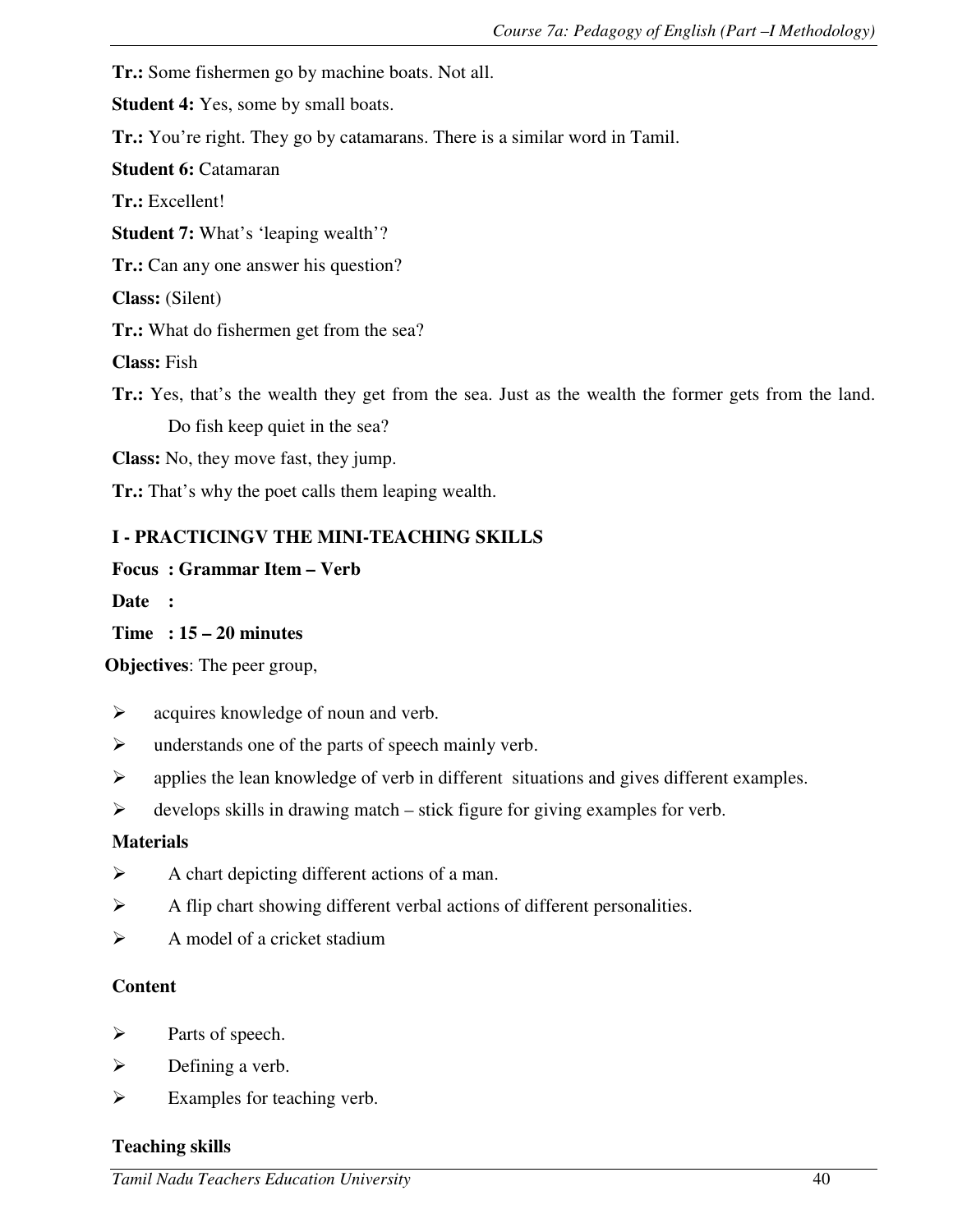**Tr.:** Some fishermen go by machine boats. Not all.

**Student 4:** Yes, some by small boats.

**Tr.:** You're right. They go by catamarans. There is a similar word in Tamil.

**Student 6:** Catamaran

**Tr.:** Excellent!

**Student 7:** What's 'leaping wealth'?

**Tr.:** Can any one answer his question?

**Class:** (Silent)

**Tr.:** What do fishermen get from the sea?

**Class:** Fish

**Tr.:** Yes, that's the wealth they get from the sea. Just as the wealth the former gets from the land. Do fish keep quiet in the sea?

**Class:** No, they move fast, they jump.

**Tr.:** That's why the poet calls them leaping wealth.

**I - PRACTICINGV THE MINI-TEACHING SKILLS**

**Focus : Grammar Item – Verb**

**Date :**

**Time : 15 – 20 minutes**

**Objectives**: The peer group,

- acquires knowledge of noun and verb.
- understands one of the parts of speech mainly verb.
- applies the lean knowledge of verb in different situations and gives different examples.
- develops skills in drawing match – stick figure for giving examples for verb.

**Materials**

- A chart depicting different actions of a man.
- A flip chart showing different verbal actions of different personalities.
- A model of a cricket stadium

**Content**

- Parts of speech.
- Defining a verb.
- Examples for teaching verb.

**Teaching skills**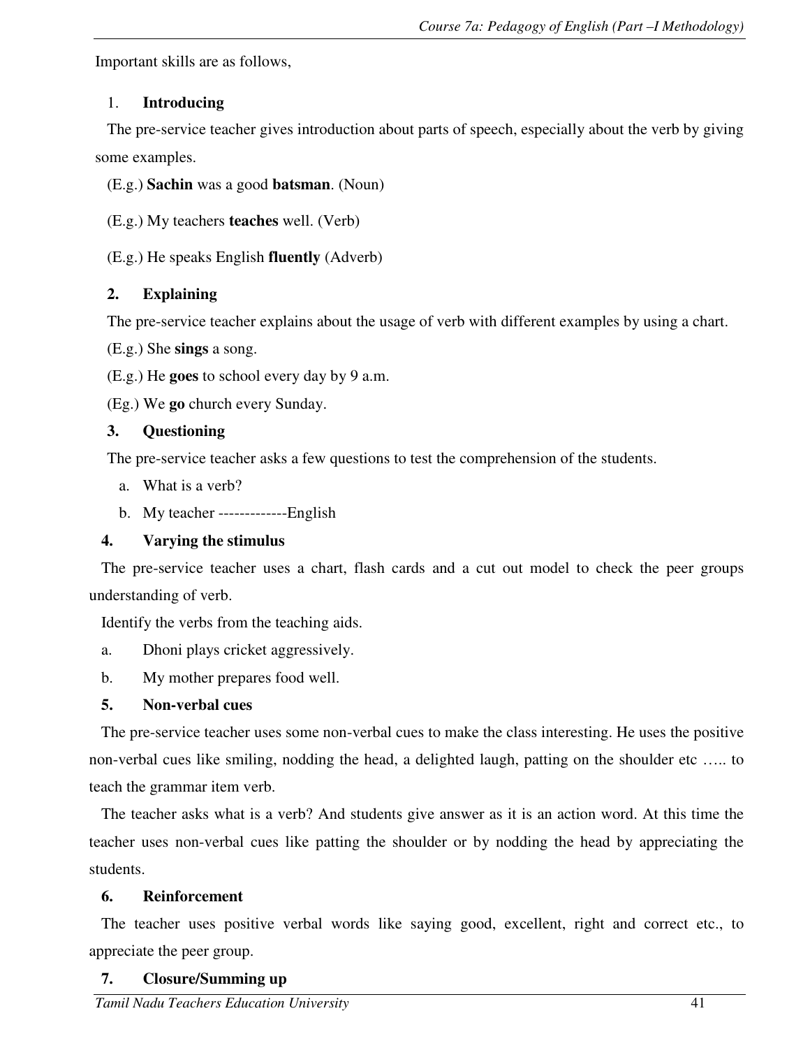Important skills are as follows,

1. **Introducing**

The pre-service teacher gives introduction about parts of speech, especially about the verb by giving some examples.

(E.g.) **Sachin** was a good **batsman**. (Noun)

(E.g.) My teachers **teaches** well. (Verb)

(E.g.) He speaks English **fluently** (Adverb)

2. **Explaining**

The pre-service teacher explains about the usage of verb with different examples by using a chart.

(E.g.) She **sings** a song.

(E.g.) He **goes** to school every day by 9 a.m.

(Eg.) We **go** church every Sunday.

3. **Questioning**

The pre-service teacher asks a few questions to test the comprehension of the students.

a. What is a verb?
b. My teacher -------------English

4. **Varying the stimulus**

The pre-service teacher uses a chart, flash cards and a cut out model to check the peer groups understanding of verb.

Identify the verbs from the teaching aids.

a. Dhoni plays cricket aggressively.
b. My mother prepares food well.

5. **Non-verbal cues**

The pre-service teacher uses some non-verbal cues to make the class interesting. He uses the positive non-verbal cues like smiling, nodding the head, a delighted laugh, patting on the shoulder etc ….. to teach the grammar item verb.

The teacher asks what is a verb? And students give answer as it is an action word. At this time the teacher uses non-verbal cues like patting the shoulder or by nodding the head by appreciating the students.

6. **Reinforcement**

The teacher uses positive verbal words like saying good, excellent, right and correct etc., to appreciate the peer group.

7. **Closure/Summing up**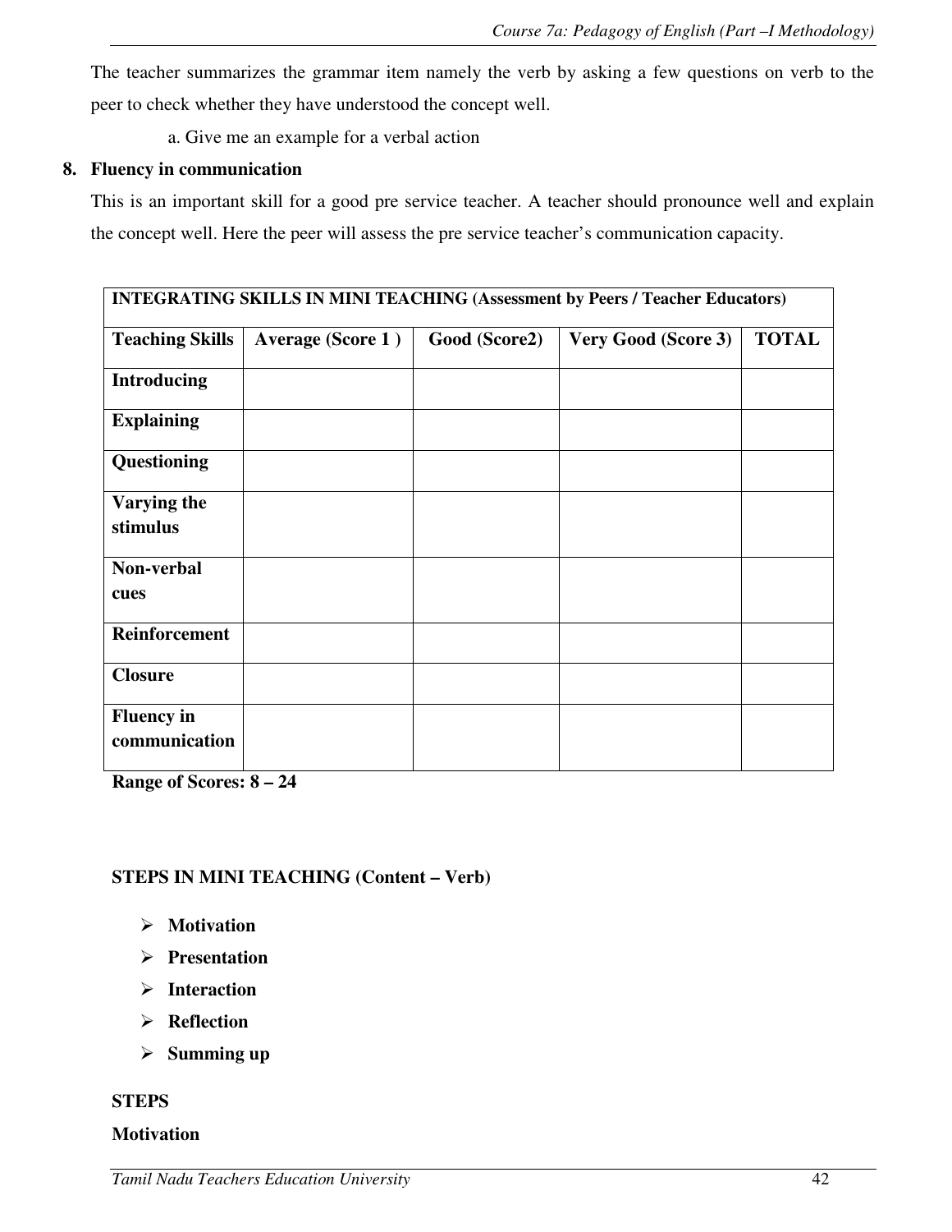The teacher summarizes the grammar item namely the verb by asking a few questions on verb to the peer to check whether they have understood the concept well.

a. Give me an example for a verbal action

**8. Fluency in communication**

This is an important skill for a good pre service teacher. A teacher should pronounce well and explain the concept well. Here the peer will assess the pre service teacher's communication capacity.

| **INTEGRATING SKILLS IN MINI TEACHING (Assessment by Peers / Teacher Educators)** | | | | |
|---|---|---|---|---|
| **Teaching Skills** | **Average (Score 1 )** | **Good (Score2)** | **Very Good (Score 3)** | **TOTAL** |
| **Introducing** | | | | |
| **Explaining** | | | | |
| **Questioning** | | | | |
| **Varying the stimulus** | | | | |
| **Non-verbal cues** | | | | |
| **Reinforcement** | | | | |
| **Closure** | | | | |
| **Fluency in communication** | | | | |

**Range of Scores: 8 – 24**

**STEPS IN MINI TEACHING (Content – Verb)**

- **Motivation**
- **Presentation**
- **Interaction**
- **Reflection**
- **Summing up**

**STEPS**

**Motivation**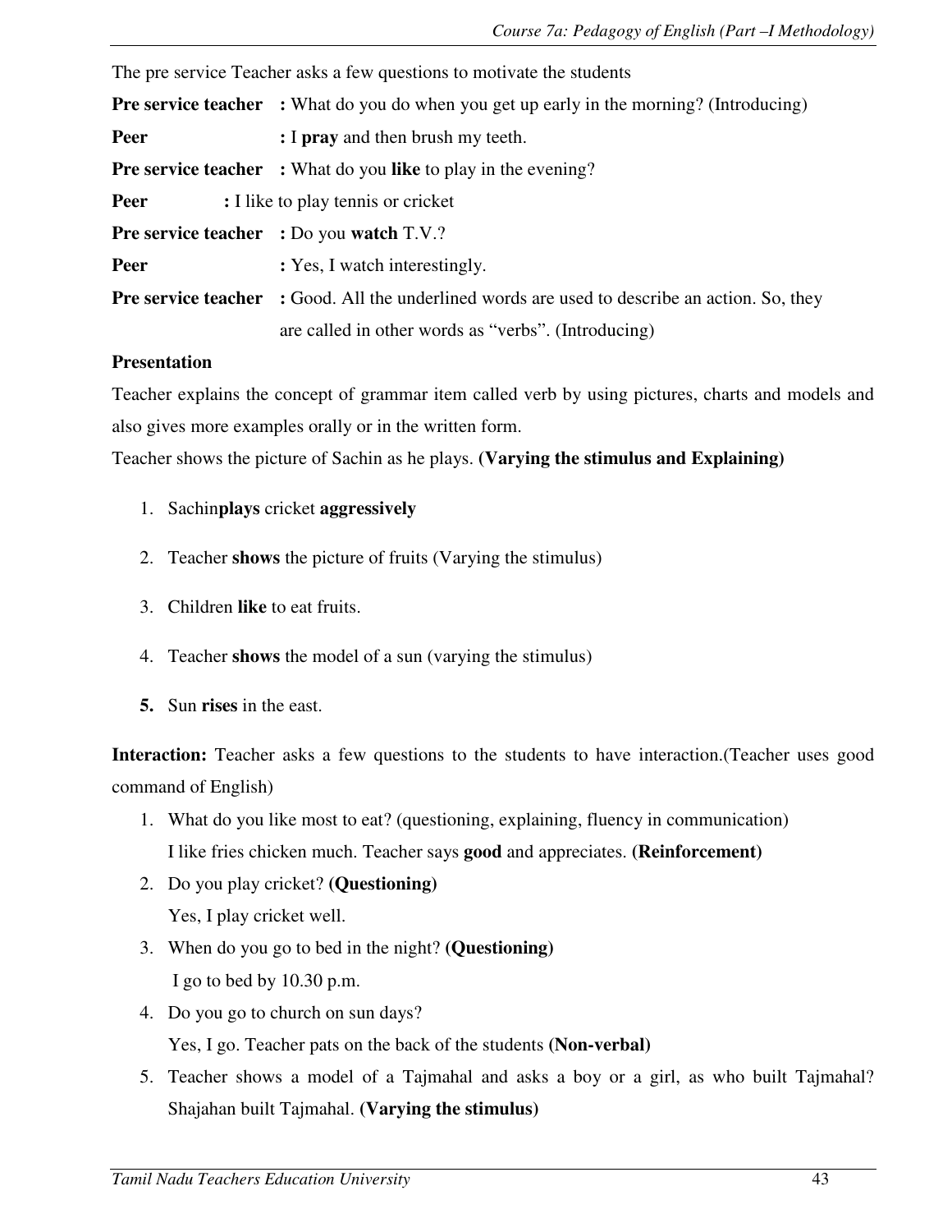The pre service Teacher asks a few questions to motivate the students

**Pre service teacher** : What do you do when you get up early in the morning? (Introducing)

**Peer** : I **pray** and then brush my teeth.

**Pre service teacher** : What do you **like** to play in the evening?

**Peer** : I like to play tennis or cricket

**Pre service teacher** : Do you **watch** T.V.?

**Peer** : Yes, I watch interestingly.

**Pre service teacher** : Good. All the underlined words are used to describe an action. So, they are called in other words as "verbs". (Introducing)

**Presentation**

Teacher explains the concept of grammar item called verb by using pictures, charts and models and also gives more examples orally or in the written form.

Teacher shows the picture of Sachin as he plays. **(Varying the stimulus and Explaining)**

1. Sachin**plays** cricket **aggressively**
2. Teacher **shows** the picture of fruits (Varying the stimulus)
3. Children **like** to eat fruits.
4. Teacher **shows** the model of a sun (varying the stimulus)
5. Sun **rises** in the east.

**Interaction:** Teacher asks a few questions to the students to have interaction.(Teacher uses good command of English)

1. What do you like most to eat? (questioning, explaining, fluency in communication)
   I like fries chicken much. Teacher says **good** and appreciates. **(Reinforcement)**
2. Do you play cricket? **(Questioning)**
   Yes, I play cricket well.
3. When do you go to bed in the night? **(Questioning)**
   I go to bed by 10.30 p.m.
4. Do you go to church on sun days?
   Yes, I go. Teacher pats on the back of the students **(Non-verbal)**
5. Teacher shows a model of a Tajmahal and asks a boy or a girl, as who built Tajmahal? Shajahan built Tajmahal. **(Varying the stimulus)**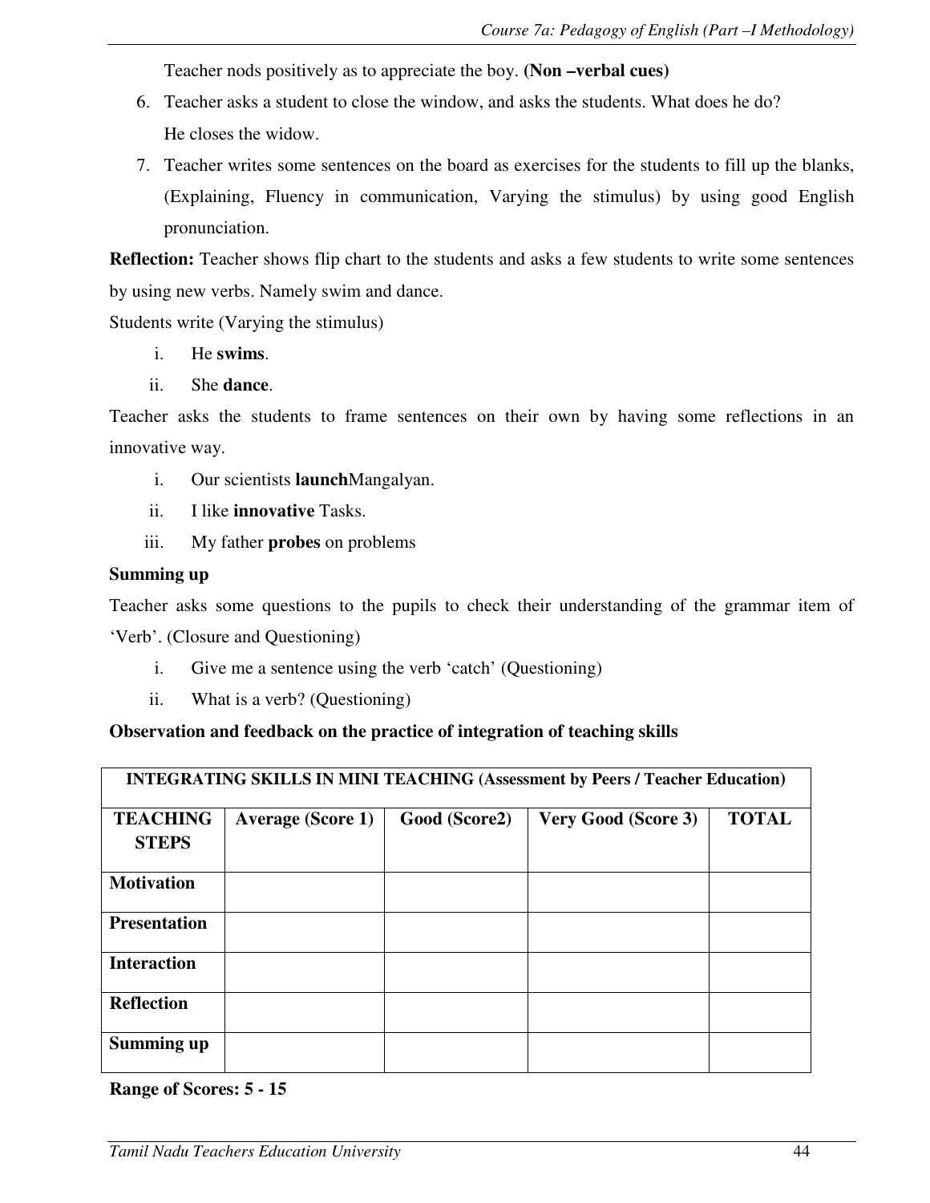Teacher nods positively as to appreciate the boy. **(Non –verbal cues)**

6. Teacher asks a student to close the window, and asks the students. What does he do?
   He closes the widow.
7. Teacher writes some sentences on the board as exercises for the students to fill up the blanks, (Explaining, Fluency in communication, Varying the stimulus) by using good English pronunciation.

**Reflection:** Teacher shows flip chart to the students and asks a few students to write some sentences by using new verbs. Namely swim and dance.

Students write (Varying the stimulus)

i. He **swims**.
ii. She **dance**.

Teacher asks the students to frame sentences on their own by having some reflections in an innovative way.

i. Our scientists **launch**Mangalyan.
ii. I like **innovative** Tasks.
iii. My father **probes** on problems

**Summing up**

Teacher asks some questions to the pupils to check their understanding of the grammar item of 'Verb'. (Closure and Questioning)

i. Give me a sentence using the verb 'catch' (Questioning)
ii. What is a verb? (Questioning)

**Observation and feedback on the practice of integration of teaching skills**

| **INTEGRATING SKILLS IN MINI TEACHING (Assessment by Peers / Teacher Education)** | | | | |
|---|---|---|---|---|
| **TEACHING STEPS** | **Average (Score 1)** | **Good (Score2)** | **Very Good (Score 3)** | **TOTAL** |
| **Motivation** | | | | |
| **Presentation** | | | | |
| **Interaction** | | | | |
| **Reflection** | | | | |
| **Summing up** | | | | |

**Range of Scores: 5 - 15**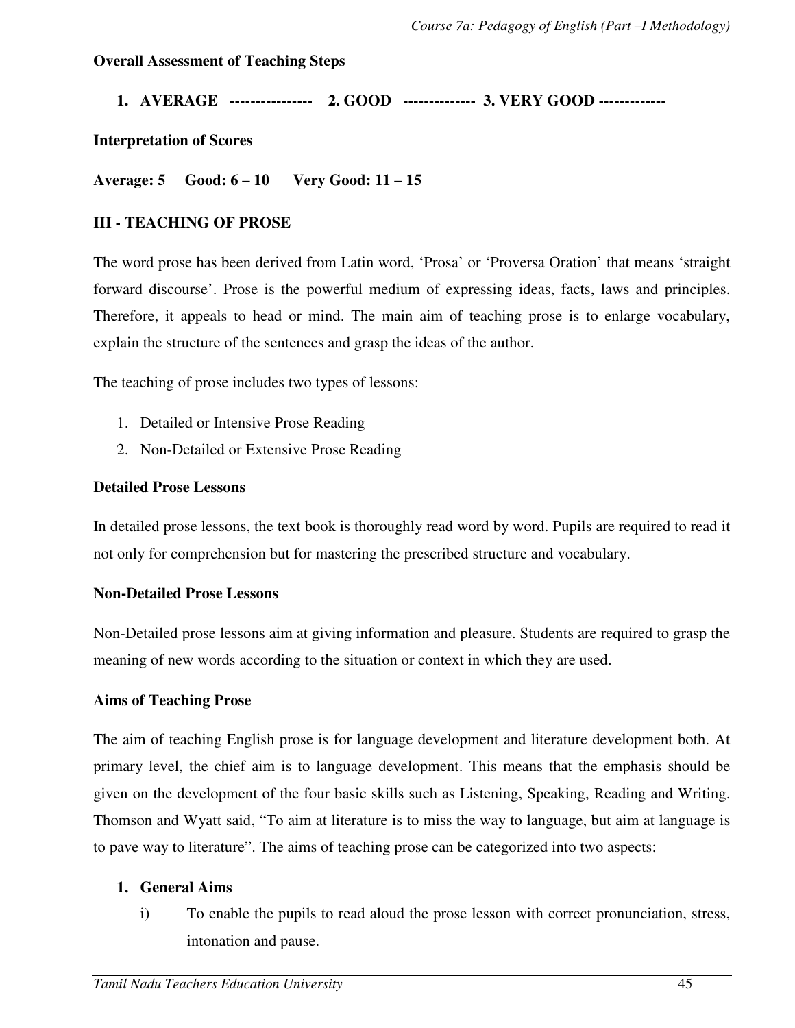**Overall Assessment of Teaching Steps**

1. **AVERAGE ---------------- 2. GOOD ------------- 3. VERY GOOD ------------**

**Interpretation of Scores**

**Average: 5 Good: 6 – 10 Very Good: 11 – 15**

## III - TEACHING OF PROSE

The word prose has been derived from Latin word, 'Prosa' or 'Proversa Oration' that means 'straight forward discourse'. Prose is the powerful medium of expressing ideas, facts, laws and principles. Therefore, it appeals to head or mind. The main aim of teaching prose is to enlarge vocabulary, explain the structure of the sentences and grasp the ideas of the author.

The teaching of prose includes two types of lessons:

1. Detailed or Intensive Prose Reading
2. Non-Detailed or Extensive Prose Reading

**Detailed Prose Lessons**

In detailed prose lessons, the text book is thoroughly read word by word. Pupils are required to read it not only for comprehension but for mastering the prescribed structure and vocabulary.

**Non-Detailed Prose Lessons**

Non-Detailed prose lessons aim at giving information and pleasure. Students are required to grasp the meaning of new words according to the situation or context in which they are used.

**Aims of Teaching Prose**

The aim of teaching English prose is for language development and literature development both. At primary level, the chief aim is to language development. This means that the emphasis should be given on the development of the four basic skills such as Listening, Speaking, Reading and Writing. Thomson and Wyatt said, "To aim at literature is to miss the way to language, but aim at language is to pave way to literature". The aims of teaching prose can be categorized into two aspects:

1. **General Aims**
   i) To enable the pupils to read aloud the prose lesson with correct pronunciation, stress, intonation and pause.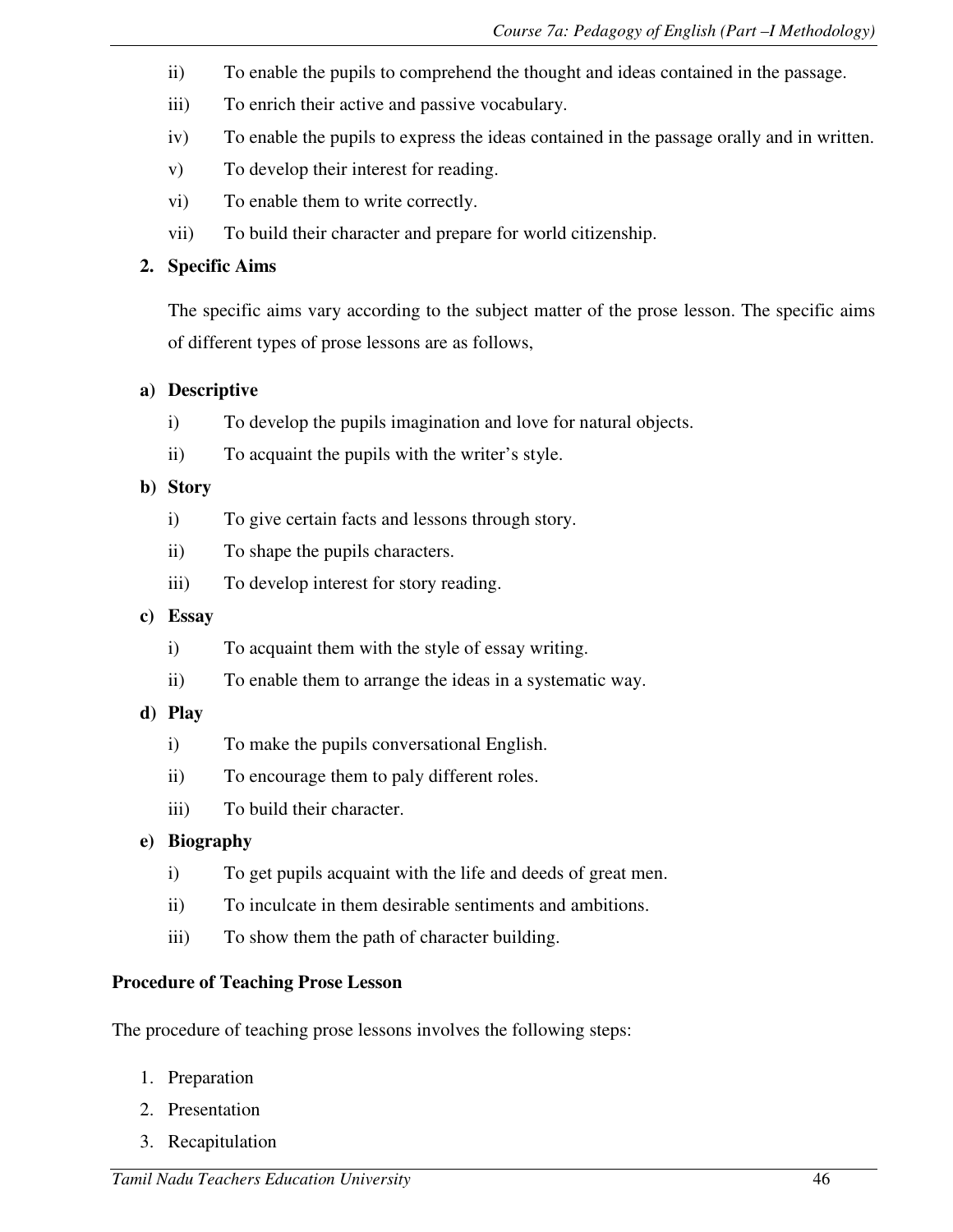ii) To enable the pupils to comprehend the thought and ideas contained in the passage.

iii) To enrich their active and passive vocabulary.

iv) To enable the pupils to express the ideas contained in the passage orally and in written.

v) To develop their interest for reading.

vi) To enable them to write correctly.

vii) To build their character and prepare for world citizenship.

**2. Specific Aims**

The specific aims vary according to the subject matter of the prose lesson. The specific aims of different types of prose lessons are as follows,

**a) Descriptive**

i) To develop the pupils imagination and love for natural objects.

ii) To acquaint the pupils with the writer's style.

**b) Story**

i) To give certain facts and lessons through story.

ii) To shape the pupils characters.

iii) To develop interest for story reading.

**c) Essay**

i) To acquaint them with the style of essay writing.

ii) To enable them to arrange the ideas in a systematic way.

**d) Play**

i) To make the pupils conversational English.

ii) To encourage them to paly different roles.

iii) To build their character.

**e) Biography**

i) To get pupils acquaint with the life and deeds of great men.

ii) To inculcate in them desirable sentiments and ambitions.

iii) To show them the path of character building.

**Procedure of Teaching Prose Lesson**

The procedure of teaching prose lessons involves the following steps:

1. Preparation
2. Presentation
3. Recapitulation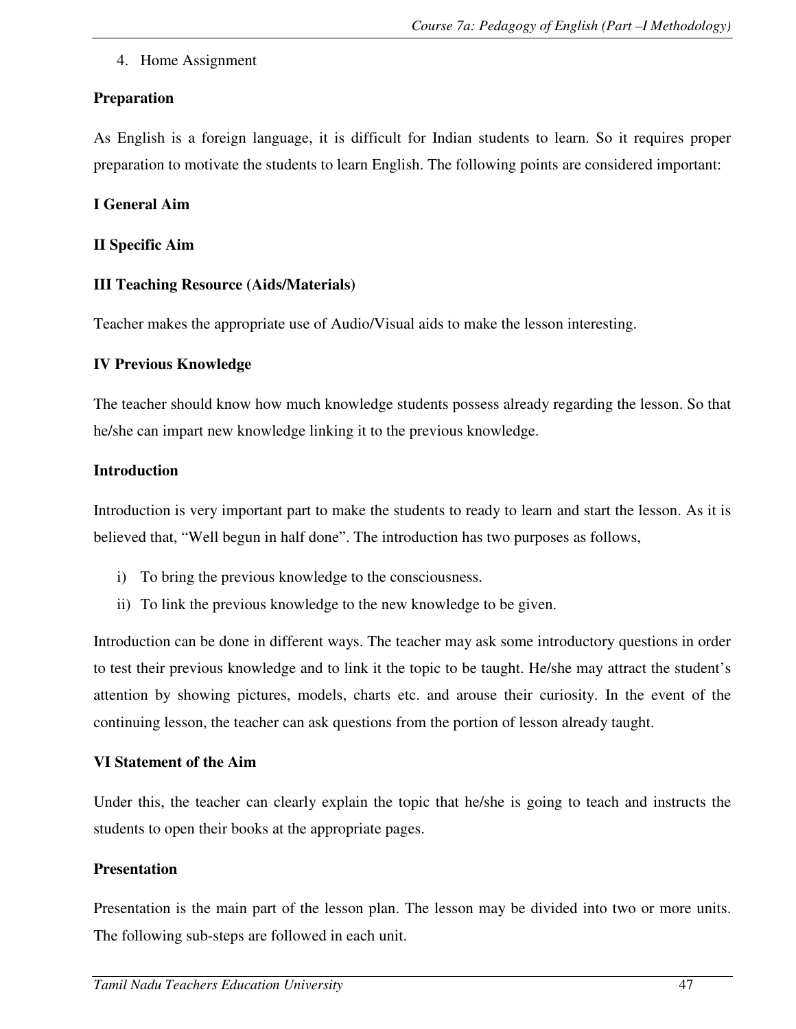4. Home Assignment

**Preparation**

As English is a foreign language, it is difficult for Indian students to learn. So it requires proper preparation to motivate the students to learn English. The following points are considered important:

**I General Aim**

**II Specific Aim**

**III Teaching Resource (Aids/Materials)**

Teacher makes the appropriate use of Audio/Visual aids to make the lesson interesting.

**IV Previous Knowledge**

The teacher should know how much knowledge students possess already regarding the lesson. So that he/she can impart new knowledge linking it to the previous knowledge.

**Introduction**

Introduction is very important part to make the students to ready to learn and start the lesson. As it is believed that, "Well begun in half done". The introduction has two purposes as follows,

i) To bring the previous knowledge to the consciousness.
ii) To link the previous knowledge to the new knowledge to be given.

Introduction can be done in different ways. The teacher may ask some introductory questions in order to test their previous knowledge and to link it the topic to be taught. He/she may attract the student's attention by showing pictures, models, charts etc. and arouse their curiosity. In the event of the continuing lesson, the teacher can ask questions from the portion of lesson already taught.

**VI Statement of the Aim**

Under this, the teacher can clearly explain the topic that he/she is going to teach and instructs the students to open their books at the appropriate pages.

**Presentation**

Presentation is the main part of the lesson plan. The lesson may be divided into two or more units. The following sub-steps are followed in each unit.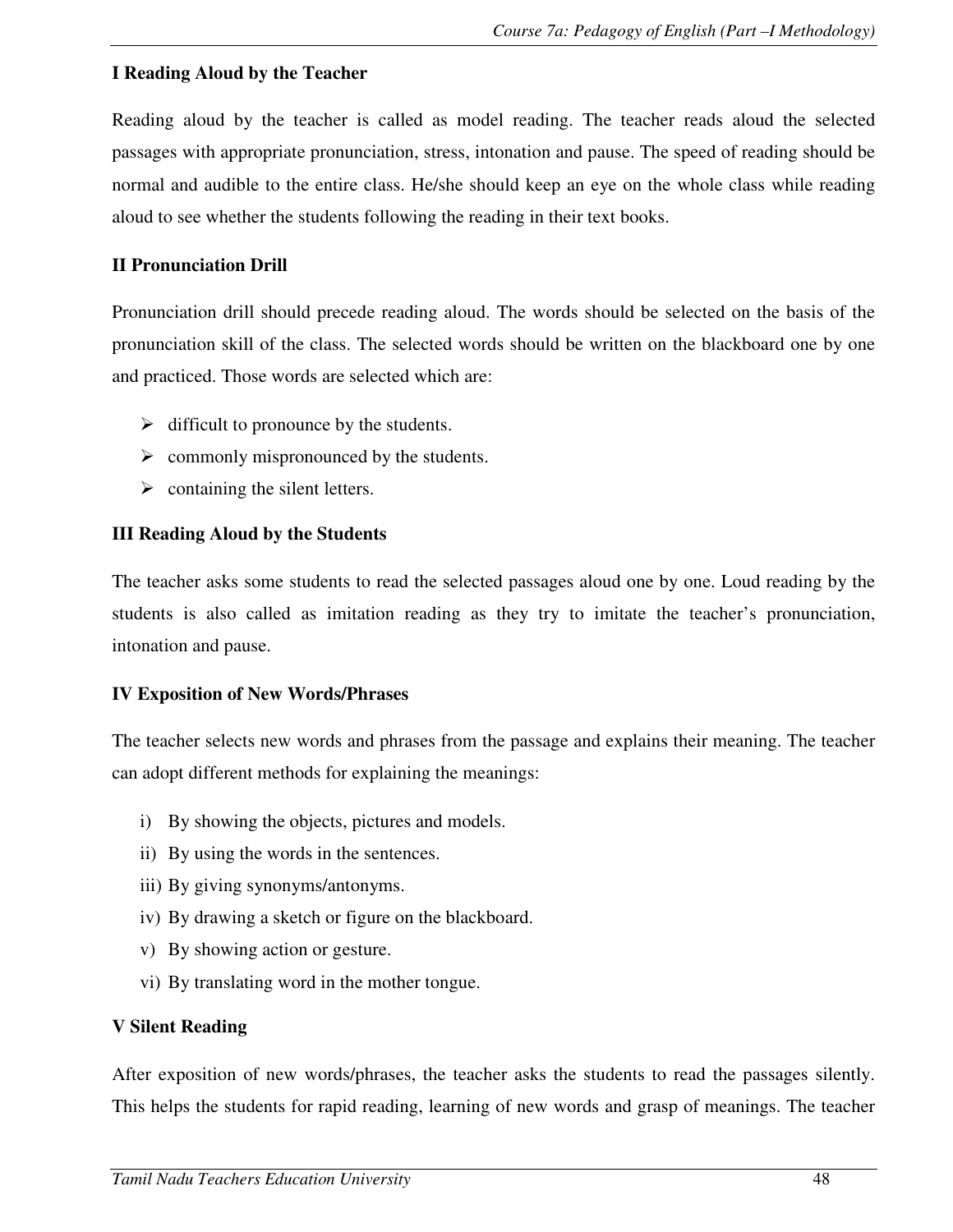**I Reading Aloud by the Teacher**

Reading aloud by the teacher is called as model reading. The teacher reads aloud the selected passages with appropriate pronunciation, stress, intonation and pause. The speed of reading should be normal and audible to the entire class. He/she should keep an eye on the whole class while reading aloud to see whether the students following the reading in their text books.

**II Pronunciation Drill**

Pronunciation drill should precede reading aloud. The words should be selected on the basis of the pronunciation skill of the class. The selected words should be written on the blackboard one by one and practiced. Those words are selected which are:

- difficult to pronounce by the students.
- commonly mispronounced by the students.
- containing the silent letters.

**III Reading Aloud by the Students**

The teacher asks some students to read the selected passages aloud one by one. Loud reading by the students is also called as imitation reading as they try to imitate the teacher's pronunciation, intonation and pause.

**IV Exposition of New Words/Phrases**

The teacher selects new words and phrases from the passage and explains their meaning. The teacher can adopt different methods for explaining the meanings:

i) By showing the objects, pictures and models.
ii) By using the words in the sentences.
iii) By giving synonyms/antonyms.
iv) By drawing a sketch or figure on the blackboard.
v) By showing action or gesture.
vi) By translating word in the mother tongue.

**V Silent Reading**

After exposition of new words/phrases, the teacher asks the students to read the passages silently. This helps the students for rapid reading, learning of new words and grasp of meanings. The teacher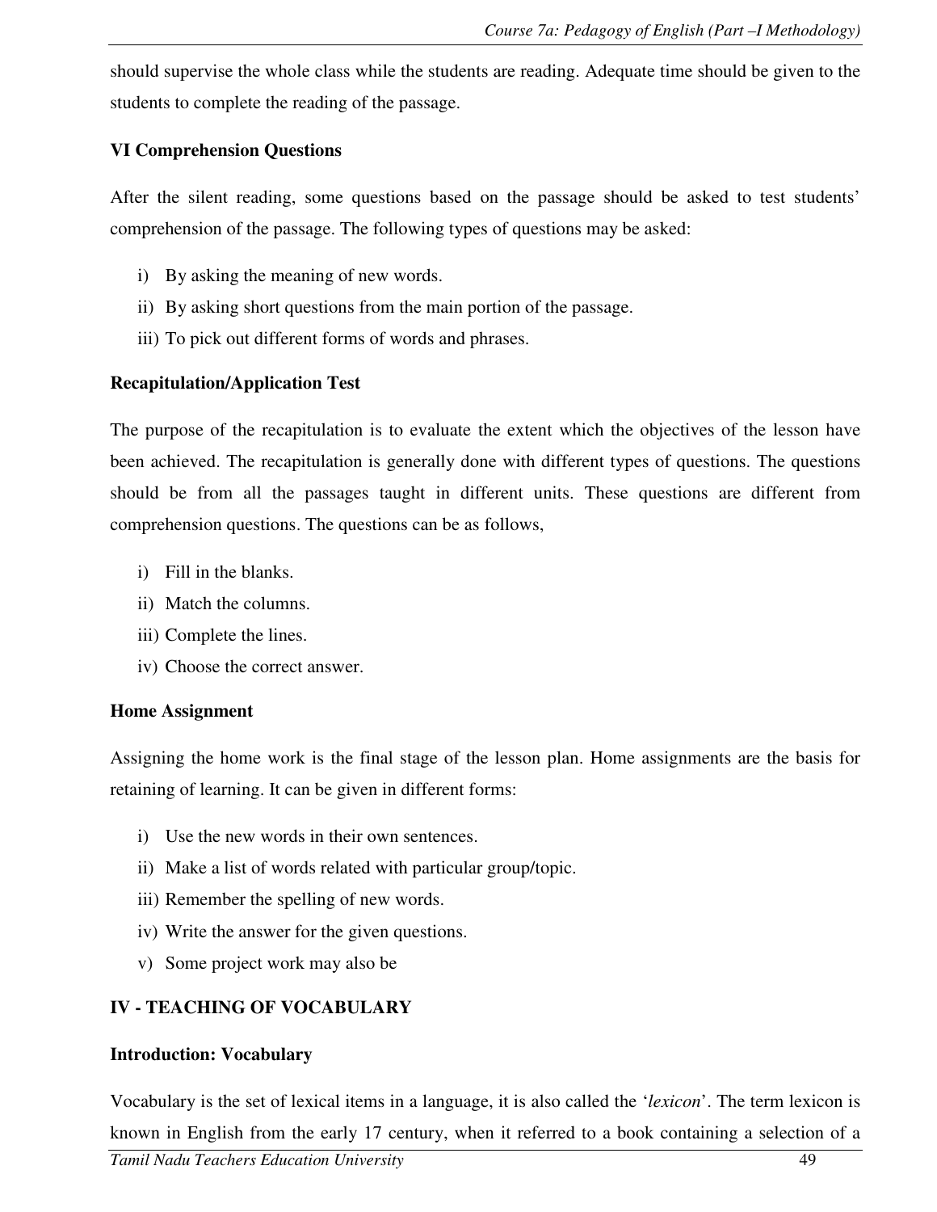should supervise the whole class while the students are reading. Adequate time should be given to the students to complete the reading of the passage.

**VI Comprehension Questions**

After the silent reading, some questions based on the passage should be asked to test students' comprehension of the passage. The following types of questions may be asked:

i) By asking the meaning of new words.
ii) By asking short questions from the main portion of the passage.
iii) To pick out different forms of words and phrases.

**Recapitulation/Application Test**

The purpose of the recapitulation is to evaluate the extent which the objectives of the lesson have been achieved. The recapitulation is generally done with different types of questions. The questions should be from all the passages taught in different units. These questions are different from comprehension questions. The questions can be as follows,

i) Fill in the blanks.
ii) Match the columns.
iii) Complete the lines.
iv) Choose the correct answer.

**Home Assignment**

Assigning the home work is the final stage of the lesson plan. Home assignments are the basis for retaining of learning. It can be given in different forms:

i) Use the new words in their own sentences.
ii) Make a list of words related with particular group/topic.
iii) Remember the spelling of new words.
iv) Write the answer for the given questions.
v) Some project work may also be

## IV - TEACHING OF VOCABULARY

**Introduction: Vocabulary**

Vocabulary is the set of lexical items in a language, it is also called the '*lexicon*'. The term lexicon is known in English from the early 17 century, when it referred to a book containing a selection of a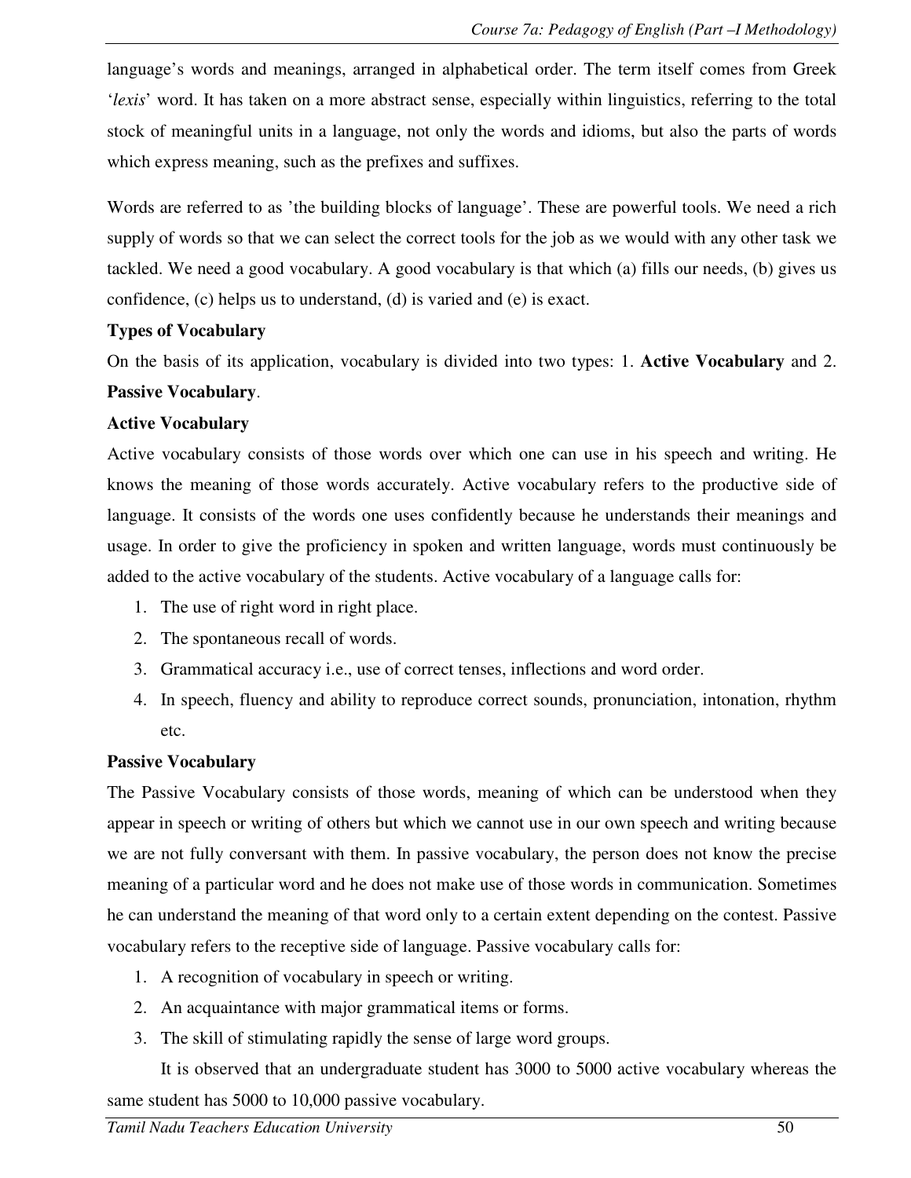language's words and meanings, arranged in alphabetical order. The term itself comes from Greek '*lexis*' word. It has taken on a more abstract sense, especially within linguistics, referring to the total stock of meaningful units in a language, not only the words and idioms, but also the parts of words which express meaning, such as the prefixes and suffixes.

Words are referred to as 'the building blocks of language'. These are powerful tools. We need a rich supply of words so that we can select the correct tools for the job as we would with any other task we tackled. We need a good vocabulary. A good vocabulary is that which (a) fills our needs, (b) gives us confidence, (c) helps us to understand, (d) is varied and (e) is exact.

**Types of Vocabulary**

On the basis of its application, vocabulary is divided into two types: 1. **Active Vocabulary** and 2. **Passive Vocabulary**.

**Active Vocabulary**

Active vocabulary consists of those words over which one can use in his speech and writing. He knows the meaning of those words accurately. Active vocabulary refers to the productive side of language. It consists of the words one uses confidently because he understands their meanings and usage. In order to give the proficiency in spoken and written language, words must continuously be added to the active vocabulary of the students. Active vocabulary of a language calls for:

1. The use of right word in right place.
2. The spontaneous recall of words.
3. Grammatical accuracy i.e., use of correct tenses, inflections and word order.
4. In speech, fluency and ability to reproduce correct sounds, pronunciation, intonation, rhythm etc.

**Passive Vocabulary**

The Passive Vocabulary consists of those words, meaning of which can be understood when they appear in speech or writing of others but which we cannot use in our own speech and writing because we are not fully conversant with them. In passive vocabulary, the person does not know the precise meaning of a particular word and he does not make use of those words in communication. Sometimes he can understand the meaning of that word only to a certain extent depending on the contest. Passive vocabulary refers to the receptive side of language. Passive vocabulary calls for:

1. A recognition of vocabulary in speech or writing.
2. An acquaintance with major grammatical items or forms.
3. The skill of stimulating rapidly the sense of large word groups.

It is observed that an undergraduate student has 3000 to 5000 active vocabulary whereas the same student has 5000 to 10,000 passive vocabulary.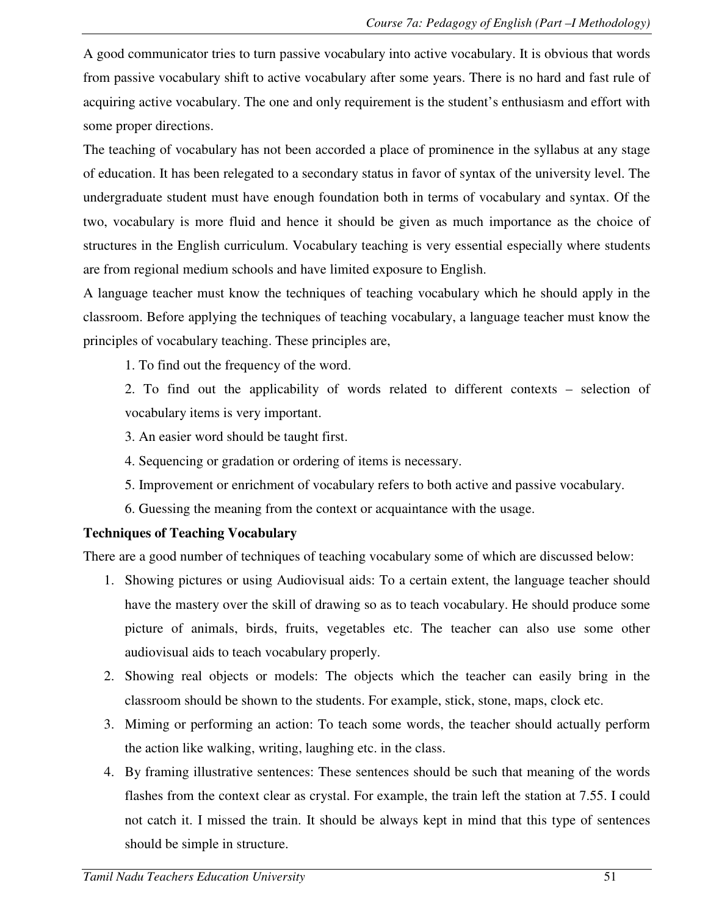A good communicator tries to turn passive vocabulary into active vocabulary. It is obvious that words from passive vocabulary shift to active vocabulary after some years. There is no hard and fast rule of acquiring active vocabulary. The one and only requirement is the student's enthusiasm and effort with some proper directions.

The teaching of vocabulary has not been accorded a place of prominence in the syllabus at any stage of education. It has been relegated to a secondary status in favor of syntax of the university level. The undergraduate student must have enough foundation both in terms of vocabulary and syntax. Of the two, vocabulary is more fluid and hence it should be given as much importance as the choice of structures in the English curriculum. Vocabulary teaching is very essential especially where students are from regional medium schools and have limited exposure to English.

A language teacher must know the techniques of teaching vocabulary which he should apply in the classroom. Before applying the techniques of teaching vocabulary, a language teacher must know the principles of vocabulary teaching. These principles are,

1. To find out the frequency of the word.
2. To find out the applicability of words related to different contexts – selection of vocabulary items is very important.
3. An easier word should be taught first.
4. Sequencing or gradation or ordering of items is necessary.
5. Improvement or enrichment of vocabulary refers to both active and passive vocabulary.
6. Guessing the meaning from the context or acquaintance with the usage.

**Techniques of Teaching Vocabulary**

There are a good number of techniques of teaching vocabulary some of which are discussed below:

1. Showing pictures or using Audiovisual aids: To a certain extent, the language teacher should have the mastery over the skill of drawing so as to teach vocabulary. He should produce some picture of animals, birds, fruits, vegetables etc. The teacher can also use some other audiovisual aids to teach vocabulary properly.
2. Showing real objects or models: The objects which the teacher can easily bring in the classroom should be shown to the students. For example, stick, stone, maps, clock etc.
3. Miming or performing an action: To teach some words, the teacher should actually perform the action like walking, writing, laughing etc. in the class.
4. By framing illustrative sentences: These sentences should be such that meaning of the words flashes from the context clear as crystal. For example, the train left the station at 7.55. I could not catch it. I missed the train. It should be always kept in mind that this type of sentences should be simple in structure.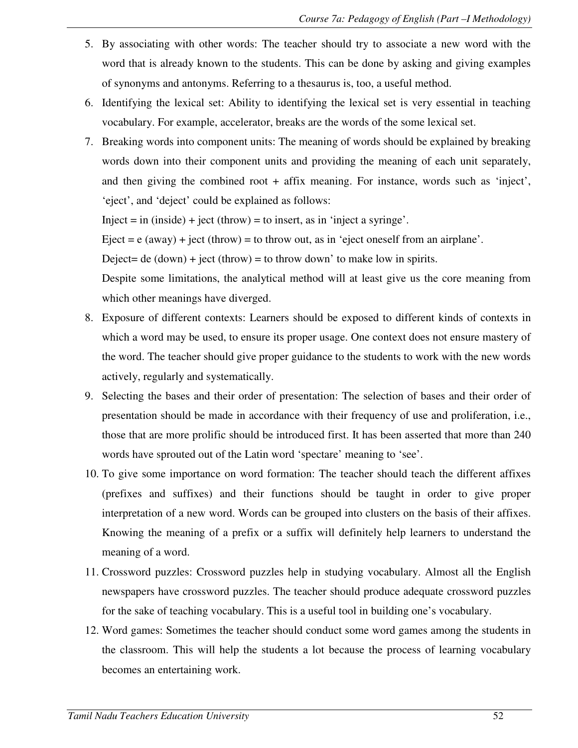5. By associating with other words: The teacher should try to associate a new word with the word that is already known to the students. This can be done by asking and giving examples of synonyms and antonyms. Referring to a thesaurus is, too, a useful method.
6. Identifying the lexical set: Ability to identifying the lexical set is very essential in teaching vocabulary. For example, accelerator, breaks are the words of the some lexical set.
7. Breaking words into component units: The meaning of words should be explained by breaking words down into their component units and providing the meaning of each unit separately, and then giving the combined root + affix meaning. For instance, words such as 'inject', 'eject', and 'deject' could be explained as follows:

   Inject = in (inside) + ject (throw) = to insert, as in 'inject a syringe'.

   Eject = e (away) + ject (throw) = to throw out, as in 'eject oneself from an airplane'.

   Deject= de (down) + ject (throw) = to throw down' to make low in spirits.

   Despite some limitations, the analytical method will at least give us the core meaning from which other meanings have diverged.
8. Exposure of different contexts: Learners should be exposed to different kinds of contexts in which a word may be used, to ensure its proper usage. One context does not ensure mastery of the word. The teacher should give proper guidance to the students to work with the new words actively, regularly and systematically.
9. Selecting the bases and their order of presentation: The selection of bases and their order of presentation should be made in accordance with their frequency of use and proliferation, i.e., those that are more prolific should be introduced first. It has been asserted that more than 240 words have sprouted out of the Latin word 'spectare' meaning to 'see'.
10. To give some importance on word formation: The teacher should teach the different affixes (prefixes and suffixes) and their functions should be taught in order to give proper interpretation of a new word. Words can be grouped into clusters on the basis of their affixes. Knowing the meaning of a prefix or a suffix will definitely help learners to understand the meaning of a word.
11. Crossword puzzles: Crossword puzzles help in studying vocabulary. Almost all the English newspapers have crossword puzzles. The teacher should produce adequate crossword puzzles for the sake of teaching vocabulary. This is a useful tool in building one's vocabulary.
12. Word games: Sometimes the teacher should conduct some word games among the students in the classroom. This will help the students a lot because the process of learning vocabulary becomes an entertaining work.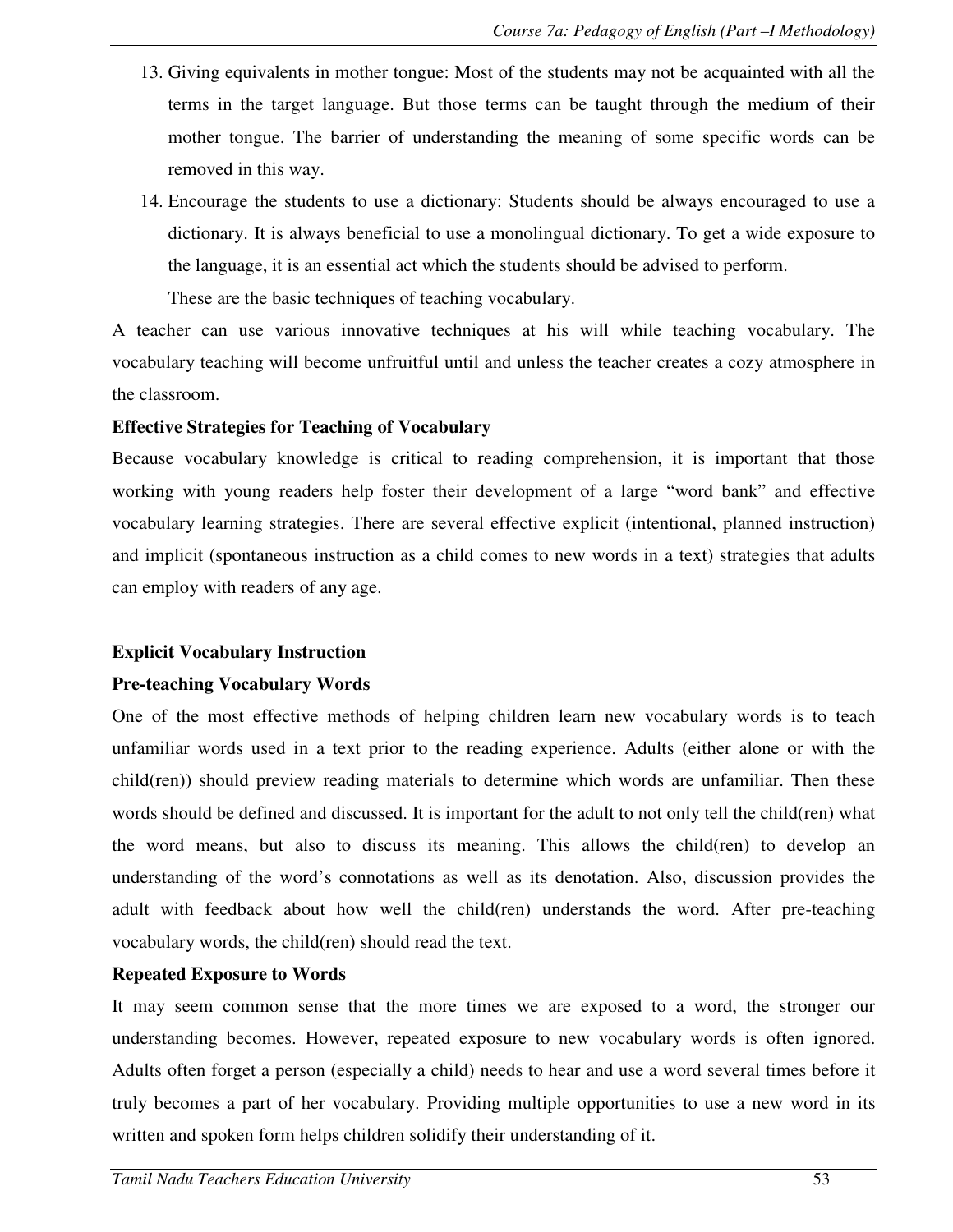13. Giving equivalents in mother tongue: Most of the students may not be acquainted with all the terms in the target language. But those terms can be taught through the medium of their mother tongue. The barrier of understanding the meaning of some specific words can be removed in this way.
14. Encourage the students to use a dictionary: Students should be always encouraged to use a dictionary. It is always beneficial to use a monolingual dictionary. To get a wide exposure to the language, it is an essential act which the students should be advised to perform.

    These are the basic techniques of teaching vocabulary.

A teacher can use various innovative techniques at his will while teaching vocabulary. The vocabulary teaching will become unfruitful until and unless the teacher creates a cozy atmosphere in the classroom.

**Effective Strategies for Teaching of Vocabulary**

Because vocabulary knowledge is critical to reading comprehension, it is important that those working with young readers help foster their development of a large "word bank" and effective vocabulary learning strategies. There are several effective explicit (intentional, planned instruction) and implicit (spontaneous instruction as a child comes to new words in a text) strategies that adults can employ with readers of any age.

**Explicit Vocabulary Instruction**

**Pre-teaching Vocabulary Words**

One of the most effective methods of helping children learn new vocabulary words is to teach unfamiliar words used in a text prior to the reading experience. Adults (either alone or with the child(ren)) should preview reading materials to determine which words are unfamiliar. Then these words should be defined and discussed. It is important for the adult to not only tell the child(ren) what the word means, but also to discuss its meaning. This allows the child(ren) to develop an understanding of the word's connotations as well as its denotation. Also, discussion provides the adult with feedback about how well the child(ren) understands the word. After pre-teaching vocabulary words, the child(ren) should read the text.

**Repeated Exposure to Words**

It may seem common sense that the more times we are exposed to a word, the stronger our understanding becomes. However, repeated exposure to new vocabulary words is often ignored. Adults often forget a person (especially a child) needs to hear and use a word several times before it truly becomes a part of her vocabulary. Providing multiple opportunities to use a new word in its written and spoken form helps children solidify their understanding of it.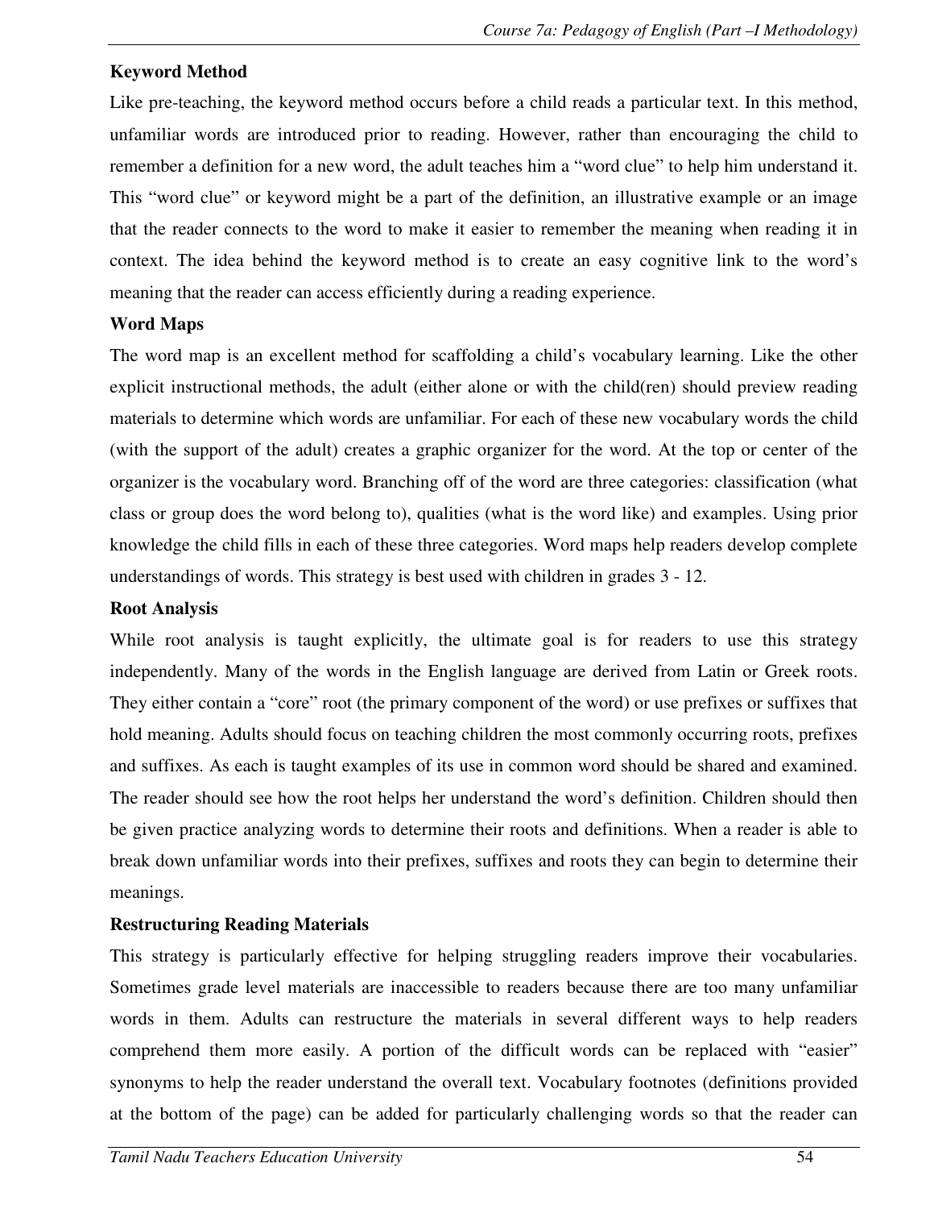**Keyword Method**

Like pre-teaching, the keyword method occurs before a child reads a particular text. In this method, unfamiliar words are introduced prior to reading. However, rather than encouraging the child to remember a definition for a new word, the adult teaches him a "word clue" to help him understand it. This "word clue" or keyword might be a part of the definition, an illustrative example or an image that the reader connects to the word to make it easier to remember the meaning when reading it in context. The idea behind the keyword method is to create an easy cognitive link to the word's meaning that the reader can access efficiently during a reading experience.

**Word Maps**

The word map is an excellent method for scaffolding a child's vocabulary learning. Like the other explicit instructional methods, the adult (either alone or with the child(ren) should preview reading materials to determine which words are unfamiliar. For each of these new vocabulary words the child (with the support of the adult) creates a graphic organizer for the word. At the top or center of the organizer is the vocabulary word. Branching off of the word are three categories: classification (what class or group does the word belong to), qualities (what is the word like) and examples. Using prior knowledge the child fills in each of these three categories. Word maps help readers develop complete understandings of words. This strategy is best used with children in grades 3 - 12.

**Root Analysis**

While root analysis is taught explicitly, the ultimate goal is for readers to use this strategy independently. Many of the words in the English language are derived from Latin or Greek roots. They either contain a "core" root (the primary component of the word) or use prefixes or suffixes that hold meaning. Adults should focus on teaching children the most commonly occurring roots, prefixes and suffixes. As each is taught examples of its use in common word should be shared and examined. The reader should see how the root helps her understand the word's definition. Children should then be given practice analyzing words to determine their roots and definitions. When a reader is able to break down unfamiliar words into their prefixes, suffixes and roots they can begin to determine their meanings.

**Restructuring Reading Materials**

This strategy is particularly effective for helping struggling readers improve their vocabularies. Sometimes grade level materials are inaccessible to readers because there are too many unfamiliar words in them. Adults can restructure the materials in several different ways to help readers comprehend them more easily. A portion of the difficult words can be replaced with "easier" synonyms to help the reader understand the overall text. Vocabulary footnotes (definitions provided at the bottom of the page) can be added for particularly challenging words so that the reader can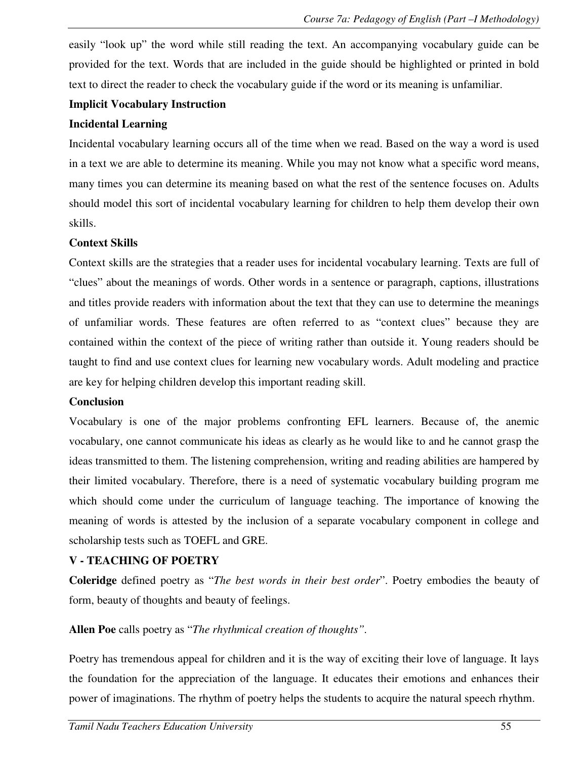easily "look up" the word while still reading the text. An accompanying vocabulary guide can be provided for the text. Words that are included in the guide should be highlighted or printed in bold text to direct the reader to check the vocabulary guide if the word or its meaning is unfamiliar.

**Implicit Vocabulary Instruction**

**Incidental Learning**

Incidental vocabulary learning occurs all of the time when we read. Based on the way a word is used in a text we are able to determine its meaning. While you may not know what a specific word means, many times you can determine its meaning based on what the rest of the sentence focuses on. Adults should model this sort of incidental vocabulary learning for children to help them develop their own skills.

**Context Skills**

Context skills are the strategies that a reader uses for incidental vocabulary learning. Texts are full of "clues" about the meanings of words. Other words in a sentence or paragraph, captions, illustrations and titles provide readers with information about the text that they can use to determine the meanings of unfamiliar words. These features are often referred to as "context clues" because they are contained within the context of the piece of writing rather than outside it. Young readers should be taught to find and use context clues for learning new vocabulary words. Adult modeling and practice are key for helping children develop this important reading skill.

**Conclusion**

Vocabulary is one of the major problems confronting EFL learners. Because of, the anemic vocabulary, one cannot communicate his ideas as clearly as he would like to and he cannot grasp the ideas transmitted to them. The listening comprehension, writing and reading abilities are hampered by their limited vocabulary. Therefore, there is a need of systematic vocabulary building program me which should come under the curriculum of language teaching. The importance of knowing the meaning of words is attested by the inclusion of a separate vocabulary component in college and scholarship tests such as TOEFL and GRE.

## V - TEACHING OF POETRY

**Coleridge** defined poetry as "*The best words in their best order*". Poetry embodies the beauty of form, beauty of thoughts and beauty of feelings.

**Allen Poe** calls poetry as "*The rhythmical creation of thoughts"*.

Poetry has tremendous appeal for children and it is the way of exciting their love of language. It lays the foundation for the appreciation of the language. It educates their emotions and enhances their power of imaginations. The rhythm of poetry helps the students to acquire the natural speech rhythm.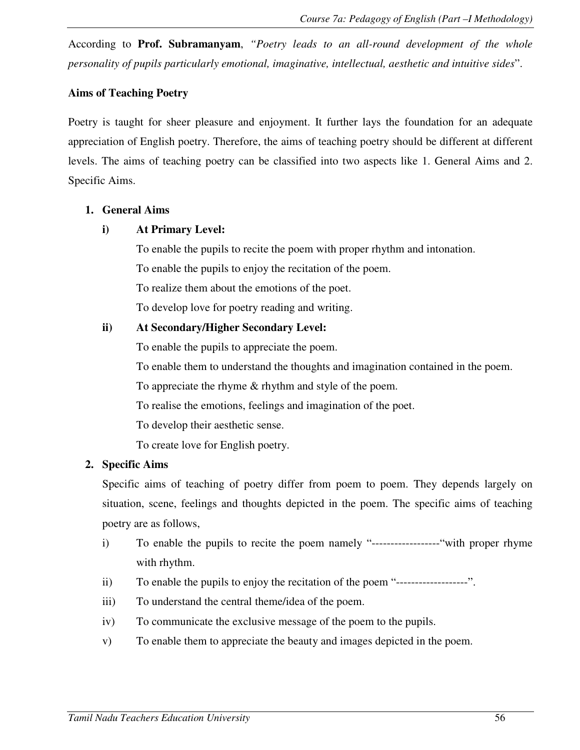According to **Prof. Subramanyam**, *"Poetry leads to an all-round development of the whole personality of pupils particularly emotional, imaginative, intellectual, aesthetic and intuitive sides*".

**Aims of Teaching Poetry**

Poetry is taught for sheer pleasure and enjoyment. It further lays the foundation for an adequate appreciation of English poetry. Therefore, the aims of teaching poetry should be different at different levels. The aims of teaching poetry can be classified into two aspects like 1. General Aims and 2. Specific Aims.

1. **General Aims**

   **i) At Primary Level:**

   To enable the pupils to recite the poem with proper rhythm and intonation.

   To enable the pupils to enjoy the recitation of the poem.

   To realize them about the emotions of the poet.

   To develop love for poetry reading and writing.

   **ii) At Secondary/Higher Secondary Level:**

   To enable the pupils to appreciate the poem.

   To enable them to understand the thoughts and imagination contained in the poem.

   To appreciate the rhyme & rhythm and style of the poem.

   To realise the emotions, feelings and imagination of the poet.

   To develop their aesthetic sense.

   To create love for English poetry.

2. **Specific Aims**

   Specific aims of teaching of poetry differ from poem to poem. They depends largely on situation, scene, feelings and thoughts depicted in the poem. The specific aims of teaching poetry are as follows,

   i) To enable the pupils to recite the poem namely "------------------"with proper rhyme with rhythm.

   ii) To enable the pupils to enjoy the recitation of the poem "-------------------".

   iii) To understand the central theme/idea of the poem.

   iv) To communicate the exclusive message of the poem to the pupils.

   v) To enable them to appreciate the beauty and images depicted in the poem.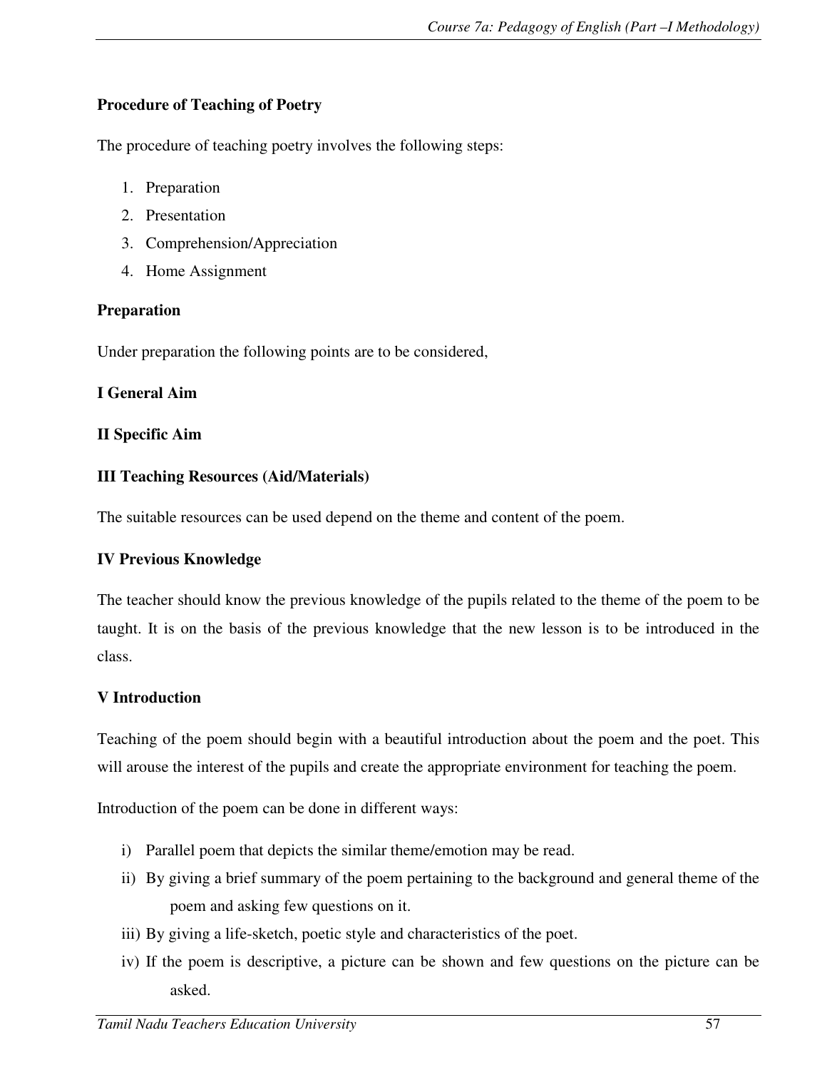**Procedure of Teaching of Poetry**

The procedure of teaching poetry involves the following steps:

1. Preparation
2. Presentation
3. Comprehension/Appreciation
4. Home Assignment

**Preparation**

Under preparation the following points are to be considered,

**I General Aim**

**II Specific Aim**

**III Teaching Resources (Aid/Materials)**

The suitable resources can be used depend on the theme and content of the poem.

**IV Previous Knowledge**

The teacher should know the previous knowledge of the pupils related to the theme of the poem to be taught. It is on the basis of the previous knowledge that the new lesson is to be introduced in the class.

**V Introduction**

Teaching of the poem should begin with a beautiful introduction about the poem and the poet. This will arouse the interest of the pupils and create the appropriate environment for teaching the poem.

Introduction of the poem can be done in different ways:

i) Parallel poem that depicts the similar theme/emotion may be read.
ii) By giving a brief summary of the poem pertaining to the background and general theme of the poem and asking few questions on it.
iii) By giving a life-sketch, poetic style and characteristics of the poet.
iv) If the poem is descriptive, a picture can be shown and few questions on the picture can be asked.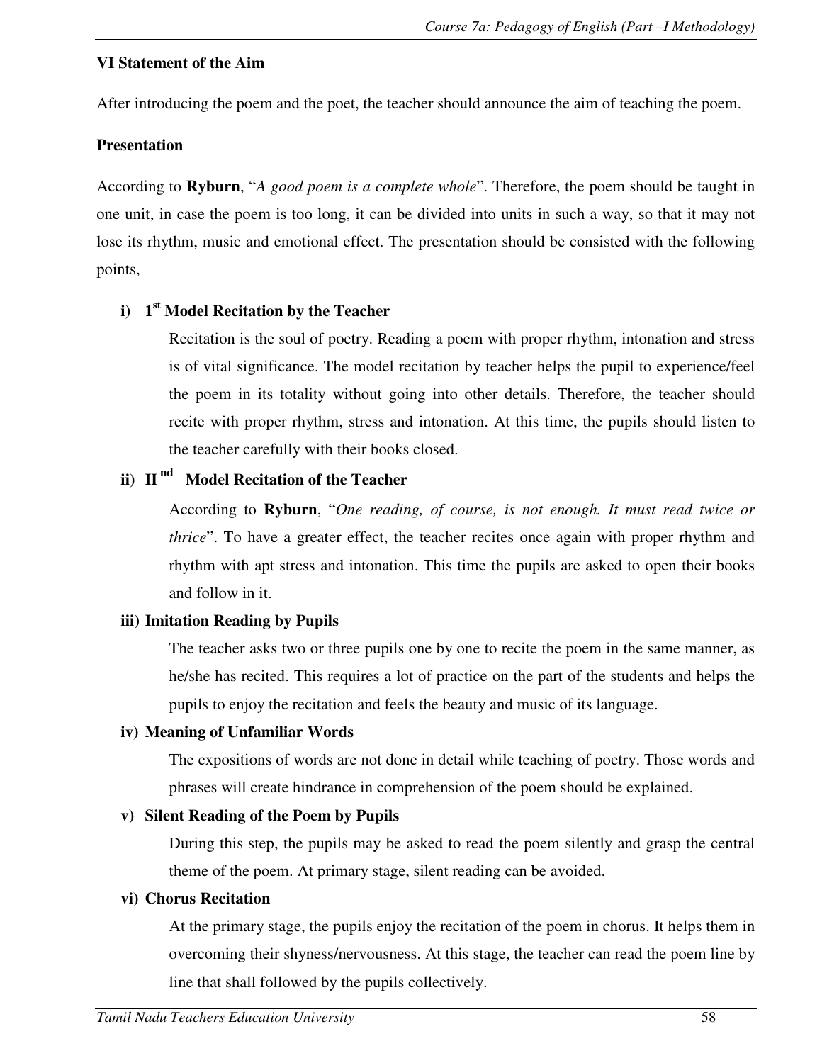**VI Statement of the Aim**

After introducing the poem and the poet, the teacher should announce the aim of teaching the poem.

**Presentation**

According to **Ryburn**, "*A good poem is a complete whole*". Therefore, the poem should be taught in one unit, in case the poem is too long, it can be divided into units in such a way, so that it may not lose its rhythm, music and emotional effect. The presentation should be consisted with the following points,

**i) 1st Model Recitation by the Teacher**

Recitation is the soul of poetry. Reading a poem with proper rhythm, intonation and stress is of vital significance. The model recitation by teacher helps the pupil to experience/feel the poem in its totality without going into other details. Therefore, the teacher should recite with proper rhythm, stress and intonation. At this time, the pupils should listen to the teacher carefully with their books closed.

**ii) II nd Model Recitation of the Teacher**

According to **Ryburn**, "*One reading, of course, is not enough. It must read twice or thrice*". To have a greater effect, the teacher recites once again with proper rhythm and rhythm with apt stress and intonation. This time the pupils are asked to open their books and follow in it.

**iii) Imitation Reading by Pupils**

The teacher asks two or three pupils one by one to recite the poem in the same manner, as he/she has recited. This requires a lot of practice on the part of the students and helps the pupils to enjoy the recitation and feels the beauty and music of its language.

**iv) Meaning of Unfamiliar Words**

The expositions of words are not done in detail while teaching of poetry. Those words and phrases will create hindrance in comprehension of the poem should be explained.

**v) Silent Reading of the Poem by Pupils**

During this step, the pupils may be asked to read the poem silently and grasp the central theme of the poem. At primary stage, silent reading can be avoided.

**vi) Chorus Recitation**

At the primary stage, the pupils enjoy the recitation of the poem in chorus. It helps them in overcoming their shyness/nervousness. At this stage, the teacher can read the poem line by line that shall followed by the pupils collectively.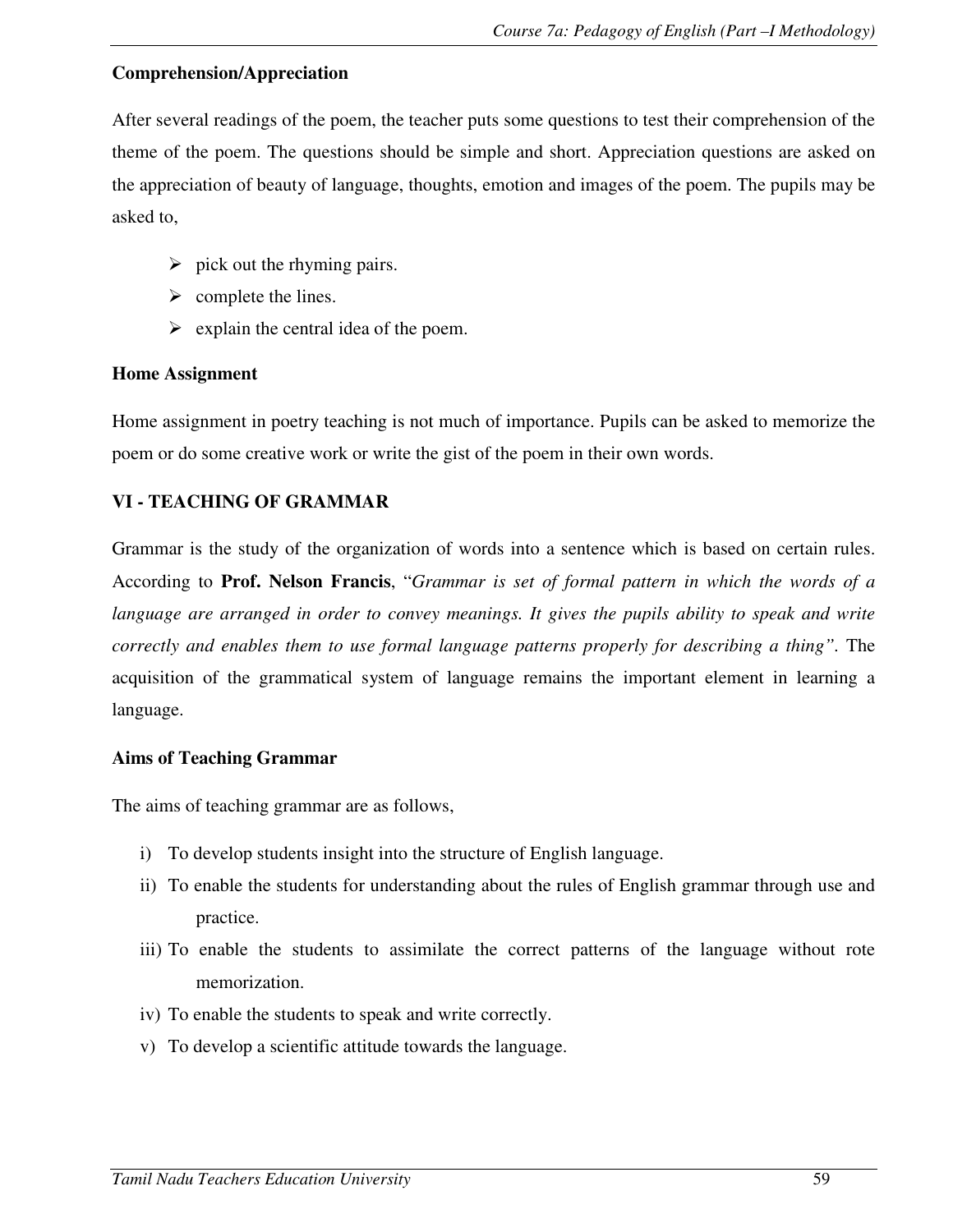**Comprehension/Appreciation**

After several readings of the poem, the teacher puts some questions to test their comprehension of the theme of the poem. The questions should be simple and short. Appreciation questions are asked on the appreciation of beauty of language, thoughts, emotion and images of the poem. The pupils may be asked to,

- pick out the rhyming pairs.
- complete the lines.
- explain the central idea of the poem.

**Home Assignment**

Home assignment in poetry teaching is not much of importance. Pupils can be asked to memorize the poem or do some creative work or write the gist of the poem in their own words.

## VI - TEACHING OF GRAMMAR

Grammar is the study of the organization of words into a sentence which is based on certain rules. According to **Prof. Nelson Francis**, "*Grammar is set of formal pattern in which the words of a language are arranged in order to convey meanings. It gives the pupils ability to speak and write correctly and enables them to use formal language patterns properly for describing a thing*". The acquisition of the grammatical system of language remains the important element in learning a language.

**Aims of Teaching Grammar**

The aims of teaching grammar are as follows,

i) To develop students insight into the structure of English language.
ii) To enable the students for understanding about the rules of English grammar through use and practice.
iii) To enable the students to assimilate the correct patterns of the language without rote memorization.
iv) To enable the students to speak and write correctly.
v) To develop a scientific attitude towards the language.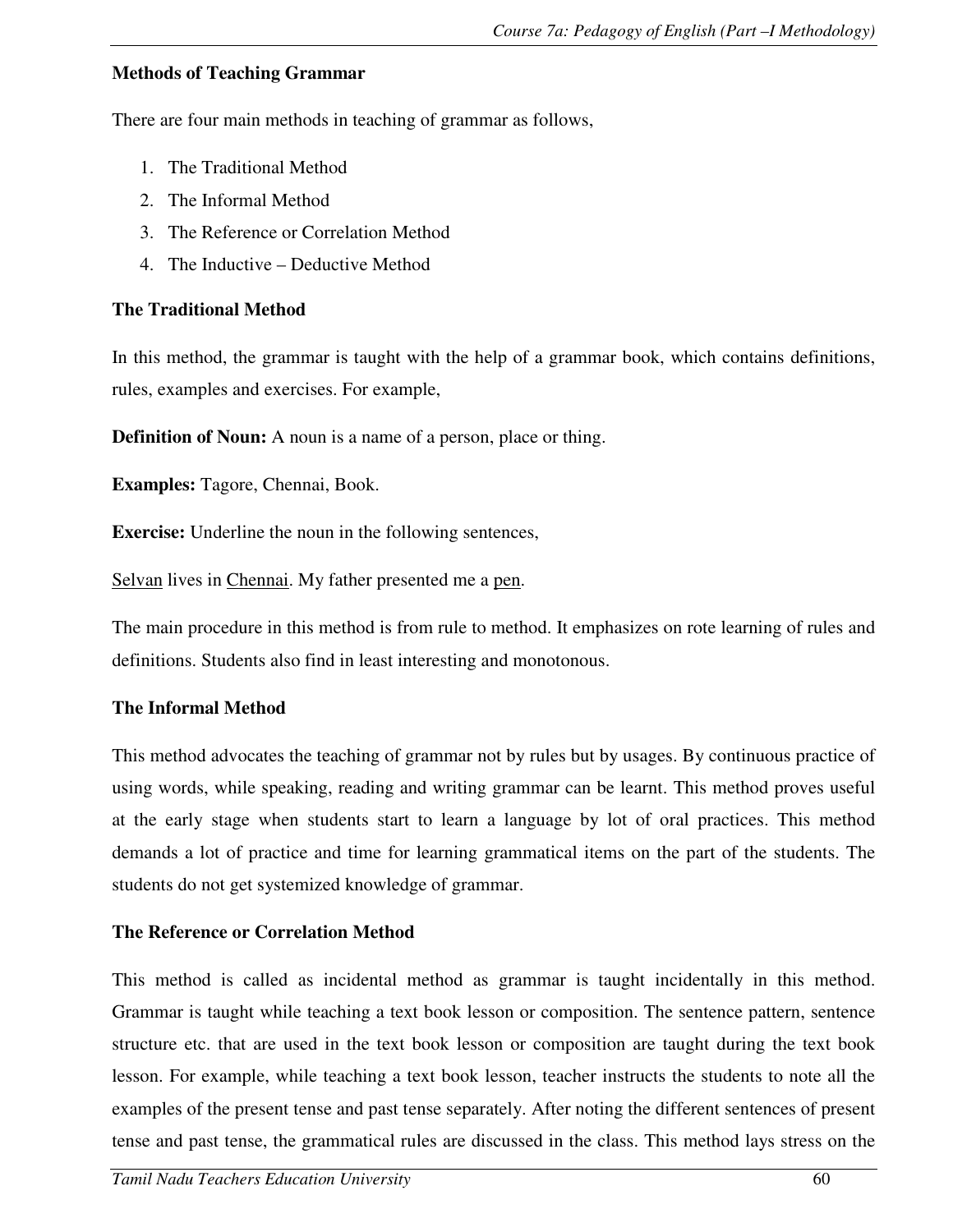**Methods of Teaching Grammar**

There are four main methods in teaching of grammar as follows,

1. The Traditional Method
2. The Informal Method
3. The Reference or Correlation Method
4. The Inductive – Deductive Method

**The Traditional Method**

In this method, the grammar is taught with the help of a grammar book, which contains definitions, rules, examples and exercises. For example,

**Definition of Noun:** A noun is a name of a person, place or thing.

**Examples:** Tagore, Chennai, Book.

**Exercise:** Underline the noun in the following sentences,

<u>Selvan</u> lives in <u>Chennai</u>. My father presented me a <u>pen</u>.

The main procedure in this method is from rule to method. It emphasizes on rote learning of rules and definitions. Students also find in least interesting and monotonous.

**The Informal Method**

This method advocates the teaching of grammar not by rules but by usages. By continuous practice of using words, while speaking, reading and writing grammar can be learnt. This method proves useful at the early stage when students start to learn a language by lot of oral practices. This method demands a lot of practice and time for learning grammatical items on the part of the students. The students do not get systemized knowledge of grammar.

**The Reference or Correlation Method**

This method is called as incidental method as grammar is taught incidentally in this method. Grammar is taught while teaching a text book lesson or composition. The sentence pattern, sentence structure etc. that are used in the text book lesson or composition are taught during the text book lesson. For example, while teaching a text book lesson, teacher instructs the students to note all the examples of the present tense and past tense separately. After noting the different sentences of present tense and past tense, the grammatical rules are discussed in the class. This method lays stress on the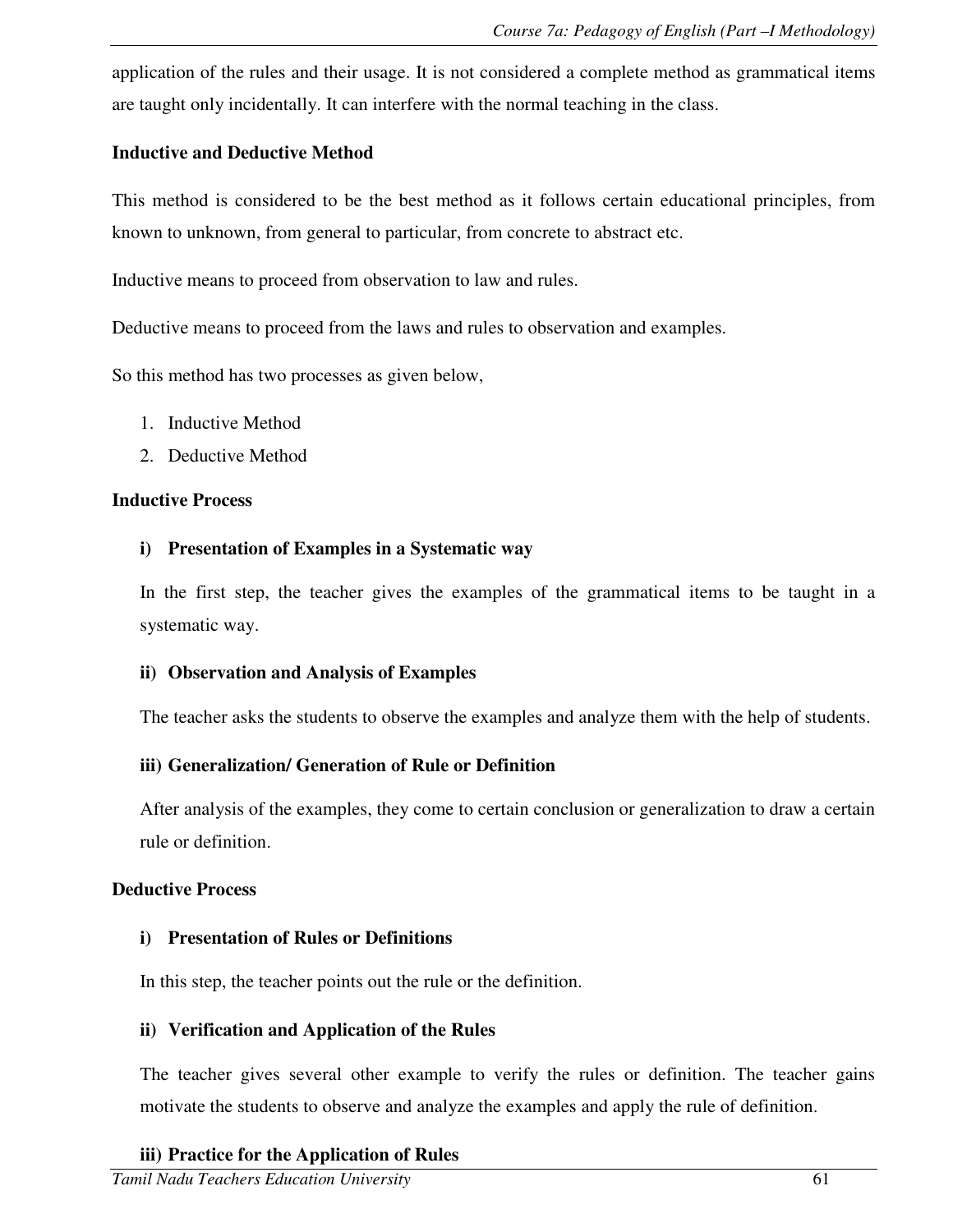application of the rules and their usage. It is not considered a complete method as grammatical items are taught only incidentally. It can interfere with the normal teaching in the class.

**Inductive and Deductive Method**

This method is considered to be the best method as it follows certain educational principles, from known to unknown, from general to particular, from concrete to abstract etc.

Inductive means to proceed from observation to law and rules.

Deductive means to proceed from the laws and rules to observation and examples.

So this method has two processes as given below,

1. Inductive Method
2. Deductive Method

**Inductive Process**

**i) Presentation of Examples in a Systematic way**

In the first step, the teacher gives the examples of the grammatical items to be taught in a systematic way.

**ii) Observation and Analysis of Examples**

The teacher asks the students to observe the examples and analyze them with the help of students.

**iii) Generalization/ Generation of Rule or Definition**

After analysis of the examples, they come to certain conclusion or generalization to draw a certain rule or definition.

**Deductive Process**

**i) Presentation of Rules or Definitions**

In this step, the teacher points out the rule or the definition.

**ii) Verification and Application of the Rules**

The teacher gives several other example to verify the rules or definition. The teacher gains motivate the students to observe and analyze the examples and apply the rule of definition.

**iii) Practice for the Application of Rules**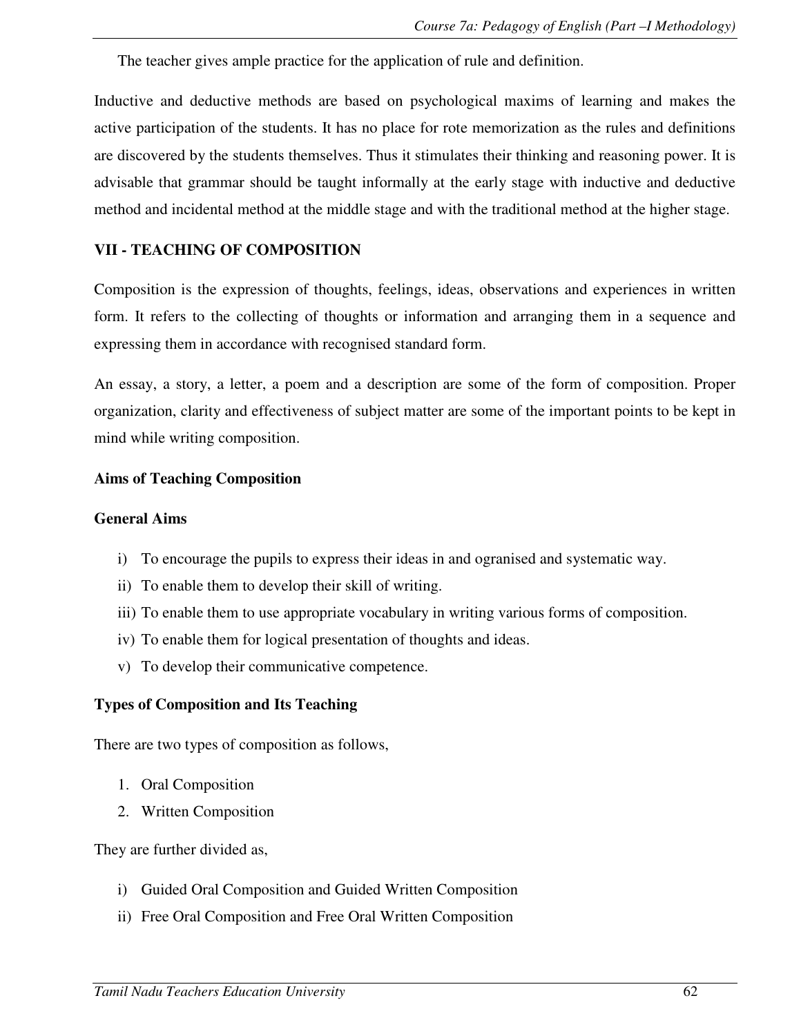The teacher gives ample practice for the application of rule and definition.

Inductive and deductive methods are based on psychological maxims of learning and makes the active participation of the students. It has no place for rote memorization as the rules and definitions are discovered by the students themselves. Thus it stimulates their thinking and reasoning power. It is advisable that grammar should be taught informally at the early stage with inductive and deductive method and incidental method at the middle stage and with the traditional method at the higher stage.

## VII - TEACHING OF COMPOSITION

Composition is the expression of thoughts, feelings, ideas, observations and experiences in written form. It refers to the collecting of thoughts or information and arranging them in a sequence and expressing them in accordance with recognised standard form.

An essay, a story, a letter, a poem and a description are some of the form of composition. Proper organization, clarity and effectiveness of subject matter are some of the important points to be kept in mind while writing composition.

### Aims of Teaching Composition

#### General Aims

i) To encourage the pupils to express their ideas in and ogranised and systematic way.
ii) To enable them to develop their skill of writing.
iii) To enable them to use appropriate vocabulary in writing various forms of composition.
iv) To enable them for logical presentation of thoughts and ideas.
v) To develop their communicative competence.

### Types of Composition and Its Teaching

There are two types of composition as follows,

1. Oral Composition
2. Written Composition

They are further divided as,

i) Guided Oral Composition and Guided Written Composition
ii) Free Oral Composition and Free Oral Written Composition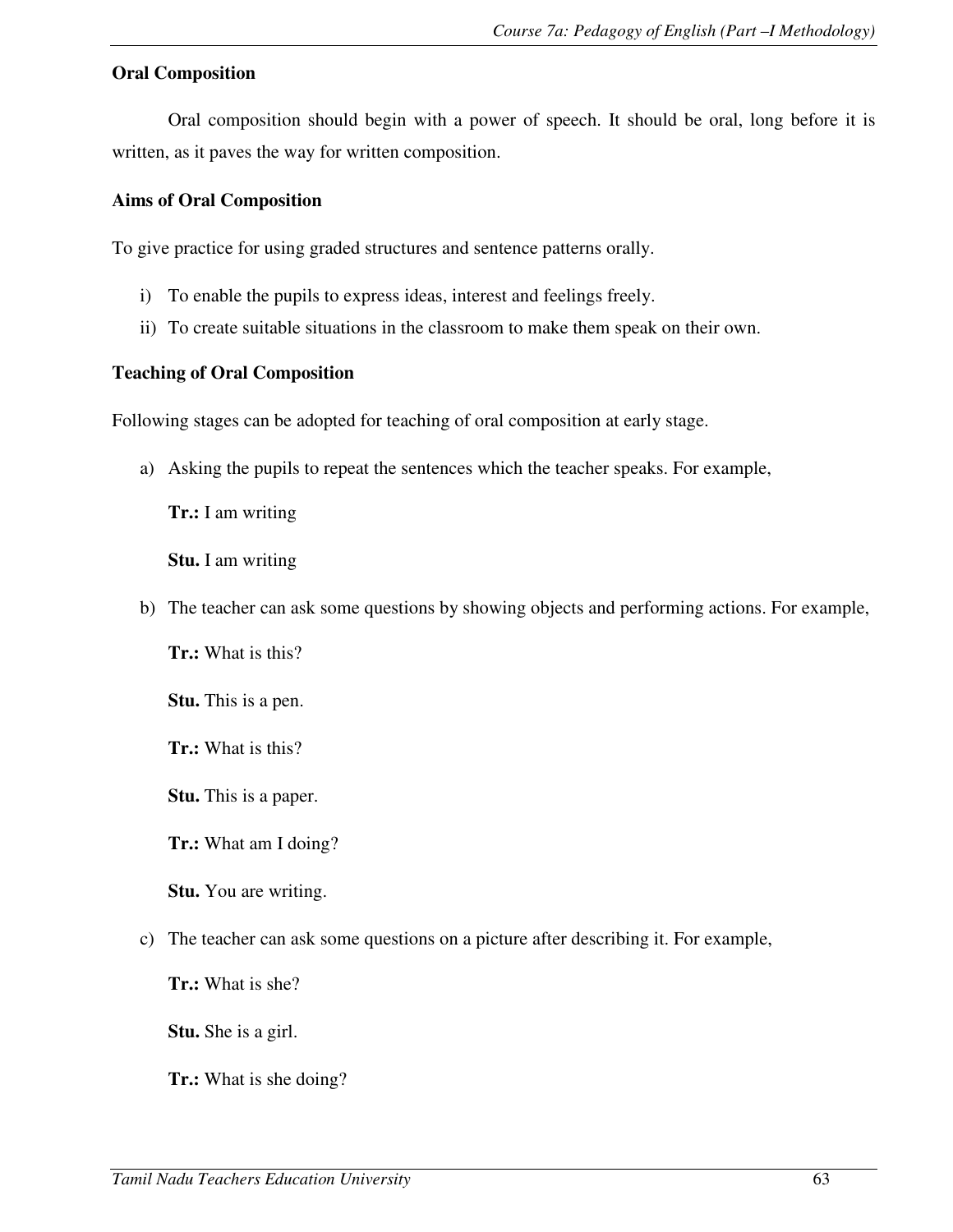**Oral Composition**

Oral composition should begin with a power of speech. It should be oral, long before it is written, as it paves the way for written composition.

**Aims of Oral Composition**

To give practice for using graded structures and sentence patterns orally.

i) To enable the pupils to express ideas, interest and feelings freely.
ii) To create suitable situations in the classroom to make them speak on their own.

**Teaching of Oral Composition**

Following stages can be adopted for teaching of oral composition at early stage.

a) Asking the pupils to repeat the sentences which the teacher speaks. For example,

   **Tr.:** I am writing

   **Stu.** I am writing

b) The teacher can ask some questions by showing objects and performing actions. For example,

   **Tr.:** What is this?

   **Stu.** This is a pen.

   **Tr.:** What is this?

   **Stu.** This is a paper.

   **Tr.:** What am I doing?

   **Stu.** You are writing.

c) The teacher can ask some questions on a picture after describing it. For example,

   **Tr.:** What is she?

   **Stu.** She is a girl.

   **Tr.:** What is she doing?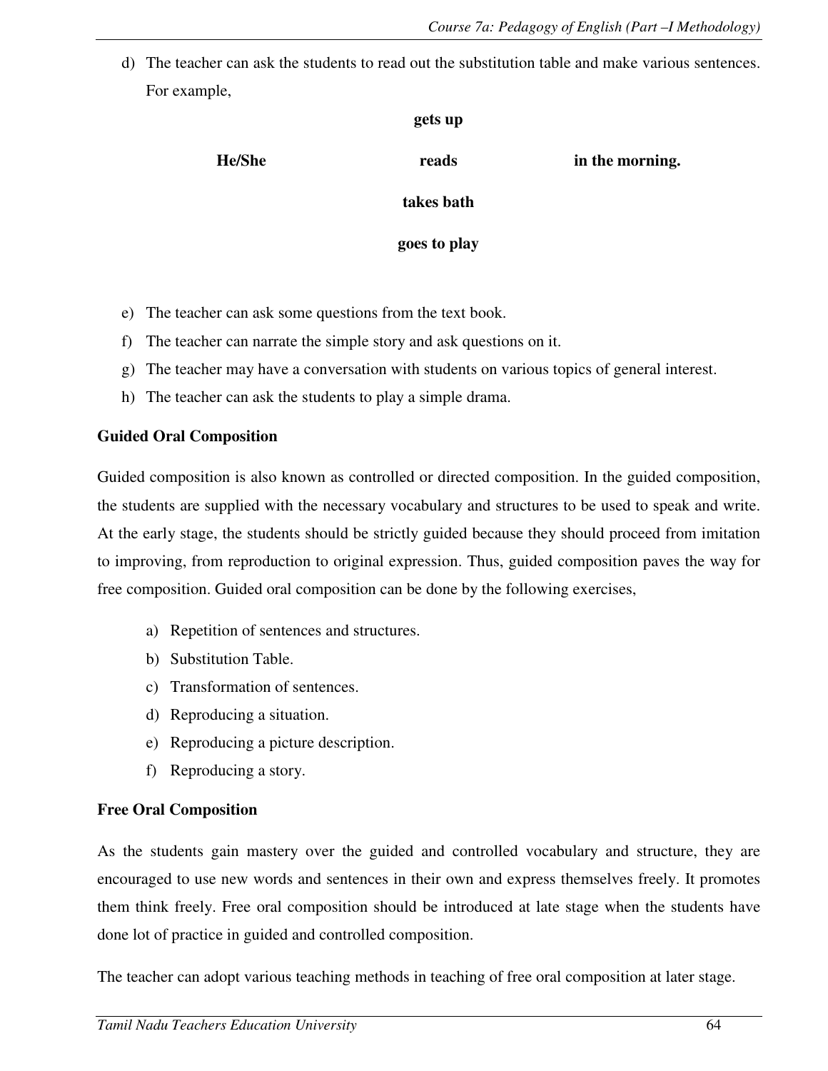d) The teacher can ask the students to read out the substitution table and make various sentences. For example,

| | | |
|---|---|---|
| | **gets up** | |
| **He/She** | **reads** | **in the morning.** |
| | **takes bath** | |
| | **goes to play** | |

e) The teacher can ask some questions from the text book.
f) The teacher can narrate the simple story and ask questions on it.
g) The teacher may have a conversation with students on various topics of general interest.
h) The teacher can ask the students to play a simple drama.

**Guided Oral Composition**

Guided composition is also known as controlled or directed composition. In the guided composition, the students are supplied with the necessary vocabulary and structures to be used to speak and write. At the early stage, the students should be strictly guided because they should proceed from imitation to improving, from reproduction to original expression. Thus, guided composition paves the way for free composition. Guided oral composition can be done by the following exercises,

a) Repetition of sentences and structures.
b) Substitution Table.
c) Transformation of sentences.
d) Reproducing a situation.
e) Reproducing a picture description.
f) Reproducing a story.

**Free Oral Composition**

As the students gain mastery over the guided and controlled vocabulary and structure, they are encouraged to use new words and sentences in their own and express themselves freely. It promotes them think freely. Free oral composition should be introduced at late stage when the students have done lot of practice in guided and controlled composition.

The teacher can adopt various teaching methods in teaching of free oral composition at later stage.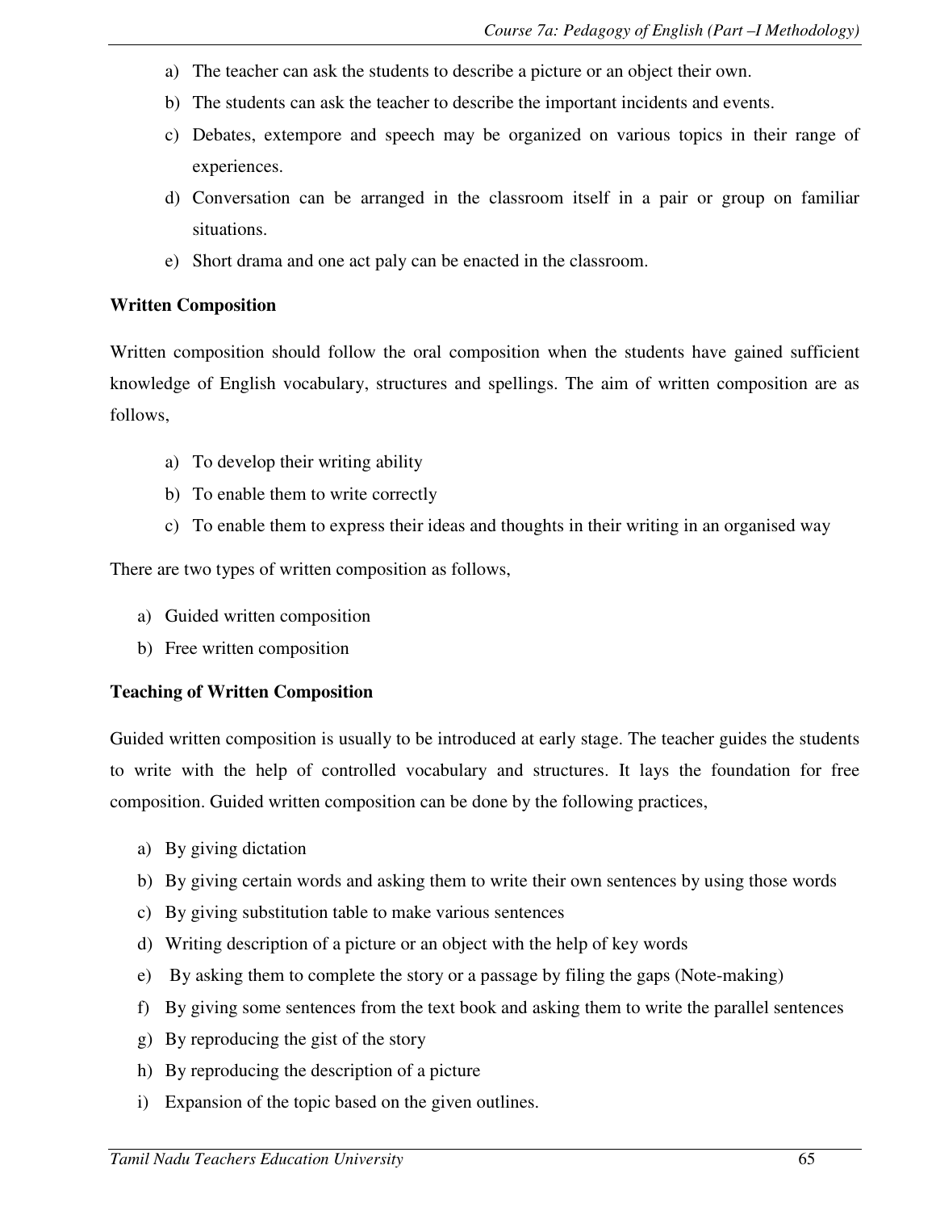a) The teacher can ask the students to describe a picture or an object their own.
b) The students can ask the teacher to describe the important incidents and events.
c) Debates, extempore and speech may be organized on various topics in their range of experiences.
d) Conversation can be arranged in the classroom itself in a pair or group on familiar situations.
e) Short drama and one act paly can be enacted in the classroom.

**Written Composition**

Written composition should follow the oral composition when the students have gained sufficient knowledge of English vocabulary, structures and spellings. The aim of written composition are as follows,

a) To develop their writing ability
b) To enable them to write correctly
c) To enable them to express their ideas and thoughts in their writing in an organised way

There are two types of written composition as follows,

a) Guided written composition
b) Free written composition

**Teaching of Written Composition**

Guided written composition is usually to be introduced at early stage. The teacher guides the students to write with the help of controlled vocabulary and structures. It lays the foundation for free composition. Guided written composition can be done by the following practices,

a) By giving dictation
b) By giving certain words and asking them to write their own sentences by using those words
c) By giving substitution table to make various sentences
d) Writing description of a picture or an object with the help of key words
e) By asking them to complete the story or a passage by filing the gaps (Note-making)
f) By giving some sentences from the text book and asking them to write the parallel sentences
g) By reproducing the gist of the story
h) By reproducing the description of a picture
i) Expansion of the topic based on the given outlines.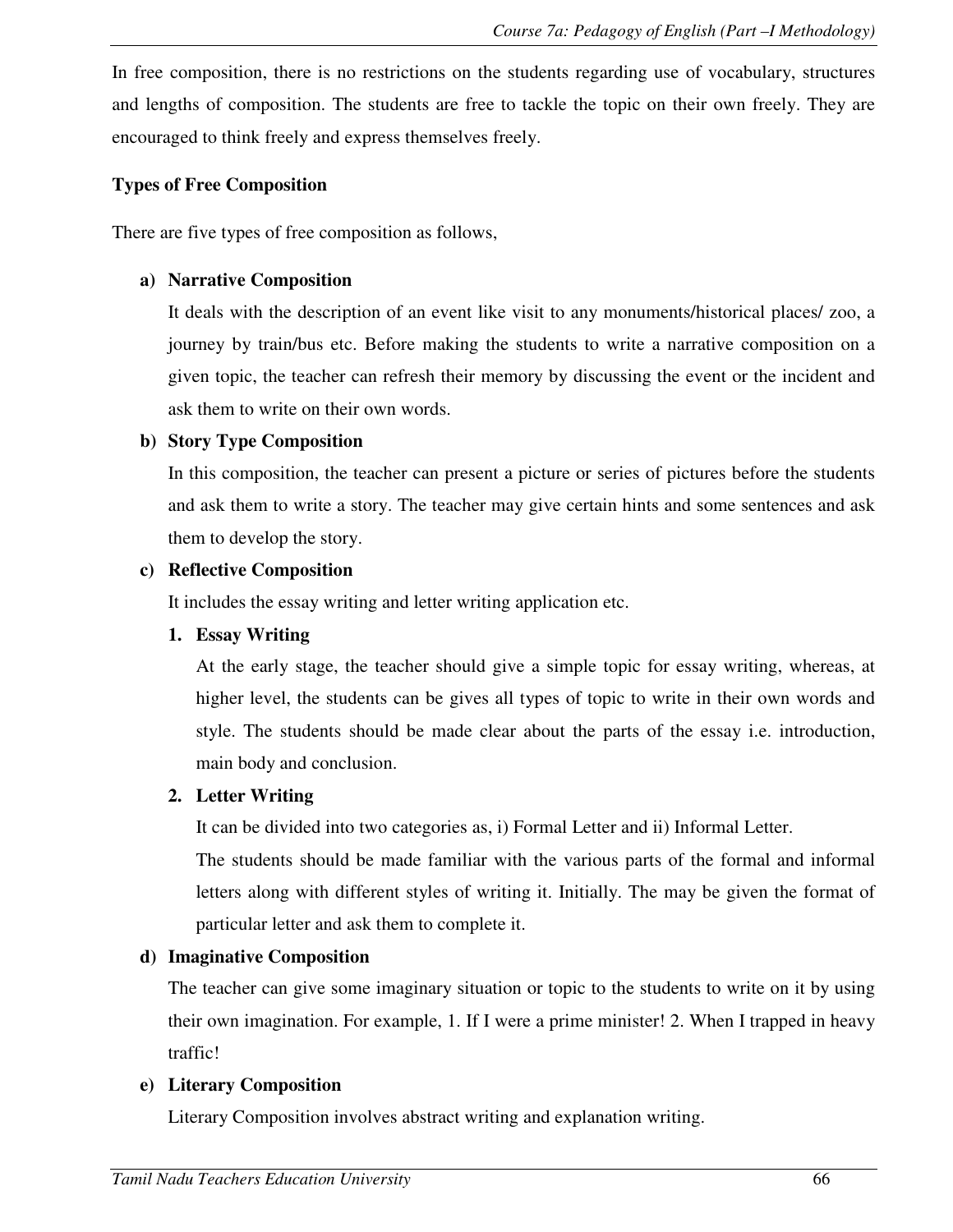In free composition, there is no restrictions on the students regarding use of vocabulary, structures and lengths of composition. The students are free to tackle the topic on their own freely. They are encouraged to think freely and express themselves freely.

**Types of Free Composition**

There are five types of free composition as follows,

a) **Narrative Composition**

   It deals with the description of an event like visit to any monuments/historical places/ zoo, a journey by train/bus etc. Before making the students to write a narrative composition on a given topic, the teacher can refresh their memory by discussing the event or the incident and ask them to write on their own words.

b) **Story Type Composition**

   In this composition, the teacher can present a picture or series of pictures before the students and ask them to write a story. The teacher may give certain hints and some sentences and ask them to develop the story.

c) **Reflective Composition**

   It includes the essay writing and letter writing application etc.

   1. **Essay Writing**

      At the early stage, the teacher should give a simple topic for essay writing, whereas, at higher level, the students can be gives all types of topic to write in their own words and style. The students should be made clear about the parts of the essay i.e. introduction, main body and conclusion.

   2. **Letter Writing**

      It can be divided into two categories as, i) Formal Letter and ii) Informal Letter.

      The students should be made familiar with the various parts of the formal and informal letters along with different styles of writing it. Initially. The may be given the format of particular letter and ask them to complete it.

d) **Imaginative Composition**

   The teacher can give some imaginary situation or topic to the students to write on it by using their own imagination. For example, 1. If I were a prime minister! 2. When I trapped in heavy traffic!

e) **Literary Composition**

   Literary Composition involves abstract writing and explanation writing.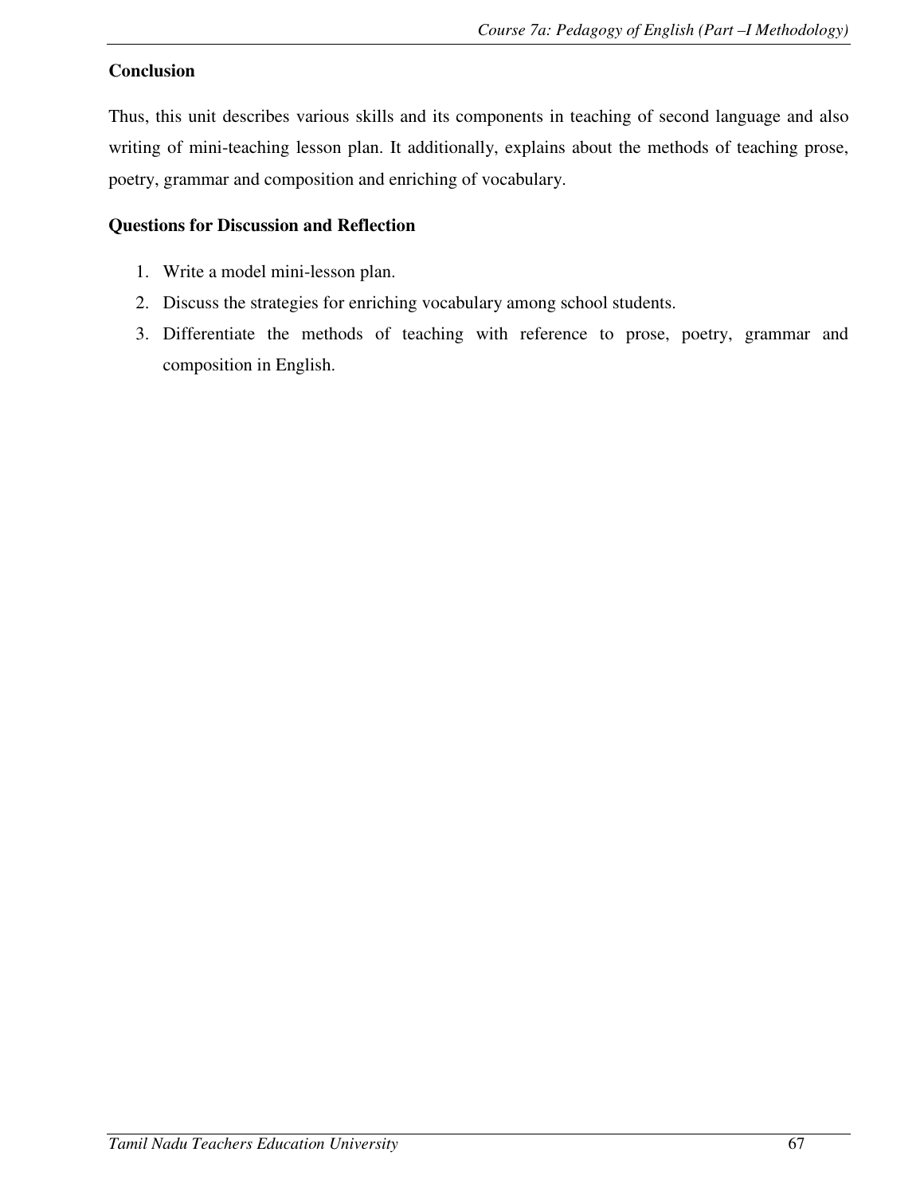## Conclusion

Thus, this unit describes various skills and its components in teaching of second language and also writing of mini-teaching lesson plan. It additionally, explains about the methods of teaching prose, poetry, grammar and composition and enriching of vocabulary.

## Questions for Discussion and Reflection

1. Write a model mini-lesson plan.
2. Discuss the strategies for enriching vocabulary among school students.
3. Differentiate the methods of teaching with reference to prose, poetry, grammar and composition in English.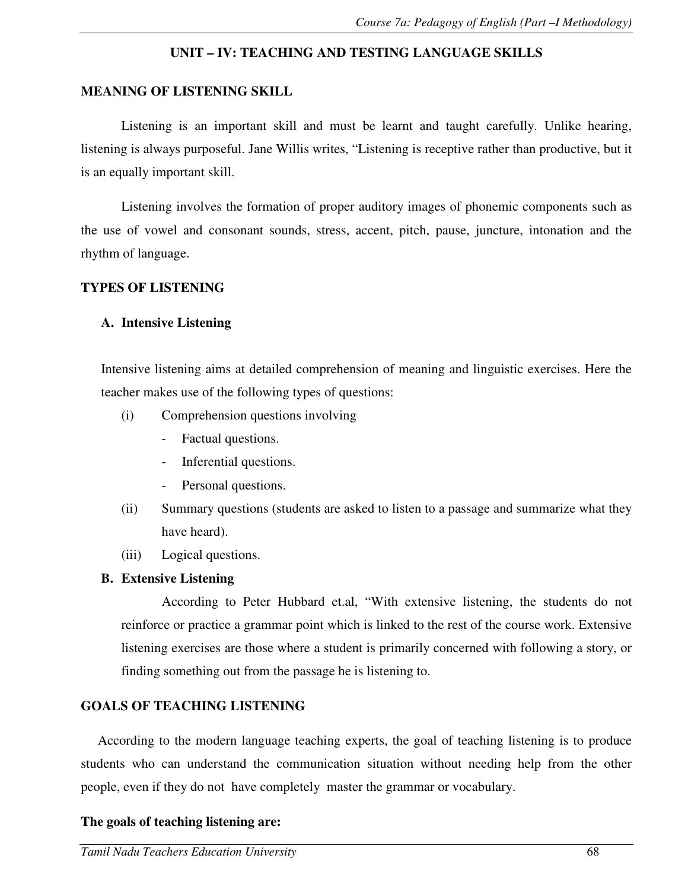## UNIT – IV: TEACHING AND TESTING LANGUAGE SKILLS

### MEANING OF LISTENING SKILL

Listening is an important skill and must be learnt and taught carefully. Unlike hearing, listening is always purposeful. Jane Willis writes, "Listening is receptive rather than productive, but it is an equally important skill.

Listening involves the formation of proper auditory images of phonemic components such as the use of vowel and consonant sounds, stress, accent, pitch, pause, juncture, intonation and the rhythm of language.

### TYPES OF LISTENING

**A. Intensive Listening**

Intensive listening aims at detailed comprehension of meaning and linguistic exercises. Here the teacher makes use of the following types of questions:

(i) Comprehension questions involving
   - Factual questions.
   - Inferential questions.
   - Personal questions.

(ii) Summary questions (students are asked to listen to a passage and summarize what they have heard).

(iii) Logical questions.

**B. Extensive Listening**

According to Peter Hubbard et.al, "With extensive listening, the students do not reinforce or practice a grammar point which is linked to the rest of the course work. Extensive listening exercises are those where a student is primarily concerned with following a story, or finding something out from the passage he is listening to.

### GOALS OF TEACHING LISTENING

According to the modern language teaching experts, the goal of teaching listening is to produce students who can understand the communication situation without needing help from the other people, even if they do not have completely master the grammar or vocabulary.

**The goals of teaching listening are:**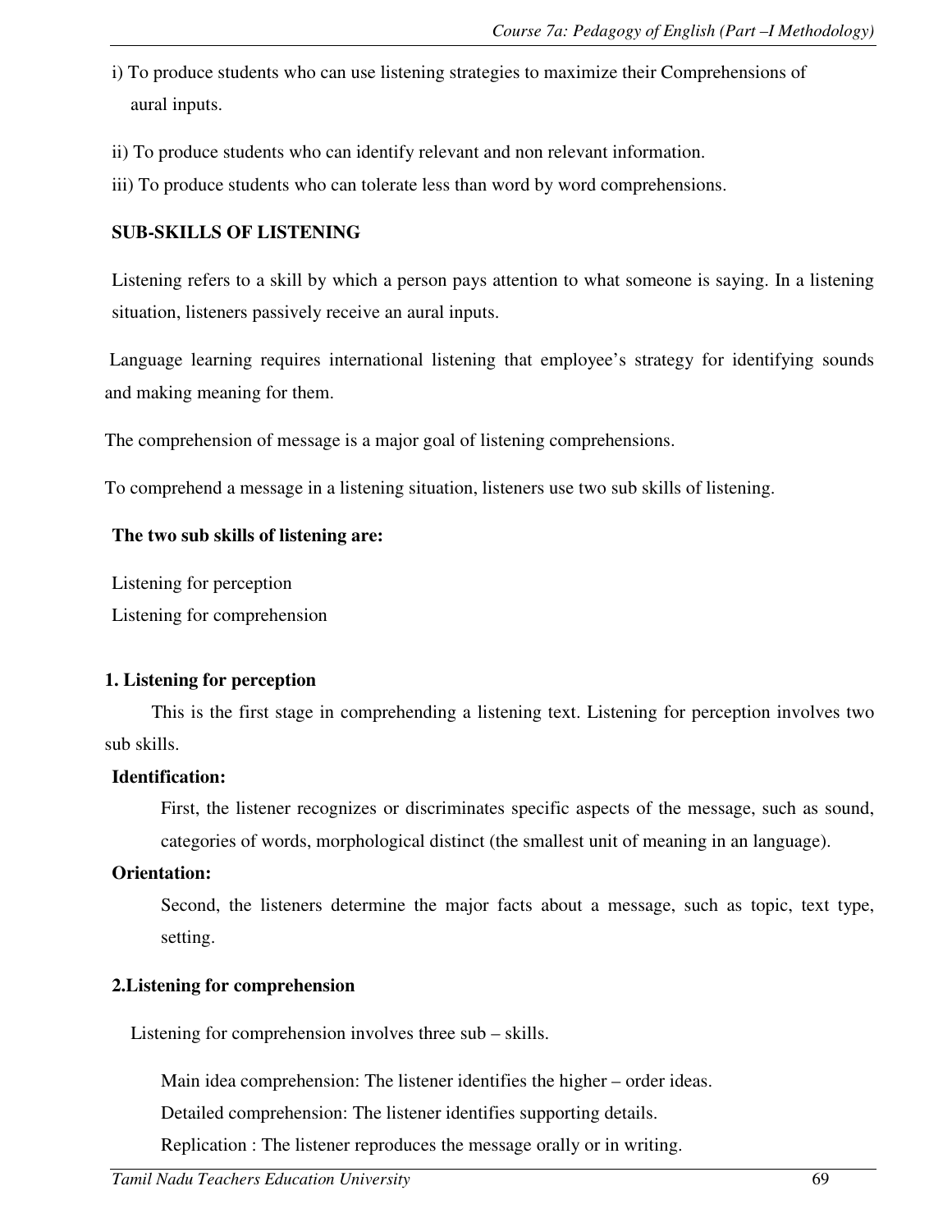i) To produce students who can use listening strategies to maximize their Comprehensions of aural inputs.

ii) To produce students who can identify relevant and non relevant information.

iii) To produce students who can tolerate less than word by word comprehensions.

## SUB-SKILLS OF LISTENING

Listening refers to a skill by which a person pays attention to what someone is saying. In a listening situation, listeners passively receive an aural inputs.

Language learning requires international listening that employee's strategy for identifying sounds and making meaning for them.

The comprehension of message is a major goal of listening comprehensions.

To comprehend a message in a listening situation, listeners use two sub skills of listening.

**The two sub skills of listening are:**

Listening for perception
Listening for comprehension

### 1. Listening for perception

This is the first stage in comprehending a listening text. Listening for perception involves two sub skills.

**Identification:**

First, the listener recognizes or discriminates specific aspects of the message, such as sound, categories of words, morphological distinct (the smallest unit of meaning in an language).

**Orientation:**

Second, the listeners determine the major facts about a message, such as topic, text type, setting.

### 2.Listening for comprehension

Listening for comprehension involves three sub – skills.

Main idea comprehension: The listener identifies the higher – order ideas.
Detailed comprehension: The listener identifies supporting details.
Replication : The listener reproduces the message orally or in writing.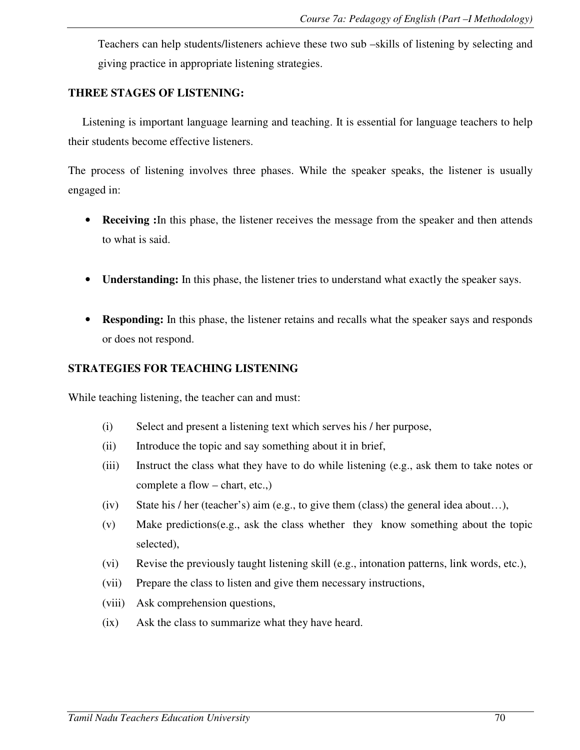Teachers can help students/listeners achieve these two sub –skills of listening by selecting and giving practice in appropriate listening strategies.

## THREE STAGES OF LISTENING:

Listening is important language learning and teaching. It is essential for language teachers to help their students become effective listeners.

The process of listening involves three phases. While the speaker speaks, the listener is usually engaged in:

- **Receiving :**In this phase, the listener receives the message from the speaker and then attends to what is said.
- **Understanding:** In this phase, the listener tries to understand what exactly the speaker says.
- **Responding:** In this phase, the listener retains and recalls what the speaker says and responds or does not respond.

## STRATEGIES FOR TEACHING LISTENING

While teaching listening, the teacher can and must:

(i) Select and present a listening text which serves his / her purpose,

(ii) Introduce the topic and say something about it in brief,

(iii) Instruct the class what they have to do while listening (e.g., ask them to take notes or complete a flow – chart, etc.,)

(iv) State his / her (teacher's) aim (e.g., to give them (class) the general idea about…),

(v) Make predictions(e.g., ask the class whether they know something about the topic selected),

(vi) Revise the previously taught listening skill (e.g., intonation patterns, link words, etc.),

(vii) Prepare the class to listen and give them necessary instructions,

(viii) Ask comprehension questions,

(ix) Ask the class to summarize what they have heard.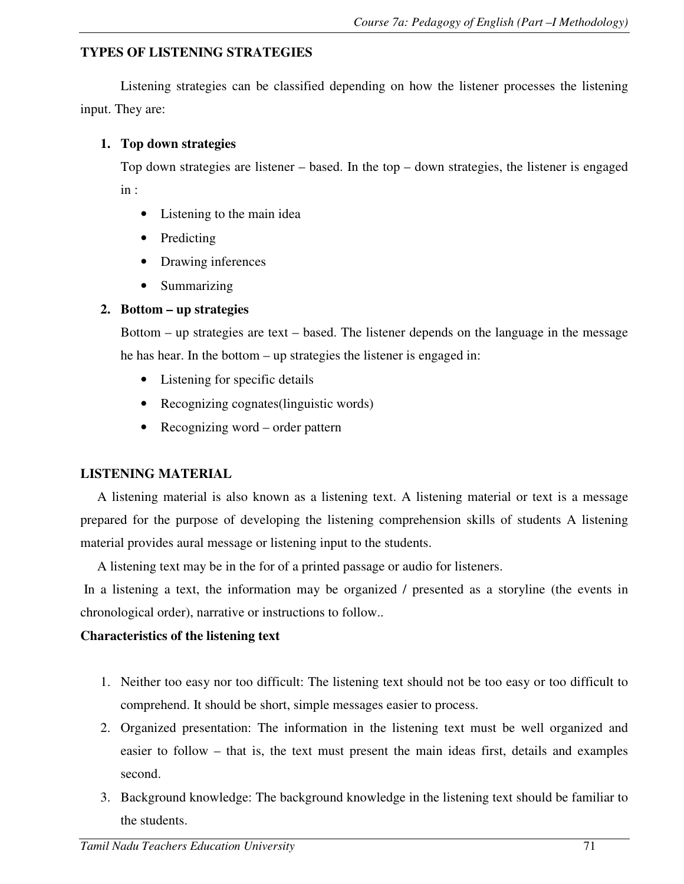## TYPES OF LISTENING STRATEGIES

Listening strategies can be classified depending on how the listener processes the listening input. They are:

1. **Top down strategies**
   Top down strategies are listener – based. In the top – down strategies, the listener is engaged in :
   - Listening to the main idea
   - Predicting
   - Drawing inferences
   - Summarizing
2. **Bottom – up strategies**
   Bottom – up strategies are text – based. The listener depends on the language in the message he has hear. In the bottom – up strategies the listener is engaged in:
   - Listening for specific details
   - Recognizing cognates(linguistic words)
   - Recognizing word – order pattern

## LISTENING MATERIAL

A listening material is also known as a listening text. A listening material or text is a message prepared for the purpose of developing the listening comprehension skills of students A listening material provides aural message or listening input to the students.

A listening text may be in the for of a printed passage or audio for listeners.

In a listening a text, the information may be organized / presented as a storyline (the events in chronological order), narrative or instructions to follow..

**Characteristics of the listening text**

1. Neither too easy nor too difficult: The listening text should not be too easy or too difficult to comprehend. It should be short, simple messages easier to process.
2. Organized presentation: The information in the listening text must be well organized and easier to follow – that is, the text must present the main ideas first, details and examples second.
3. Background knowledge: The background knowledge in the listening text should be familiar to the students.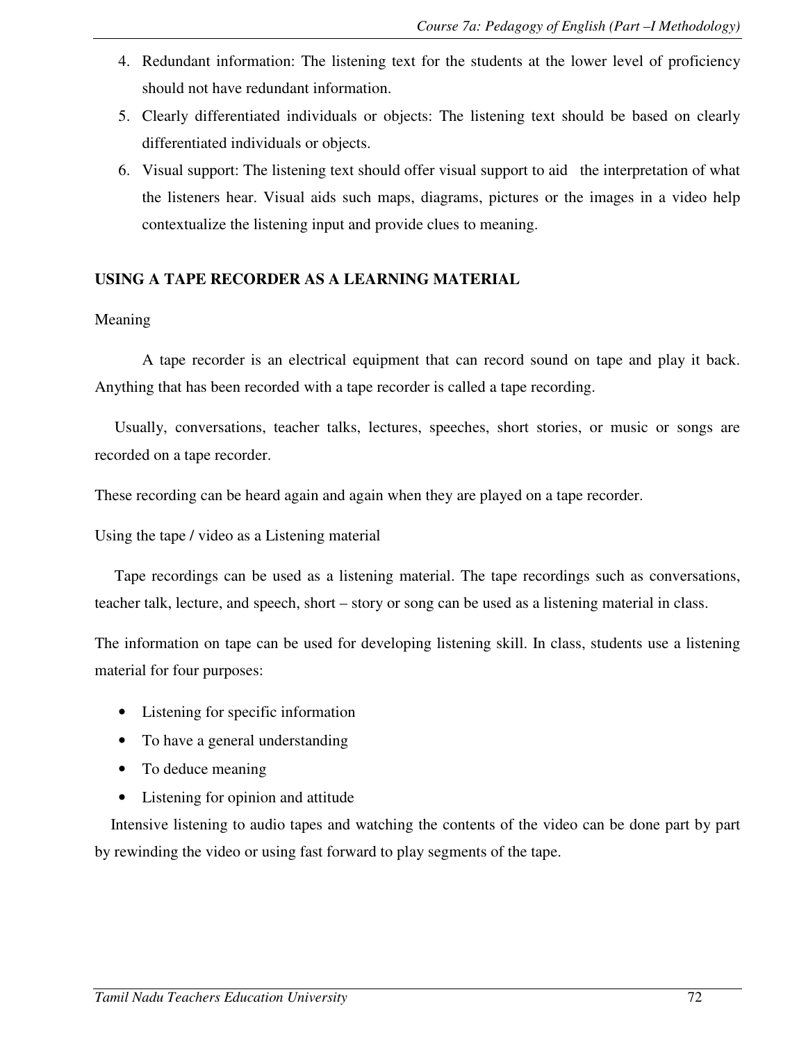4. Redundant information: The listening text for the students at the lower level of proficiency should not have redundant information.
5. Clearly differentiated individuals or objects: The listening text should be based on clearly differentiated individuals or objects.
6. Visual support: The listening text should offer visual support to aid the interpretation of what the listeners hear. Visual aids such maps, diagrams, pictures or the images in a video help contextualize the listening input and provide clues to meaning.

## USING A TAPE RECORDER AS A LEARNING MATERIAL

Meaning

A tape recorder is an electrical equipment that can record sound on tape and play it back. Anything that has been recorded with a tape recorder is called a tape recording.

Usually, conversations, teacher talks, lectures, speeches, short stories, or music or songs are recorded on a tape recorder.

These recording can be heard again and again when they are played on a tape recorder.

Using the tape / video as a Listening material

Tape recordings can be used as a listening material. The tape recordings such as conversations, teacher talk, lecture, and speech, short – story or song can be used as a listening material in class.

The information on tape can be used for developing listening skill. In class, students use a listening material for four purposes:

- Listening for specific information
- To have a general understanding
- To deduce meaning
- Listening for opinion and attitude

Intensive listening to audio tapes and watching the contents of the video can be done part by part by rewinding the video or using fast forward to play segments of the tape.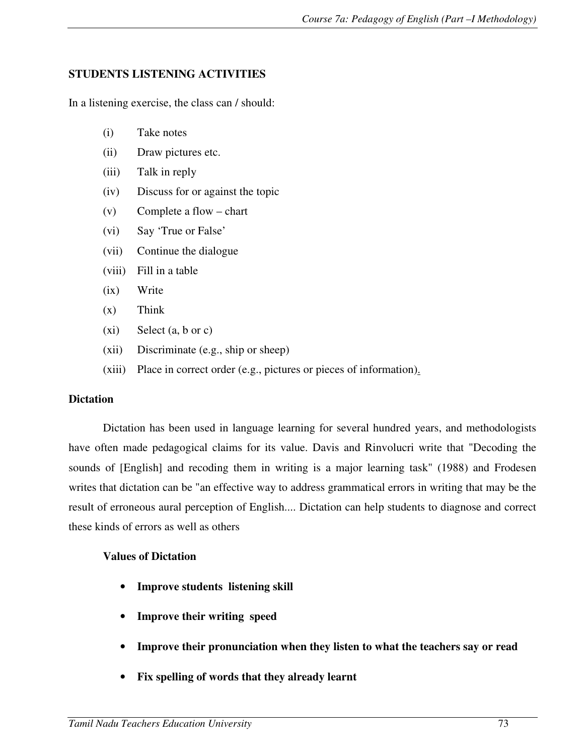## STUDENTS LISTENING ACTIVITIES

In a listening exercise, the class can / should:

(i) Take notes

(ii) Draw pictures etc.

(iii) Talk in reply

(iv) Discuss for or against the topic

(v) Complete a flow – chart

(vi) Say 'True or False'

(vii) Continue the dialogue

(viii) Fill in a table

(ix) Write

(x) Think

(xi) Select (a, b or c)

(xii) Discriminate (e.g., ship or sheep)

(xiii) Place in correct order (e.g., pictures or pieces of information).

## Dictation

Dictation has been used in language learning for several hundred years, and methodologists have often made pedagogical claims for its value. Davis and Rinvolucri write that "Decoding the sounds of [English] and recoding them in writing is a major learning task" (1988) and Frodesen writes that dictation can be "an effective way to address grammatical errors in writing that may be the result of erroneous aural perception of English.... Dictation can help students to diagnose and correct these kinds of errors as well as others

### Values of Dictation

- **Improve students listening skill**
- **Improve their writing speed**
- **Improve their pronunciation when they listen to what the teachers say or read**
- **Fix spelling of words that they already learnt**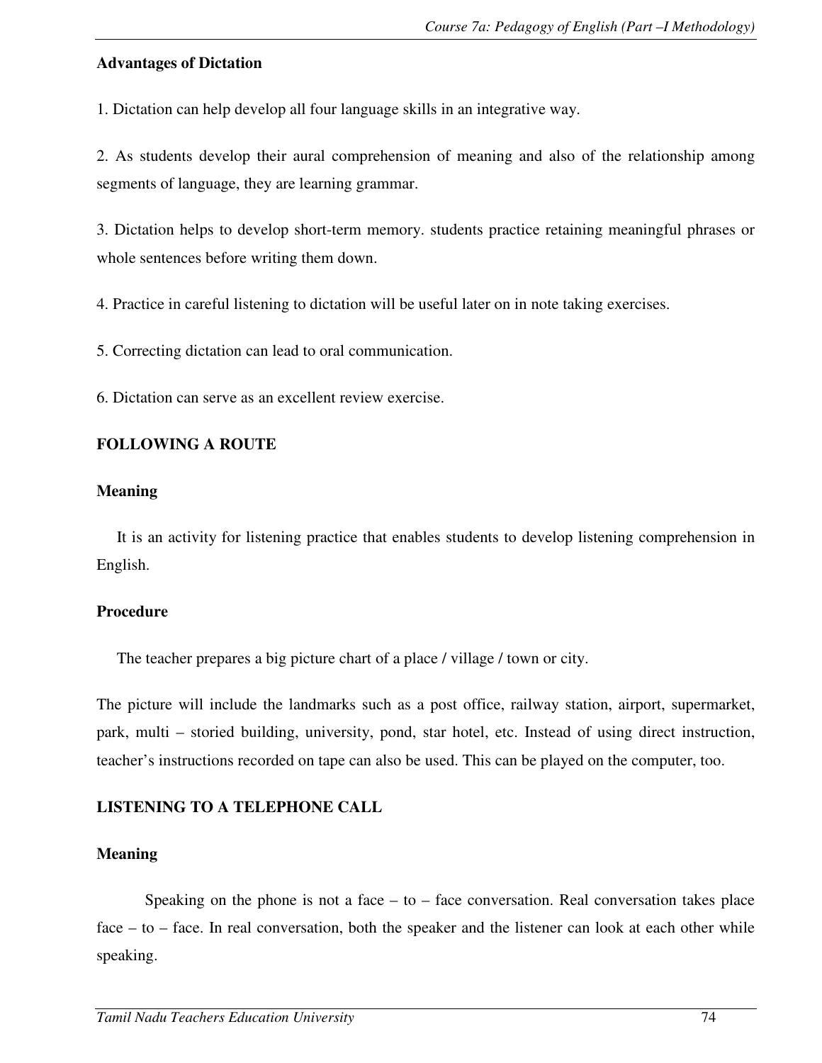**Advantages of Dictation**

1. Dictation can help develop all four language skills in an integrative way.

2. As students develop their aural comprehension of meaning and also of the relationship among segments of language, they are learning grammar.

3. Dictation helps to develop short-term memory. students practice retaining meaningful phrases or whole sentences before writing them down.

4. Practice in careful listening to dictation will be useful later on in note taking exercises.

5. Correcting dictation can lead to oral communication.

6. Dictation can serve as an excellent review exercise.

**FOLLOWING A ROUTE**

**Meaning**

It is an activity for listening practice that enables students to develop listening comprehension in English.

**Procedure**

The teacher prepares a big picture chart of a place / village / town or city.

The picture will include the landmarks such as a post office, railway station, airport, supermarket, park, multi – storied building, university, pond, star hotel, etc. Instead of using direct instruction, teacher's instructions recorded on tape can also be used. This can be played on the computer, too.

**LISTENING TO A TELEPHONE CALL**

**Meaning**

Speaking on the phone is not a face – to – face conversation. Real conversation takes place face – to – face. In real conversation, both the speaker and the listener can look at each other while speaking.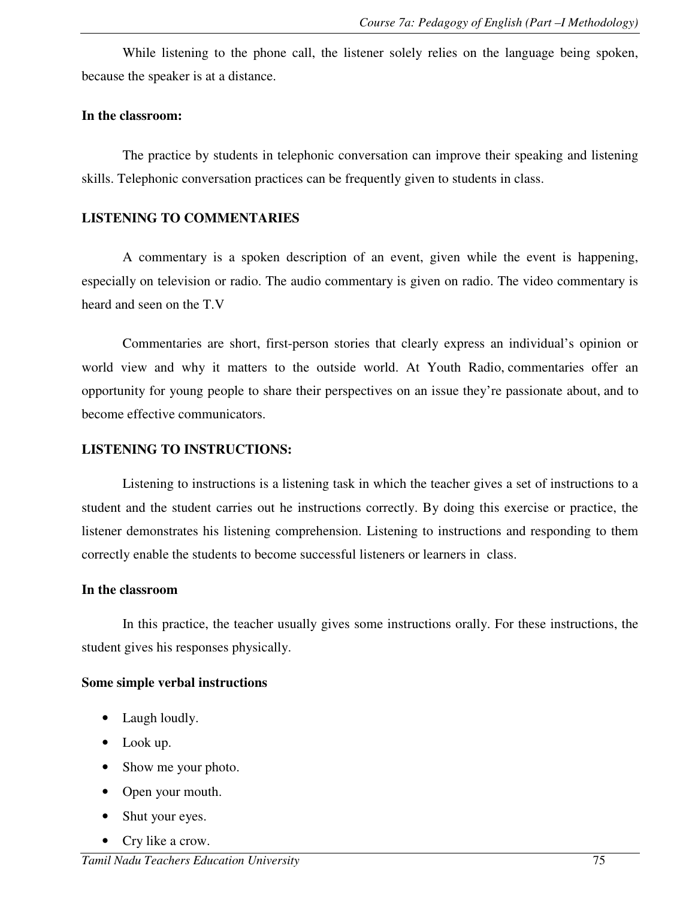While listening to the phone call, the listener solely relies on the language being spoken, because the speaker is at a distance.

**In the classroom:**

The practice by students in telephonic conversation can improve their speaking and listening skills. Telephonic conversation practices can be frequently given to students in class.

## LISTENING TO COMMENTARIES

A commentary is a spoken description of an event, given while the event is happening, especially on television or radio. The audio commentary is given on radio. The video commentary is heard and seen on the T.V

Commentaries are short, first-person stories that clearly express an individual's opinion or world view and why it matters to the outside world. At Youth Radio, commentaries offer an opportunity for young people to share their perspectives on an issue they're passionate about, and to become effective communicators.

## LISTENING TO INSTRUCTIONS:

Listening to instructions is a listening task in which the teacher gives a set of instructions to a student and the student carries out he instructions correctly. By doing this exercise or practice, the listener demonstrates his listening comprehension. Listening to instructions and responding to them correctly enable the students to become successful listeners or learners in class.

**In the classroom**

In this practice, the teacher usually gives some instructions orally. For these instructions, the student gives his responses physically.

**Some simple verbal instructions**

- Laugh loudly.
- Look up.
- Show me your photo.
- Open your mouth.
- Shut your eyes.
- Cry like a crow.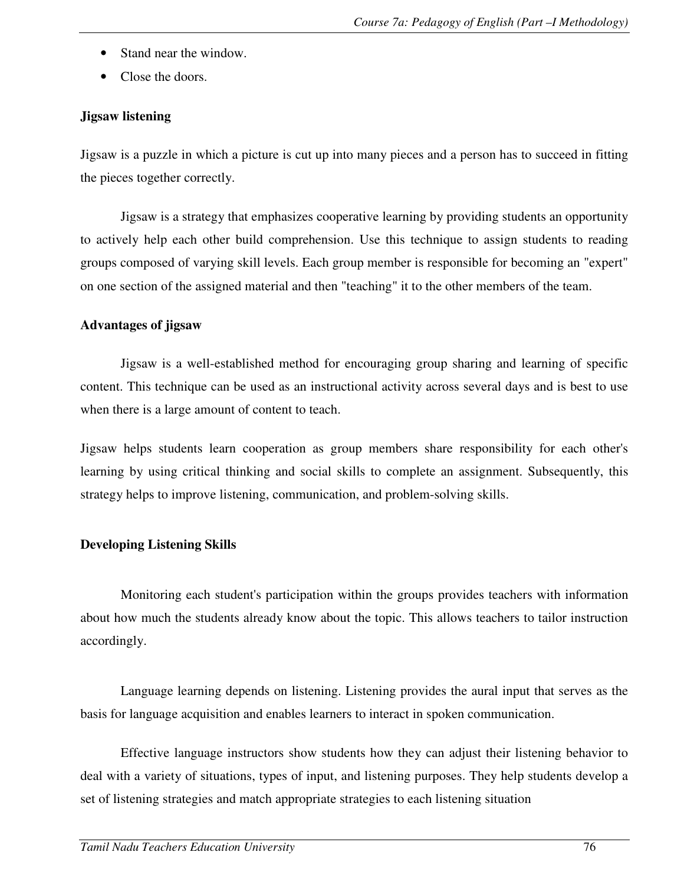- Stand near the window.
- Close the doors.

**Jigsaw listening**

Jigsaw is a puzzle in which a picture is cut up into many pieces and a person has to succeed in fitting the pieces together correctly.

Jigsaw is a strategy that emphasizes cooperative learning by providing students an opportunity to actively help each other build comprehension. Use this technique to assign students to reading groups composed of varying skill levels. Each group member is responsible for becoming an "expert" on one section of the assigned material and then "teaching" it to the other members of the team.

**Advantages of jigsaw**

Jigsaw is a well-established method for encouraging group sharing and learning of specific content. This technique can be used as an instructional activity across several days and is best to use when there is a large amount of content to teach.

Jigsaw helps students learn cooperation as group members share responsibility for each other's learning by using critical thinking and social skills to complete an assignment. Subsequently, this strategy helps to improve listening, communication, and problem-solving skills.

**Developing Listening Skills**

Monitoring each student's participation within the groups provides teachers with information about how much the students already know about the topic. This allows teachers to tailor instruction accordingly.

Language learning depends on listening. Listening provides the aural input that serves as the basis for language acquisition and enables learners to interact in spoken communication.

Effective language instructors show students how they can adjust their listening behavior to deal with a variety of situations, types of input, and listening purposes. They help students develop a set of listening strategies and match appropriate strategies to each listening situation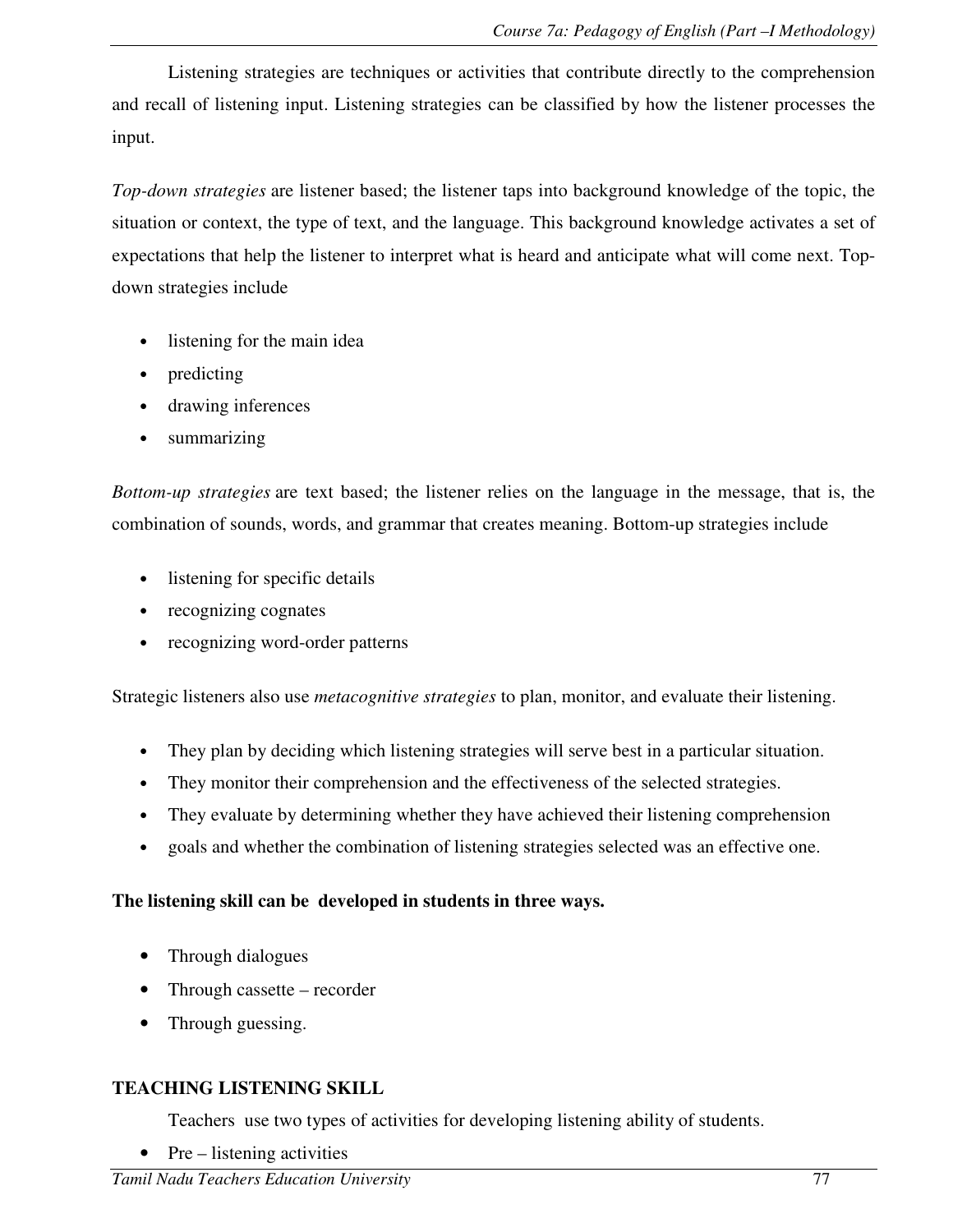Listening strategies are techniques or activities that contribute directly to the comprehension and recall of listening input. Listening strategies can be classified by how the listener processes the input.

*Top-down strategies* are listener based; the listener taps into background knowledge of the topic, the situation or context, the type of text, and the language. This background knowledge activates a set of expectations that help the listener to interpret what is heard and anticipate what will come next. Top-down strategies include

- listening for the main idea
- predicting
- drawing inferences
- summarizing

*Bottom-up strategies* are text based; the listener relies on the language in the message, that is, the combination of sounds, words, and grammar that creates meaning. Bottom-up strategies include

- listening for specific details
- recognizing cognates
- recognizing word-order patterns

Strategic listeners also use *metacognitive strategies* to plan, monitor, and evaluate their listening.

- They plan by deciding which listening strategies will serve best in a particular situation.
- They monitor their comprehension and the effectiveness of the selected strategies.
- They evaluate by determining whether they have achieved their listening comprehension
- goals and whether the combination of listening strategies selected was an effective one.

**The listening skill can be developed in students in three ways.**

- Through dialogues
- Through cassette – recorder
- Through guessing.

**TEACHING LISTENING SKILL**

Teachers use two types of activities for developing listening ability of students.

- Pre – listening activities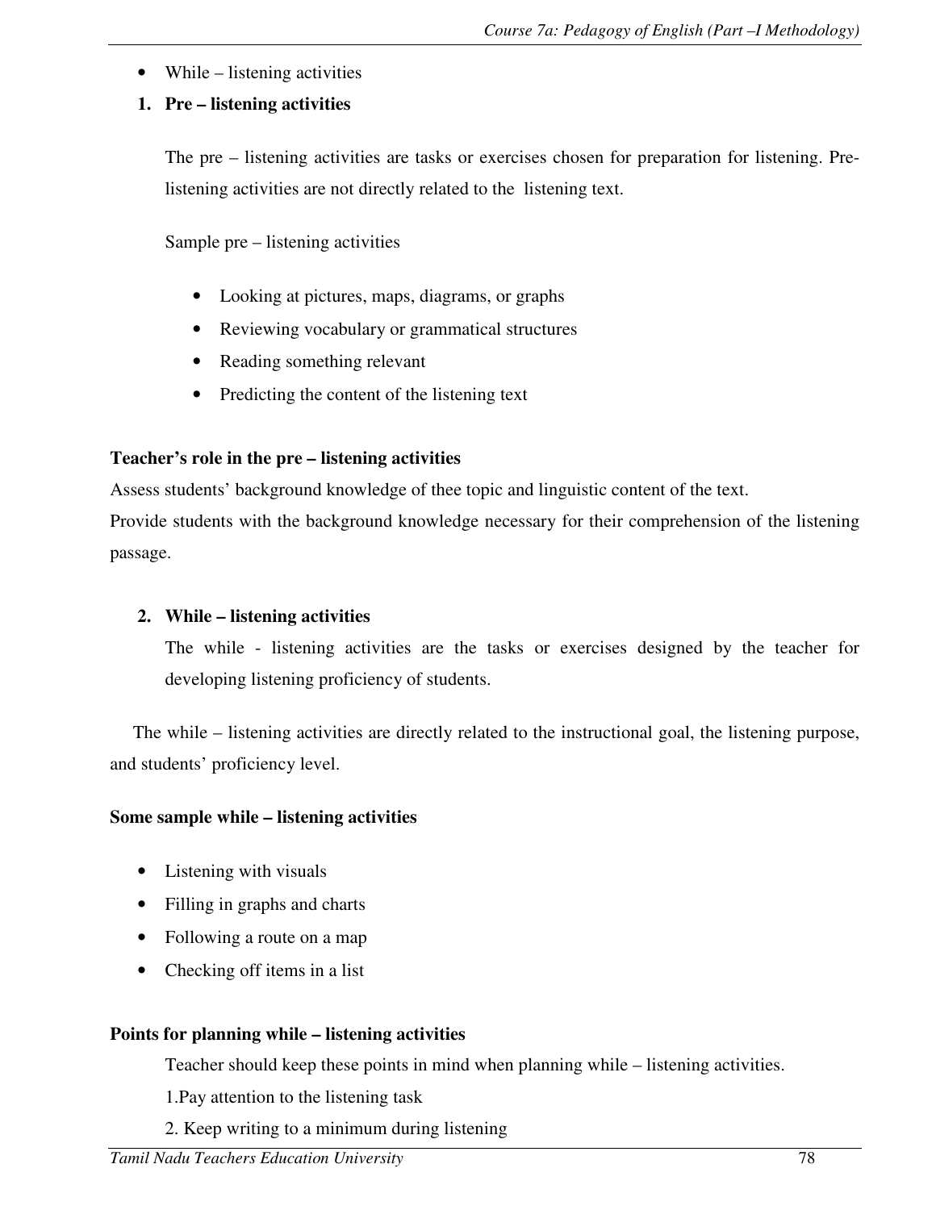- While – listening activities

1. **Pre – listening activities**

   The pre – listening activities are tasks or exercises chosen for preparation for listening. Pre-listening activities are not directly related to the listening text.

   Sample pre – listening activities

   - Looking at pictures, maps, diagrams, or graphs
   - Reviewing vocabulary or grammatical structures
   - Reading something relevant
   - Predicting the content of the listening text

**Teacher's role in the pre – listening activities**

Assess students' background knowledge of thee topic and linguistic content of the text.

Provide students with the background knowledge necessary for their comprehension of the listening passage.

2. **While – listening activities**

   The while - listening activities are the tasks or exercises designed by the teacher for developing listening proficiency of students.

The while – listening activities are directly related to the instructional goal, the listening purpose, and students' proficiency level.

**Some sample while – listening activities**

- Listening with visuals
- Filling in graphs and charts
- Following a route on a map
- Checking off items in a list

**Points for planning while – listening activities**

Teacher should keep these points in mind when planning while – listening activities.

1.Pay attention to the listening task

2. Keep writing to a minimum during listening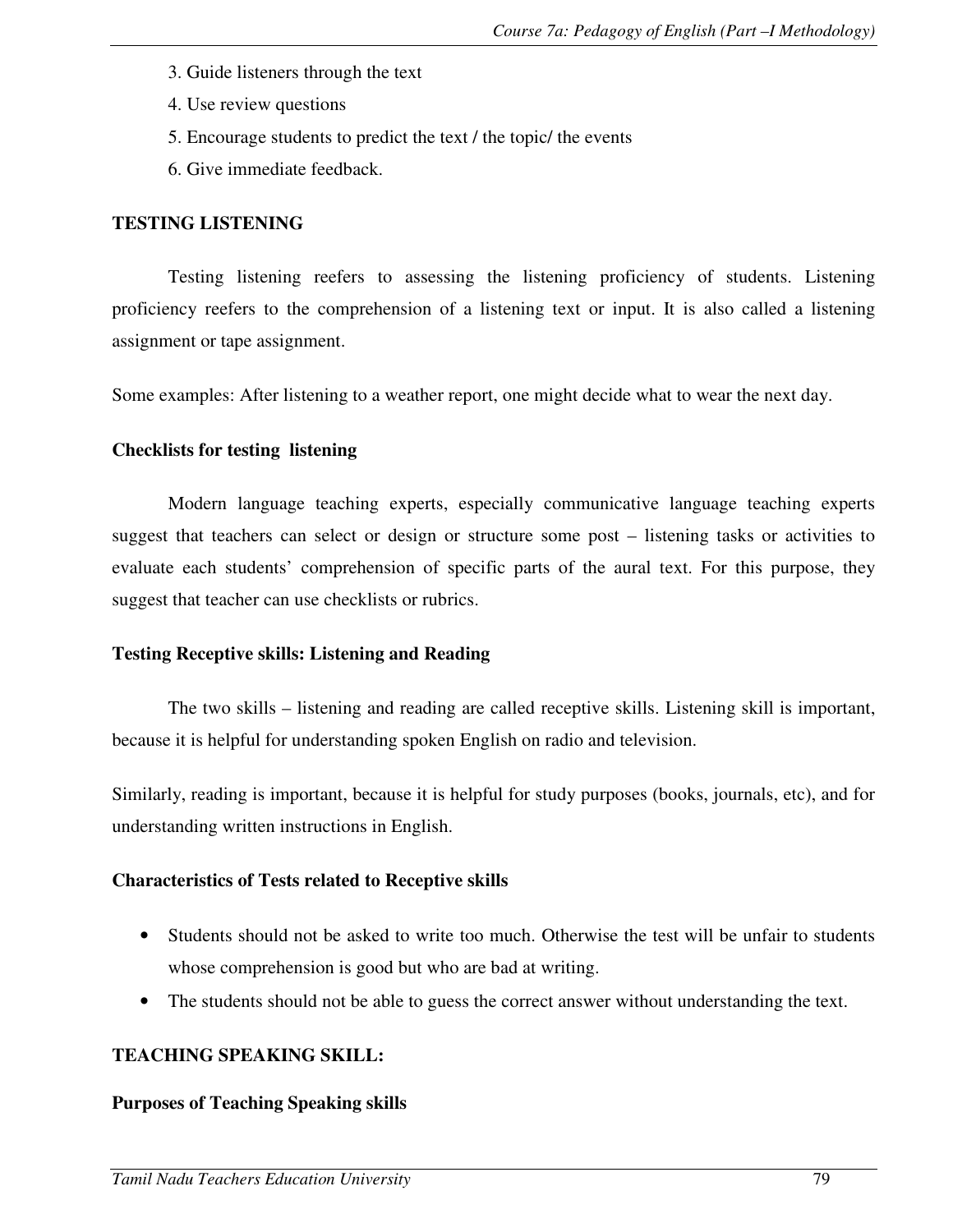3. Guide listeners through the text
4. Use review questions
5. Encourage students to predict the text / the topic/ the events
6. Give immediate feedback.

## TESTING LISTENING

Testing listening reefers to assessing the listening proficiency of students. Listening proficiency reefers to the comprehension of a listening text or input. It is also called a listening assignment or tape assignment.

Some examples: After listening to a weather report, one might decide what to wear the next day.

### Checklists for testing listening

Modern language teaching experts, especially communicative language teaching experts suggest that teachers can select or design or structure some post – listening tasks or activities to evaluate each students' comprehension of specific parts of the aural text. For this purpose, they suggest that teacher can use checklists or rubrics.

### Testing Receptive skills: Listening and Reading

The two skills – listening and reading are called receptive skills. Listening skill is important, because it is helpful for understanding spoken English on radio and television.

Similarly, reading is important, because it is helpful for study purposes (books, journals, etc), and for understanding written instructions in English.

### Characteristics of Tests related to Receptive skills

- Students should not be asked to write too much. Otherwise the test will be unfair to students whose comprehension is good but who are bad at writing.
- The students should not be able to guess the correct answer without understanding the text.

## TEACHING SPEAKING SKILL:

### Purposes of Teaching Speaking skills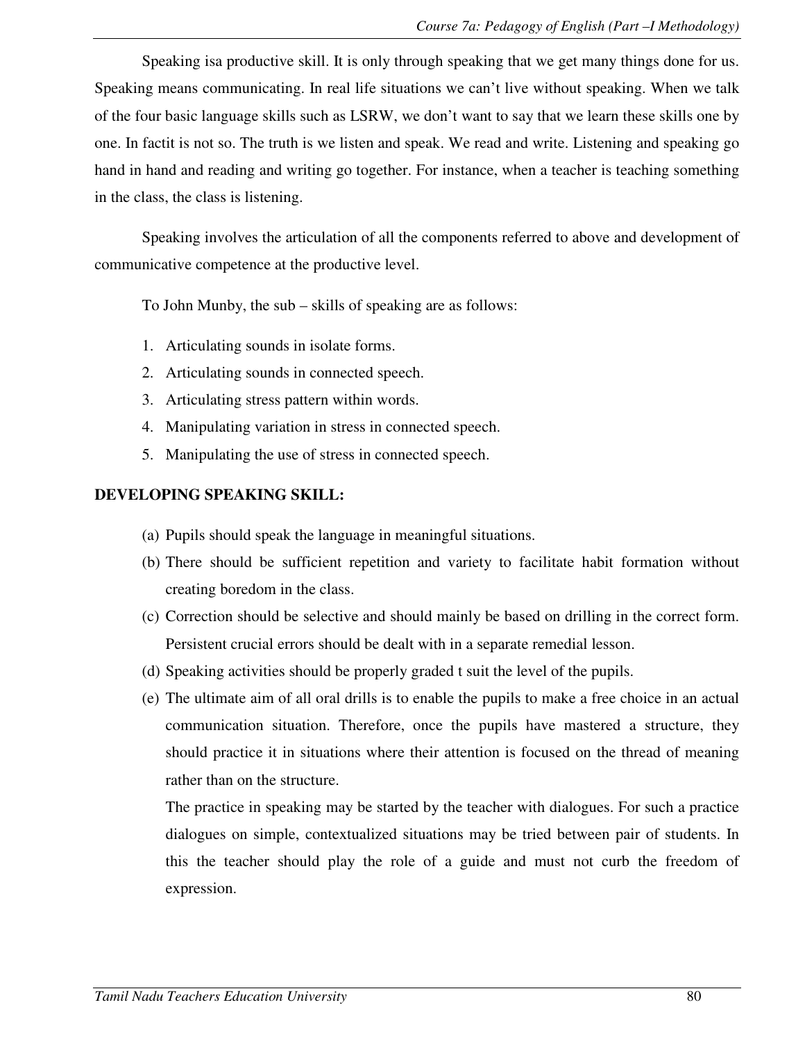Speaking isa productive skill. It is only through speaking that we get many things done for us. Speaking means communicating. In real life situations we can't live without speaking. When we talk of the four basic language skills such as LSRW, we don't want to say that we learn these skills one by one. In factit is not so. The truth is we listen and speak. We read and write. Listening and speaking go hand in hand and reading and writing go together. For instance, when a teacher is teaching something in the class, the class is listening.

Speaking involves the articulation of all the components referred to above and development of communicative competence at the productive level.

To John Munby, the sub – skills of speaking are as follows:

1. Articulating sounds in isolate forms.
2. Articulating sounds in connected speech.
3. Articulating stress pattern within words.
4. Manipulating variation in stress in connected speech.
5. Manipulating the use of stress in connected speech.

**DEVELOPING SPEAKING SKILL:**

(a) Pupils should speak the language in meaningful situations.

(b) There should be sufficient repetition and variety to facilitate habit formation without creating boredom in the class.

(c) Correction should be selective and should mainly be based on drilling in the correct form. Persistent crucial errors should be dealt with in a separate remedial lesson.

(d) Speaking activities should be properly graded t suit the level of the pupils.

(e) The ultimate aim of all oral drills is to enable the pupils to make a free choice in an actual communication situation. Therefore, once the pupils have mastered a structure, they should practice it in situations where their attention is focused on the thread of meaning rather than on the structure.

The practice in speaking may be started by the teacher with dialogues. For such a practice dialogues on simple, contextualized situations may be tried between pair of students. In this the teacher should play the role of a guide and must not curb the freedom of expression.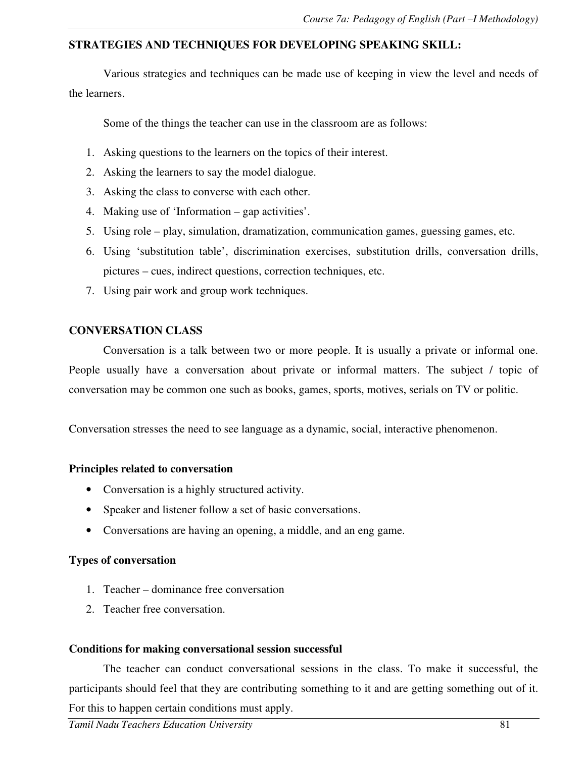## STRATEGIES AND TECHNIQUES FOR DEVELOPING SPEAKING SKILL:

Various strategies and techniques can be made use of keeping in view the level and needs of the learners.

Some of the things the teacher can use in the classroom are as follows:

1. Asking questions to the learners on the topics of their interest.
2. Asking the learners to say the model dialogue.
3. Asking the class to converse with each other.
4. Making use of 'Information – gap activities'.
5. Using role – play, simulation, dramatization, communication games, guessing games, etc.
6. Using 'substitution table', discrimination exercises, substitution drills, conversation drills, pictures – cues, indirect questions, correction techniques, etc.
7. Using pair work and group work techniques.

## CONVERSATION CLASS

Conversation is a talk between two or more people. It is usually a private or informal one. People usually have a conversation about private or informal matters. The subject / topic of conversation may be common one such as books, games, sports, motives, serials on TV or politic.

Conversation stresses the need to see language as a dynamic, social, interactive phenomenon.

### Principles related to conversation

- Conversation is a highly structured activity.
- Speaker and listener follow a set of basic conversations.
- Conversations are having an opening, a middle, and an eng game.

### Types of conversation

1. Teacher – dominance free conversation
2. Teacher free conversation.

### Conditions for making conversational session successful

The teacher can conduct conversational sessions in the class. To make it successful, the participants should feel that they are contributing something to it and are getting something out of it. For this to happen certain conditions must apply.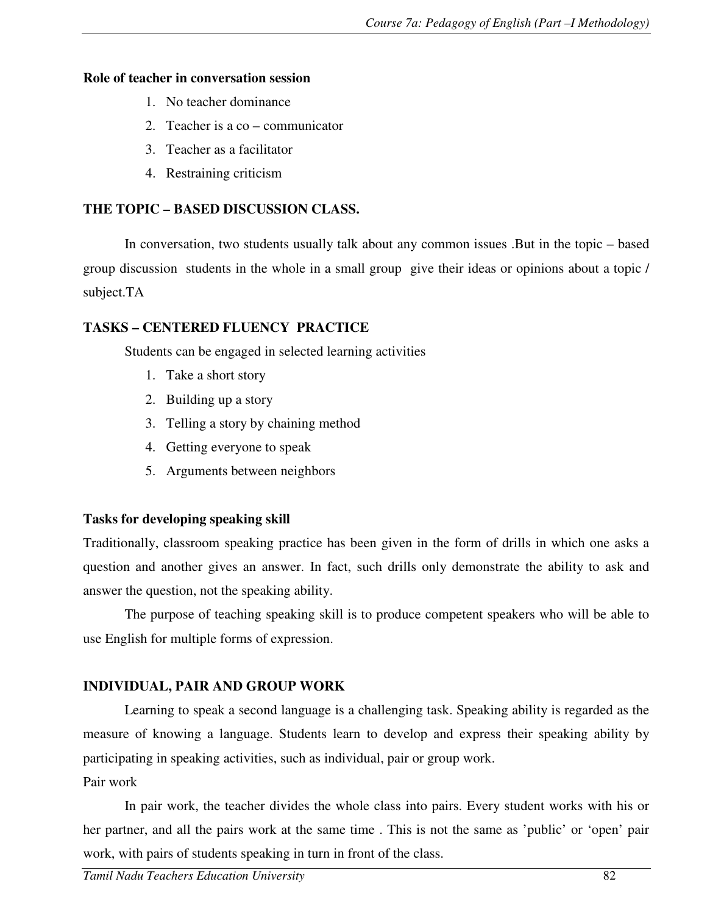**Role of teacher in conversation session**

1. No teacher dominance
2. Teacher is a co – communicator
3. Teacher as a facilitator
4. Restraining criticism

**THE TOPIC – BASED DISCUSSION CLASS.**

In conversation, two students usually talk about any common issues .But in the topic – based group discussion students in the whole in a small group give their ideas or opinions about a topic / subject.TA

**TASKS – CENTERED FLUENCY PRACTICE**

Students can be engaged in selected learning activities

1. Take a short story
2. Building up a story
3. Telling a story by chaining method
4. Getting everyone to speak
5. Arguments between neighbors

**Tasks for developing speaking skill**

Traditionally, classroom speaking practice has been given in the form of drills in which one asks a question and another gives an answer. In fact, such drills only demonstrate the ability to ask and answer the question, not the speaking ability.

The purpose of teaching speaking skill is to produce competent speakers who will be able to use English for multiple forms of expression.

**INDIVIDUAL, PAIR AND GROUP WORK**

Learning to speak a second language is a challenging task. Speaking ability is regarded as the measure of knowing a language. Students learn to develop and express their speaking ability by participating in speaking activities, such as individual, pair or group work.

Pair work

In pair work, the teacher divides the whole class into pairs. Every student works with his or her partner, and all the pairs work at the same time . This is not the same as 'public' or 'open' pair work, with pairs of students speaking in turn in front of the class.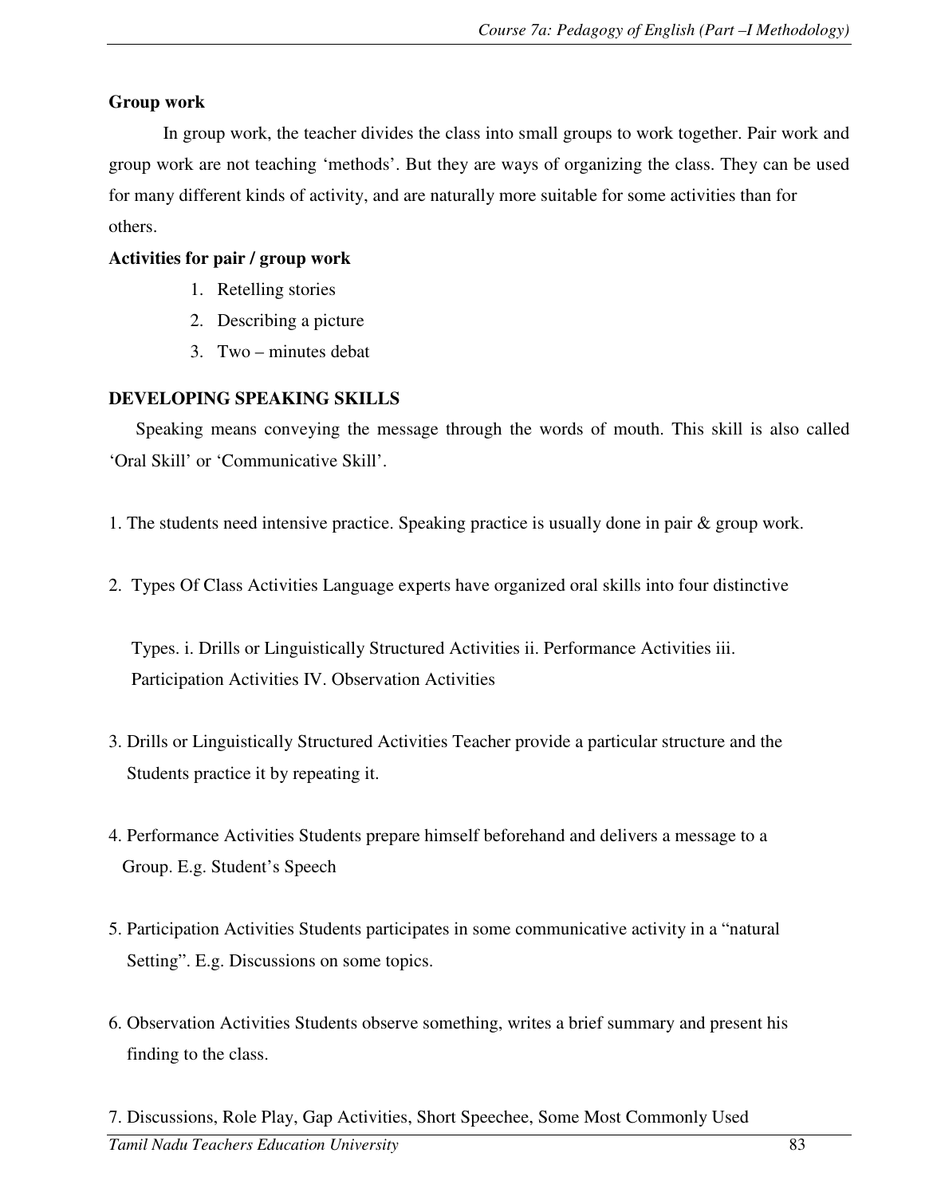**Group work**

In group work, the teacher divides the class into small groups to work together. Pair work and group work are not teaching 'methods'. But they are ways of organizing the class. They can be used for many different kinds of activity, and are naturally more suitable for some activities than for others.

**Activities for pair / group work**

1. Retelling stories
2. Describing a picture
3. Two – minutes debat

**DEVELOPING SPEAKING SKILLS**

Speaking means conveying the message through the words of mouth. This skill is also called 'Oral Skill' or 'Communicative Skill'.

1. The students need intensive practice. Speaking practice is usually done in pair & group work.

2. Types Of Class Activities Language experts have organized oral skills into four distinctive

   Types. i. Drills or Linguistically Structured Activities ii. Performance Activities iii. Participation Activities IV. Observation Activities

3. Drills or Linguistically Structured Activities Teacher provide a particular structure and the Students practice it by repeating it.

4. Performance Activities Students prepare himself beforehand and delivers a message to a Group. E.g. Student's Speech

5. Participation Activities Students participates in some communicative activity in a "natural Setting". E.g. Discussions on some topics.

6. Observation Activities Students observe something, writes a brief summary and present his finding to the class.

7. Discussions, Role Play, Gap Activities, Short Speechee, Some Most Commonly Used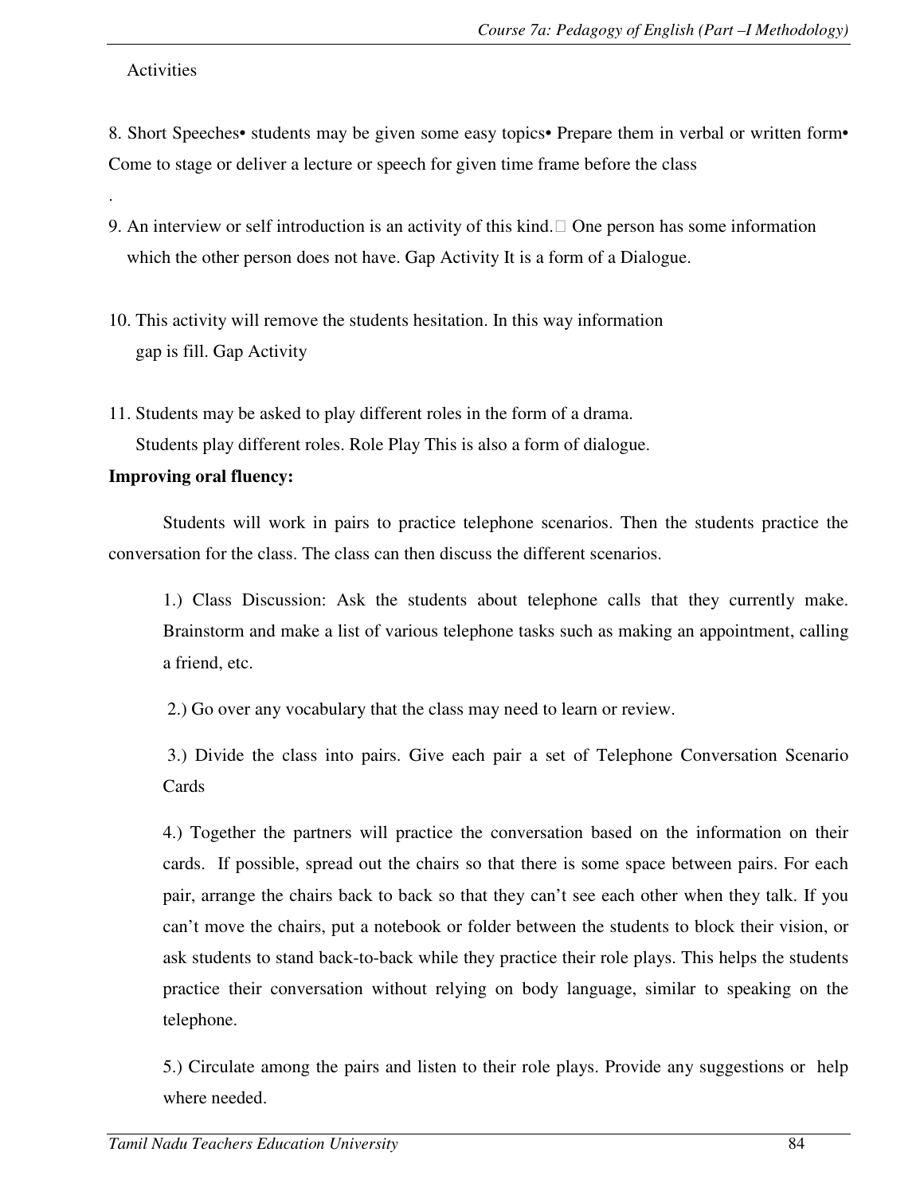Activities

8. Short Speeches• students may be given some easy topics• Prepare them in verbal or written form• Come to stage or deliver a lecture or speech for given time frame before the class

.

9. An interview or self introduction is an activity of this kind. One person has some information which the other person does not have. Gap Activity It is a form of a Dialogue.

10. This activity will remove the students hesitation. In this way information gap is fill. Gap Activity

11. Students may be asked to play different roles in the form of a drama. Students play different roles. Role Play This is also a form of dialogue.

**Improving oral fluency:**

Students will work in pairs to practice telephone scenarios. Then the students practice the conversation for the class. The class can then discuss the different scenarios.

1.) Class Discussion: Ask the students about telephone calls that they currently make. Brainstorm and make a list of various telephone tasks such as making an appointment, calling a friend, etc.

2.) Go over any vocabulary that the class may need to learn or review.

3.) Divide the class into pairs. Give each pair a set of Telephone Conversation Scenario Cards

4.) Together the partners will practice the conversation based on the information on their cards. If possible, spread out the chairs so that there is some space between pairs. For each pair, arrange the chairs back to back so that they can't see each other when they talk. If you can't move the chairs, put a notebook or folder between the students to block their vision, or ask students to stand back-to-back while they practice their role plays. This helps the students practice their conversation without relying on body language, similar to speaking on the telephone.

5.) Circulate among the pairs and listen to their role plays. Provide any suggestions or help where needed.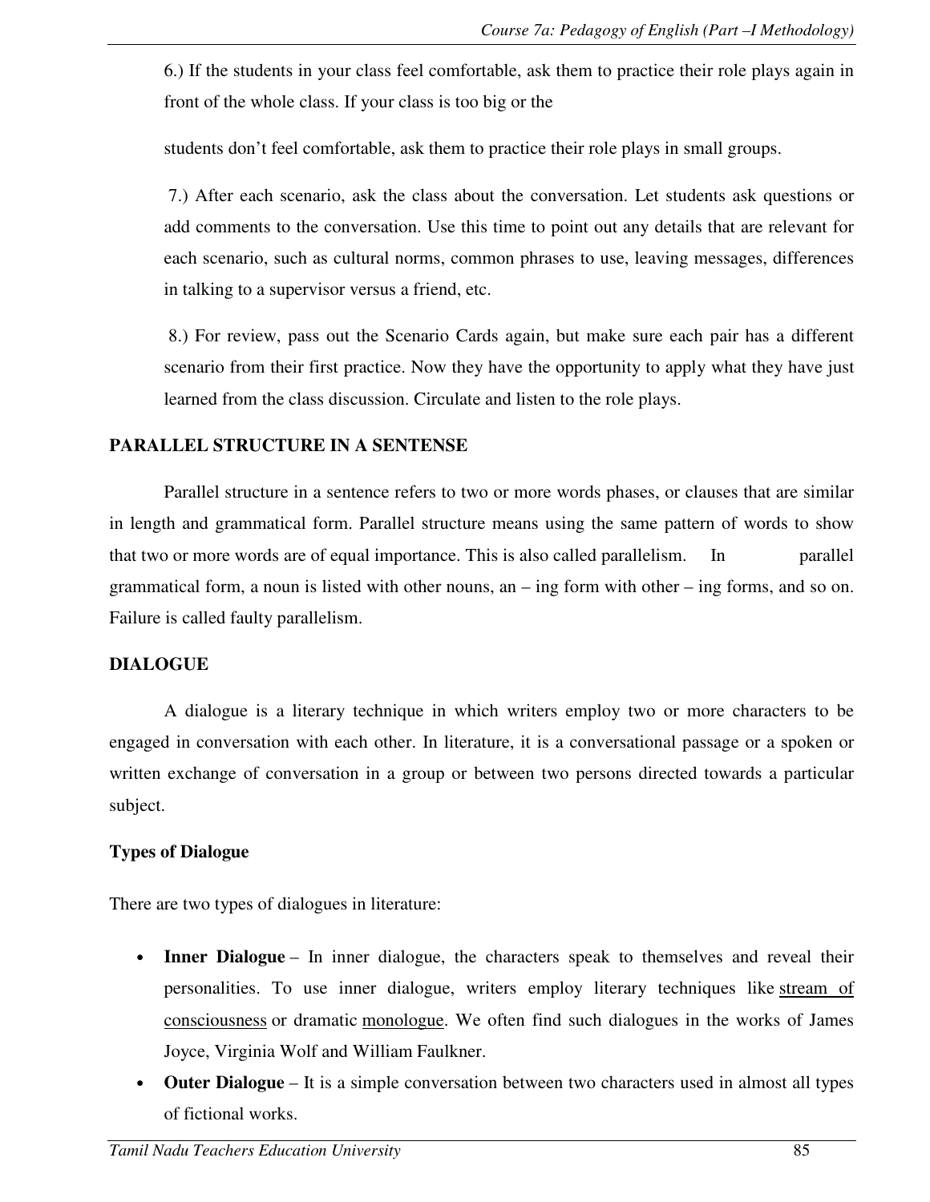6.) If the students in your class feel comfortable, ask them to practice their role plays again in front of the whole class. If your class is too big or the

students don't feel comfortable, ask them to practice their role plays in small groups.

7.) After each scenario, ask the class about the conversation. Let students ask questions or add comments to the conversation. Use this time to point out any details that are relevant for each scenario, such as cultural norms, common phrases to use, leaving messages, differences in talking to a supervisor versus a friend, etc.

8.) For review, pass out the Scenario Cards again, but make sure each pair has a different scenario from their first practice. Now they have the opportunity to apply what they have just learned from the class discussion. Circulate and listen to the role plays.

## PARALLEL STRUCTURE IN A SENTENSE

Parallel structure in a sentence refers to two or more words phases, or clauses that are similar in length and grammatical form. Parallel structure means using the same pattern of words to show that two or more words are of equal importance. This is also called parallelism. In parallel grammatical form, a noun is listed with other nouns, an – ing form with other – ing forms, and so on. Failure is called faulty parallelism.

## DIALOGUE

A dialogue is a literary technique in which writers employ two or more characters to be engaged in conversation with each other. In literature, it is a conversational passage or a spoken or written exchange of conversation in a group or between two persons directed towards a particular subject.

### Types of Dialogue

There are two types of dialogues in literature:

- **Inner Dialogue** – In inner dialogue, the characters speak to themselves and reveal their personalities. To use inner dialogue, writers employ literary techniques like stream of consciousness or dramatic monologue. We often find such dialogues in the works of James Joyce, Virginia Wolf and William Faulkner.
- **Outer Dialogue** – It is a simple conversation between two characters used in almost all types of fictional works.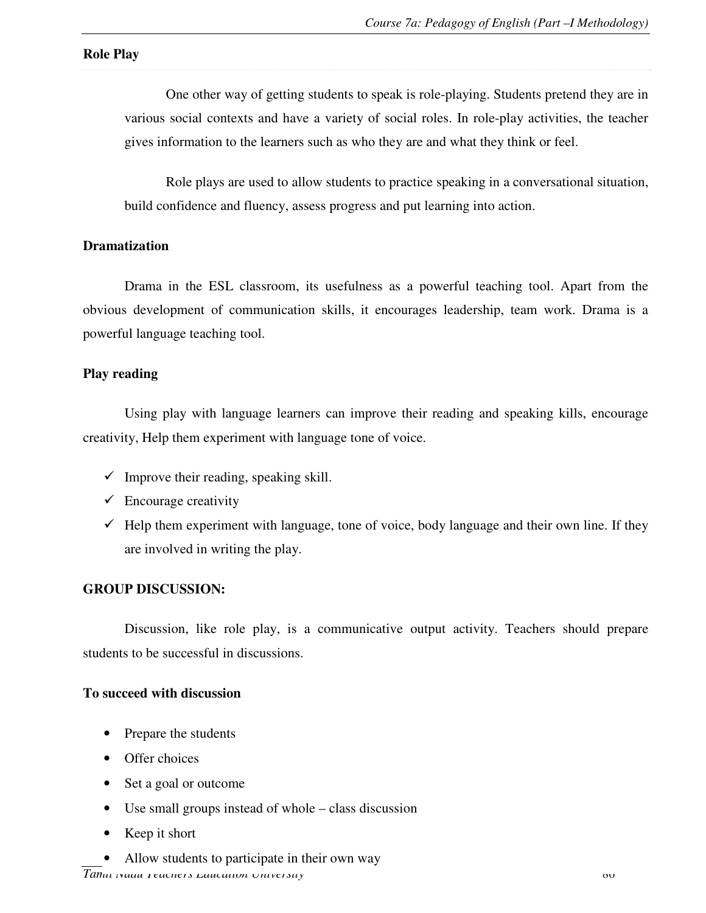**Role Play**

One other way of getting students to speak is role-playing. Students pretend they are in various social contexts and have a variety of social roles. In role-play activities, the teacher gives information to the learners such as who they are and what they think or feel.

Role plays are used to allow students to practice speaking in a conversational situation, build confidence and fluency, assess progress and put learning into action.

**Dramatization**

Drama in the ESL classroom, its usefulness as a powerful teaching tool. Apart from the obvious development of communication skills, it encourages leadership, team work. Drama is a powerful language teaching tool.

**Play reading**

Using play with language learners can improve their reading and speaking kills, encourage creativity, Help them experiment with language tone of voice.

- ✓ Improve their reading, speaking skill.
- ✓ Encourage creativity
- ✓ Help them experiment with language, tone of voice, body language and their own line. If they are involved in writing the play.

**GROUP DISCUSSION:**

Discussion, like role play, is a communicative output activity. Teachers should prepare students to be successful in discussions.

**To succeed with discussion**

- Prepare the students
- Offer choices
- Set a goal or outcome
- Use small groups instead of whole – class discussion
- Keep it short
- Allow students to participate in their own way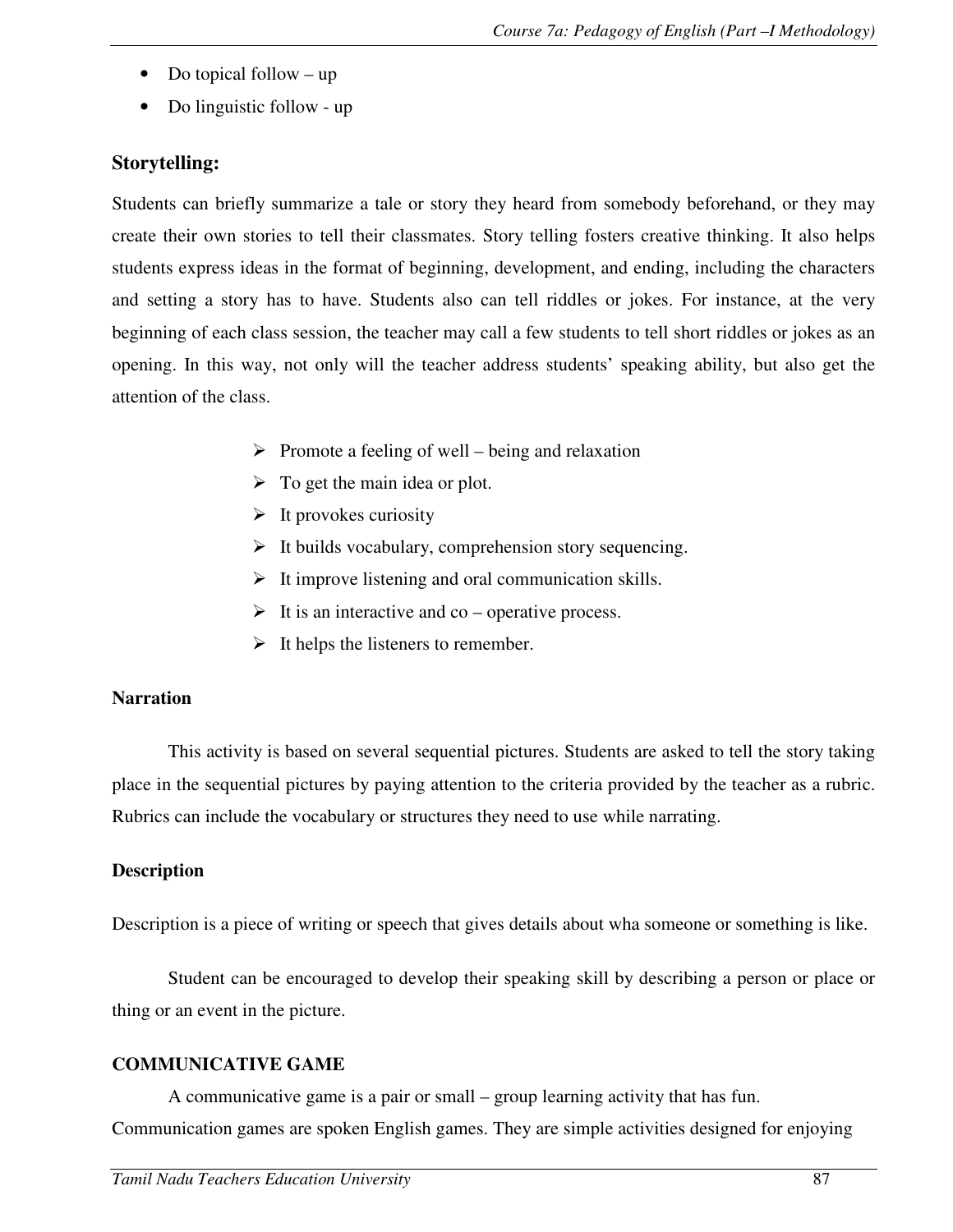- Do topical follow – up
- Do linguistic follow - up

### Storytelling:

Students can briefly summarize a tale or story they heard from somebody beforehand, or they may create their own stories to tell their classmates. Story telling fosters creative thinking. It also helps students express ideas in the format of beginning, development, and ending, including the characters and setting a story has to have. Students also can tell riddles or jokes. For instance, at the very beginning of each class session, the teacher may call a few students to tell short riddles or jokes as an opening. In this way, not only will the teacher address students' speaking ability, but also get the attention of the class.

- Promote a feeling of well – being and relaxation
- To get the main idea or plot.
- It provokes curiosity
- It builds vocabulary, comprehension story sequencing.
- It improve listening and oral communication skills.
- It is an interactive and co – operative process.
- It helps the listeners to remember.

**Narration**

This activity is based on several sequential pictures. Students are asked to tell the story taking place in the sequential pictures by paying attention to the criteria provided by the teacher as a rubric. Rubrics can include the vocabulary or structures they need to use while narrating.

**Description**

Description is a piece of writing or speech that gives details about wha someone or something is like.

Student can be encouraged to develop their speaking skill by describing a person or place or thing or an event in the picture.

**COMMUNICATIVE GAME**

A communicative game is a pair or small – group learning activity that has fun. Communication games are spoken English games. They are simple activities designed for enjoying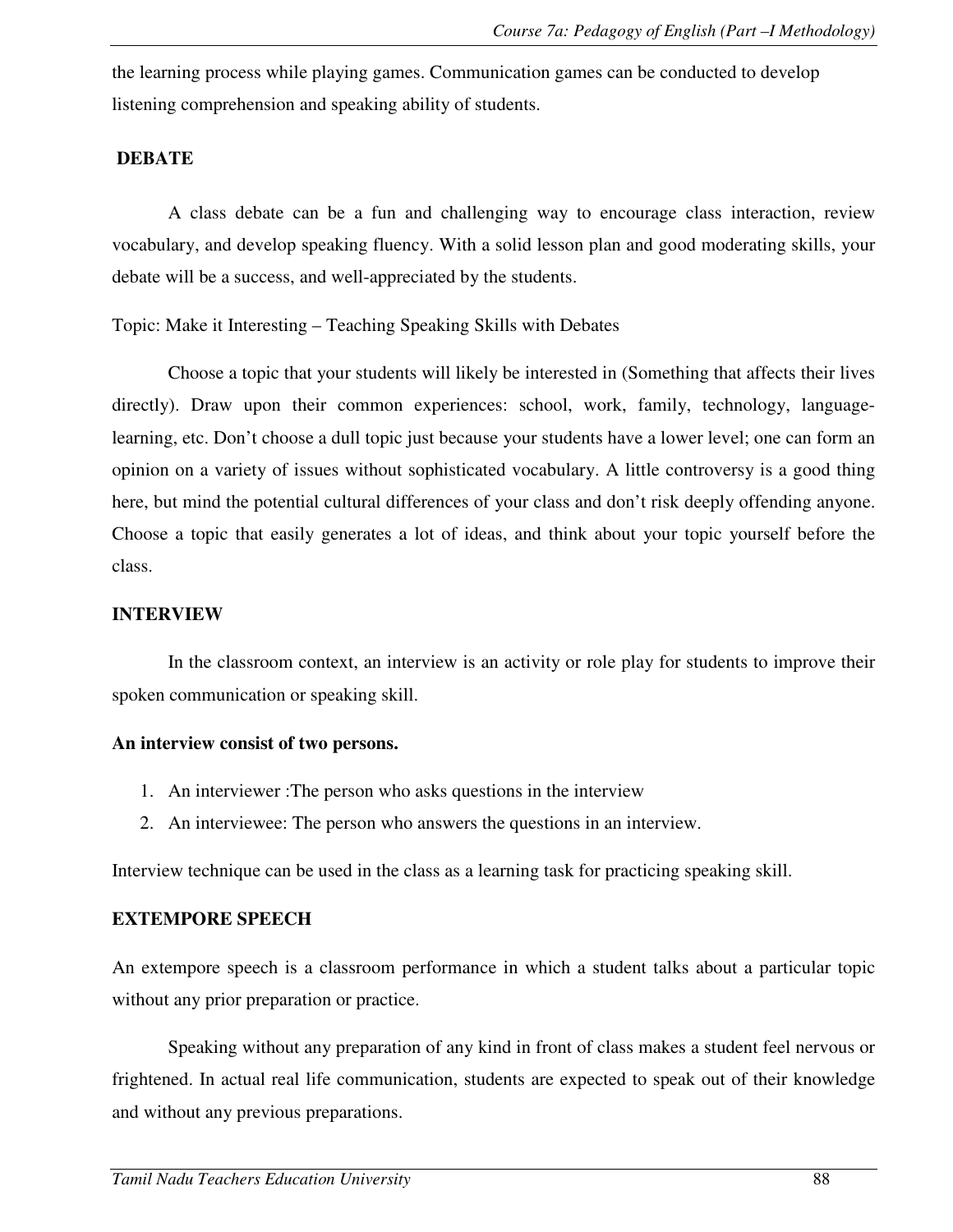the learning process while playing games. Communication games can be conducted to develop listening comprehension and speaking ability of students.

## DEBATE

A class debate can be a fun and challenging way to encourage class interaction, review vocabulary, and develop speaking fluency. With a solid lesson plan and good moderating skills, your debate will be a success, and well-appreciated by the students.

Topic: Make it Interesting – Teaching Speaking Skills with Debates

Choose a topic that your students will likely be interested in (Something that affects their lives directly). Draw upon their common experiences: school, work, family, technology, language-learning, etc. Don't choose a dull topic just because your students have a lower level; one can form an opinion on a variety of issues without sophisticated vocabulary. A little controversy is a good thing here, but mind the potential cultural differences of your class and don't risk deeply offending anyone. Choose a topic that easily generates a lot of ideas, and think about your topic yourself before the class.

## INTERVIEW

In the classroom context, an interview is an activity or role play for students to improve their spoken communication or speaking skill.

**An interview consist of two persons.**

1. An interviewer :The person who asks questions in the interview
2. An interviewee: The person who answers the questions in an interview.

Interview technique can be used in the class as a learning task for practicing speaking skill.

## EXTEMPORE SPEECH

An extempore speech is a classroom performance in which a student talks about a particular topic without any prior preparation or practice.

Speaking without any preparation of any kind in front of class makes a student feel nervous or frightened. In actual real life communication, students are expected to speak out of their knowledge and without any previous preparations.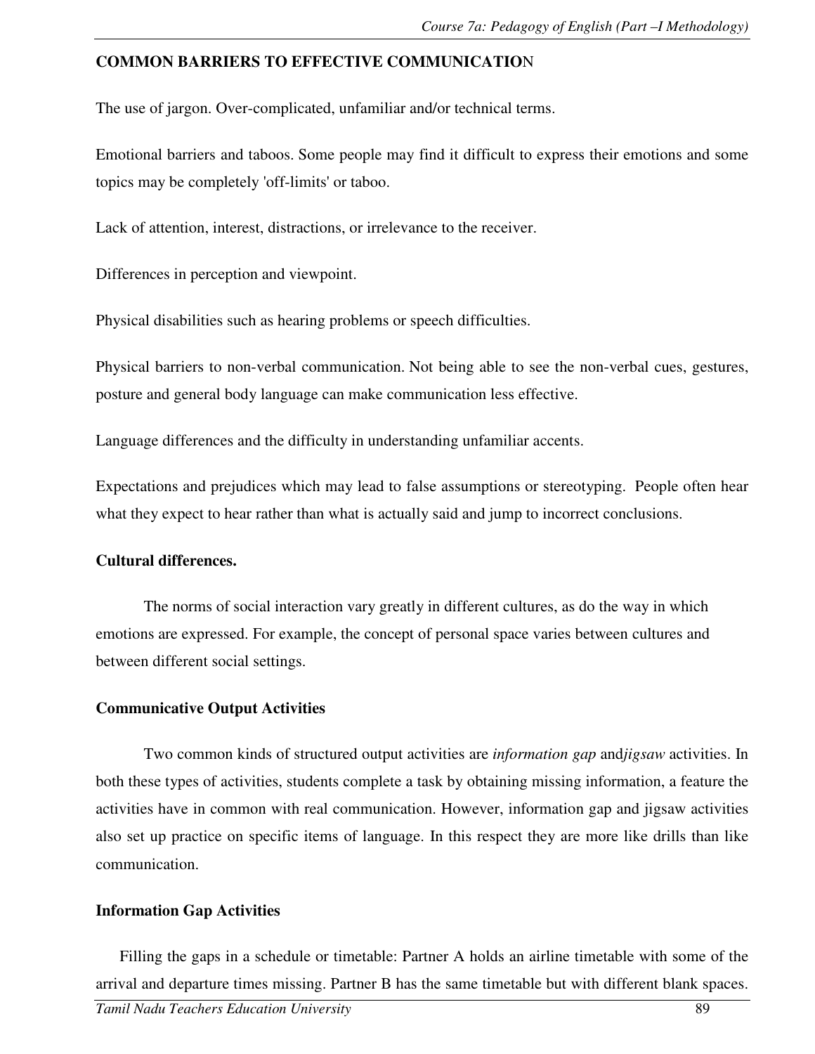**COMMON BARRIERS TO EFFECTIVE COMMUNICATION**

The use of jargon. Over-complicated, unfamiliar and/or technical terms.

Emotional barriers and taboos. Some people may find it difficult to express their emotions and some topics may be completely 'off-limits' or taboo.

Lack of attention, interest, distractions, or irrelevance to the receiver.

Differences in perception and viewpoint.

Physical disabilities such as hearing problems or speech difficulties.

Physical barriers to non-verbal communication. Not being able to see the non-verbal cues, gestures, posture and general body language can make communication less effective.

Language differences and the difficulty in understanding unfamiliar accents.

Expectations and prejudices which may lead to false assumptions or stereotyping. People often hear what they expect to hear rather than what is actually said and jump to incorrect conclusions.

**Cultural differences.**

The norms of social interaction vary greatly in different cultures, as do the way in which emotions are expressed. For example, the concept of personal space varies between cultures and between different social settings.

**Communicative Output Activities**

Two common kinds of structured output activities are *information gap* and*jigsaw* activities. In both these types of activities, students complete a task by obtaining missing information, a feature the activities have in common with real communication. However, information gap and jigsaw activities also set up practice on specific items of language. In this respect they are more like drills than like communication.

**Information Gap Activities**

Filling the gaps in a schedule or timetable: Partner A holds an airline timetable with some of the arrival and departure times missing. Partner B has the same timetable but with different blank spaces.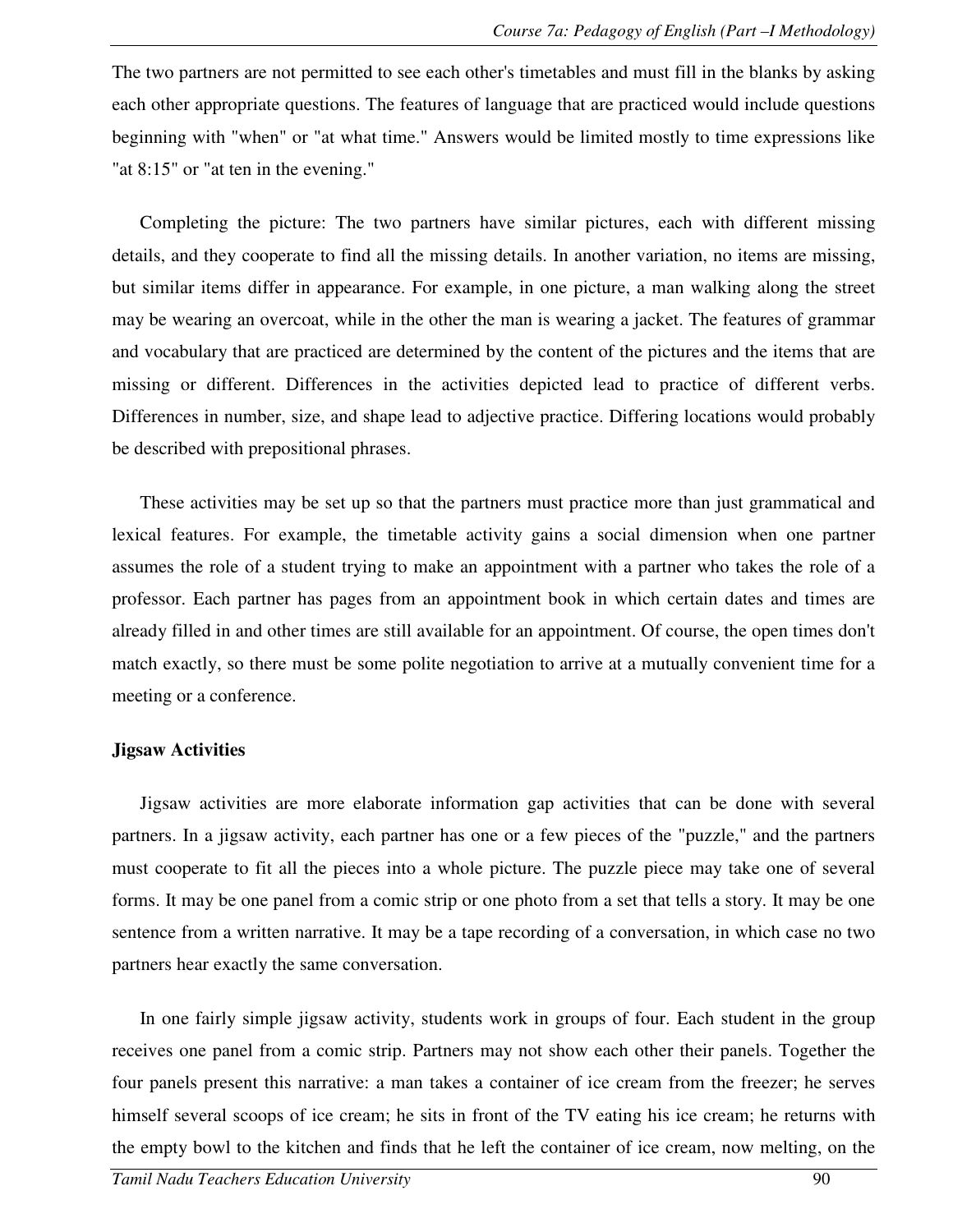The two partners are not permitted to see each other's timetables and must fill in the blanks by asking each other appropriate questions. The features of language that are practiced would include questions beginning with "when" or "at what time." Answers would be limited mostly to time expressions like "at 8:15" or "at ten in the evening."

Completing the picture: The two partners have similar pictures, each with different missing details, and they cooperate to find all the missing details. In another variation, no items are missing, but similar items differ in appearance. For example, in one picture, a man walking along the street may be wearing an overcoat, while in the other the man is wearing a jacket. The features of grammar and vocabulary that are practiced are determined by the content of the pictures and the items that are missing or different. Differences in the activities depicted lead to practice of different verbs. Differences in number, size, and shape lead to adjective practice. Differing locations would probably be described with prepositional phrases.

These activities may be set up so that the partners must practice more than just grammatical and lexical features. For example, the timetable activity gains a social dimension when one partner assumes the role of a student trying to make an appointment with a partner who takes the role of a professor. Each partner has pages from an appointment book in which certain dates and times are already filled in and other times are still available for an appointment. Of course, the open times don't match exactly, so there must be some polite negotiation to arrive at a mutually convenient time for a meeting or a conference.

**Jigsaw Activities**

Jigsaw activities are more elaborate information gap activities that can be done with several partners. In a jigsaw activity, each partner has one or a few pieces of the "puzzle," and the partners must cooperate to fit all the pieces into a whole picture. The puzzle piece may take one of several forms. It may be one panel from a comic strip or one photo from a set that tells a story. It may be one sentence from a written narrative. It may be a tape recording of a conversation, in which case no two partners hear exactly the same conversation.

In one fairly simple jigsaw activity, students work in groups of four. Each student in the group receives one panel from a comic strip. Partners may not show each other their panels. Together the four panels present this narrative: a man takes a container of ice cream from the freezer; he serves himself several scoops of ice cream; he sits in front of the TV eating his ice cream; he returns with the empty bowl to the kitchen and finds that he left the container of ice cream, now melting, on the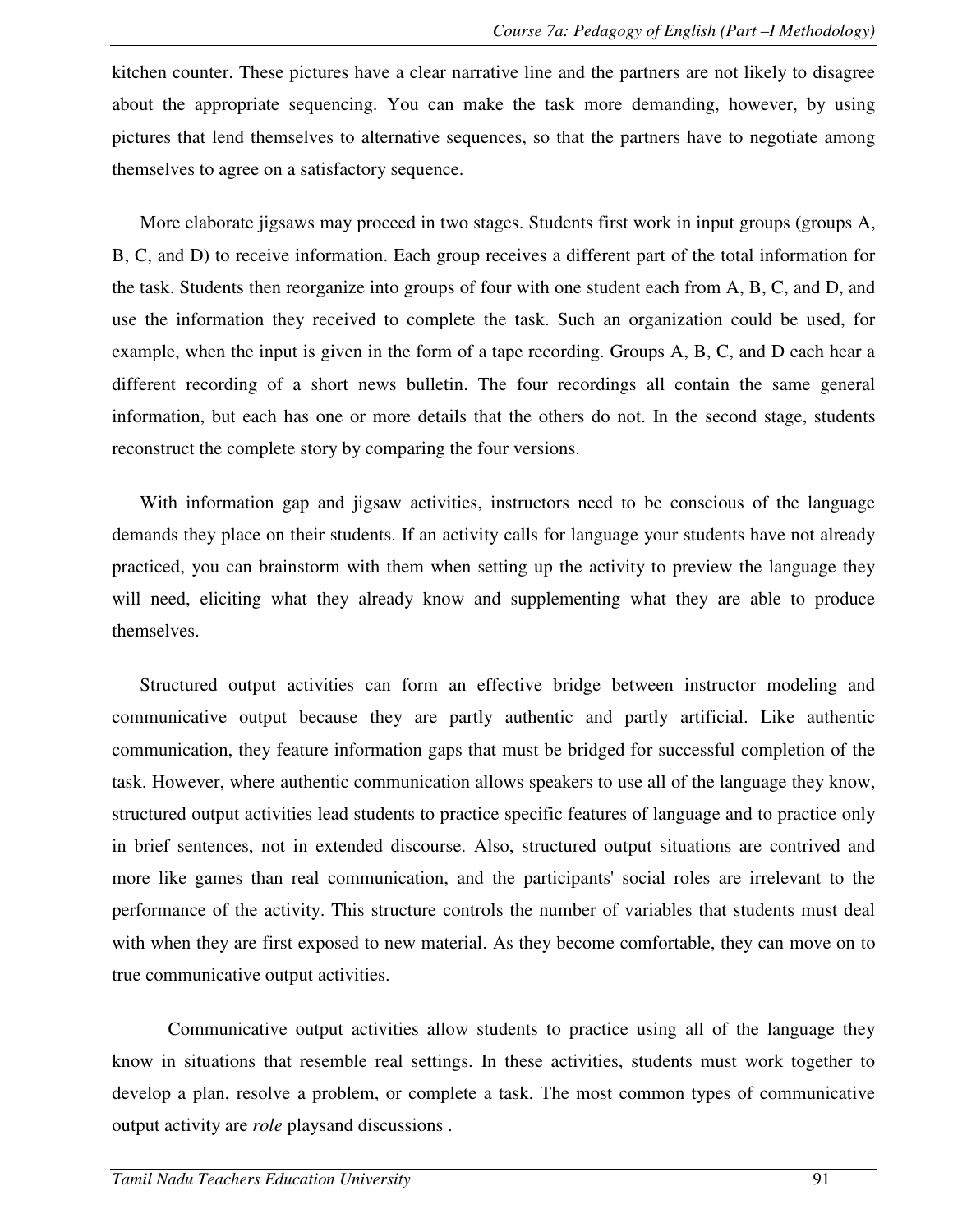kitchen counter. These pictures have a clear narrative line and the partners are not likely to disagree about the appropriate sequencing. You can make the task more demanding, however, by using pictures that lend themselves to alternative sequences, so that the partners have to negotiate among themselves to agree on a satisfactory sequence.

More elaborate jigsaws may proceed in two stages. Students first work in input groups (groups A, B, C, and D) to receive information. Each group receives a different part of the total information for the task. Students then reorganize into groups of four with one student each from A, B, C, and D, and use the information they received to complete the task. Such an organization could be used, for example, when the input is given in the form of a tape recording. Groups A, B, C, and D each hear a different recording of a short news bulletin. The four recordings all contain the same general information, but each has one or more details that the others do not. In the second stage, students reconstruct the complete story by comparing the four versions.

With information gap and jigsaw activities, instructors need to be conscious of the language demands they place on their students. If an activity calls for language your students have not already practiced, you can brainstorm with them when setting up the activity to preview the language they will need, eliciting what they already know and supplementing what they are able to produce themselves.

Structured output activities can form an effective bridge between instructor modeling and communicative output because they are partly authentic and partly artificial. Like authentic communication, they feature information gaps that must be bridged for successful completion of the task. However, where authentic communication allows speakers to use all of the language they know, structured output activities lead students to practice specific features of language and to practice only in brief sentences, not in extended discourse. Also, structured output situations are contrived and more like games than real communication, and the participants' social roles are irrelevant to the performance of the activity. This structure controls the number of variables that students must deal with when they are first exposed to new material. As they become comfortable, they can move on to true communicative output activities.

Communicative output activities allow students to practice using all of the language they know in situations that resemble real settings. In these activities, students must work together to develop a plan, resolve a problem, or complete a task. The most common types of communicative output activity are *role* playsand discussions .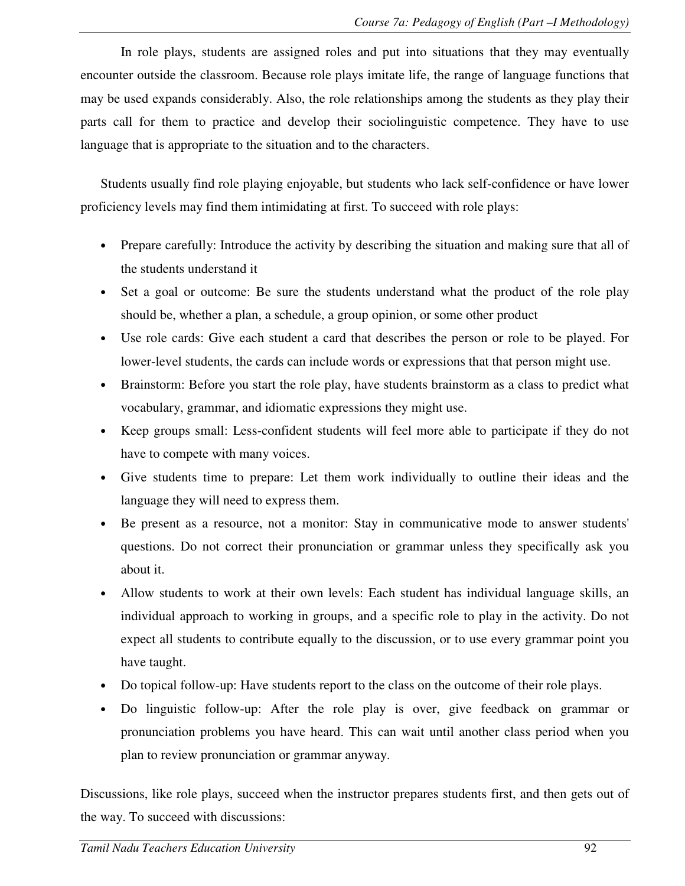In role plays, students are assigned roles and put into situations that they may eventually encounter outside the classroom. Because role plays imitate life, the range of language functions that may be used expands considerably. Also, the role relationships among the students as they play their parts call for them to practice and develop their sociolinguistic competence. They have to use language that is appropriate to the situation and to the characters.

Students usually find role playing enjoyable, but students who lack self-confidence or have lower proficiency levels may find them intimidating at first. To succeed with role plays:

- Prepare carefully: Introduce the activity by describing the situation and making sure that all of the students understand it
- Set a goal or outcome: Be sure the students understand what the product of the role play should be, whether a plan, a schedule, a group opinion, or some other product
- Use role cards: Give each student a card that describes the person or role to be played. For lower-level students, the cards can include words or expressions that that person might use.
- Brainstorm: Before you start the role play, have students brainstorm as a class to predict what vocabulary, grammar, and idiomatic expressions they might use.
- Keep groups small: Less-confident students will feel more able to participate if they do not have to compete with many voices.
- Give students time to prepare: Let them work individually to outline their ideas and the language they will need to express them.
- Be present as a resource, not a monitor: Stay in communicative mode to answer students' questions. Do not correct their pronunciation or grammar unless they specifically ask you about it.
- Allow students to work at their own levels: Each student has individual language skills, an individual approach to working in groups, and a specific role to play in the activity. Do not expect all students to contribute equally to the discussion, or to use every grammar point you have taught.
- Do topical follow-up: Have students report to the class on the outcome of their role plays.
- Do linguistic follow-up: After the role play is over, give feedback on grammar or pronunciation problems you have heard. This can wait until another class period when you plan to review pronunciation or grammar anyway.

Discussions, like role plays, succeed when the instructor prepares students first, and then gets out of the way. To succeed with discussions: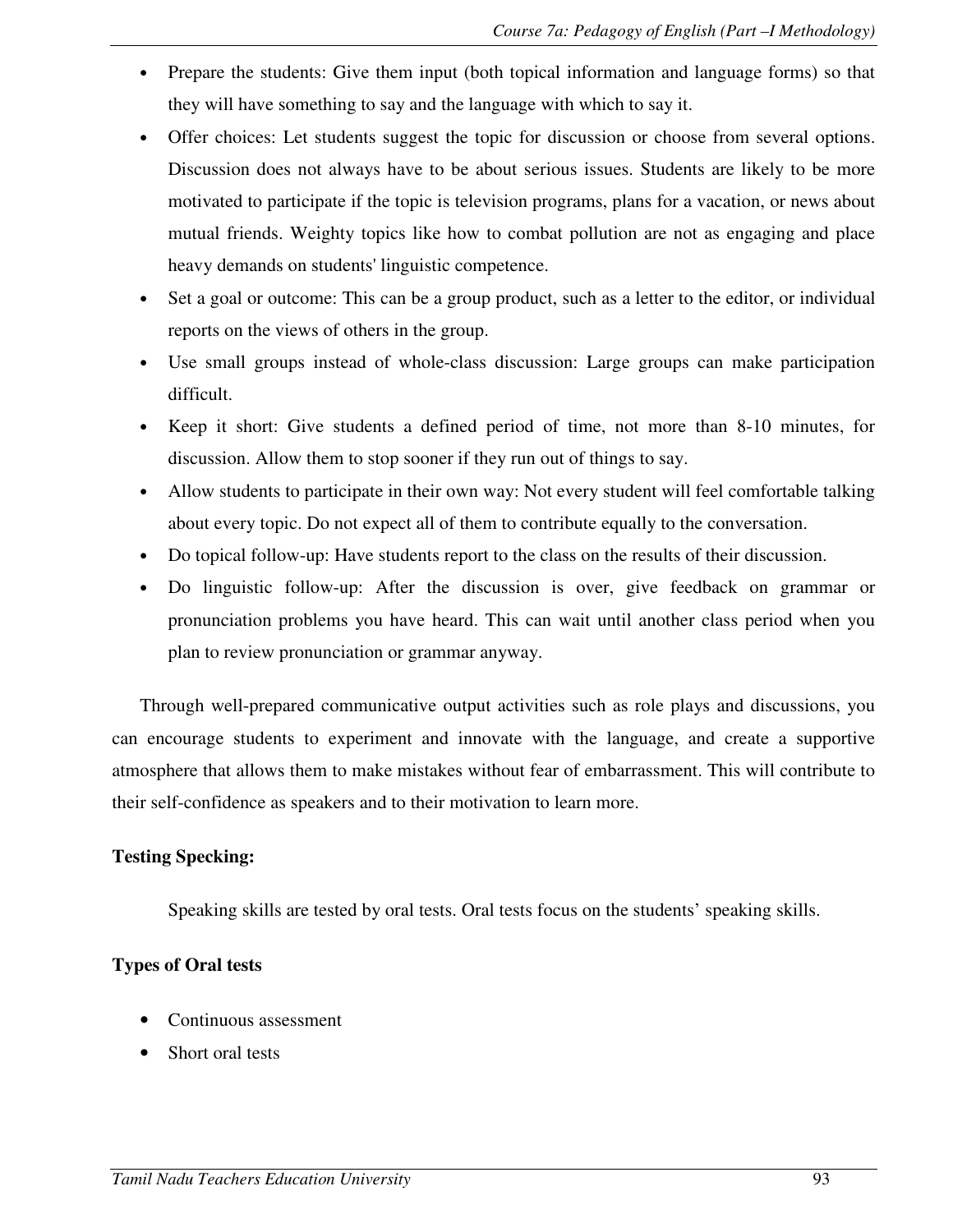- Prepare the students: Give them input (both topical information and language forms) so that they will have something to say and the language with which to say it.
- Offer choices: Let students suggest the topic for discussion or choose from several options. Discussion does not always have to be about serious issues. Students are likely to be more motivated to participate if the topic is television programs, plans for a vacation, or news about mutual friends. Weighty topics like how to combat pollution are not as engaging and place heavy demands on students' linguistic competence.
- Set a goal or outcome: This can be a group product, such as a letter to the editor, or individual reports on the views of others in the group.
- Use small groups instead of whole-class discussion: Large groups can make participation difficult.
- Keep it short: Give students a defined period of time, not more than 8-10 minutes, for discussion. Allow them to stop sooner if they run out of things to say.
- Allow students to participate in their own way: Not every student will feel comfortable talking about every topic. Do not expect all of them to contribute equally to the conversation.
- Do topical follow-up: Have students report to the class on the results of their discussion.
- Do linguistic follow-up: After the discussion is over, give feedback on grammar or pronunciation problems you have heard. This can wait until another class period when you plan to review pronunciation or grammar anyway.

Through well-prepared communicative output activities such as role plays and discussions, you can encourage students to experiment and innovate with the language, and create a supportive atmosphere that allows them to make mistakes without fear of embarrassment. This will contribute to their self-confidence as speakers and to their motivation to learn more.

**Testing Specking:**

Speaking skills are tested by oral tests. Oral tests focus on the students' speaking skills.

**Types of Oral tests**

- Continuous assessment
- Short oral tests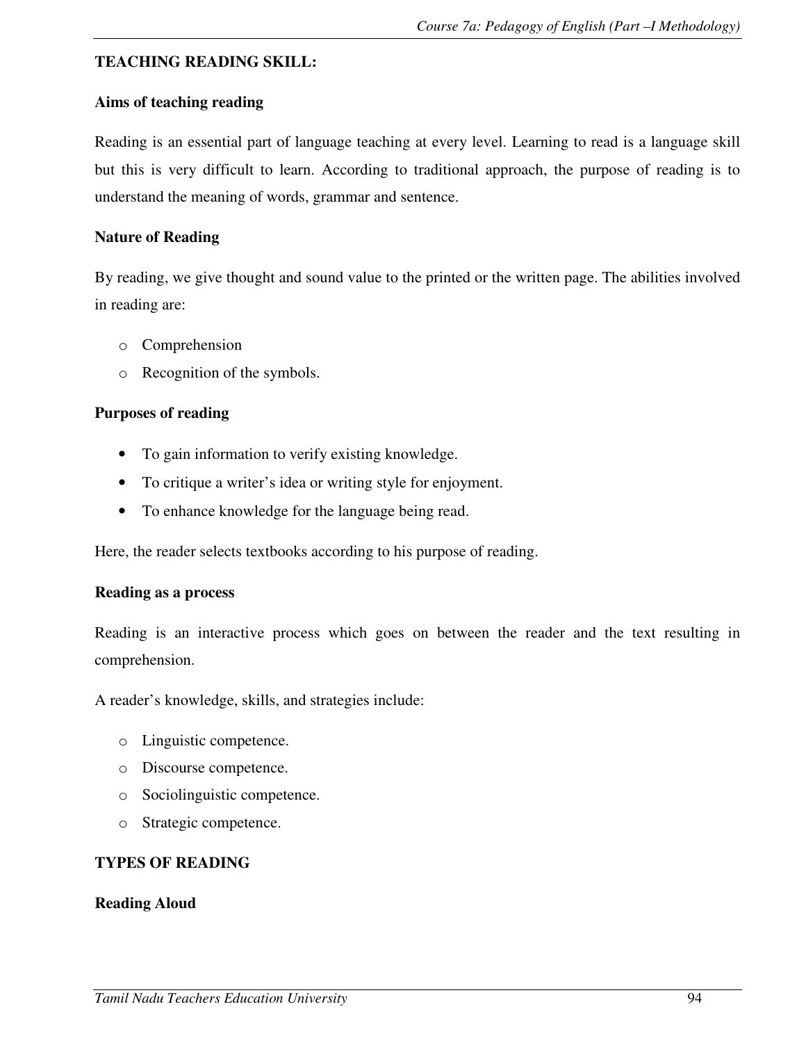## TEACHING READING SKILL:

**Aims of teaching reading**

Reading is an essential part of language teaching at every level. Learning to read is a language skill but this is very difficult to learn. According to traditional approach, the purpose of reading is to understand the meaning of words, grammar and sentence.

**Nature of Reading**

By reading, we give thought and sound value to the printed or the written page. The abilities involved in reading are:

- Comprehension
- Recognition of the symbols.

**Purposes of reading**

- To gain information to verify existing knowledge.
- To critique a writer's idea or writing style for enjoyment.
- To enhance knowledge for the language being read.

Here, the reader selects textbooks according to his purpose of reading.

**Reading as a process**

Reading is an interactive process which goes on between the reader and the text resulting in comprehension.

A reader's knowledge, skills, and strategies include:

- Linguistic competence.
- Discourse competence.
- Sociolinguistic competence.
- Strategic competence.

## TYPES OF READING

**Reading Aloud**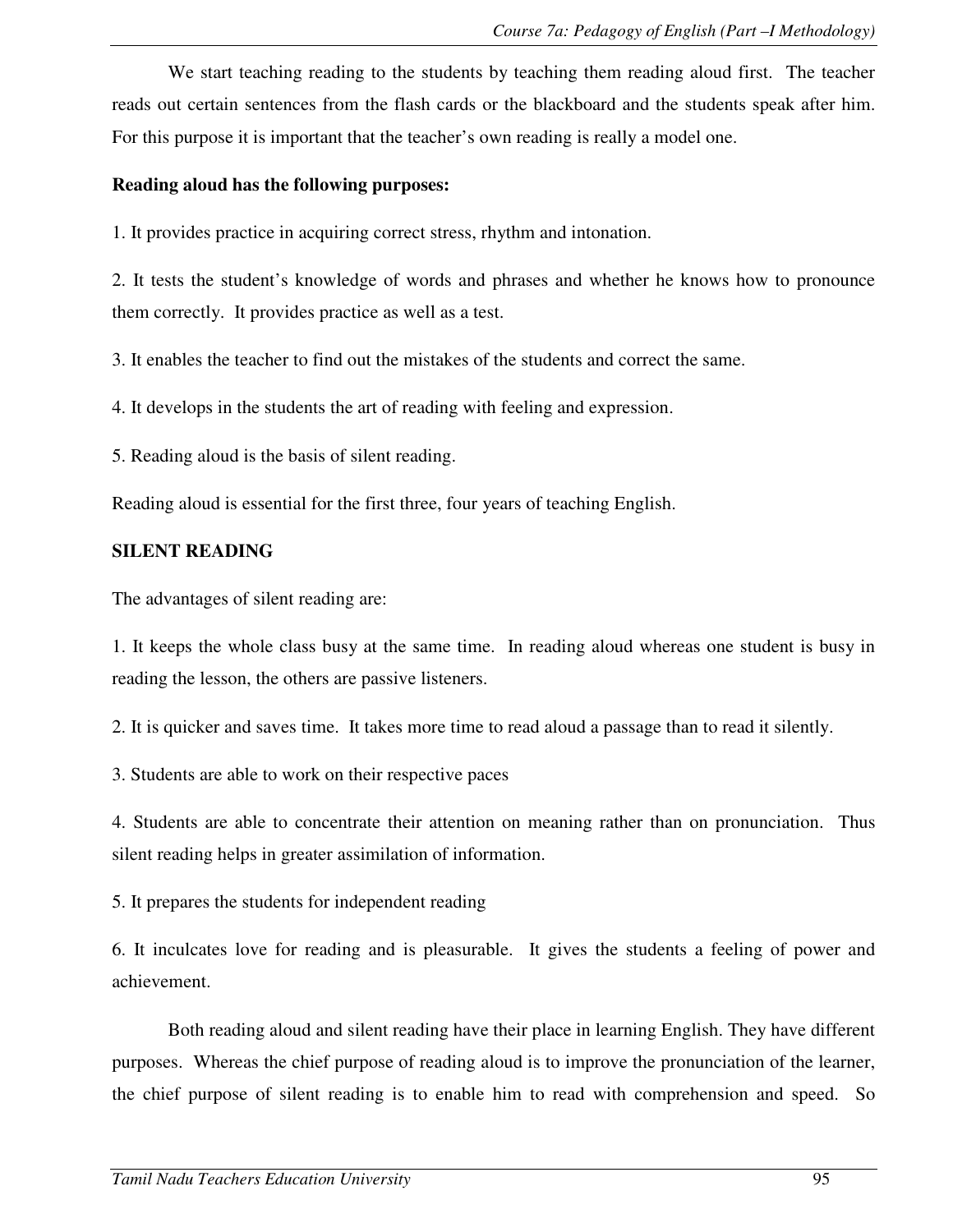We start teaching reading to the students by teaching them reading aloud first. The teacher reads out certain sentences from the flash cards or the blackboard and the students speak after him. For this purpose it is important that the teacher's own reading is really a model one.

**Reading aloud has the following purposes:**

1. It provides practice in acquiring correct stress, rhythm and intonation.

2. It tests the student's knowledge of words and phrases and whether he knows how to pronounce them correctly. It provides practice as well as a test.

3. It enables the teacher to find out the mistakes of the students and correct the same.

4. It develops in the students the art of reading with feeling and expression.

5. Reading aloud is the basis of silent reading.

Reading aloud is essential for the first three, four years of teaching English.

**SILENT READING**

The advantages of silent reading are:

1. It keeps the whole class busy at the same time. In reading aloud whereas one student is busy in reading the lesson, the others are passive listeners.

2. It is quicker and saves time. It takes more time to read aloud a passage than to read it silently.

3. Students are able to work on their respective paces

4. Students are able to concentrate their attention on meaning rather than on pronunciation. Thus silent reading helps in greater assimilation of information.

5. It prepares the students for independent reading

6. It inculcates love for reading and is pleasurable. It gives the students a feeling of power and achievement.

Both reading aloud and silent reading have their place in learning English. They have different purposes. Whereas the chief purpose of reading aloud is to improve the pronunciation of the learner, the chief purpose of silent reading is to enable him to read with comprehension and speed. So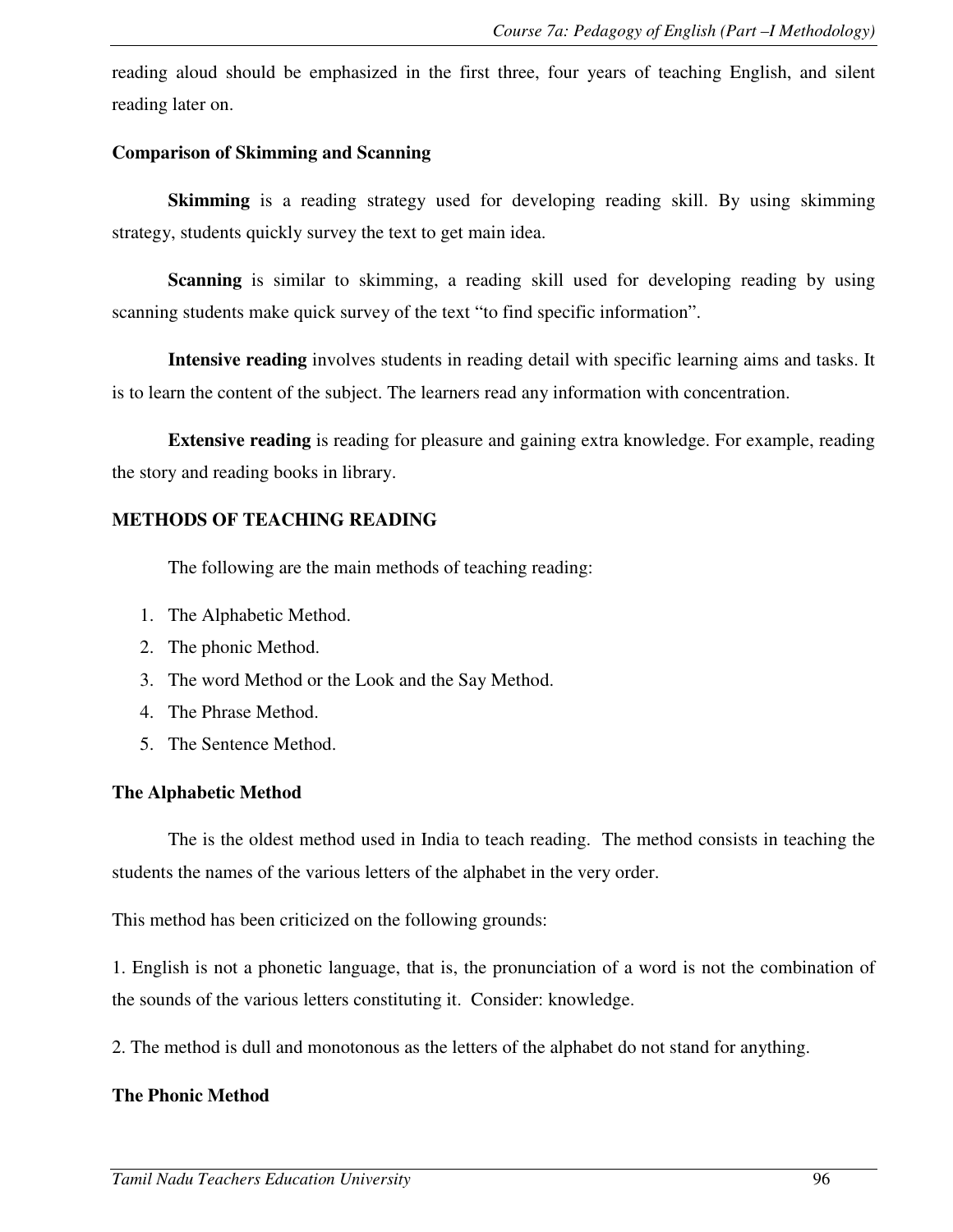reading aloud should be emphasized in the first three, four years of teaching English, and silent reading later on.

**Comparison of Skimming and Scanning**

**Skimming** is a reading strategy used for developing reading skill. By using skimming strategy, students quickly survey the text to get main idea.

**Scanning** is similar to skimming, a reading skill used for developing reading by using scanning students make quick survey of the text "to find specific information".

**Intensive reading** involves students in reading detail with specific learning aims and tasks. It is to learn the content of the subject. The learners read any information with concentration.

**Extensive reading** is reading for pleasure and gaining extra knowledge. For example, reading the story and reading books in library.

## METHODS OF TEACHING READING

The following are the main methods of teaching reading:

1. The Alphabetic Method.
2. The phonic Method.
3. The word Method or the Look and the Say Method.
4. The Phrase Method.
5. The Sentence Method.

### The Alphabetic Method

The is the oldest method used in India to teach reading. The method consists in teaching the students the names of the various letters of the alphabet in the very order.

This method has been criticized on the following grounds:

1. English is not a phonetic language, that is, the pronunciation of a word is not the combination of the sounds of the various letters constituting it. Consider: knowledge.

2. The method is dull and monotonous as the letters of the alphabet do not stand for anything.

### The Phonic Method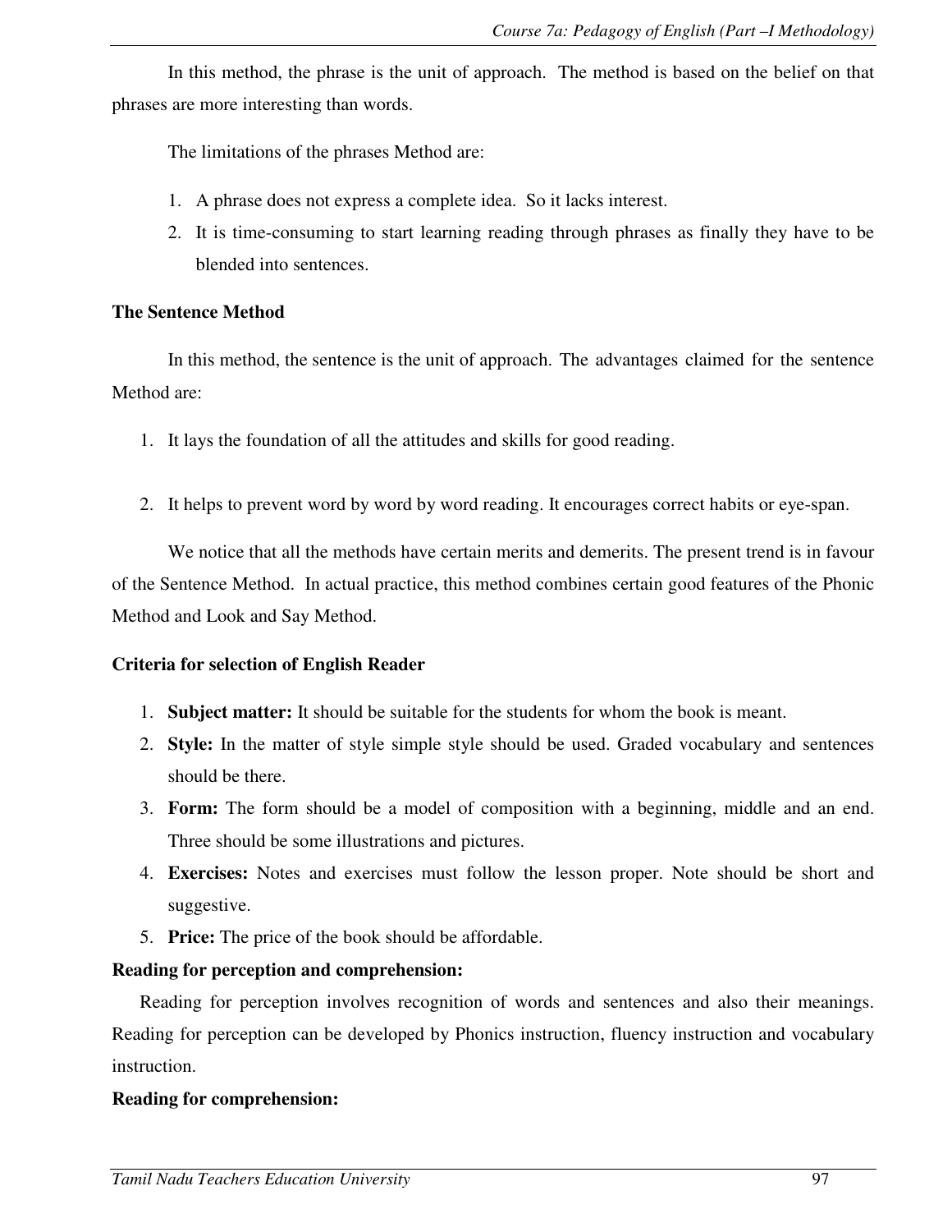In this method, the phrase is the unit of approach. The method is based on the belief on that phrases are more interesting than words.

The limitations of the phrases Method are:

1. A phrase does not express a complete idea. So it lacks interest.
2. It is time-consuming to start learning reading through phrases as finally they have to be blended into sentences.

**The Sentence Method**

In this method, the sentence is the unit of approach. The advantages claimed for the sentence Method are:

1. It lays the foundation of all the attitudes and skills for good reading.
2. It helps to prevent word by word by word reading. It encourages correct habits or eye-span.

We notice that all the methods have certain merits and demerits. The present trend is in favour of the Sentence Method. In actual practice, this method combines certain good features of the Phonic Method and Look and Say Method.

**Criteria for selection of English Reader**

1. **Subject matter:** It should be suitable for the students for whom the book is meant.
2. **Style:** In the matter of style simple style should be used. Graded vocabulary and sentences should be there.
3. **Form:** The form should be a model of composition with a beginning, middle and an end. Three should be some illustrations and pictures.
4. **Exercises:** Notes and exercises must follow the lesson proper. Note should be short and suggestive.
5. **Price:** The price of the book should be affordable.

**Reading for perception and comprehension:**

Reading for perception involves recognition of words and sentences and also their meanings. Reading for perception can be developed by Phonics instruction, fluency instruction and vocabulary instruction.

**Reading for comprehension:**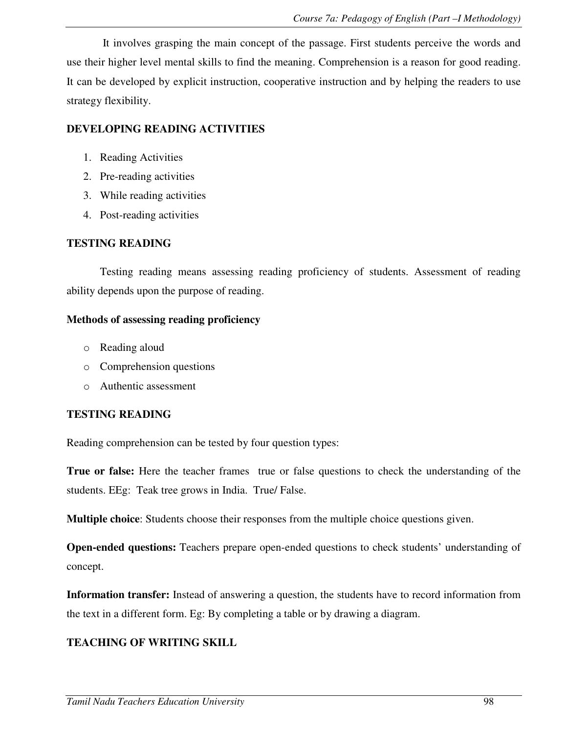It involves grasping the main concept of the passage. First students perceive the words and use their higher level mental skills to find the meaning. Comprehension is a reason for good reading. It can be developed by explicit instruction, cooperative instruction and by helping the readers to use strategy flexibility.

**DEVELOPING READING ACTIVITIES**

1. Reading Activities
2. Pre-reading activities
3. While reading activities
4. Post-reading activities

**TESTING READING**

Testing reading means assessing reading proficiency of students. Assessment of reading ability depends upon the purpose of reading.

**Methods of assessing reading proficiency**

- Reading aloud
- Comprehension questions
- Authentic assessment

**TESTING READING**

Reading comprehension can be tested by four question types:

**True or false:** Here the teacher frames true or false questions to check the understanding of the students. EEg: Teak tree grows in India. True/ False.

**Multiple choice**: Students choose their responses from the multiple choice questions given.

**Open-ended questions:** Teachers prepare open-ended questions to check students' understanding of concept.

**Information transfer:** Instead of answering a question, the students have to record information from the text in a different form. Eg: By completing a table or by drawing a diagram.

**TEACHING OF WRITING SKILL**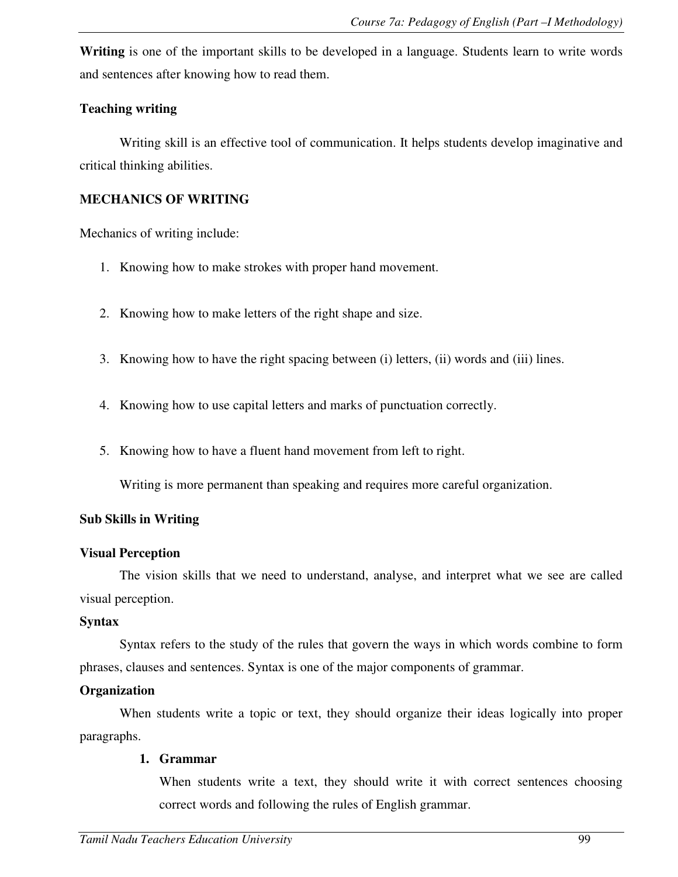**Writing** is one of the important skills to be developed in a language. Students learn to write words and sentences after knowing how to read them.

**Teaching writing**

Writing skill is an effective tool of communication. It helps students develop imaginative and critical thinking abilities.

**MECHANICS OF WRITING**

Mechanics of writing include:

1. Knowing how to make strokes with proper hand movement.
2. Knowing how to make letters of the right shape and size.
3. Knowing how to have the right spacing between (i) letters, (ii) words and (iii) lines.
4. Knowing how to use capital letters and marks of punctuation correctly.
5. Knowing how to have a fluent hand movement from left to right.

Writing is more permanent than speaking and requires more careful organization.

**Sub Skills in Writing**

**Visual Perception**

The vision skills that we need to understand, analyse, and interpret what we see are called visual perception.

**Syntax**

Syntax refers to the study of the rules that govern the ways in which words combine to form phrases, clauses and sentences. Syntax is one of the major components of grammar.

**Organization**

When students write a topic or text, they should organize their ideas logically into proper paragraphs.

1. **Grammar**

   When students write a text, they should write it with correct sentences choosing correct words and following the rules of English grammar.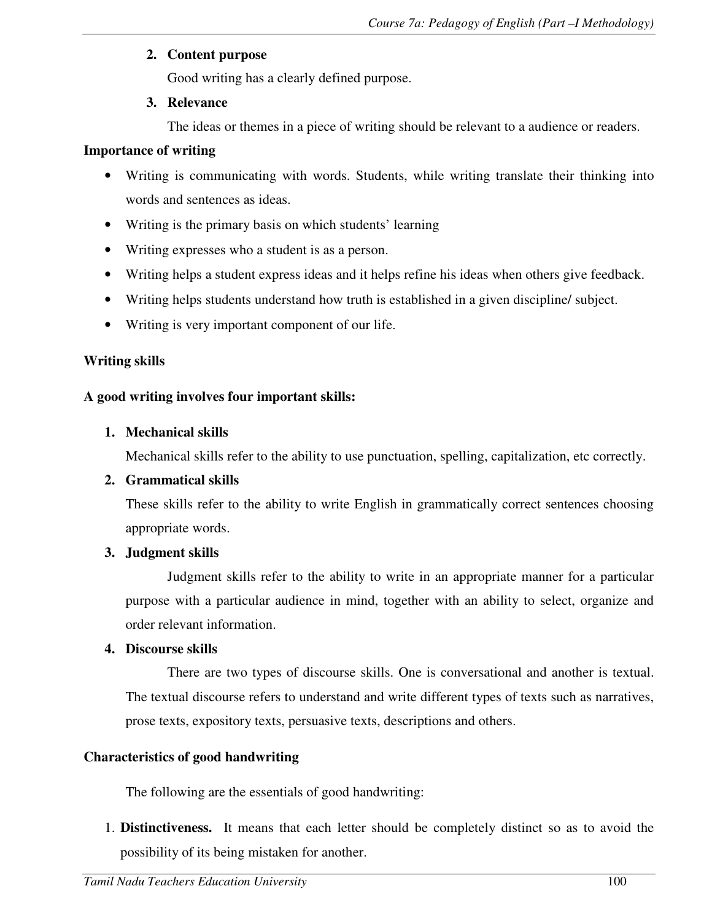2. **Content purpose**

   Good writing has a clearly defined purpose.

3. **Relevance**

   The ideas or themes in a piece of writing should be relevant to a audience or readers.

**Importance of writing**

- Writing is communicating with words. Students, while writing translate their thinking into words and sentences as ideas.
- Writing is the primary basis on which students' learning
- Writing expresses who a student is as a person.
- Writing helps a student express ideas and it helps refine his ideas when others give feedback.
- Writing helps students understand how truth is established in a given discipline/ subject.
- Writing is very important component of our life.

**Writing skills**

**A good writing involves four important skills:**

1. **Mechanical skills**

   Mechanical skills refer to the ability to use punctuation, spelling, capitalization, etc correctly.

2. **Grammatical skills**

   These skills refer to the ability to write English in grammatically correct sentences choosing appropriate words.

3. **Judgment skills**

   Judgment skills refer to the ability to write in an appropriate manner for a particular purpose with a particular audience in mind, together with an ability to select, organize and order relevant information.

4. **Discourse skills**

   There are two types of discourse skills. One is conversational and another is textual. The textual discourse refers to understand and write different types of texts such as narratives, prose texts, expository texts, persuasive texts, descriptions and others.

**Characteristics of good handwriting**

The following are the essentials of good handwriting:

1. **Distinctiveness.** It means that each letter should be completely distinct so as to avoid the possibility of its being mistaken for another.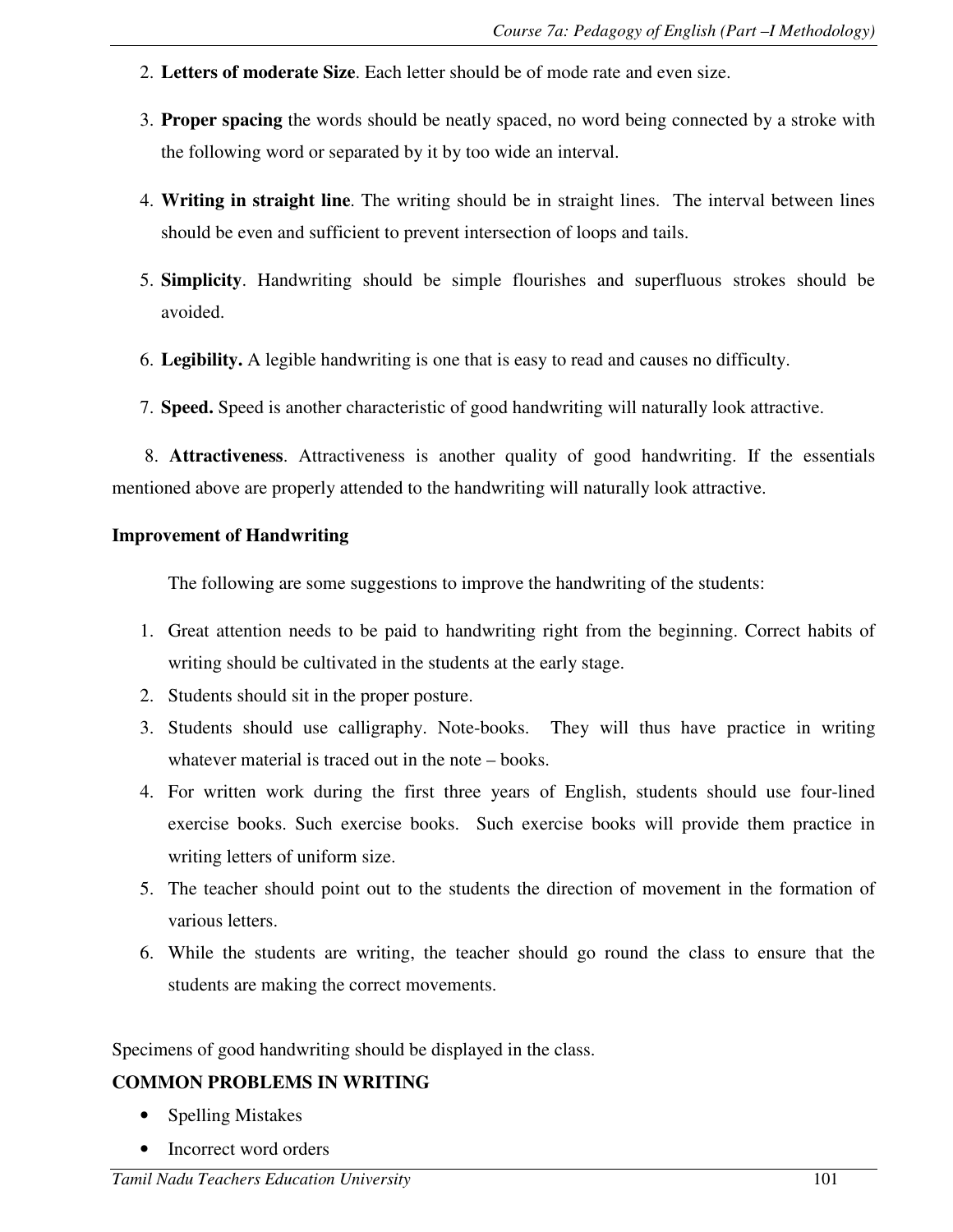2. **Letters of moderate Size**. Each letter should be of mode rate and even size.

3. **Proper spacing** the words should be neatly spaced, no word being connected by a stroke with the following word or separated by it by too wide an interval.

4. **Writing in straight line**. The writing should be in straight lines. The interval between lines should be even and sufficient to prevent intersection of loops and tails.

5. **Simplicity**. Handwriting should be simple flourishes and superfluous strokes should be avoided.

6. **Legibility.** A legible handwriting is one that is easy to read and causes no difficulty.

7. **Speed.** Speed is another characteristic of good handwriting will naturally look attractive.

8. **Attractiveness**. Attractiveness is another quality of good handwriting. If the essentials mentioned above are properly attended to the handwriting will naturally look attractive.

**Improvement of Handwriting**

The following are some suggestions to improve the handwriting of the students:

1. Great attention needs to be paid to handwriting right from the beginning. Correct habits of writing should be cultivated in the students at the early stage.
2. Students should sit in the proper posture.
3. Students should use calligraphy. Note-books. They will thus have practice in writing whatever material is traced out in the note – books.
4. For written work during the first three years of English, students should use four-lined exercise books. Such exercise books. Such exercise books will provide them practice in writing letters of uniform size.
5. The teacher should point out to the students the direction of movement in the formation of various letters.
6. While the students are writing, the teacher should go round the class to ensure that the students are making the correct movements.

Specimens of good handwriting should be displayed in the class.

**COMMON PROBLEMS IN WRITING**

- Spelling Mistakes
- Incorrect word orders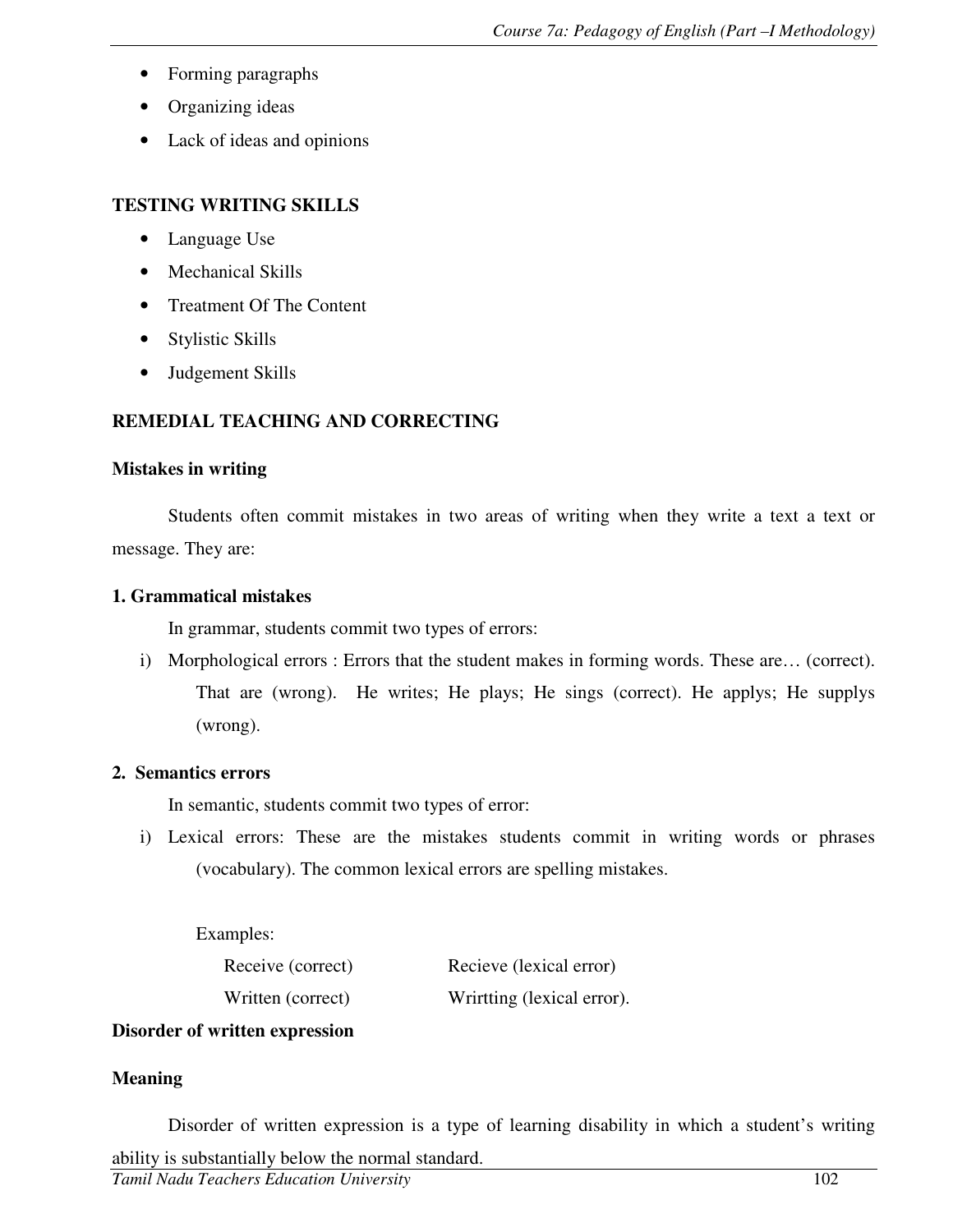- Forming paragraphs
- Organizing ideas
- Lack of ideas and opinions

## TESTING WRITING SKILLS

- Language Use
- Mechanical Skills
- Treatment Of The Content
- Stylistic Skills
- Judgement Skills

## REMEDIAL TEACHING AND CORRECTING

### Mistakes in writing

Students often commit mistakes in two areas of writing when they write a text a text or message. They are:

### 1. Grammatical mistakes

In grammar, students commit two types of errors:

i) Morphological errors : Errors that the student makes in forming words. These are… (correct). That are (wrong). He writes; He plays; He sings (correct). He applys; He supplys (wrong).

### 2. Semantics errors

In semantic, students commit two types of error:

i) Lexical errors: These are the mistakes students commit in writing words or phrases (vocabulary). The common lexical errors are spelling mistakes.

Examples:

| | |
|---|---|
| Receive (correct) | Recieve (lexical error) |
| Written (correct) | Wrirtting (lexical error). |

### Disorder of written expression

### Meaning

Disorder of written expression is a type of learning disability in which a student's writing ability is substantially below the normal standard.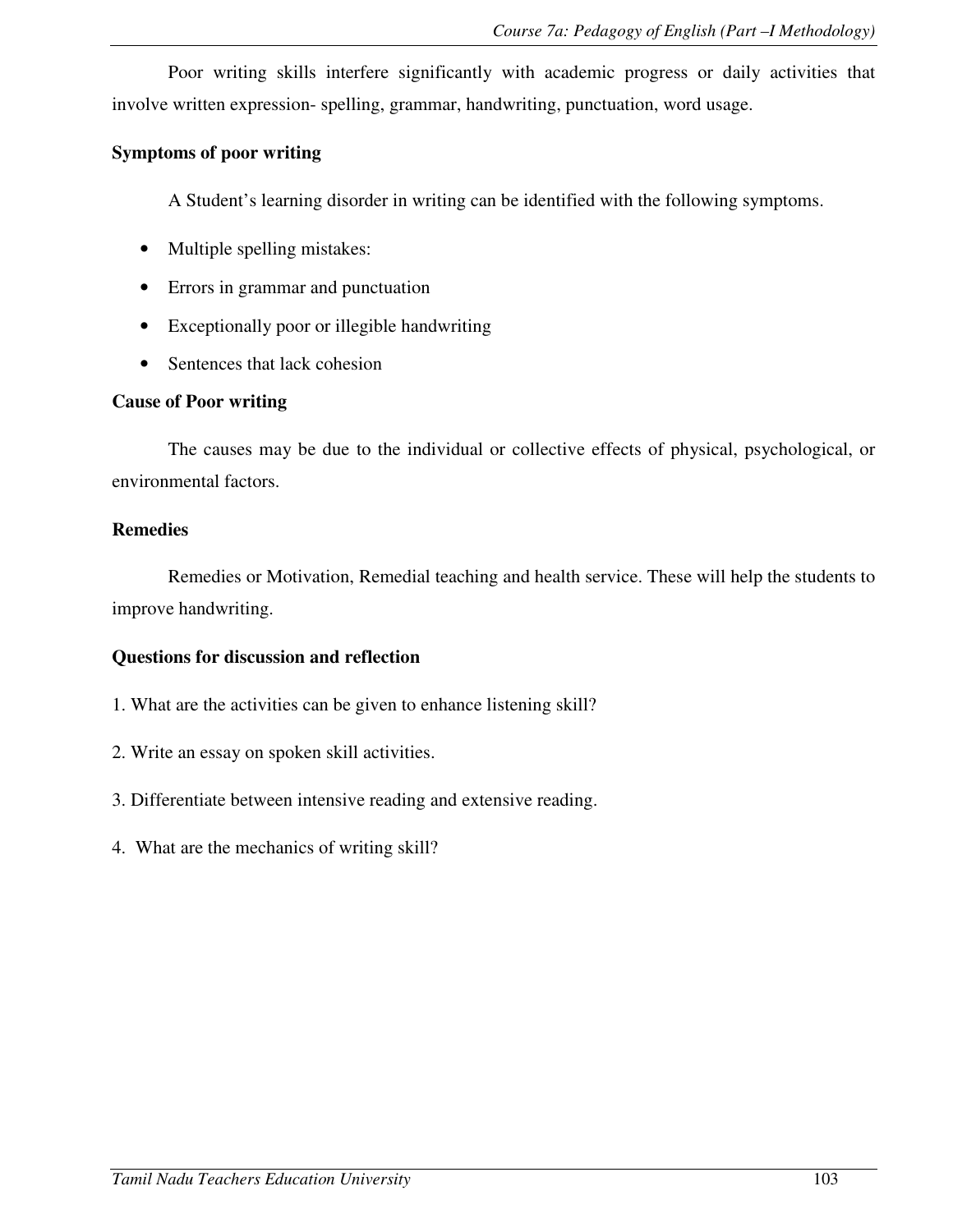Poor writing skills interfere significantly with academic progress or daily activities that involve written expression- spelling, grammar, handwriting, punctuation, word usage.

**Symptoms of poor writing**

A Student's learning disorder in writing can be identified with the following symptoms.

- Multiple spelling mistakes:
- Errors in grammar and punctuation
- Exceptionally poor or illegible handwriting
- Sentences that lack cohesion

**Cause of Poor writing**

The causes may be due to the individual or collective effects of physical, psychological, or environmental factors.

**Remedies**

Remedies or Motivation, Remedial teaching and health service. These will help the students to improve handwriting.

**Questions for discussion and reflection**

1. What are the activities can be given to enhance listening skill?

2. Write an essay on spoken skill activities.

3. Differentiate between intensive reading and extensive reading.

4. What are the mechanics of writing skill?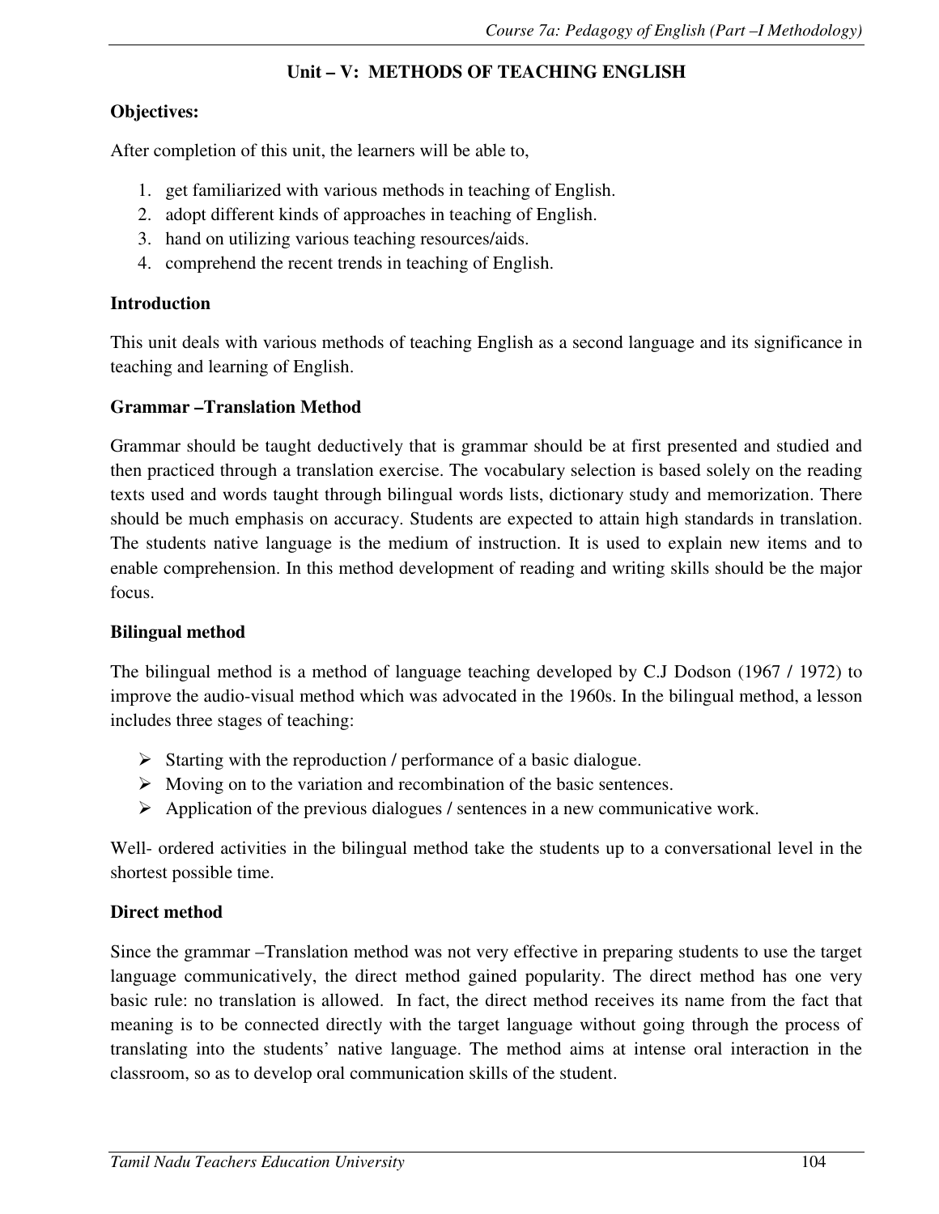## Unit – V: METHODS OF TEACHING ENGLISH

**Objectives:**

After completion of this unit, the learners will be able to,

1. get familiarized with various methods in teaching of English.
2. adopt different kinds of approaches in teaching of English.
3. hand on utilizing various teaching resources/aids.
4. comprehend the recent trends in teaching of English.

**Introduction**

This unit deals with various methods of teaching English as a second language and its significance in teaching and learning of English.

**Grammar –Translation Method**

Grammar should be taught deductively that is grammar should be at first presented and studied and then practiced through a translation exercise. The vocabulary selection is based solely on the reading texts used and words taught through bilingual words lists, dictionary study and memorization. There should be much emphasis on accuracy. Students are expected to attain high standards in translation. The students native language is the medium of instruction. It is used to explain new items and to enable comprehension. In this method development of reading and writing skills should be the major focus.

**Bilingual method**

The bilingual method is a method of language teaching developed by C.J Dodson (1967 / 1972) to improve the audio-visual method which was advocated in the 1960s. In the bilingual method, a lesson includes three stages of teaching:

- Starting with the reproduction / performance of a basic dialogue.
- Moving on to the variation and recombination of the basic sentences.
- Application of the previous dialogues / sentences in a new communicative work.

Well- ordered activities in the bilingual method take the students up to a conversational level in the shortest possible time.

**Direct method**

Since the grammar –Translation method was not very effective in preparing students to use the target language communicatively, the direct method gained popularity. The direct method has one very basic rule: no translation is allowed. In fact, the direct method receives its name from the fact that meaning is to be connected directly with the target language without going through the process of translating into the students' native language. The method aims at intense oral interaction in the classroom, so as to develop oral communication skills of the student.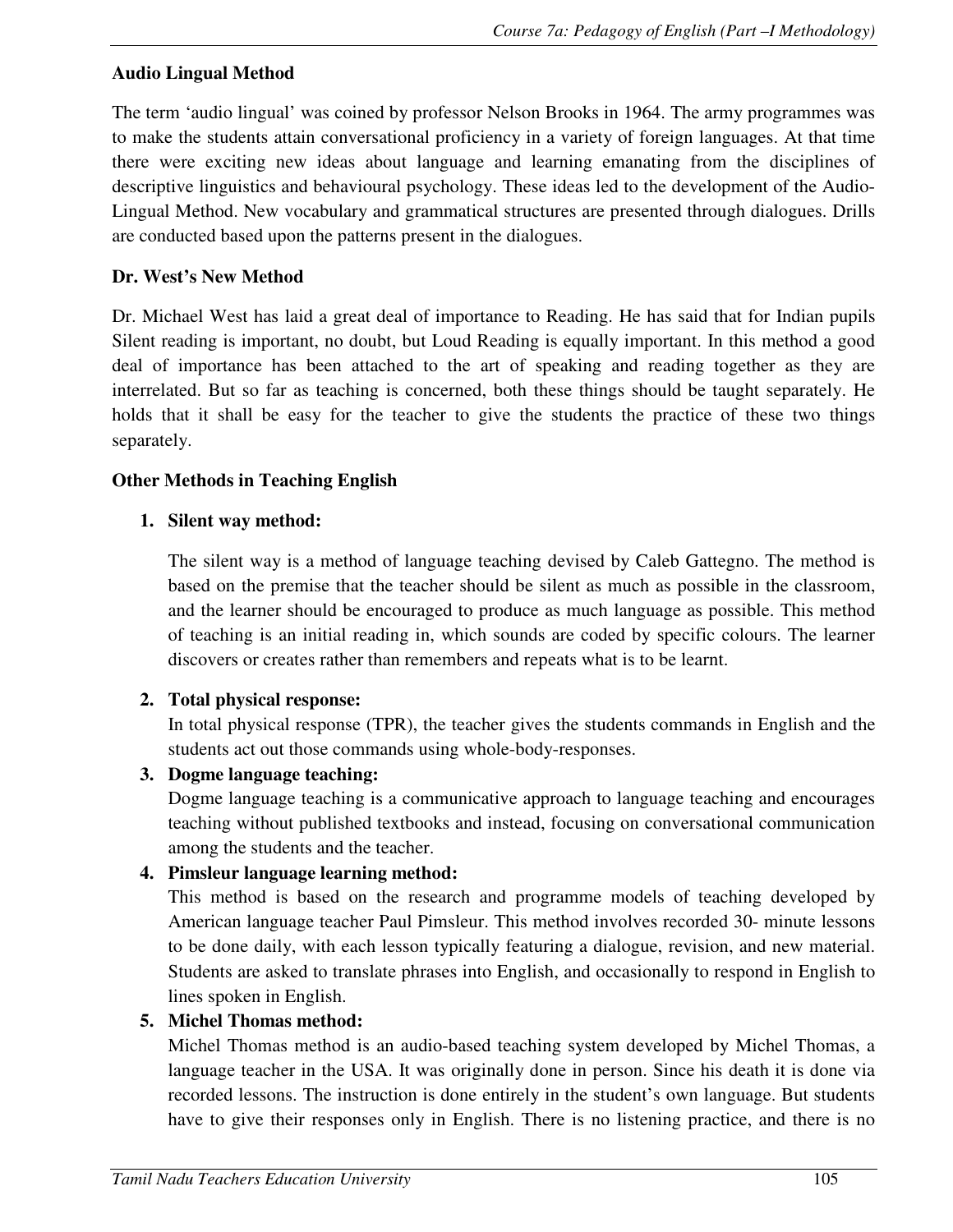**Audio Lingual Method**

The term 'audio lingual' was coined by professor Nelson Brooks in 1964. The army programmes was to make the students attain conversational proficiency in a variety of foreign languages. At that time there were exciting new ideas about language and learning emanating from the disciplines of descriptive linguistics and behavioural psychology. These ideas led to the development of the Audio-Lingual Method. New vocabulary and grammatical structures are presented through dialogues. Drills are conducted based upon the patterns present in the dialogues.

**Dr. West's New Method**

Dr. Michael West has laid a great deal of importance to Reading. He has said that for Indian pupils Silent reading is important, no doubt, but Loud Reading is equally important. In this method a good deal of importance has been attached to the art of speaking and reading together as they are interrelated. But so far as teaching is concerned, both these things should be taught separately. He holds that it shall be easy for the teacher to give the students the practice of these two things separately.

**Other Methods in Teaching English**

1. **Silent way method:**

   The silent way is a method of language teaching devised by Caleb Gattegno. The method is based on the premise that the teacher should be silent as much as possible in the classroom, and the learner should be encouraged to produce as much language as possible. This method of teaching is an initial reading in, which sounds are coded by specific colours. The learner discovers or creates rather than remembers and repeats what is to be learnt.

2. **Total physical response:**
   In total physical response (TPR), the teacher gives the students commands in English and the students act out those commands using whole-body-responses.

3. **Dogme language teaching:**
   Dogme language teaching is a communicative approach to language teaching and encourages teaching without published textbooks and instead, focusing on conversational communication among the students and the teacher.

4. **Pimsleur language learning method:**
   This method is based on the research and programme models of teaching developed by American language teacher Paul Pimsleur. This method involves recorded 30- minute lessons to be done daily, with each lesson typically featuring a dialogue, revision, and new material. Students are asked to translate phrases into English, and occasionally to respond in English to lines spoken in English.

5. **Michel Thomas method:**
   Michel Thomas method is an audio-based teaching system developed by Michel Thomas, a language teacher in the USA. It was originally done in person. Since his death it is done via recorded lessons. The instruction is done entirely in the student's own language. But students have to give their responses only in English. There is no listening practice, and there is no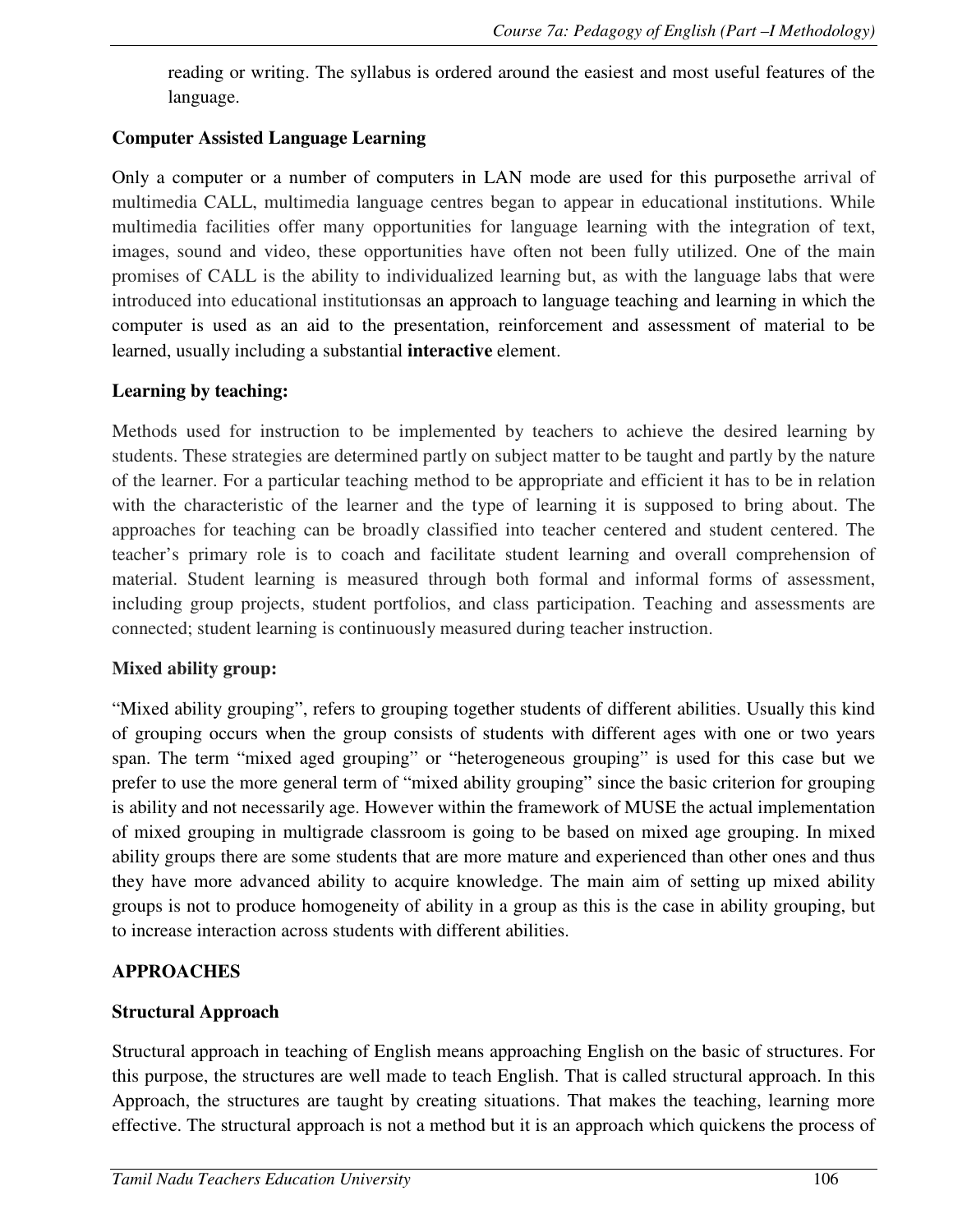reading or writing. The syllabus is ordered around the easiest and most useful features of the language.

**Computer Assisted Language Learning**

Only a computer or a number of computers in LAN mode are used for this purposethe arrival of multimedia CALL, multimedia language centres began to appear in educational institutions. While multimedia facilities offer many opportunities for language learning with the integration of text, images, sound and video, these opportunities have often not been fully utilized. One of the main promises of CALL is the ability to individualized learning but, as with the language labs that were introduced into educational institutionsas an approach to language teaching and learning in which the computer is used as an aid to the presentation, reinforcement and assessment of material to be learned, usually including a substantial **interactive** element.

**Learning by teaching:**

Methods used for instruction to be implemented by teachers to achieve the desired learning by students. These strategies are determined partly on subject matter to be taught and partly by the nature of the learner. For a particular teaching method to be appropriate and efficient it has to be in relation with the characteristic of the learner and the type of learning it is supposed to bring about. The approaches for teaching can be broadly classified into teacher centered and student centered. The teacher's primary role is to coach and facilitate student learning and overall comprehension of material. Student learning is measured through both formal and informal forms of assessment, including group projects, student portfolios, and class participation. Teaching and assessments are connected; student learning is continuously measured during teacher instruction.

**Mixed ability group:**

"Mixed ability grouping", refers to grouping together students of different abilities. Usually this kind of grouping occurs when the group consists of students with different ages with one or two years span. The term "mixed aged grouping" or "heterogeneous grouping" is used for this case but we prefer to use the more general term of "mixed ability grouping" since the basic criterion for grouping is ability and not necessarily age. However within the framework of MUSE the actual implementation of mixed grouping in multigrade classroom is going to be based on mixed age grouping. In mixed ability groups there are some students that are more mature and experienced than other ones and thus they have more advanced ability to acquire knowledge. The main aim of setting up mixed ability groups is not to produce homogeneity of ability in a group as this is the case in ability grouping, but to increase interaction across students with different abilities.

## APPROACHES

**Structural Approach**

Structural approach in teaching of English means approaching English on the basic of structures. For this purpose, the structures are well made to teach English. That is called structural approach. In this Approach, the structures are taught by creating situations. That makes the teaching, learning more effective. The structural approach is not a method but it is an approach which quickens the process of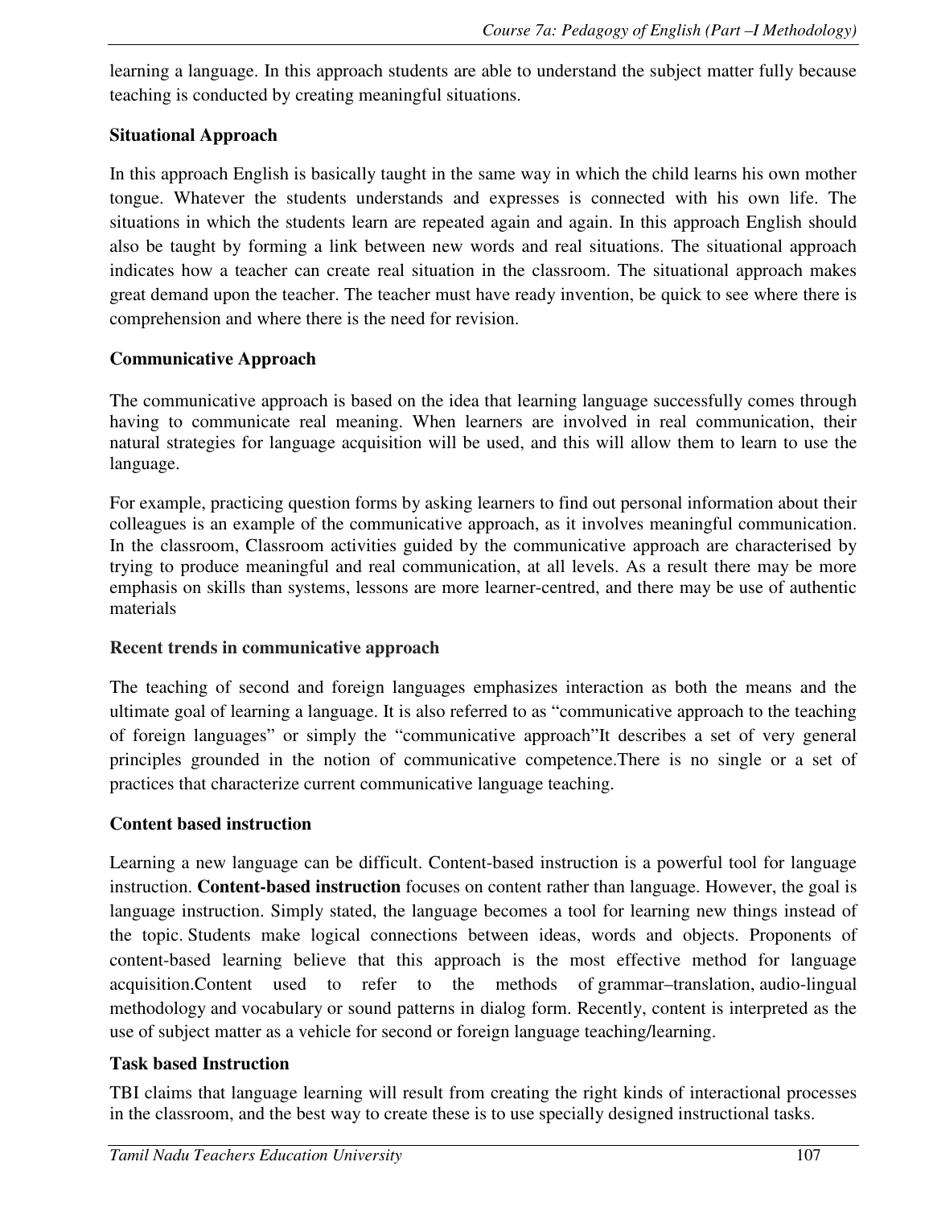learning a language. In this approach students are able to understand the subject matter fully because teaching is conducted by creating meaningful situations.

**Situational Approach**

In this approach English is basically taught in the same way in which the child learns his own mother tongue. Whatever the students understands and expresses is connected with his own life. The situations in which the students learn are repeated again and again. In this approach English should also be taught by forming a link between new words and real situations. The situational approach indicates how a teacher can create real situation in the classroom. The situational approach makes great demand upon the teacher. The teacher must have ready invention, be quick to see where there is comprehension and where there is the need for revision.

**Communicative Approach**

The communicative approach is based on the idea that learning language successfully comes through having to communicate real meaning. When learners are involved in real communication, their natural strategies for language acquisition will be used, and this will allow them to learn to use the language.

For example, practicing question forms by asking learners to find out personal information about their colleagues is an example of the communicative approach, as it involves meaningful communication. In the classroom, Classroom activities guided by the communicative approach are characterised by trying to produce meaningful and real communication, at all levels. As a result there may be more emphasis on skills than systems, lessons are more learner-centred, and there may be use of authentic materials

**Recent trends in communicative approach**

The teaching of second and foreign languages emphasizes interaction as both the means and the ultimate goal of learning a language. It is also referred to as “communicative approach to the teaching of foreign languages” or simply the “communicative approach”It describes a set of very general principles grounded in the notion of communicative competence.There is no single or a set of practices that characterize current communicative language teaching.

**Content based instruction**

Learning a new language can be difficult. Content-based instruction is a powerful tool for language instruction. **Content-based instruction** focuses on content rather than language. However, the goal is language instruction. Simply stated, the language becomes a tool for learning new things instead of the topic. Students make logical connections between ideas, words and objects. Proponents of content-based learning believe that this approach is the most effective method for language acquisition.Content used to refer to the methods of grammar–translation, audio-lingual methodology and vocabulary or sound patterns in dialog form. Recently, content is interpreted as the use of subject matter as a vehicle for second or foreign language teaching/learning.

**Task based Instruction**

TBI claims that language learning will result from creating the right kinds of interactional processes in the classroom, and the best way to create these is to use specially designed instructional tasks.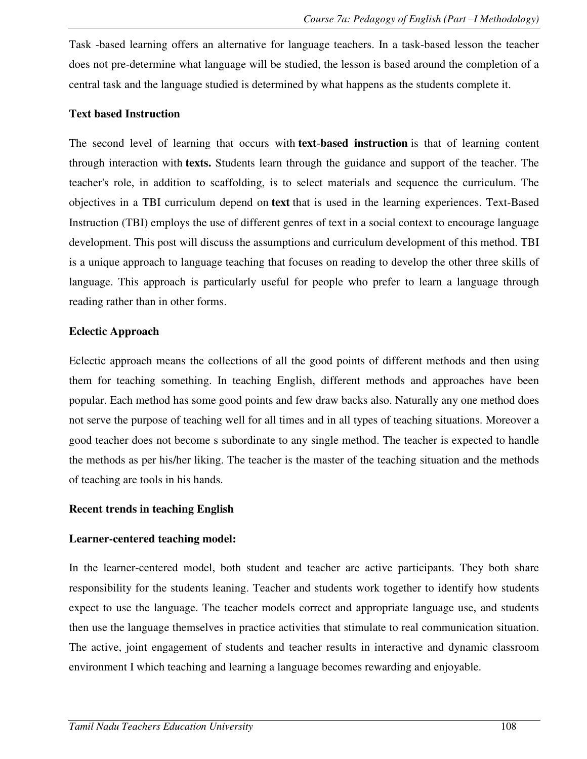Task -based learning offers an alternative for language teachers. In a task-based lesson the teacher does not pre-determine what language will be studied, the lesson is based around the completion of a central task and the language studied is determined by what happens as the students complete it.

**Text based Instruction**

The second level of learning that occurs with **text-based instruction** is that of learning content through interaction with **texts.** Students learn through the guidance and support of the teacher. The teacher's role, in addition to scaffolding, is to select materials and sequence the curriculum. The objectives in a TBI curriculum depend on **text** that is used in the learning experiences. Text-Based Instruction (TBI) employs the use of different genres of text in a social context to encourage language development. This post will discuss the assumptions and curriculum development of this method. TBI is a unique approach to language teaching that focuses on reading to develop the other three skills of language. This approach is particularly useful for people who prefer to learn a language through reading rather than in other forms.

**Eclectic Approach**

Eclectic approach means the collections of all the good points of different methods and then using them for teaching something. In teaching English, different methods and approaches have been popular. Each method has some good points and few draw backs also. Naturally any one method does not serve the purpose of teaching well for all times and in all types of teaching situations. Moreover a good teacher does not become s subordinate to any single method. The teacher is expected to handle the methods as per his/her liking. The teacher is the master of the teaching situation and the methods of teaching are tools in his hands.

**Recent trends in teaching English**

**Learner-centered teaching model:**

In the learner-centered model, both student and teacher are active participants. They both share responsibility for the students leaning. Teacher and students work together to identify how students expect to use the language. The teacher models correct and appropriate language use, and students then use the language themselves in practice activities that stimulate to real communication situation. The active, joint engagement of students and teacher results in interactive and dynamic classroom environment I which teaching and learning a language becomes rewarding and enjoyable.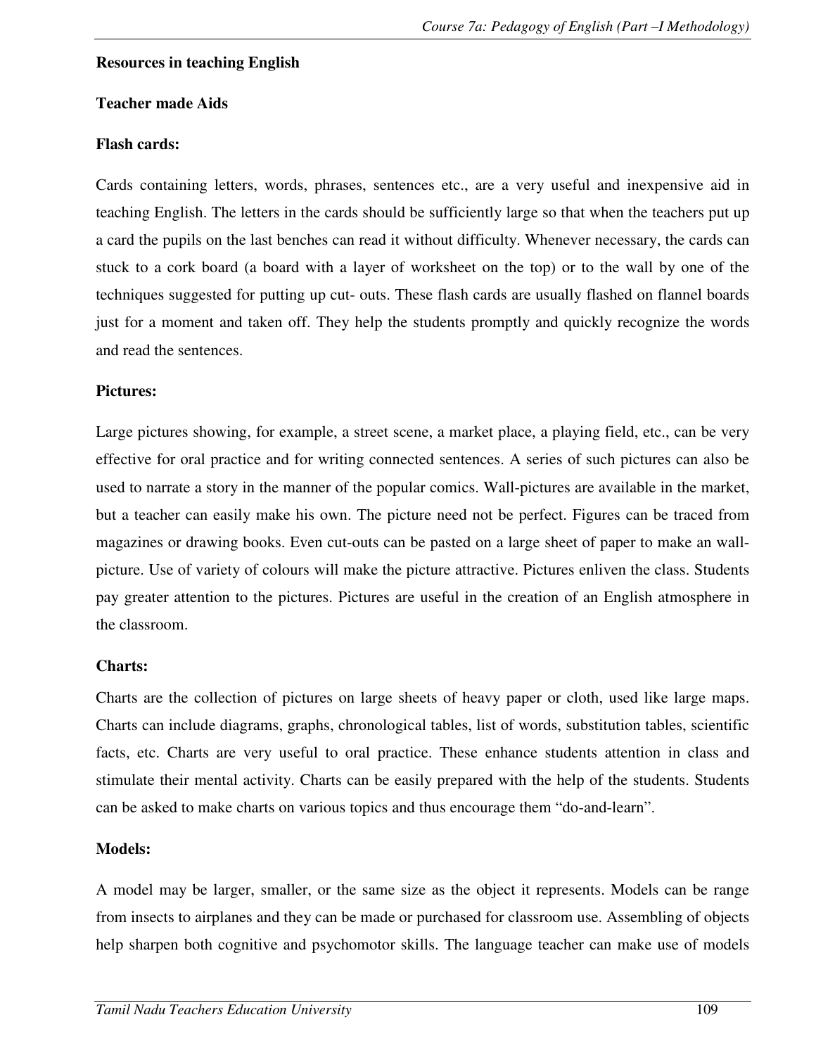**Resources in teaching English**

**Teacher made Aids**

**Flash cards:**

Cards containing letters, words, phrases, sentences etc., are a very useful and inexpensive aid in teaching English. The letters in the cards should be sufficiently large so that when the teachers put up a card the pupils on the last benches can read it without difficulty. Whenever necessary, the cards can stuck to a cork board (a board with a layer of worksheet on the top) or to the wall by one of the techniques suggested for putting up cut- outs. These flash cards are usually flashed on flannel boards just for a moment and taken off. They help the students promptly and quickly recognize the words and read the sentences.

**Pictures:**

Large pictures showing, for example, a street scene, a market place, a playing field, etc., can be very effective for oral practice and for writing connected sentences. A series of such pictures can also be used to narrate a story in the manner of the popular comics. Wall-pictures are available in the market, but a teacher can easily make his own. The picture need not be perfect. Figures can be traced from magazines or drawing books. Even cut-outs can be pasted on a large sheet of paper to make an wall-picture. Use of variety of colours will make the picture attractive. Pictures enliven the class. Students pay greater attention to the pictures. Pictures are useful in the creation of an English atmosphere in the classroom.

**Charts:**

Charts are the collection of pictures on large sheets of heavy paper or cloth, used like large maps. Charts can include diagrams, graphs, chronological tables, list of words, substitution tables, scientific facts, etc. Charts are very useful to oral practice. These enhance students attention in class and stimulate their mental activity. Charts can be easily prepared with the help of the students. Students can be asked to make charts on various topics and thus encourage them "do-and-learn".

**Models:**

A model may be larger, smaller, or the same size as the object it represents. Models can be range from insects to airplanes and they can be made or purchased for classroom use. Assembling of objects help sharpen both cognitive and psychomotor skills. The language teacher can make use of models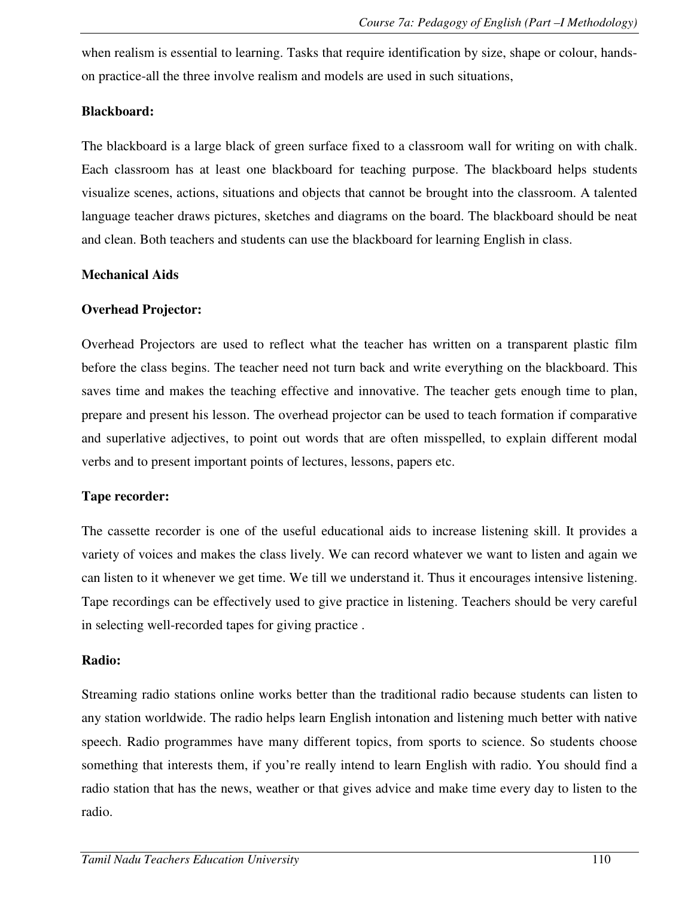when realism is essential to learning. Tasks that require identification by size, shape or colour, hands-on practice-all the three involve realism and models are used in such situations,

**Blackboard:**

The blackboard is a large black of green surface fixed to a classroom wall for writing on with chalk. Each classroom has at least one blackboard for teaching purpose. The blackboard helps students visualize scenes, actions, situations and objects that cannot be brought into the classroom. A talented language teacher draws pictures, sketches and diagrams on the board. The blackboard should be neat and clean. Both teachers and students can use the blackboard for learning English in class.

**Mechanical Aids**

**Overhead Projector:**

Overhead Projectors are used to reflect what the teacher has written on a transparent plastic film before the class begins. The teacher need not turn back and write everything on the blackboard. This saves time and makes the teaching effective and innovative. The teacher gets enough time to plan, prepare and present his lesson. The overhead projector can be used to teach formation if comparative and superlative adjectives, to point out words that are often misspelled, to explain different modal verbs and to present important points of lectures, lessons, papers etc.

**Tape recorder:**

The cassette recorder is one of the useful educational aids to increase listening skill. It provides a variety of voices and makes the class lively. We can record whatever we want to listen and again we can listen to it whenever we get time. We till we understand it. Thus it encourages intensive listening. Tape recordings can be effectively used to give practice in listening. Teachers should be very careful in selecting well-recorded tapes for giving practice .

**Radio:**

Streaming radio stations online works better than the traditional radio because students can listen to any station worldwide. The radio helps learn English intonation and listening much better with native speech. Radio programmes have many different topics, from sports to science. So students choose something that interests them, if you're really intend to learn English with radio. You should find a radio station that has the news, weather or that gives advice and make time every day to listen to the radio.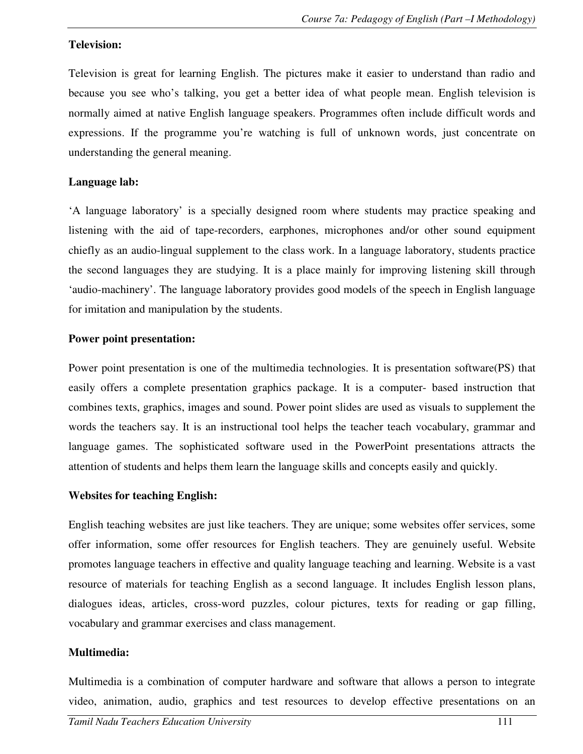**Television:**

Television is great for learning English. The pictures make it easier to understand than radio and because you see who's talking, you get a better idea of what people mean. English television is normally aimed at native English language speakers. Programmes often include difficult words and expressions. If the programme you're watching is full of unknown words, just concentrate on understanding the general meaning.

**Language lab:**

'A language laboratory' is a specially designed room where students may practice speaking and listening with the aid of tape-recorders, earphones, microphones and/or other sound equipment chiefly as an audio-lingual supplement to the class work. In a language laboratory, students practice the second languages they are studying. It is a place mainly for improving listening skill through 'audio-machinery'. The language laboratory provides good models of the speech in English language for imitation and manipulation by the students.

**Power point presentation:**

Power point presentation is one of the multimedia technologies. It is presentation software(PS) that easily offers a complete presentation graphics package. It is a computer- based instruction that combines texts, graphics, images and sound. Power point slides are used as visuals to supplement the words the teachers say. It is an instructional tool helps the teacher teach vocabulary, grammar and language games. The sophisticated software used in the PowerPoint presentations attracts the attention of students and helps them learn the language skills and concepts easily and quickly.

**Websites for teaching English:**

English teaching websites are just like teachers. They are unique; some websites offer services, some offer information, some offer resources for English teachers. They are genuinely useful. Website promotes language teachers in effective and quality language teaching and learning. Website is a vast resource of materials for teaching English as a second language. It includes English lesson plans, dialogues ideas, articles, cross-word puzzles, colour pictures, texts for reading or gap filling, vocabulary and grammar exercises and class management.

**Multimedia:**

Multimedia is a combination of computer hardware and software that allows a person to integrate video, animation, audio, graphics and test resources to develop effective presentations on an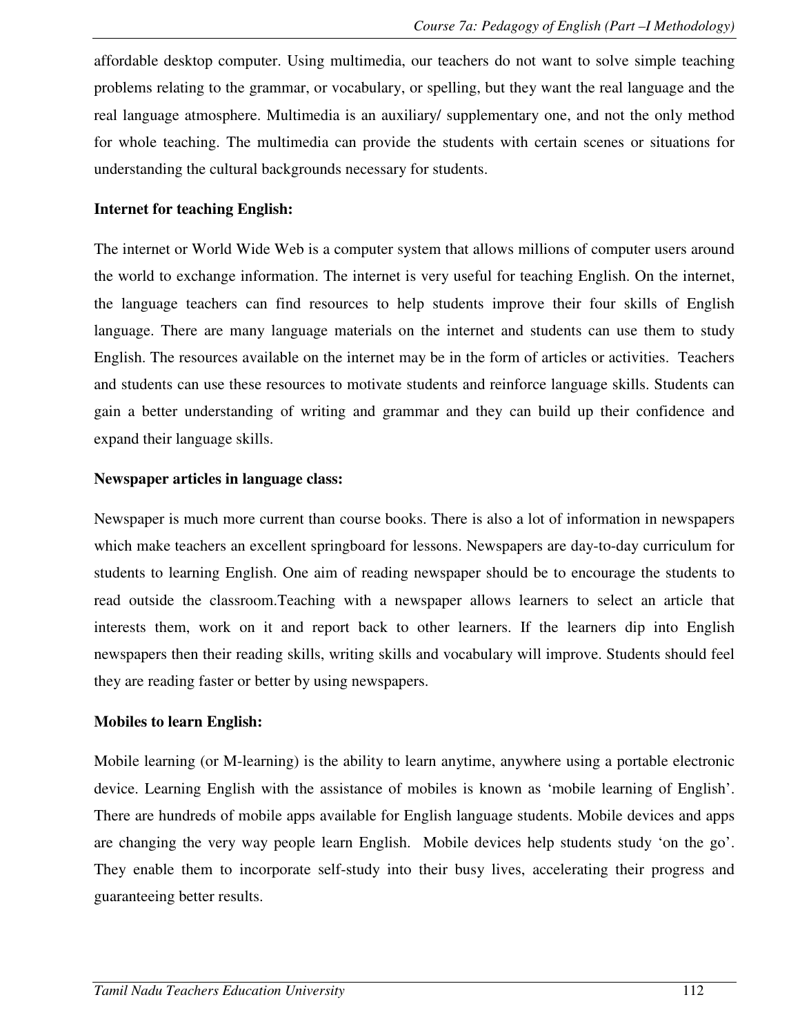affordable desktop computer. Using multimedia, our teachers do not want to solve simple teaching problems relating to the grammar, or vocabulary, or spelling, but they want the real language and the real language atmosphere. Multimedia is an auxiliary/ supplementary one, and not the only method for whole teaching. The multimedia can provide the students with certain scenes or situations for understanding the cultural backgrounds necessary for students.

**Internet for teaching English:**

The internet or World Wide Web is a computer system that allows millions of computer users around the world to exchange information. The internet is very useful for teaching English. On the internet, the language teachers can find resources to help students improve their four skills of English language. There are many language materials on the internet and students can use them to study English. The resources available on the internet may be in the form of articles or activities. Teachers and students can use these resources to motivate students and reinforce language skills. Students can gain a better understanding of writing and grammar and they can build up their confidence and expand their language skills.

**Newspaper articles in language class:**

Newspaper is much more current than course books. There is also a lot of information in newspapers which make teachers an excellent springboard for lessons. Newspapers are day-to-day curriculum for students to learning English. One aim of reading newspaper should be to encourage the students to read outside the classroom.Teaching with a newspaper allows learners to select an article that interests them, work on it and report back to other learners. If the learners dip into English newspapers then their reading skills, writing skills and vocabulary will improve. Students should feel they are reading faster or better by using newspapers.

**Mobiles to learn English:**

Mobile learning (or M-learning) is the ability to learn anytime, anywhere using a portable electronic device. Learning English with the assistance of mobiles is known as 'mobile learning of English'. There are hundreds of mobile apps available for English language students. Mobile devices and apps are changing the very way people learn English. Mobile devices help students study 'on the go'. They enable them to incorporate self-study into their busy lives, accelerating their progress and guaranteeing better results.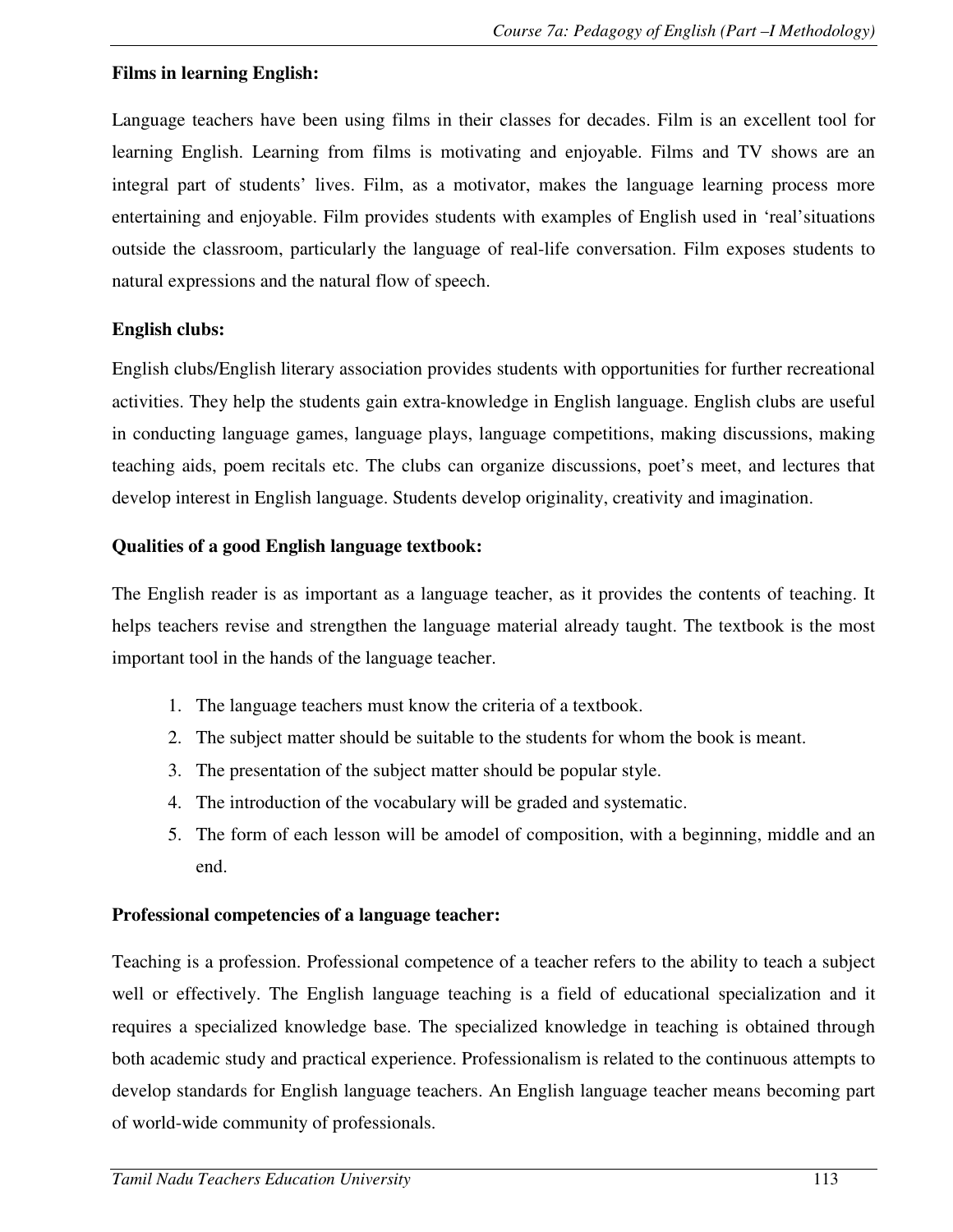**Films in learning English:**

Language teachers have been using films in their classes for decades. Film is an excellent tool for learning English. Learning from films is motivating and enjoyable. Films and TV shows are an integral part of students' lives. Film, as a motivator, makes the language learning process more entertaining and enjoyable. Film provides students with examples of English used in 'real'situations outside the classroom, particularly the language of real-life conversation. Film exposes students to natural expressions and the natural flow of speech.

**English clubs:**

English clubs/English literary association provides students with opportunities for further recreational activities. They help the students gain extra-knowledge in English language. English clubs are useful in conducting language games, language plays, language competitions, making discussions, making teaching aids, poem recitals etc. The clubs can organize discussions, poet's meet, and lectures that develop interest in English language. Students develop originality, creativity and imagination.

**Qualities of a good English language textbook:**

The English reader is as important as a language teacher, as it provides the contents of teaching. It helps teachers revise and strengthen the language material already taught. The textbook is the most important tool in the hands of the language teacher.

1. The language teachers must know the criteria of a textbook.
2. The subject matter should be suitable to the students for whom the book is meant.
3. The presentation of the subject matter should be popular style.
4. The introduction of the vocabulary will be graded and systematic.
5. The form of each lesson will be amodel of composition, with a beginning, middle and an end.

**Professional competencies of a language teacher:**

Teaching is a profession. Professional competence of a teacher refers to the ability to teach a subject well or effectively. The English language teaching is a field of educational specialization and it requires a specialized knowledge base. The specialized knowledge in teaching is obtained through both academic study and practical experience. Professionalism is related to the continuous attempts to develop standards for English language teachers. An English language teacher means becoming part of world-wide community of professionals.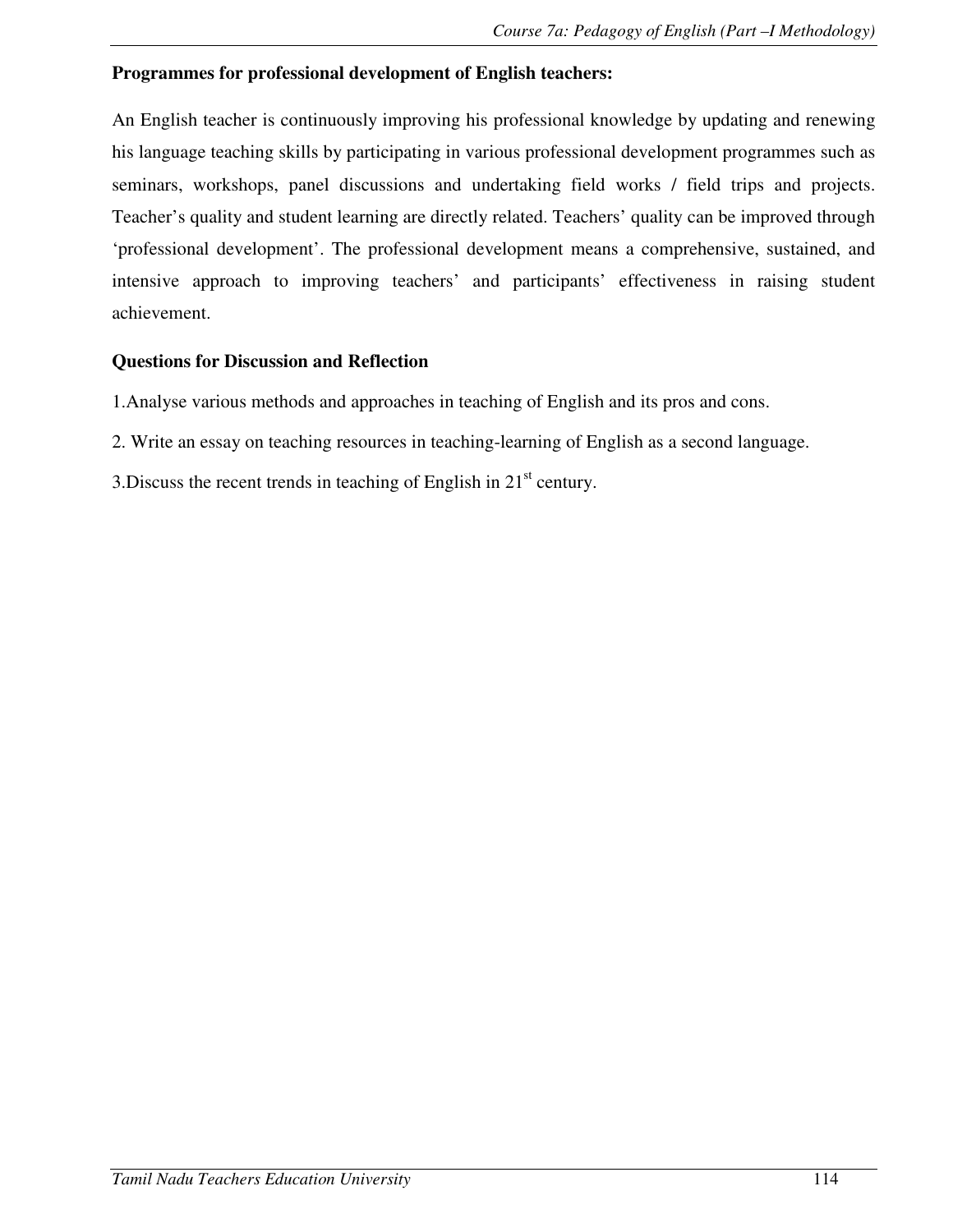**Programmes for professional development of English teachers:**

An English teacher is continuously improving his professional knowledge by updating and renewing his language teaching skills by participating in various professional development programmes such as seminars, workshops, panel discussions and undertaking field works / field trips and projects. Teacher's quality and student learning are directly related. Teachers' quality can be improved through 'professional development'. The professional development means a comprehensive, sustained, and intensive approach to improving teachers' and participants' effectiveness in raising student achievement.

**Questions for Discussion and Reflection**

1.Analyse various methods and approaches in teaching of English and its pros and cons.

2. Write an essay on teaching resources in teaching-learning of English as a second language.

3.Discuss the recent trends in teaching of English in 21st century.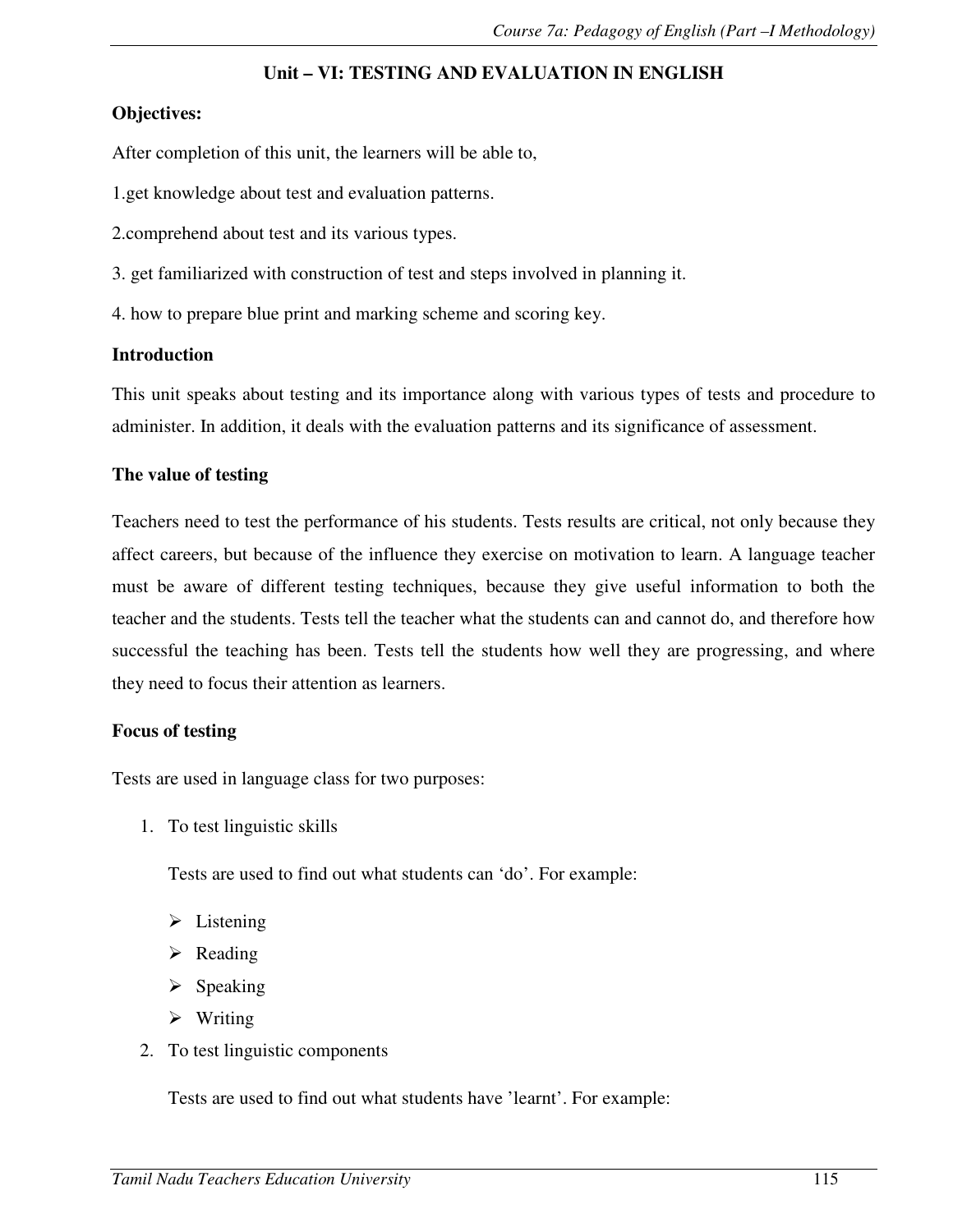## Unit – VI: TESTING AND EVALUATION IN ENGLISH

**Objectives:**

After completion of this unit, the learners will be able to,

1.get knowledge about test and evaluation patterns.

2.comprehend about test and its various types.

3. get familiarized with construction of test and steps involved in planning it.

4. how to prepare blue print and marking scheme and scoring key.

**Introduction**

This unit speaks about testing and its importance along with various types of tests and procedure to administer. In addition, it deals with the evaluation patterns and its significance of assessment.

**The value of testing**

Teachers need to test the performance of his students. Tests results are critical, not only because they affect careers, but because of the influence they exercise on motivation to learn. A language teacher must be aware of different testing techniques, because they give useful information to both the teacher and the students. Tests tell the teacher what the students can and cannot do, and therefore how successful the teaching has been. Tests tell the students how well they are progressing, and where they need to focus their attention as learners.

**Focus of testing**

Tests are used in language class for two purposes:

1. To test linguistic skills

   Tests are used to find out what students can 'do'. For example:

   - Listening
   - Reading
   - Speaking
   - Writing

2. To test linguistic components

   Tests are used to find out what students have 'learnt'. For example: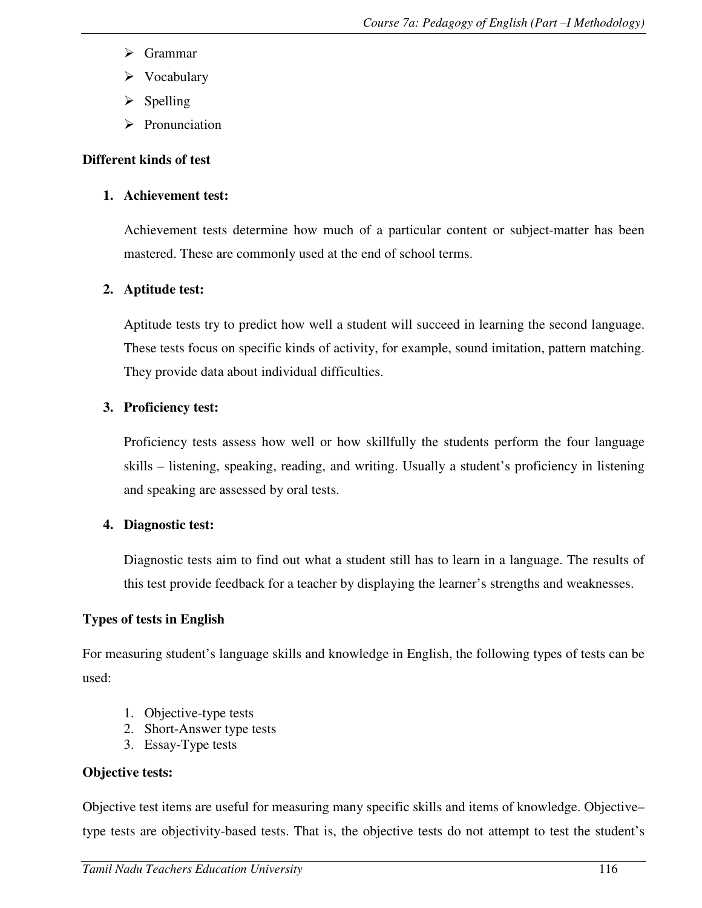- Grammar
- Vocabulary
- Spelling
- Pronunciation

**Different kinds of test**

1. **Achievement test:**

   Achievement tests determine how much of a particular content or subject-matter has been mastered. These are commonly used at the end of school terms.

2. **Aptitude test:**

   Aptitude tests try to predict how well a student will succeed in learning the second language. These tests focus on specific kinds of activity, for example, sound imitation, pattern matching. They provide data about individual difficulties.

3. **Proficiency test:**

   Proficiency tests assess how well or how skillfully the students perform the four language skills – listening, speaking, reading, and writing. Usually a student's proficiency in listening and speaking are assessed by oral tests.

4. **Diagnostic test:**

   Diagnostic tests aim to find out what a student still has to learn in a language. The results of this test provide feedback for a teacher by displaying the learner's strengths and weaknesses.

**Types of tests in English**

For measuring student's language skills and knowledge in English, the following types of tests can be used:

1. Objective-type tests
2. Short-Answer type tests
3. Essay-Type tests

**Objective tests:**

Objective test items are useful for measuring many specific skills and items of knowledge. Objective–type tests are objectivity-based tests. That is, the objective tests do not attempt to test the student's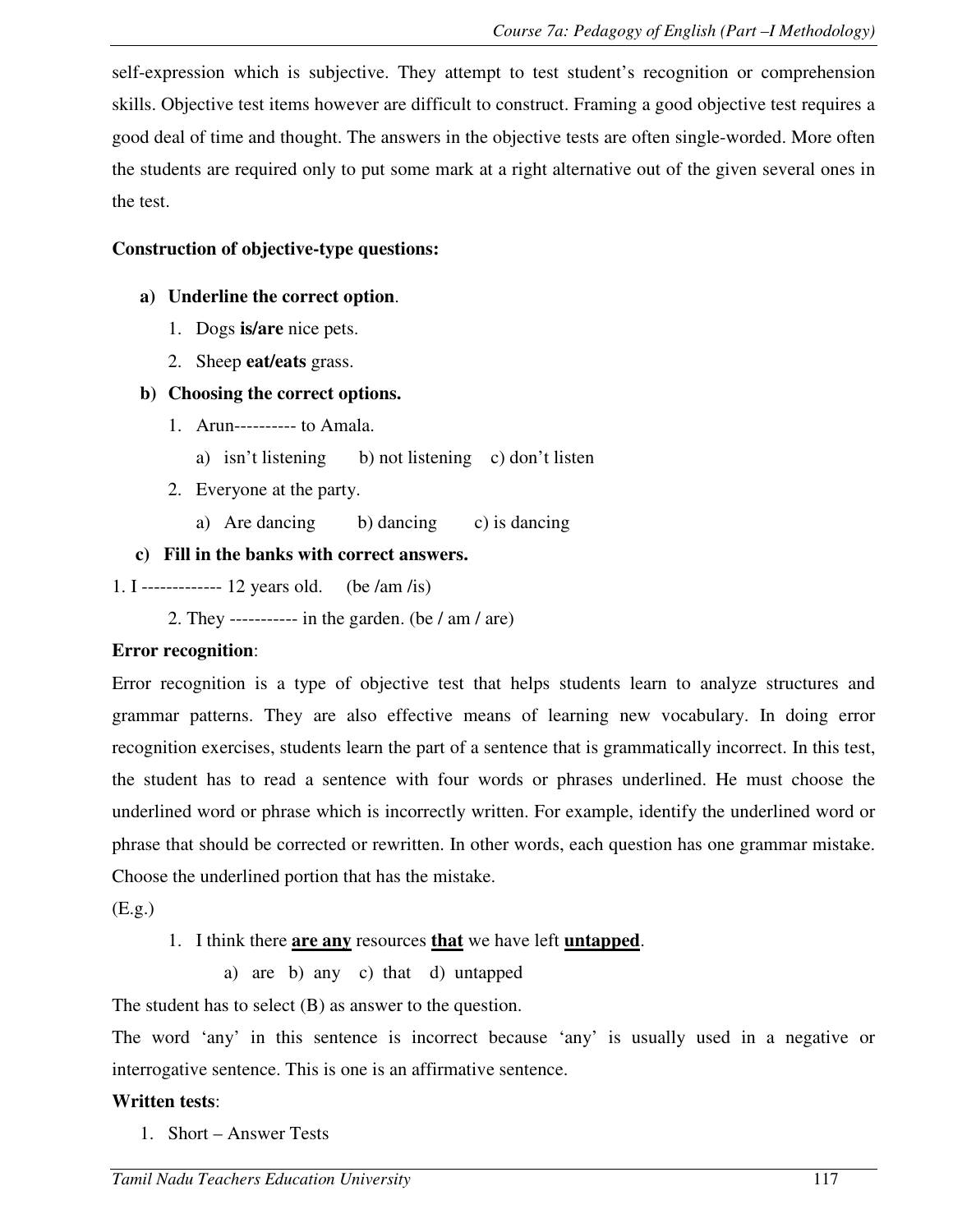self-expression which is subjective. They attempt to test student's recognition or comprehension skills. Objective test items however are difficult to construct. Framing a good objective test requires a good deal of time and thought. The answers in the objective tests are often single-worded. More often the students are required only to put some mark at a right alternative out of the given several ones in the test.

**Construction of objective-type questions:**

a) **Underline the correct option**.
   1. Dogs **is/are** nice pets.
   2. Sheep **eat/eats** grass.

b) **Choosing the correct options.**
   1. Arun---------- to Amala.
      a) isn't listening   b) not listening   c) don't listen
   2. Everyone at the party.
      a) Are dancing   b) dancing   c) is dancing

c) **Fill in the banks with correct answers.**

1. I ------------- 12 years old. (be /am /is)
2. They ----------- in the garden. (be / am / are)

**Error recognition**:

Error recognition is a type of objective test that helps students learn to analyze structures and grammar patterns. They are also effective means of learning new vocabulary. In doing error recognition exercises, students learn the part of a sentence that is grammatically incorrect. In this test, the student has to read a sentence with four words or phrases underlined. He must choose the underlined word or phrase which is incorrectly written. For example, identify the underlined word or phrase that should be corrected or rewritten. In other words, each question has one grammar mistake. Choose the underlined portion that has the mistake.

(E.g.)

1. I think there <u>**are any**</u> resources <u>**that**</u> we have left <u>**untapped**</u>.
   a) are b) any c) that d) untapped

The student has to select (B) as answer to the question.

The word 'any' in this sentence is incorrect because 'any' is usually used in a negative or interrogative sentence. This is one is an affirmative sentence.

**Written tests**:

1. Short – Answer Tests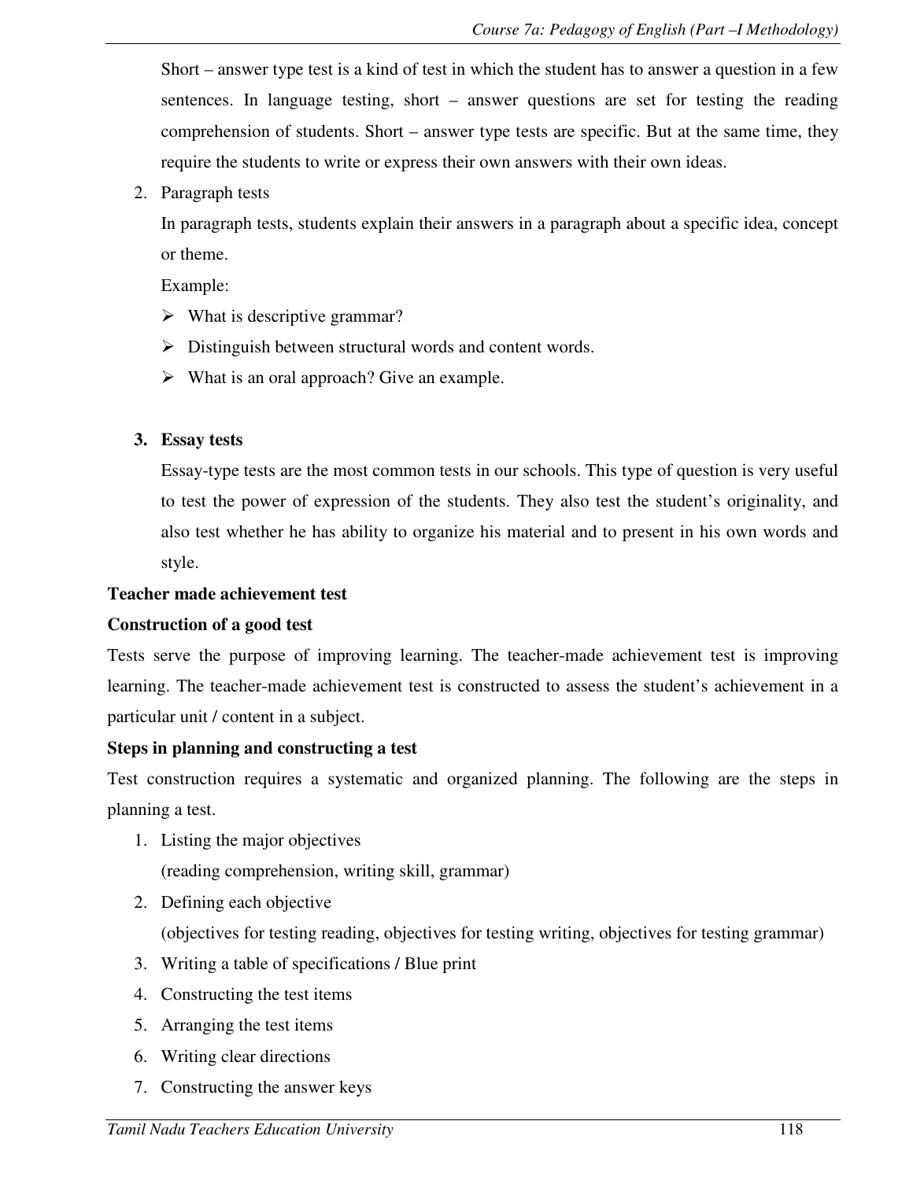Short – answer type test is a kind of test in which the student has to answer a question in a few sentences. In language testing, short – answer questions are set for testing the reading comprehension of students. Short – answer type tests are specific. But at the same time, they require the students to write or express their own answers with their own ideas.

2. Paragraph tests

   In paragraph tests, students explain their answers in a paragraph about a specific idea, concept or theme.

   Example:

   - What is descriptive grammar?
   - Distinguish between structural words and content words.
   - What is an oral approach? Give an example.

3. **Essay tests**

   Essay-type tests are the most common tests in our schools. This type of question is very useful to test the power of expression of the students. They also test the student's originality, and also test whether he has ability to organize his material and to present in his own words and style.

**Teacher made achievement test**

**Construction of a good test**

Tests serve the purpose of improving learning. The teacher-made achievement test is improving learning. The teacher-made achievement test is constructed to assess the student's achievement in a particular unit / content in a subject.

**Steps in planning and constructing a test**

Test construction requires a systematic and organized planning. The following are the steps in planning a test.

1. Listing the major objectives

   (reading comprehension, writing skill, grammar)
2. Defining each objective

   (objectives for testing reading, objectives for testing writing, objectives for testing grammar)
3. Writing a table of specifications / Blue print
4. Constructing the test items
5. Arranging the test items
6. Writing clear directions
7. Constructing the answer keys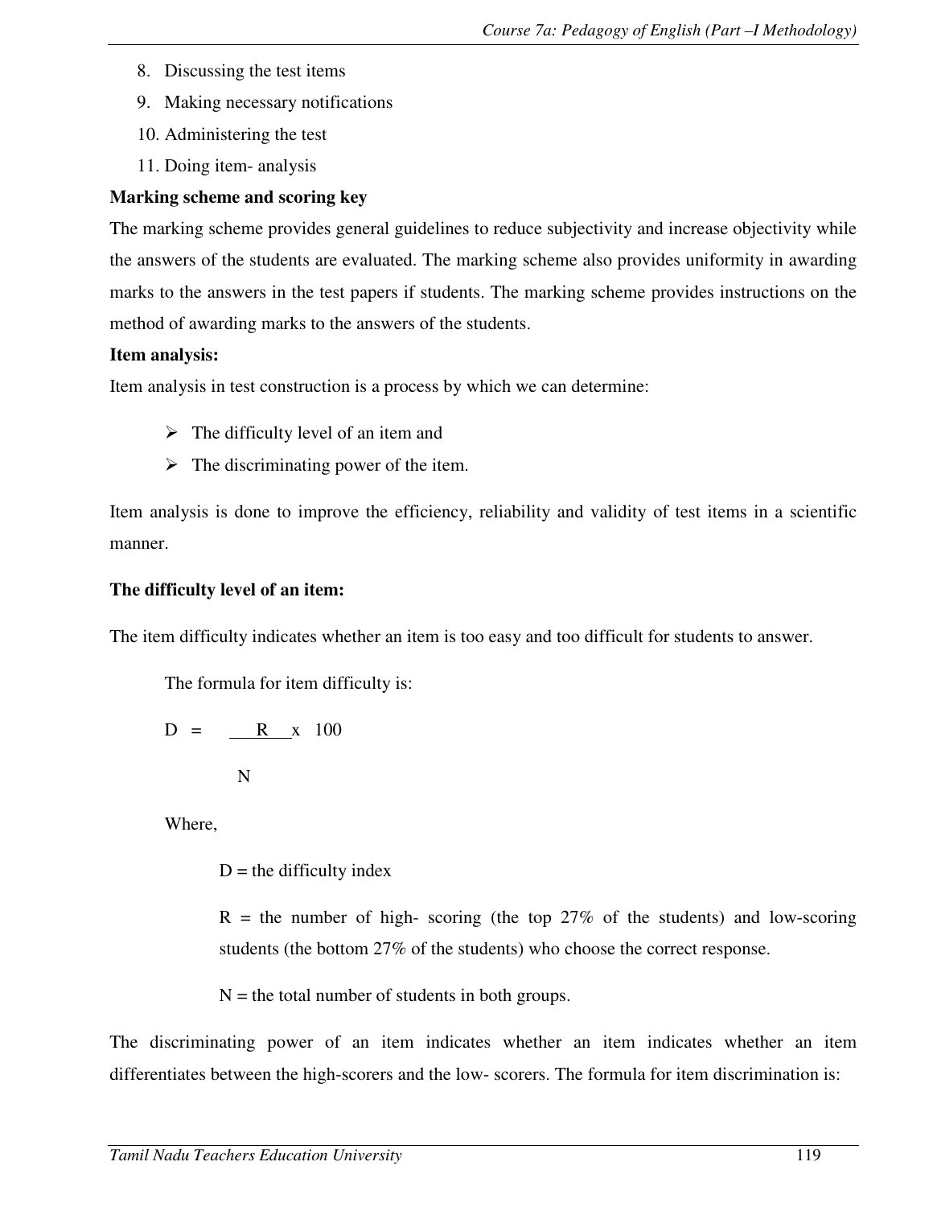8. Discussing the test items
9. Making necessary notifications
10. Administering the test
11. Doing item- analysis

**Marking scheme and scoring key**

The marking scheme provides general guidelines to reduce subjectivity and increase objectivity while the answers of the students are evaluated. The marking scheme also provides uniformity in awarding marks to the answers in the test papers if students. The marking scheme provides instructions on the method of awarding marks to the answers of the students.

**Item analysis:**

Item analysis in test construction is a process by which we can determine:

- The difficulty level of an item and
- The discriminating power of the item.

Item analysis is done to improve the efficiency, reliability and validity of test items in a scientific manner.

**The difficulty level of an item:**

The item difficulty indicates whether an item is too easy and too difficult for students to answer.

The formula for item difficulty is:

$$D = \frac{R}{N} \times 100$$

Where,

D = the difficulty index

R = the number of high- scoring (the top 27% of the students) and low-scoring students (the bottom 27% of the students) who choose the correct response.

N = the total number of students in both groups.

The discriminating power of an item indicates whether an item indicates whether an item differentiates between the high-scorers and the low- scorers. The formula for item discrimination is: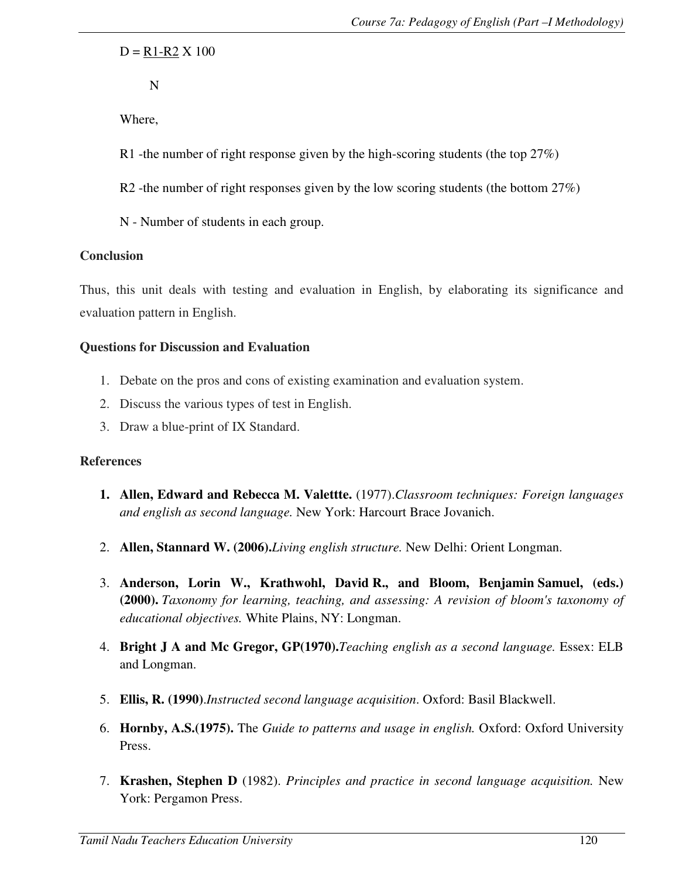$$D = \frac{R1 - R2}{N} \times 100$$

Where,

R1 -the number of right response given by the high-scoring students (the top 27%)

R2 -the number of right responses given by the low scoring students (the bottom 27%)

N - Number of students in each group.

**Conclusion**

Thus, this unit deals with testing and evaluation in English, by elaborating its significance and evaluation pattern in English.

**Questions for Discussion and Evaluation**

1. Debate on the pros and cons of existing examination and evaluation system.
2. Discuss the various types of test in English.
3. Draw a blue-print of IX Standard.

**References**

1. **Allen, Edward and Rebecca M. Valettte.** (1977).*Classroom techniques: Foreign languages and english as second language.* New York: Harcourt Brace Jovanich.

2. **Allen, Stannard W. (2006).***Living english structure.* New Delhi: Orient Longman.

3. **Anderson, Lorin W., Krathwohl, David R., and Bloom, Benjamin Samuel, (eds.) (2000).** *Taxonomy for learning, teaching, and assessing: A revision of bloom's taxonomy of educational objectives.* White Plains, NY: Longman.

4. **Bright J A and Mc Gregor, GP(1970).***Teaching english as a second language.* Essex: ELB and Longman.

5. **Ellis, R. (1990)**.*Instructed second language acquisition*. Oxford: Basil Blackwell.

6. **Hornby, A.S.(1975).** The *Guide to patterns and usage in english.* Oxford: Oxford University Press.

7. **Krashen, Stephen D** (1982). *Principles and practice in second language acquisition.* New York: Pergamon Press.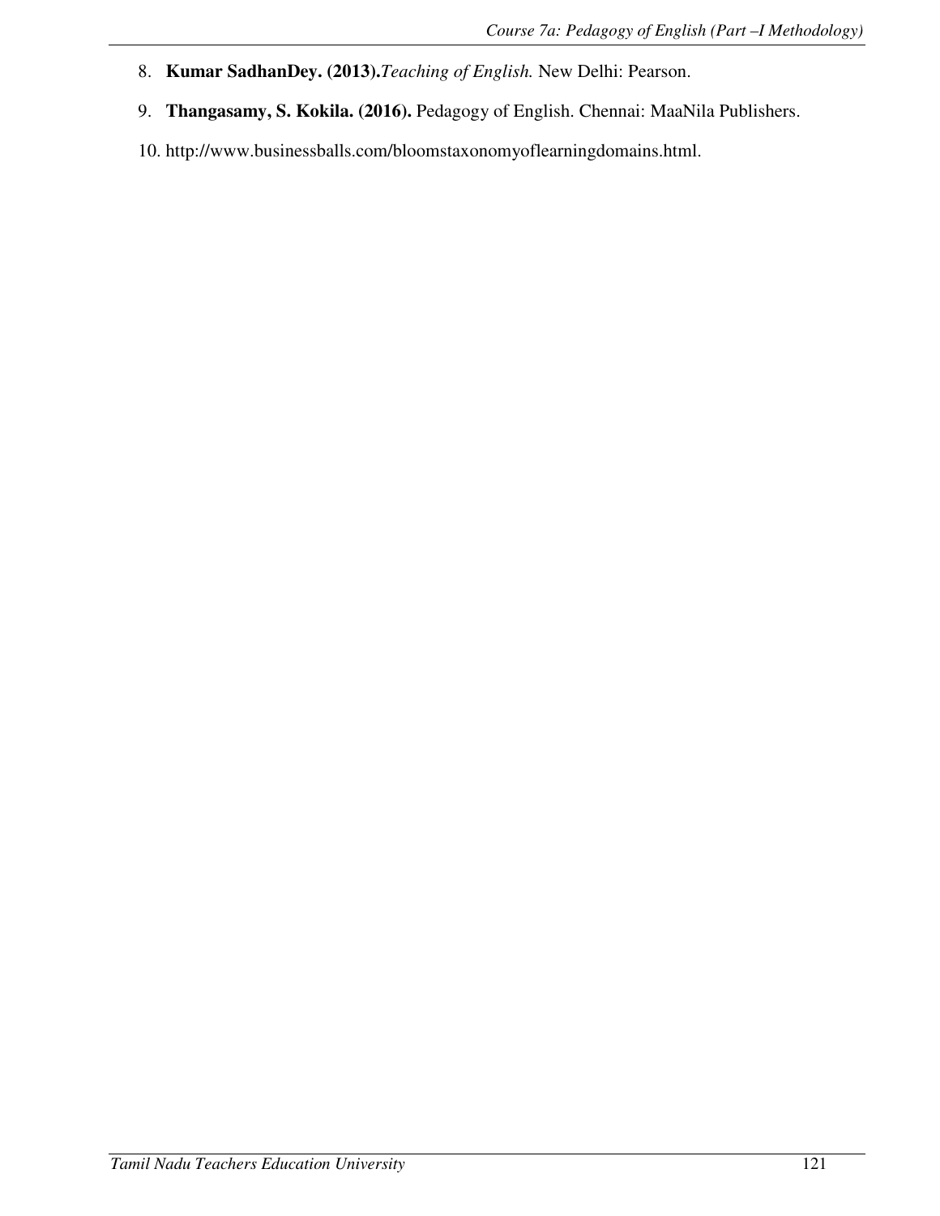8. **Kumar SadhanDey. (2013).***Teaching of English.* New Delhi: Pearson.
9. **Thangasamy, S. Kokila. (2016).** Pedagogy of English. Chennai: MaaNila Publishers.
10. http://www.businessballs.com/bloomstaxonomyoflearningdomains.html.